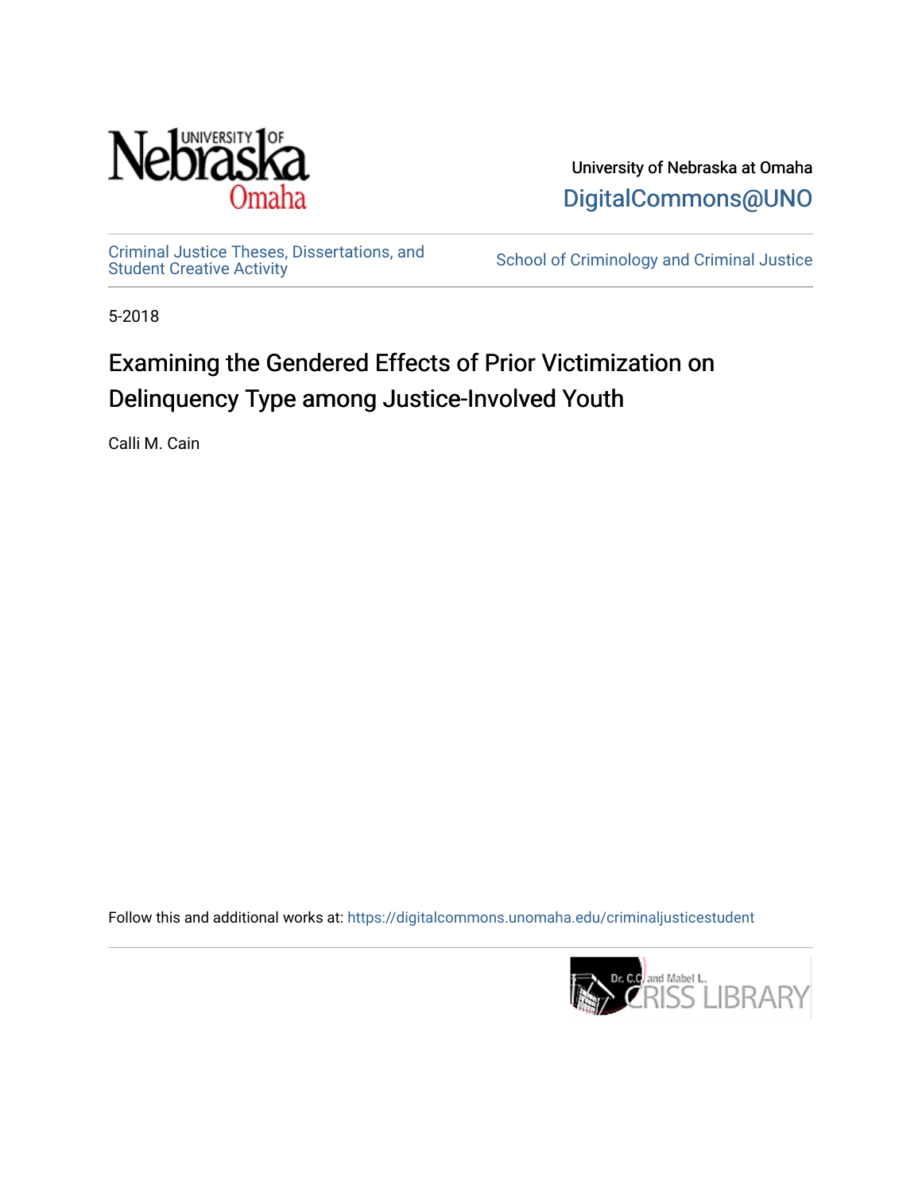University of Nebraska at Omaha

DigitalCommons@UNO

Criminal Justice Theses, Dissertations, and Student Creative Activity

School of Criminology and Criminal Justice

5-2018

# Examining the Gendered Effects of Prior Victimization on Delinquency Type among Justice-Involved Youth

Calli M. Cain

Follow this and additional works at: https://digitalcommons.unomaha.edu/criminaljusticestudent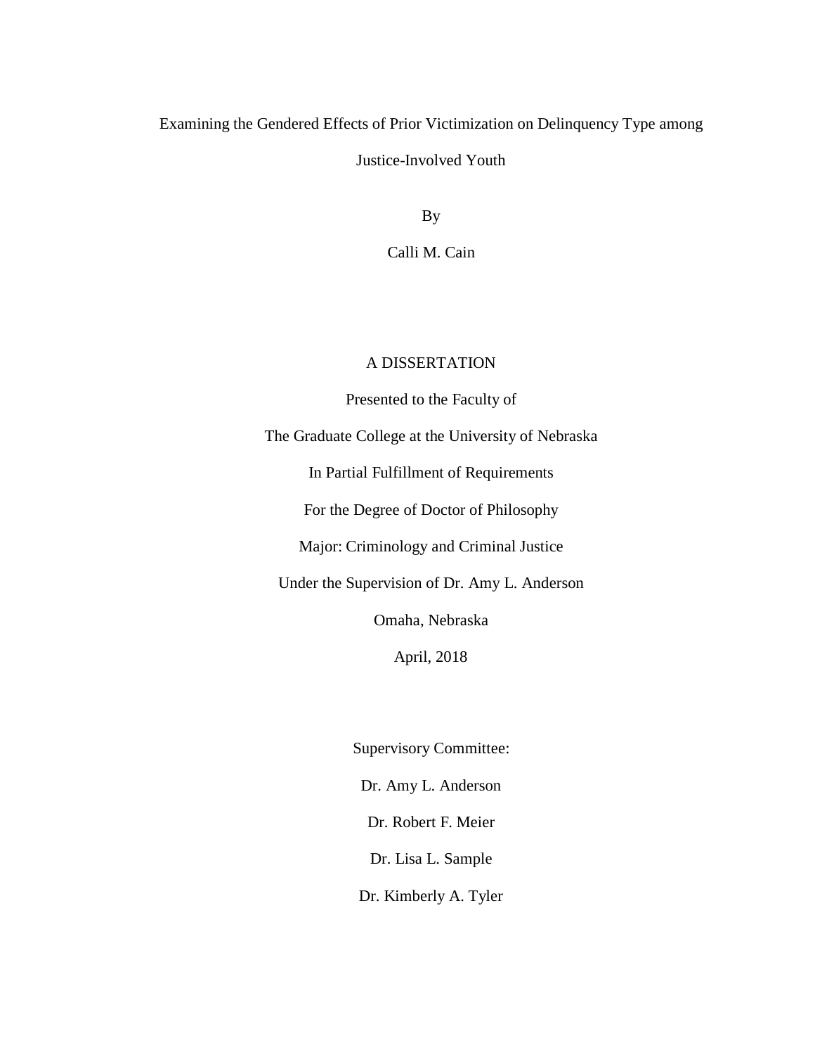# Examining the Gendered Effects of Prior Victimization on Delinquency Type among Justice-Involved Youth

By

Calli M. Cain

A DISSERTATION

Presented to the Faculty of

The Graduate College at the University of Nebraska

In Partial Fulfillment of Requirements

For the Degree of Doctor of Philosophy

Major: Criminology and Criminal Justice

Under the Supervision of Dr. Amy L. Anderson

Omaha, Nebraska

April, 2018

Supervisory Committee:

Dr. Amy L. Anderson

Dr. Robert F. Meier

Dr. Lisa L. Sample

Dr. Kimberly A. Tyler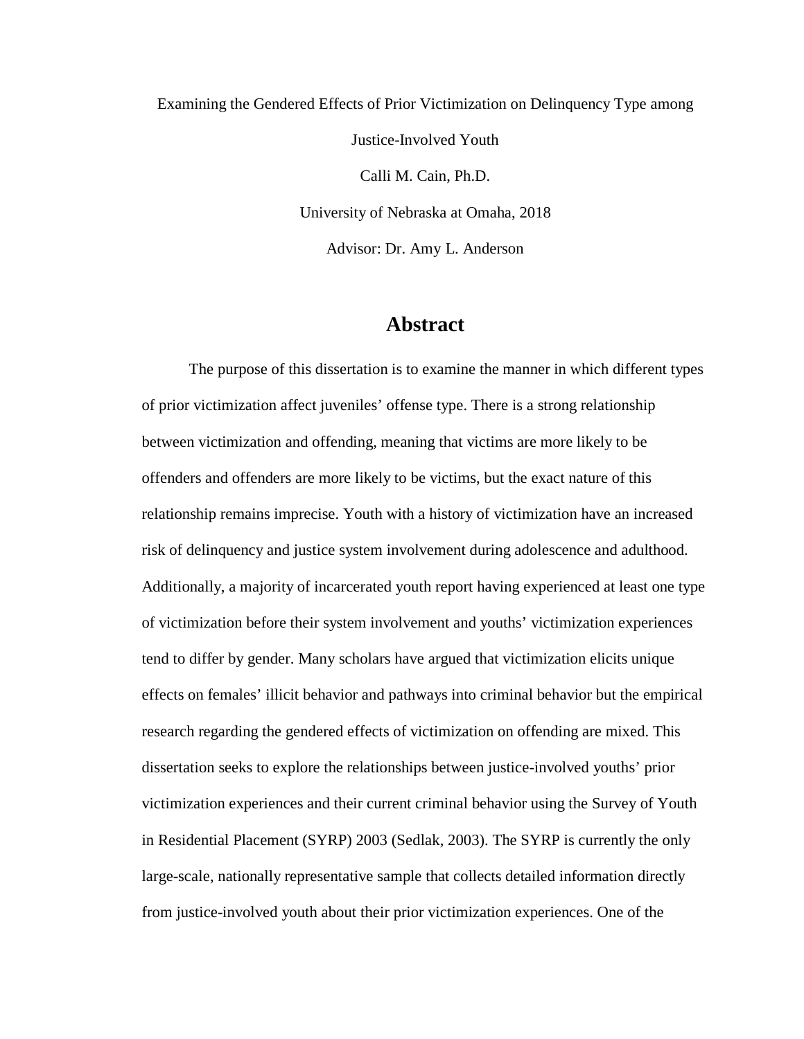Examining the Gendered Effects of Prior Victimization on Delinquency Type among Justice-Involved Youth

Calli M. Cain, Ph.D.

University of Nebraska at Omaha, 2018

Advisor: Dr. Amy L. Anderson

## Abstract

The purpose of this dissertation is to examine the manner in which different types of prior victimization affect juveniles' offense type. There is a strong relationship between victimization and offending, meaning that victims are more likely to be offenders and offenders are more likely to be victims, but the exact nature of this relationship remains imprecise. Youth with a history of victimization have an increased risk of delinquency and justice system involvement during adolescence and adulthood. Additionally, a majority of incarcerated youth report having experienced at least one type of victimization before their system involvement and youths' victimization experiences tend to differ by gender. Many scholars have argued that victimization elicits unique effects on females' illicit behavior and pathways into criminal behavior but the empirical research regarding the gendered effects of victimization on offending are mixed. This dissertation seeks to explore the relationships between justice-involved youths' prior victimization experiences and their current criminal behavior using the Survey of Youth in Residential Placement (SYRP) 2003 (Sedlak, 2003). The SYRP is currently the only large-scale, nationally representative sample that collects detailed information directly from justice-involved youth about their prior victimization experiences. One of the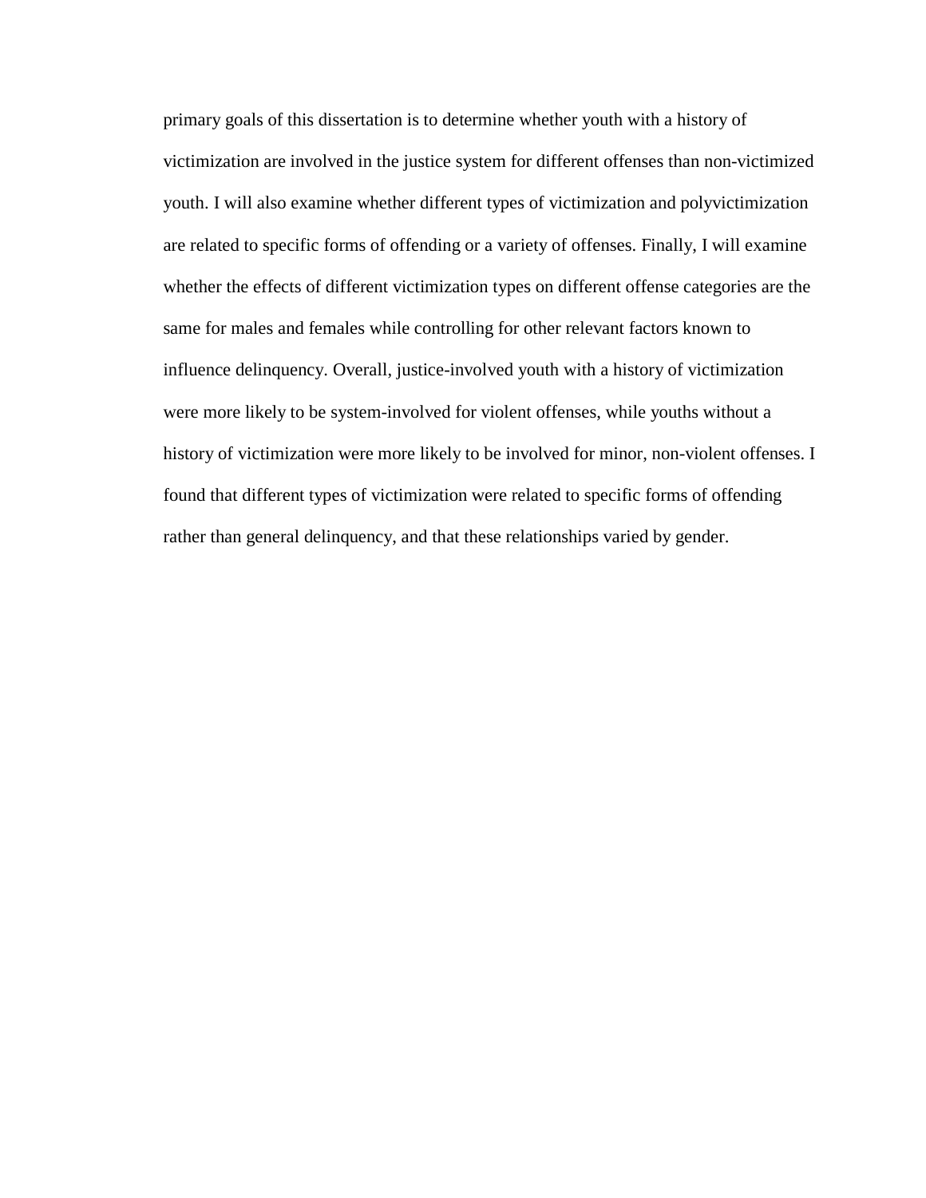primary goals of this dissertation is to determine whether youth with a history of victimization are involved in the justice system for different offenses than non-victimized youth. I will also examine whether different types of victimization and polyvictimization are related to specific forms of offending or a variety of offenses. Finally, I will examine whether the effects of different victimization types on different offense categories are the same for males and females while controlling for other relevant factors known to influence delinquency. Overall, justice-involved youth with a history of victimization were more likely to be system-involved for violent offenses, while youths without a history of victimization were more likely to be involved for minor, non-violent offenses. I found that different types of victimization were related to specific forms of offending rather than general delinquency, and that these relationships varied by gender.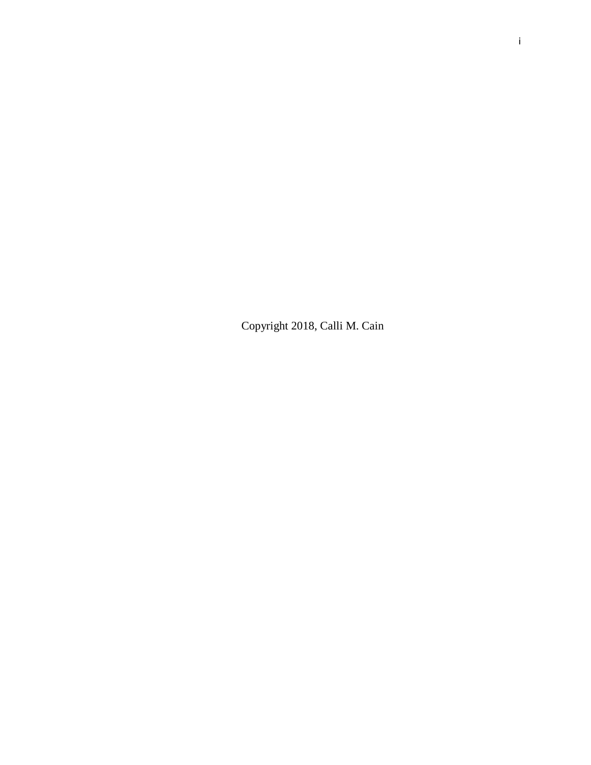Copyright 2018, Calli M. Cain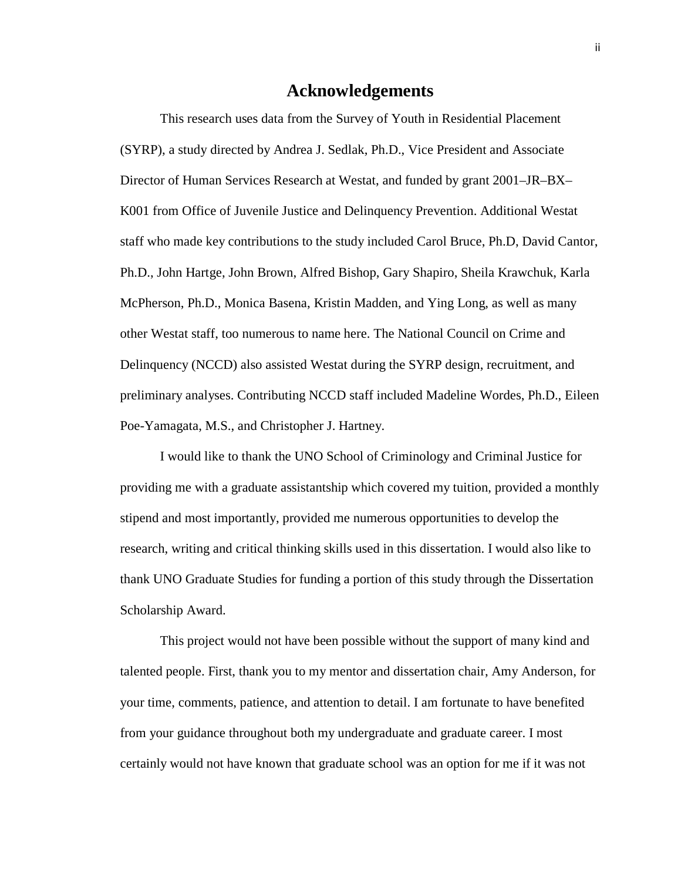# Acknowledgements

This research uses data from the Survey of Youth in Residential Placement (SYRP), a study directed by Andrea J. Sedlak, Ph.D., Vice President and Associate Director of Human Services Research at Westat, and funded by grant 2001–JR–BX–K001 from Office of Juvenile Justice and Delinquency Prevention. Additional Westat staff who made key contributions to the study included Carol Bruce, Ph.D, David Cantor, Ph.D., John Hartge, John Brown, Alfred Bishop, Gary Shapiro, Sheila Krawchuk, Karla McPherson, Ph.D., Monica Basena, Kristin Madden, and Ying Long, as well as many other Westat staff, too numerous to name here. The National Council on Crime and Delinquency (NCCD) also assisted Westat during the SYRP design, recruitment, and preliminary analyses. Contributing NCCD staff included Madeline Wordes, Ph.D., Eileen Poe-Yamagata, M.S., and Christopher J. Hartney.

I would like to thank the UNO School of Criminology and Criminal Justice for providing me with a graduate assistantship which covered my tuition, provided a monthly stipend and most importantly, provided me numerous opportunities to develop the research, writing and critical thinking skills used in this dissertation. I would also like to thank UNO Graduate Studies for funding a portion of this study through the Dissertation Scholarship Award.

This project would not have been possible without the support of many kind and talented people. First, thank you to my mentor and dissertation chair, Amy Anderson, for your time, comments, patience, and attention to detail. I am fortunate to have benefited from your guidance throughout both my undergraduate and graduate career. I most certainly would not have known that graduate school was an option for me if it was not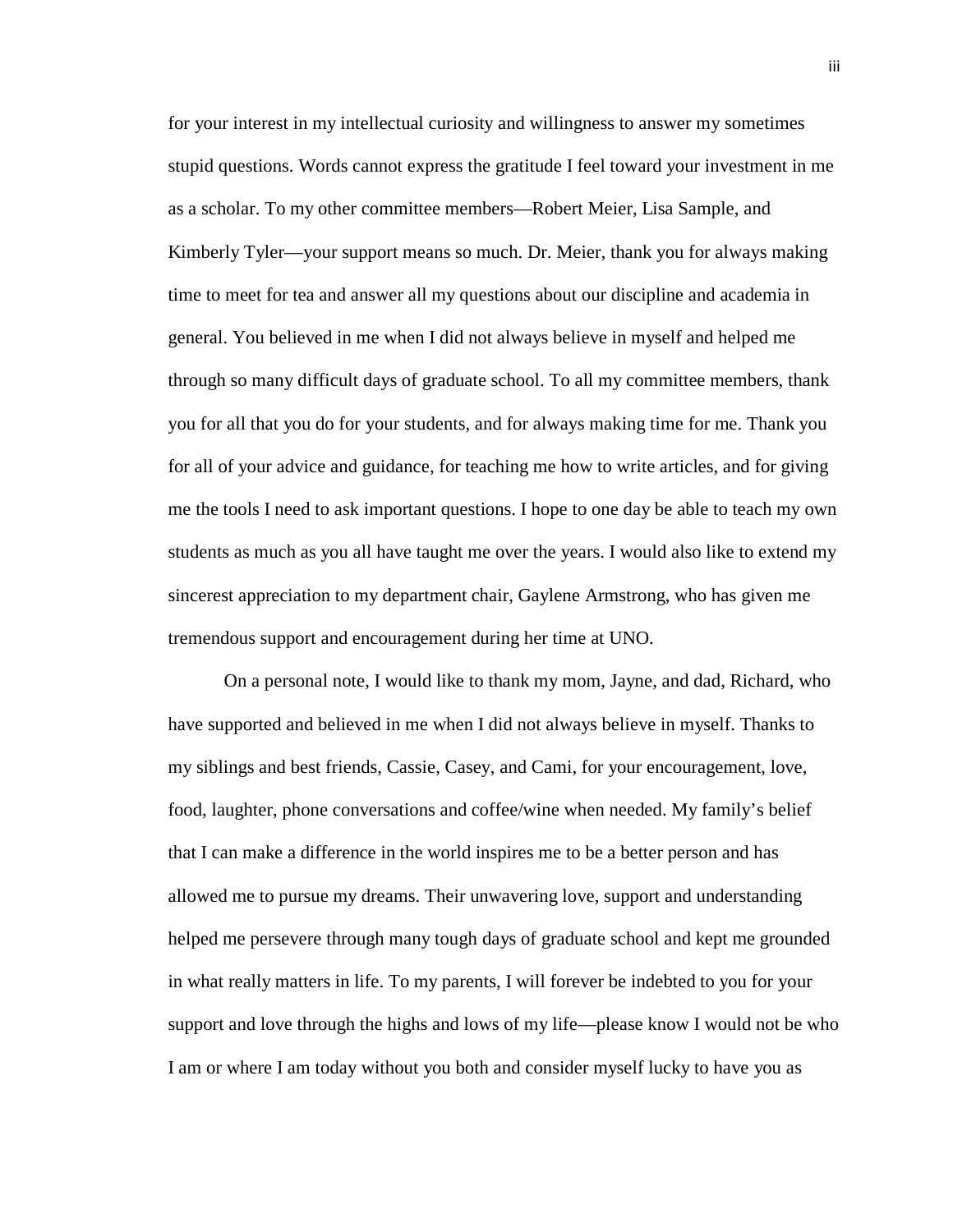for your interest in my intellectual curiosity and willingness to answer my sometimes stupid questions. Words cannot express the gratitude I feel toward your investment in me as a scholar. To my other committee members—Robert Meier, Lisa Sample, and Kimberly Tyler—your support means so much. Dr. Meier, thank you for always making time to meet for tea and answer all my questions about our discipline and academia in general. You believed in me when I did not always believe in myself and helped me through so many difficult days of graduate school. To all my committee members, thank you for all that you do for your students, and for always making time for me. Thank you for all of your advice and guidance, for teaching me how to write articles, and for giving me the tools I need to ask important questions. I hope to one day be able to teach my own students as much as you all have taught me over the years. I would also like to extend my sincerest appreciation to my department chair, Gaylene Armstrong, who has given me tremendous support and encouragement during her time at UNO.

On a personal note, I would like to thank my mom, Jayne, and dad, Richard, who have supported and believed in me when I did not always believe in myself. Thanks to my siblings and best friends, Cassie, Casey, and Cami, for your encouragement, love, food, laughter, phone conversations and coffee/wine when needed. My family's belief that I can make a difference in the world inspires me to be a better person and has allowed me to pursue my dreams. Their unwavering love, support and understanding helped me persevere through many tough days of graduate school and kept me grounded in what really matters in life. To my parents, I will forever be indebted to you for your support and love through the highs and lows of my life—please know I would not be who I am or where I am today without you both and consider myself lucky to have you as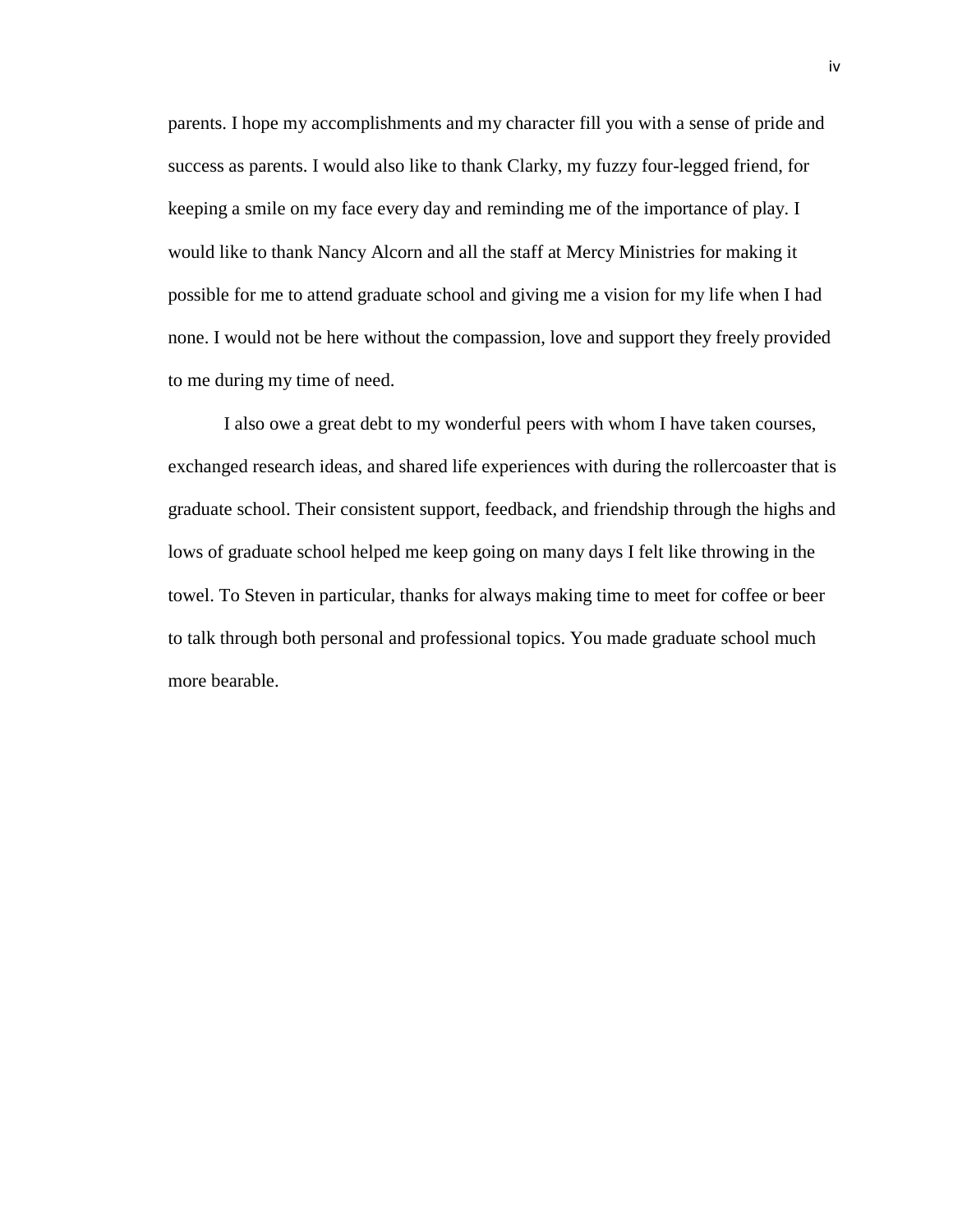parents. I hope my accomplishments and my character fill you with a sense of pride and success as parents. I would also like to thank Clarky, my fuzzy four-legged friend, for keeping a smile on my face every day and reminding me of the importance of play. I would like to thank Nancy Alcorn and all the staff at Mercy Ministries for making it possible for me to attend graduate school and giving me a vision for my life when I had none. I would not be here without the compassion, love and support they freely provided to me during my time of need.

I also owe a great debt to my wonderful peers with whom I have taken courses, exchanged research ideas, and shared life experiences with during the rollercoaster that is graduate school. Their consistent support, feedback, and friendship through the highs and lows of graduate school helped me keep going on many days I felt like throwing in the towel. To Steven in particular, thanks for always making time to meet for coffee or beer to talk through both personal and professional topics. You made graduate school much more bearable.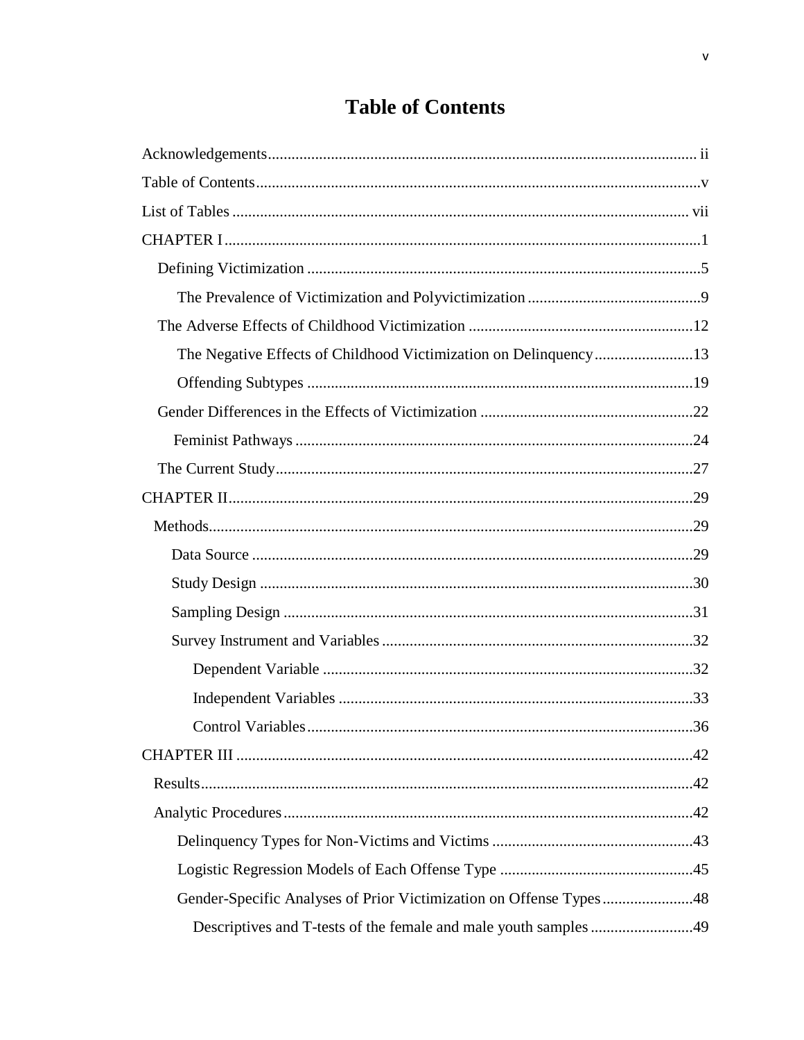# Table of Contents

Acknowledgements ..... ii

Table of Contents ..... v

List of Tables ..... vii

CHAPTER I ..... 1

- Defining Victimization ..... 5
  - The Prevalence of Victimization and Polyvictimization ..... 9
- The Adverse Effects of Childhood Victimization ..... 12
  - The Negative Effects of Childhood Victimization on Delinquency ..... 13
  - Offending Subtypes ..... 19
- Gender Differences in the Effects of Victimization ..... 22
  - Feminist Pathways ..... 24
- The Current Study ..... 27

CHAPTER II ..... 29

- Methods ..... 29
  - Data Source ..... 29
  - Study Design ..... 30
  - Sampling Design ..... 31
  - Survey Instrument and Variables ..... 32
    - Dependent Variable ..... 32
    - Independent Variables ..... 33
    - Control Variables ..... 36

CHAPTER III ..... 42

- Results ..... 42
- Analytic Procedures ..... 42
  - Delinquency Types for Non-Victims and Victims ..... 43
  - Logistic Regression Models of Each Offense Type ..... 45
  - Gender-Specific Analyses of Prior Victimization on Offense Types ..... 48
    - Descriptives and T-tests of the female and male youth samples ..... 49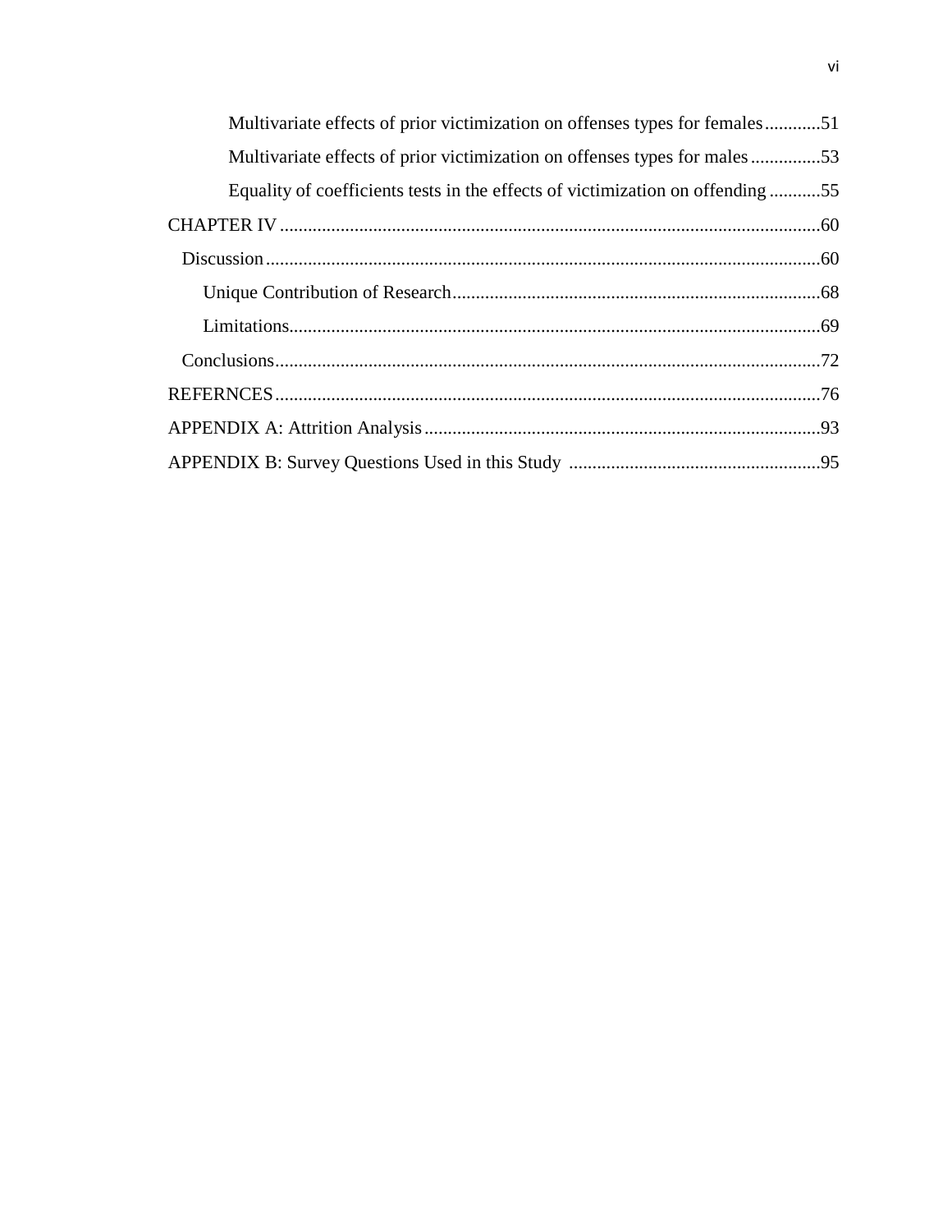Multivariate effects of prior victimization on offenses types for females............51

Multivariate effects of prior victimization on offenses types for males...............53

Equality of coefficients tests in the effects of victimization on offending...........55

CHAPTER IV....................................................................................................................60

Discussion.......................................................................................................................60

Unique Contribution of Research..............................................................................68

Limitations.................................................................................................................69

Conclusions.....................................................................................................................72

REFERNCES....................................................................................................................76

APPENDIX A: Attrition Analysis....................................................................................93

APPENDIX B: Survey Questions Used in this Study .....................................................95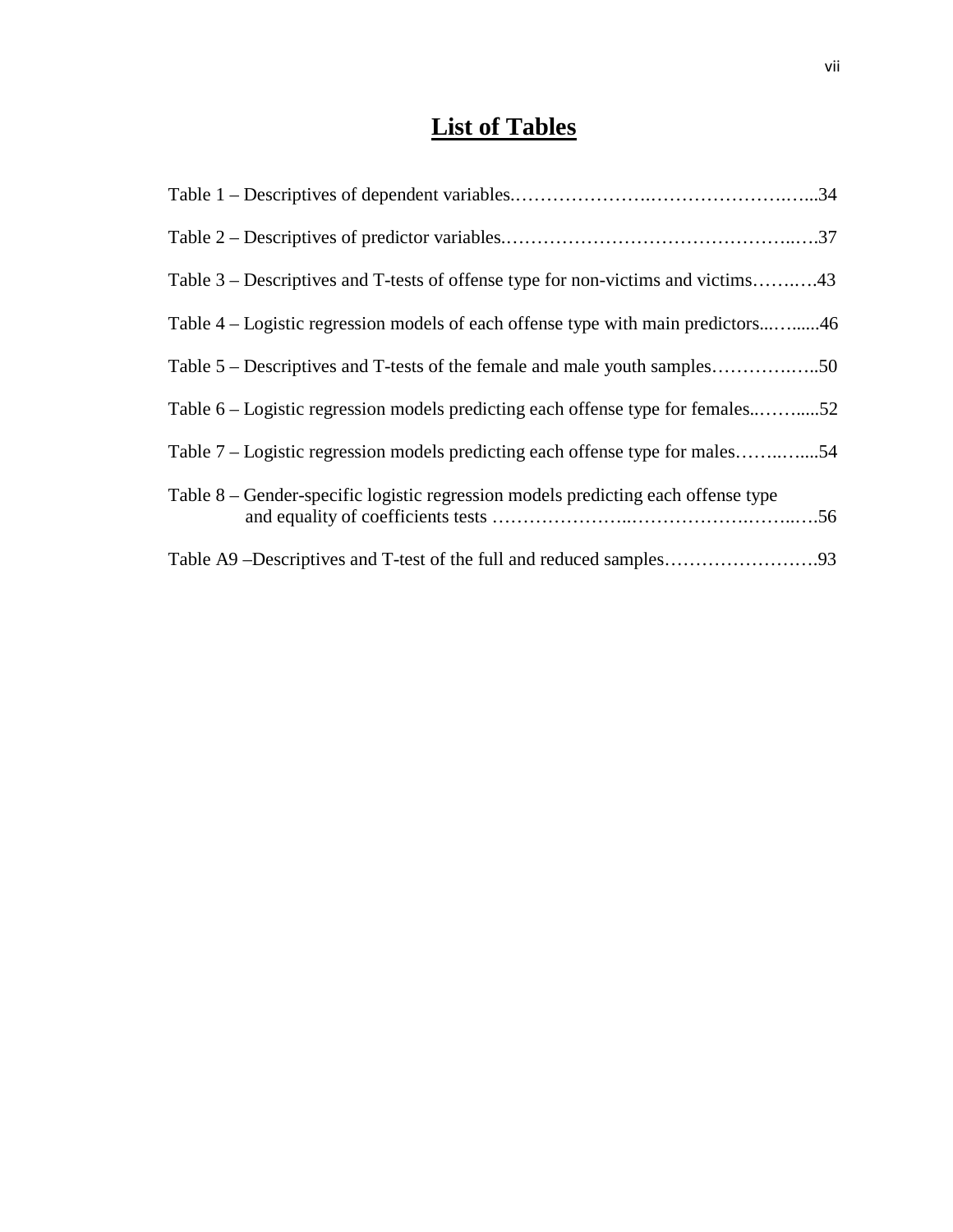# List of Tables

Table 1 – Descriptives of dependent variables……………………………………………...34

Table 2 – Descriptives of predictor variables………………………………………………..37

Table 3 – Descriptives and T-tests of offense type for non-victims and victims……..….43

Table 4 – Logistic regression models of each offense type with main predictors...…......46

Table 5 – Descriptives and T-tests of the female and male youth samples…………..…..50

Table 6 – Logistic regression models predicting each offense type for females..……......52

Table 7 – Logistic regression models predicting each offense type for males……..…....54

Table 8 – Gender-specific logistic regression models predicting each offense type and equality of coefficients tests ………………………………………………..….56

Table A9 –Descriptives and T-test of the full and reduced samples…………………….93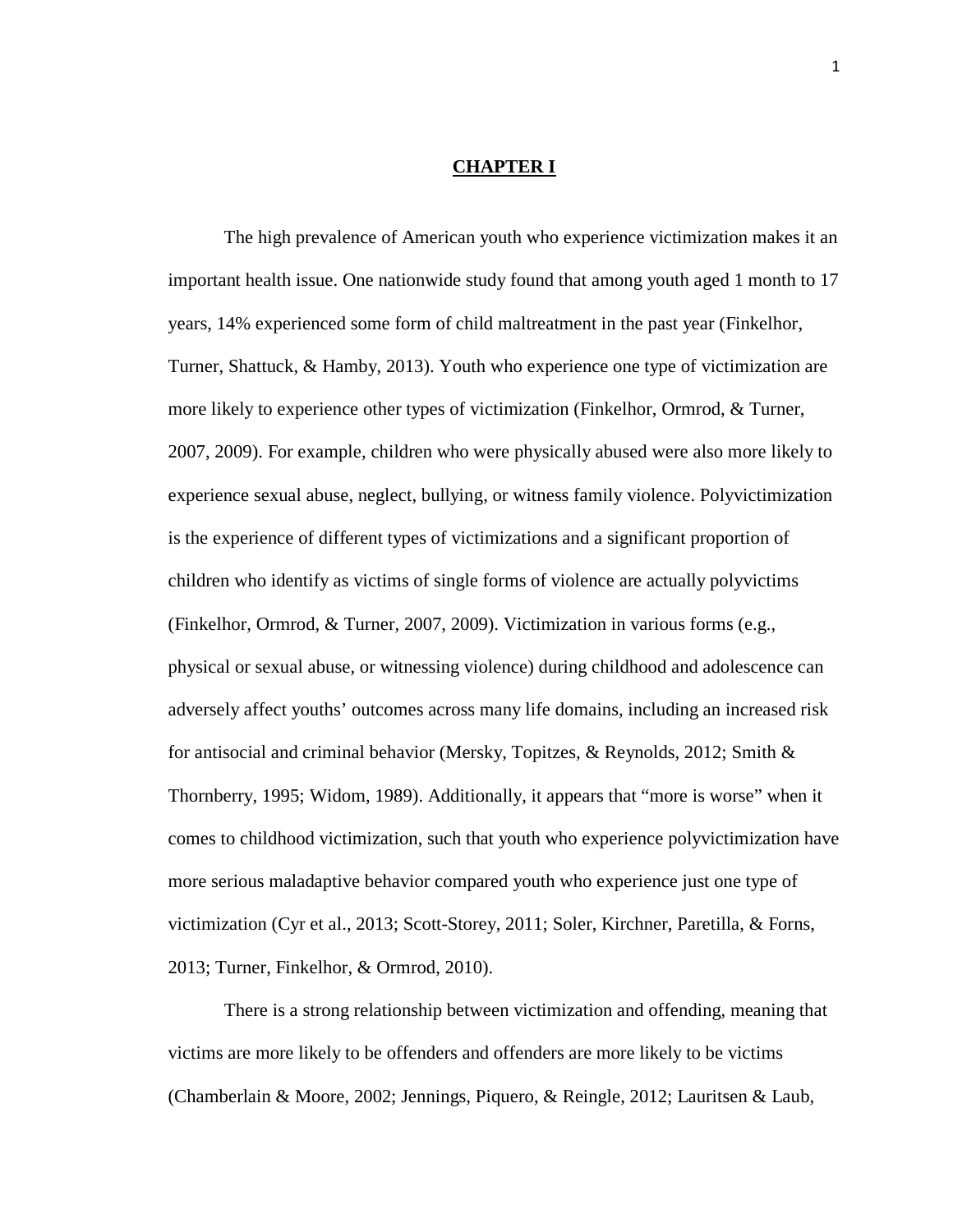# CHAPTER I

The high prevalence of American youth who experience victimization makes it an important health issue. One nationwide study found that among youth aged 1 month to 17 years, 14% experienced some form of child maltreatment in the past year (Finkelhor, Turner, Shattuck, & Hamby, 2013). Youth who experience one type of victimization are more likely to experience other types of victimization (Finkelhor, Ormrod, & Turner, 2007, 2009). For example, children who were physically abused were also more likely to experience sexual abuse, neglect, bullying, or witness family violence. Polyvictimization is the experience of different types of victimizations and a significant proportion of children who identify as victims of single forms of violence are actually polyvictims (Finkelhor, Ormrod, & Turner, 2007, 2009). Victimization in various forms (e.g., physical or sexual abuse, or witnessing violence) during childhood and adolescence can adversely affect youths' outcomes across many life domains, including an increased risk for antisocial and criminal behavior (Mersky, Topitzes, & Reynolds, 2012; Smith & Thornberry, 1995; Widom, 1989). Additionally, it appears that "more is worse" when it comes to childhood victimization, such that youth who experience polyvictimization have more serious maladaptive behavior compared youth who experience just one type of victimization (Cyr et al., 2013; Scott-Storey, 2011; Soler, Kirchner, Paretilla, & Forns, 2013; Turner, Finkelhor, & Ormrod, 2010).

There is a strong relationship between victimization and offending, meaning that victims are more likely to be offenders and offenders are more likely to be victims (Chamberlain & Moore, 2002; Jennings, Piquero, & Reingle, 2012; Lauritsen & Laub,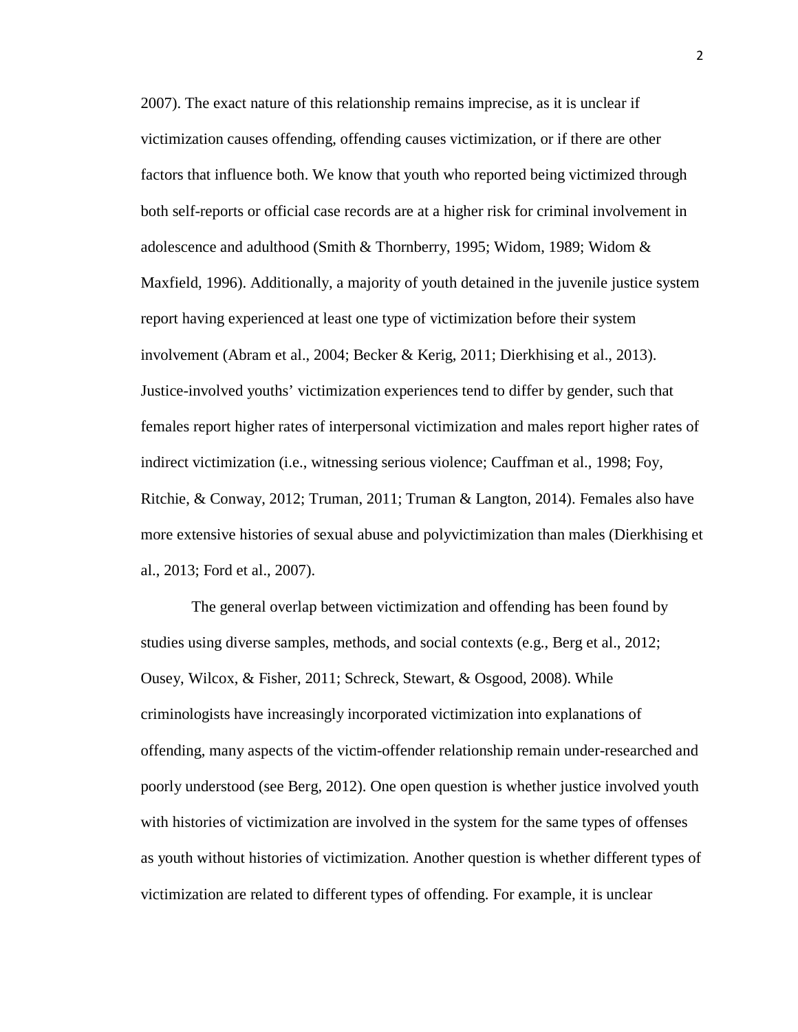2007). The exact nature of this relationship remains imprecise, as it is unclear if victimization causes offending, offending causes victimization, or if there are other factors that influence both. We know that youth who reported being victimized through both self-reports or official case records are at a higher risk for criminal involvement in adolescence and adulthood (Smith & Thornberry, 1995; Widom, 1989; Widom & Maxfield, 1996). Additionally, a majority of youth detained in the juvenile justice system report having experienced at least one type of victimization before their system involvement (Abram et al., 2004; Becker & Kerig, 2011; Dierkhising et al., 2013). Justice-involved youths' victimization experiences tend to differ by gender, such that females report higher rates of interpersonal victimization and males report higher rates of indirect victimization (i.e., witnessing serious violence; Cauffman et al., 1998; Foy, Ritchie, & Conway, 2012; Truman, 2011; Truman & Langton, 2014). Females also have more extensive histories of sexual abuse and polyvictimization than males (Dierkhising et al., 2013; Ford et al., 2007).

The general overlap between victimization and offending has been found by studies using diverse samples, methods, and social contexts (e.g., Berg et al., 2012; Ousey, Wilcox, & Fisher, 2011; Schreck, Stewart, & Osgood, 2008). While criminologists have increasingly incorporated victimization into explanations of offending, many aspects of the victim-offender relationship remain under-researched and poorly understood (see Berg, 2012). One open question is whether justice involved youth with histories of victimization are involved in the system for the same types of offenses as youth without histories of victimization. Another question is whether different types of victimization are related to different types of offending. For example, it is unclear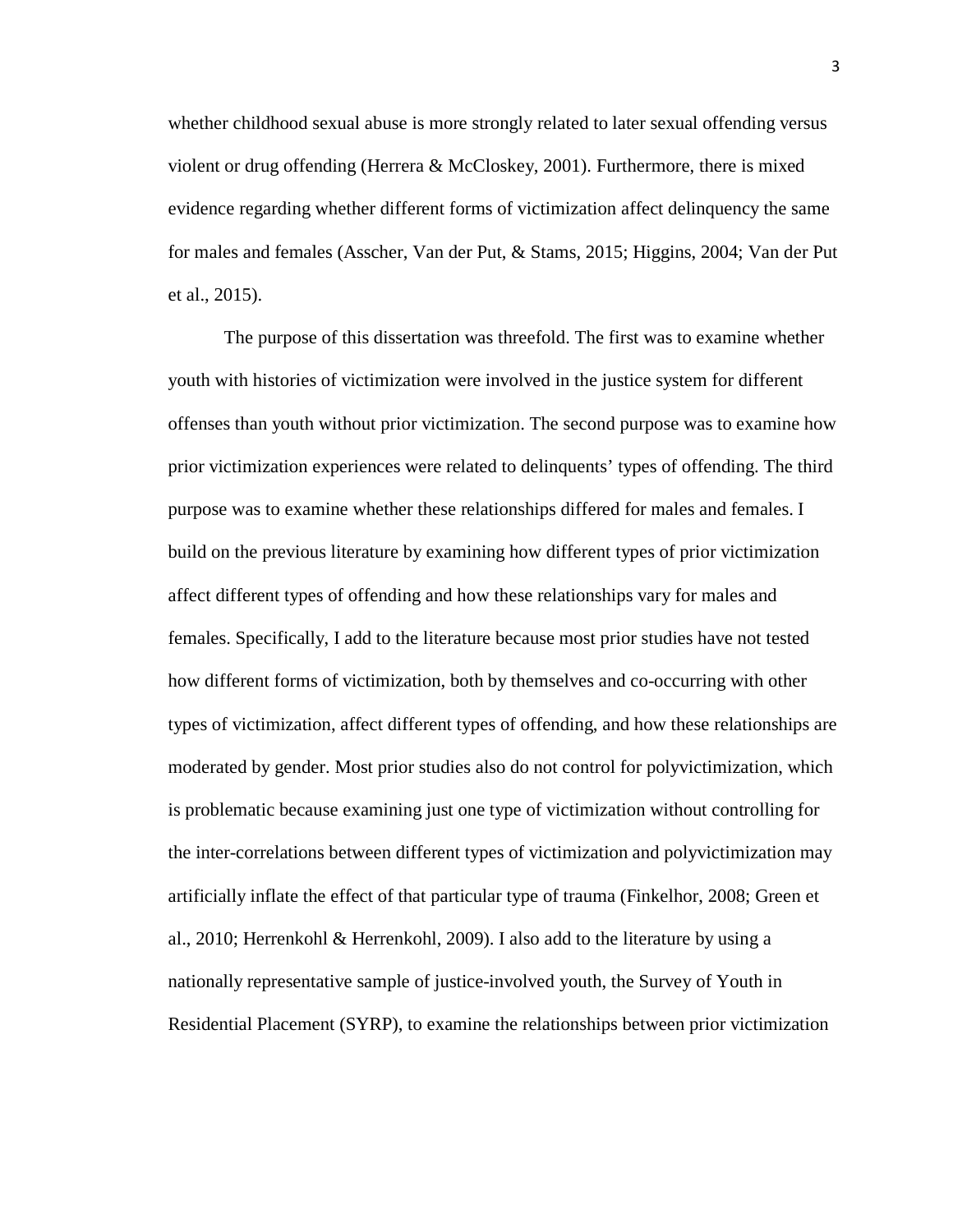whether childhood sexual abuse is more strongly related to later sexual offending versus violent or drug offending (Herrera & McCloskey, 2001). Furthermore, there is mixed evidence regarding whether different forms of victimization affect delinquency the same for males and females (Asscher, Van der Put, & Stams, 2015; Higgins, 2004; Van der Put et al., 2015).

The purpose of this dissertation was threefold. The first was to examine whether youth with histories of victimization were involved in the justice system for different offenses than youth without prior victimization. The second purpose was to examine how prior victimization experiences were related to delinquents' types of offending. The third purpose was to examine whether these relationships differed for males and females. I build on the previous literature by examining how different types of prior victimization affect different types of offending and how these relationships vary for males and females. Specifically, I add to the literature because most prior studies have not tested how different forms of victimization, both by themselves and co-occurring with other types of victimization, affect different types of offending, and how these relationships are moderated by gender. Most prior studies also do not control for polyvictimization, which is problematic because examining just one type of victimization without controlling for the inter-correlations between different types of victimization and polyvictimization may artificially inflate the effect of that particular type of trauma (Finkelhor, 2008; Green et al., 2010; Herrenkohl & Herrenkohl, 2009). I also add to the literature by using a nationally representative sample of justice-involved youth, the Survey of Youth in Residential Placement (SYRP), to examine the relationships between prior victimization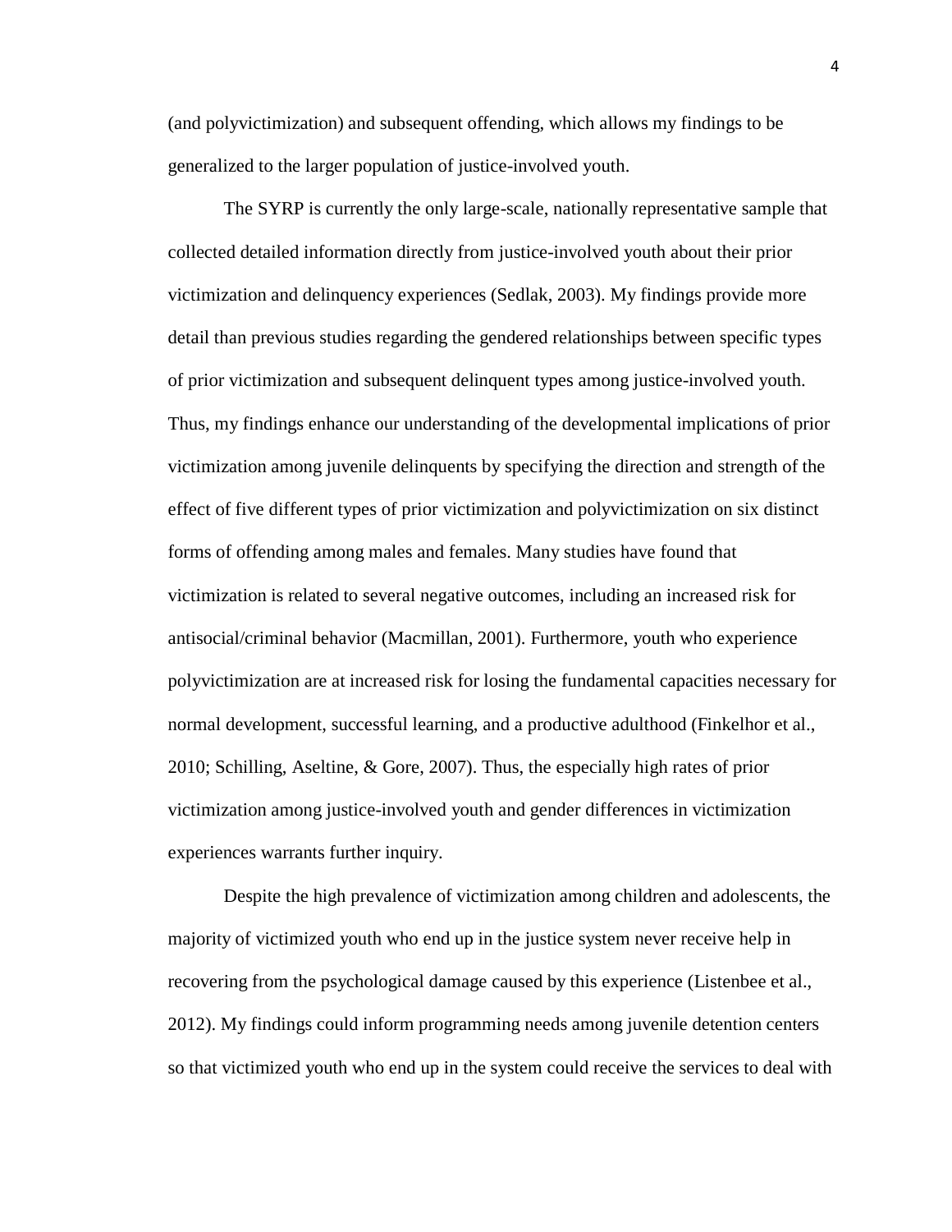(and polyvictimization) and subsequent offending, which allows my findings to be generalized to the larger population of justice-involved youth.

The SYRP is currently the only large-scale, nationally representative sample that collected detailed information directly from justice-involved youth about their prior victimization and delinquency experiences (Sedlak, 2003). My findings provide more detail than previous studies regarding the gendered relationships between specific types of prior victimization and subsequent delinquent types among justice-involved youth. Thus, my findings enhance our understanding of the developmental implications of prior victimization among juvenile delinquents by specifying the direction and strength of the effect of five different types of prior victimization and polyvictimization on six distinct forms of offending among males and females. Many studies have found that victimization is related to several negative outcomes, including an increased risk for antisocial/criminal behavior (Macmillan, 2001). Furthermore, youth who experience polyvictimization are at increased risk for losing the fundamental capacities necessary for normal development, successful learning, and a productive adulthood (Finkelhor et al., 2010; Schilling, Aseltine, & Gore, 2007). Thus, the especially high rates of prior victimization among justice-involved youth and gender differences in victimization experiences warrants further inquiry.

Despite the high prevalence of victimization among children and adolescents, the majority of victimized youth who end up in the justice system never receive help in recovering from the psychological damage caused by this experience (Listenbee et al., 2012). My findings could inform programming needs among juvenile detention centers so that victimized youth who end up in the system could receive the services to deal with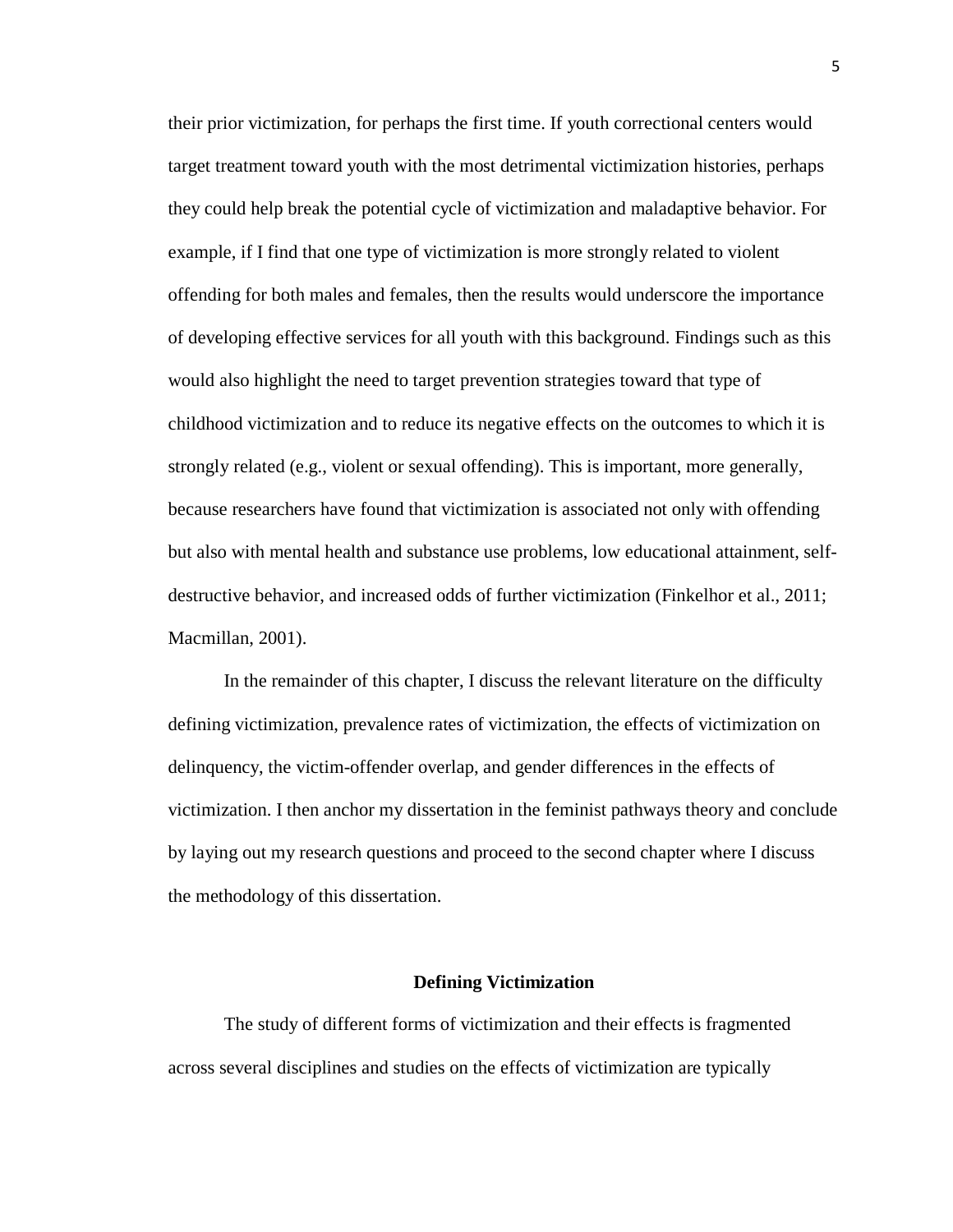their prior victimization, for perhaps the first time. If youth correctional centers would target treatment toward youth with the most detrimental victimization histories, perhaps they could help break the potential cycle of victimization and maladaptive behavior. For example, if I find that one type of victimization is more strongly related to violent offending for both males and females, then the results would underscore the importance of developing effective services for all youth with this background. Findings such as this would also highlight the need to target prevention strategies toward that type of childhood victimization and to reduce its negative effects on the outcomes to which it is strongly related (e.g., violent or sexual offending). This is important, more generally, because researchers have found that victimization is associated not only with offending but also with mental health and substance use problems, low educational attainment, self-destructive behavior, and increased odds of further victimization (Finkelhor et al., 2011; Macmillan, 2001).

In the remainder of this chapter, I discuss the relevant literature on the difficulty defining victimization, prevalence rates of victimization, the effects of victimization on delinquency, the victim-offender overlap, and gender differences in the effects of victimization. I then anchor my dissertation in the feminist pathways theory and conclude by laying out my research questions and proceed to the second chapter where I discuss the methodology of this dissertation.

## Defining Victimization

The study of different forms of victimization and their effects is fragmented across several disciplines and studies on the effects of victimization are typically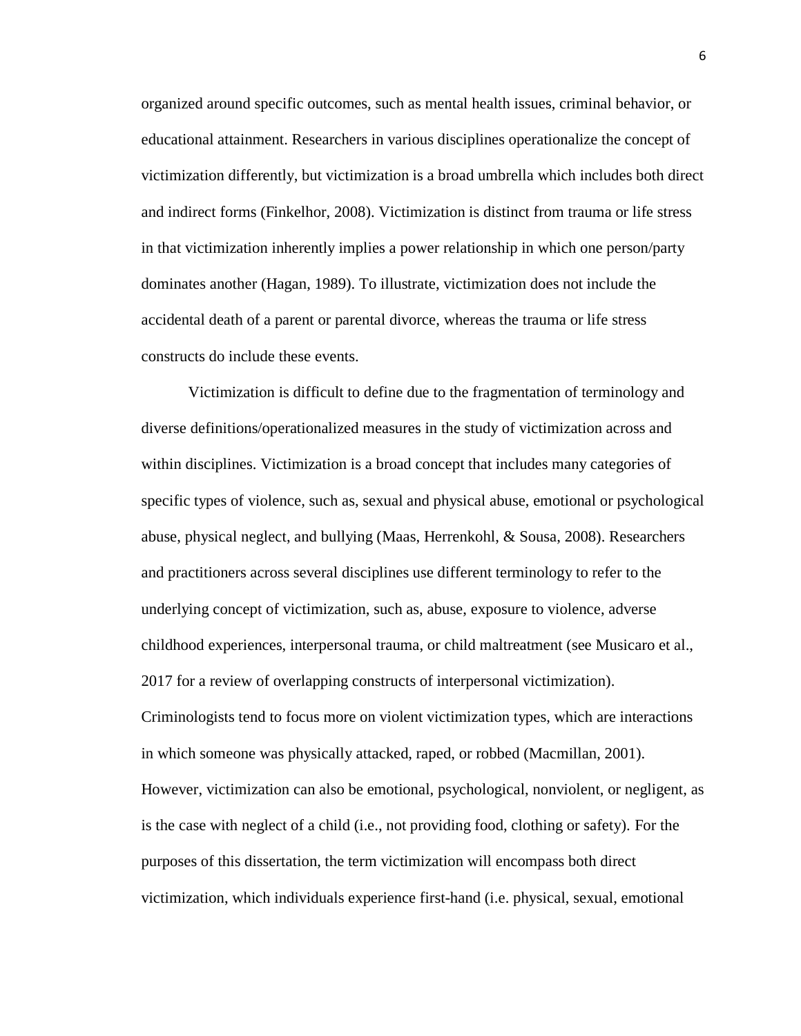organized around specific outcomes, such as mental health issues, criminal behavior, or educational attainment. Researchers in various disciplines operationalize the concept of victimization differently, but victimization is a broad umbrella which includes both direct and indirect forms (Finkelhor, 2008). Victimization is distinct from trauma or life stress in that victimization inherently implies a power relationship in which one person/party dominates another (Hagan, 1989). To illustrate, victimization does not include the accidental death of a parent or parental divorce, whereas the trauma or life stress constructs do include these events.

Victimization is difficult to define due to the fragmentation of terminology and diverse definitions/operationalized measures in the study of victimization across and within disciplines. Victimization is a broad concept that includes many categories of specific types of violence, such as, sexual and physical abuse, emotional or psychological abuse, physical neglect, and bullying (Maas, Herrenkohl, & Sousa, 2008). Researchers and practitioners across several disciplines use different terminology to refer to the underlying concept of victimization, such as, abuse, exposure to violence, adverse childhood experiences, interpersonal trauma, or child maltreatment (see Musicaro et al., 2017 for a review of overlapping constructs of interpersonal victimization). Criminologists tend to focus more on violent victimization types, which are interactions in which someone was physically attacked, raped, or robbed (Macmillan, 2001). However, victimization can also be emotional, psychological, nonviolent, or negligent, as is the case with neglect of a child (i.e., not providing food, clothing or safety). For the purposes of this dissertation, the term victimization will encompass both direct victimization, which individuals experience first-hand (i.e. physical, sexual, emotional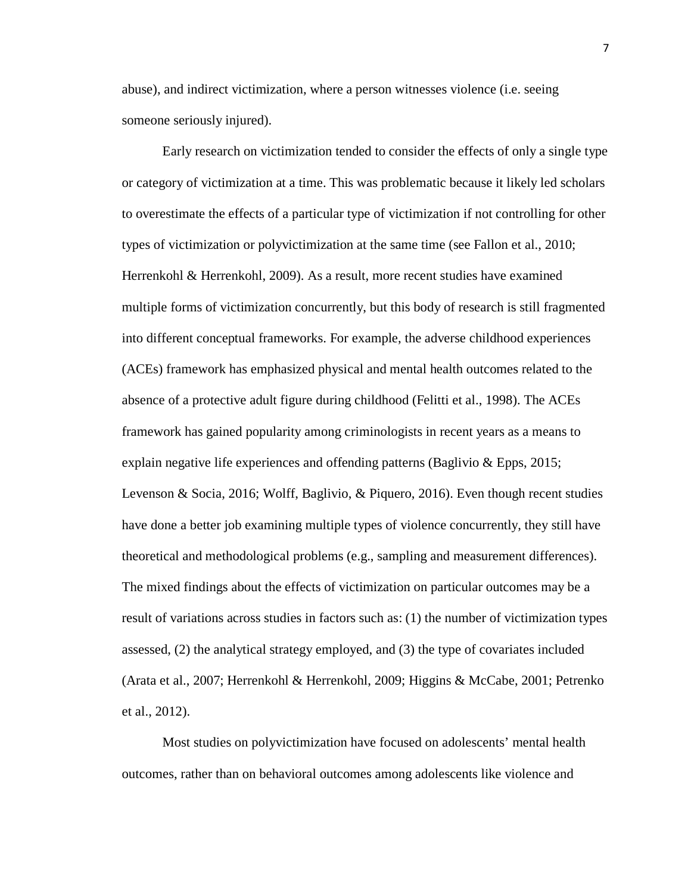abuse), and indirect victimization, where a person witnesses violence (i.e. seeing someone seriously injured).

Early research on victimization tended to consider the effects of only a single type or category of victimization at a time. This was problematic because it likely led scholars to overestimate the effects of a particular type of victimization if not controlling for other types of victimization or polyvictimization at the same time (see Fallon et al., 2010; Herrenkohl & Herrenkohl, 2009). As a result, more recent studies have examined multiple forms of victimization concurrently, but this body of research is still fragmented into different conceptual frameworks. For example, the adverse childhood experiences (ACEs) framework has emphasized physical and mental health outcomes related to the absence of a protective adult figure during childhood (Felitti et al., 1998). The ACEs framework has gained popularity among criminologists in recent years as a means to explain negative life experiences and offending patterns (Baglivio & Epps, 2015; Levenson & Socia, 2016; Wolff, Baglivio, & Piquero, 2016). Even though recent studies have done a better job examining multiple types of violence concurrently, they still have theoretical and methodological problems (e.g., sampling and measurement differences). The mixed findings about the effects of victimization on particular outcomes may be a result of variations across studies in factors such as: (1) the number of victimization types assessed, (2) the analytical strategy employed, and (3) the type of covariates included (Arata et al., 2007; Herrenkohl & Herrenkohl, 2009; Higgins & McCabe, 2001; Petrenko et al., 2012).

Most studies on polyvictimization have focused on adolescents' mental health outcomes, rather than on behavioral outcomes among adolescents like violence and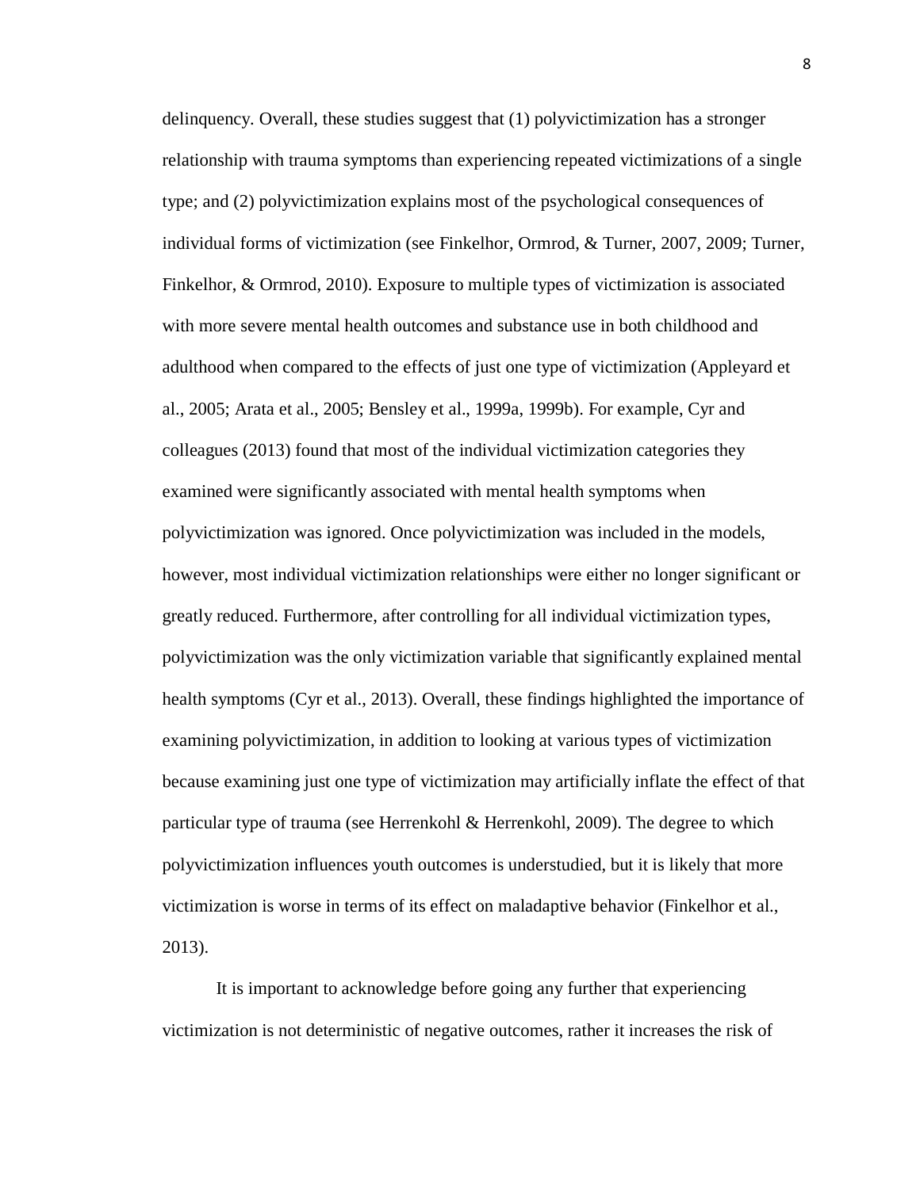delinquency. Overall, these studies suggest that (1) polyvictimization has a stronger relationship with trauma symptoms than experiencing repeated victimizations of a single type; and (2) polyvictimization explains most of the psychological consequences of individual forms of victimization (see Finkelhor, Ormrod, & Turner, 2007, 2009; Turner, Finkelhor, & Ormrod, 2010). Exposure to multiple types of victimization is associated with more severe mental health outcomes and substance use in both childhood and adulthood when compared to the effects of just one type of victimization (Appleyard et al., 2005; Arata et al., 2005; Bensley et al., 1999a, 1999b). For example, Cyr and colleagues (2013) found that most of the individual victimization categories they examined were significantly associated with mental health symptoms when polyvictimization was ignored. Once polyvictimization was included in the models, however, most individual victimization relationships were either no longer significant or greatly reduced. Furthermore, after controlling for all individual victimization types, polyvictimization was the only victimization variable that significantly explained mental health symptoms (Cyr et al., 2013). Overall, these findings highlighted the importance of examining polyvictimization, in addition to looking at various types of victimization because examining just one type of victimization may artificially inflate the effect of that particular type of trauma (see Herrenkohl & Herrenkohl, 2009). The degree to which polyvictimization influences youth outcomes is understudied, but it is likely that more victimization is worse in terms of its effect on maladaptive behavior (Finkelhor et al., 2013).

It is important to acknowledge before going any further that experiencing victimization is not deterministic of negative outcomes, rather it increases the risk of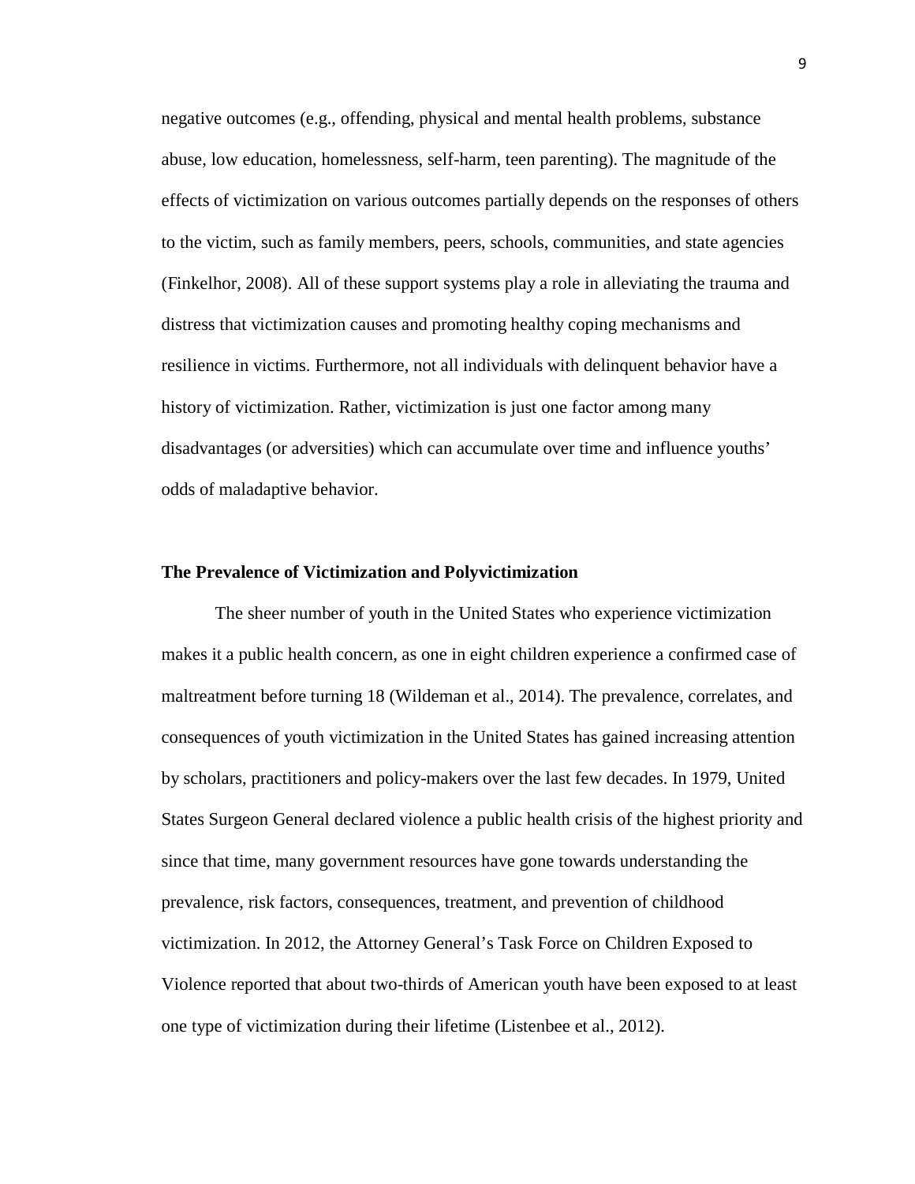negative outcomes (e.g., offending, physical and mental health problems, substance abuse, low education, homelessness, self-harm, teen parenting). The magnitude of the effects of victimization on various outcomes partially depends on the responses of others to the victim, such as family members, peers, schools, communities, and state agencies (Finkelhor, 2008). All of these support systems play a role in alleviating the trauma and distress that victimization causes and promoting healthy coping mechanisms and resilience in victims. Furthermore, not all individuals with delinquent behavior have a history of victimization. Rather, victimization is just one factor among many disadvantages (or adversities) which can accumulate over time and influence youths' odds of maladaptive behavior.

**The Prevalence of Victimization and Polyvictimization**

The sheer number of youth in the United States who experience victimization makes it a public health concern, as one in eight children experience a confirmed case of maltreatment before turning 18 (Wildeman et al., 2014). The prevalence, correlates, and consequences of youth victimization in the United States has gained increasing attention by scholars, practitioners and policy-makers over the last few decades. In 1979, United States Surgeon General declared violence a public health crisis of the highest priority and since that time, many government resources have gone towards understanding the prevalence, risk factors, consequences, treatment, and prevention of childhood victimization. In 2012, the Attorney General's Task Force on Children Exposed to Violence reported that about two-thirds of American youth have been exposed to at least one type of victimization during their lifetime (Listenbee et al., 2012).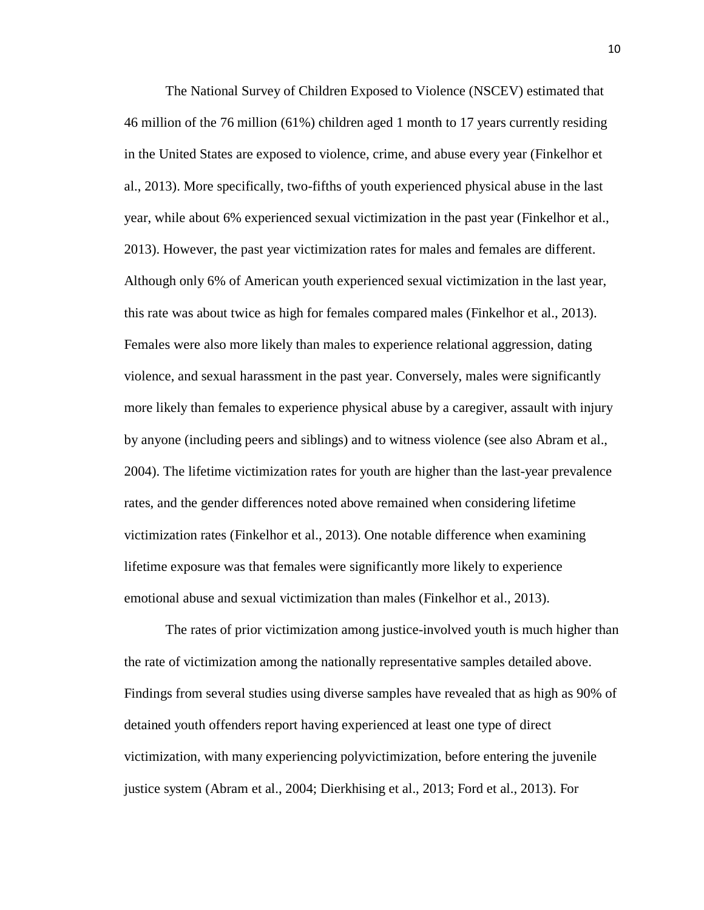The National Survey of Children Exposed to Violence (NSCEV) estimated that 46 million of the 76 million (61%) children aged 1 month to 17 years currently residing in the United States are exposed to violence, crime, and abuse every year (Finkelhor et al., 2013). More specifically, two-fifths of youth experienced physical abuse in the last year, while about 6% experienced sexual victimization in the past year (Finkelhor et al., 2013). However, the past year victimization rates for males and females are different. Although only 6% of American youth experienced sexual victimization in the last year, this rate was about twice as high for females compared males (Finkelhor et al., 2013). Females were also more likely than males to experience relational aggression, dating violence, and sexual harassment in the past year. Conversely, males were significantly more likely than females to experience physical abuse by a caregiver, assault with injury by anyone (including peers and siblings) and to witness violence (see also Abram et al., 2004). The lifetime victimization rates for youth are higher than the last-year prevalence rates, and the gender differences noted above remained when considering lifetime victimization rates (Finkelhor et al., 2013). One notable difference when examining lifetime exposure was that females were significantly more likely to experience emotional abuse and sexual victimization than males (Finkelhor et al., 2013).

The rates of prior victimization among justice-involved youth is much higher than the rate of victimization among the nationally representative samples detailed above. Findings from several studies using diverse samples have revealed that as high as 90% of detained youth offenders report having experienced at least one type of direct victimization, with many experiencing polyvictimization, before entering the juvenile justice system (Abram et al., 2004; Dierkhising et al., 2013; Ford et al., 2013). For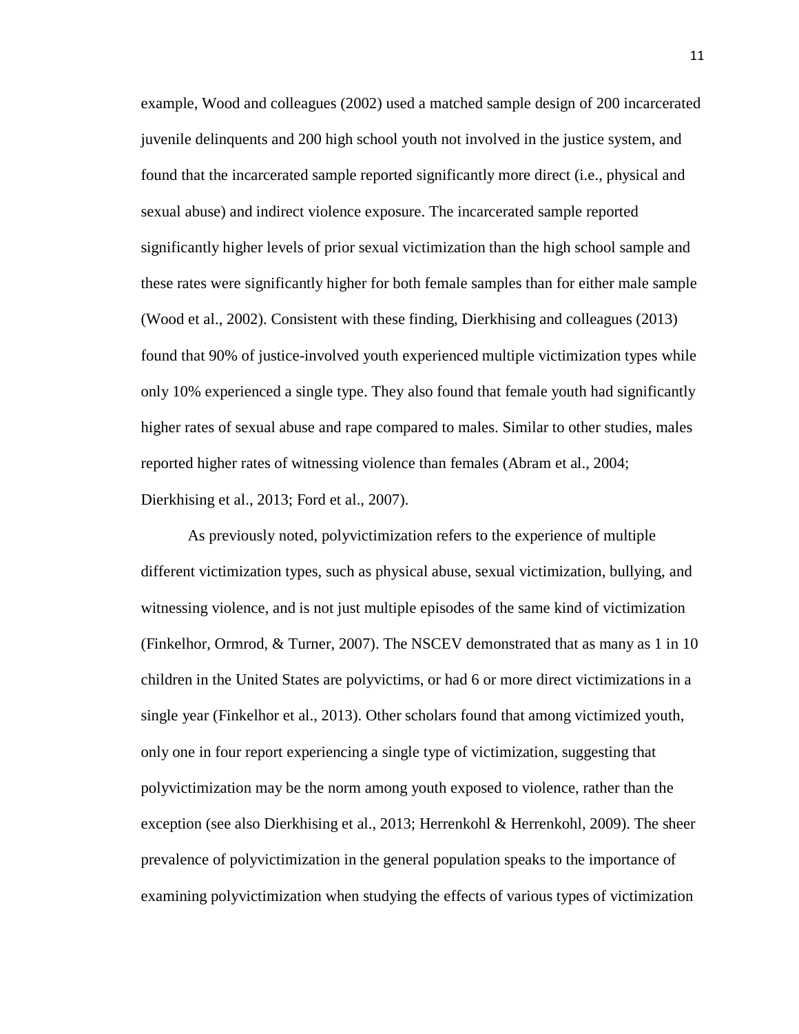example, Wood and colleagues (2002) used a matched sample design of 200 incarcerated juvenile delinquents and 200 high school youth not involved in the justice system, and found that the incarcerated sample reported significantly more direct (i.e., physical and sexual abuse) and indirect violence exposure. The incarcerated sample reported significantly higher levels of prior sexual victimization than the high school sample and these rates were significantly higher for both female samples than for either male sample (Wood et al., 2002). Consistent with these finding, Dierkhising and colleagues (2013) found that 90% of justice-involved youth experienced multiple victimization types while only 10% experienced a single type. They also found that female youth had significantly higher rates of sexual abuse and rape compared to males. Similar to other studies, males reported higher rates of witnessing violence than females (Abram et al., 2004; Dierkhising et al., 2013; Ford et al., 2007).

As previously noted, polyvictimization refers to the experience of multiple different victimization types, such as physical abuse, sexual victimization, bullying, and witnessing violence, and is not just multiple episodes of the same kind of victimization (Finkelhor, Ormrod, & Turner, 2007). The NSCEV demonstrated that as many as 1 in 10 children in the United States are polyvictims, or had 6 or more direct victimizations in a single year (Finkelhor et al., 2013). Other scholars found that among victimized youth, only one in four report experiencing a single type of victimization, suggesting that polyvictimization may be the norm among youth exposed to violence, rather than the exception (see also Dierkhising et al., 2013; Herrenkohl & Herrenkohl, 2009). The sheer prevalence of polyvictimization in the general population speaks to the importance of examining polyvictimization when studying the effects of various types of victimization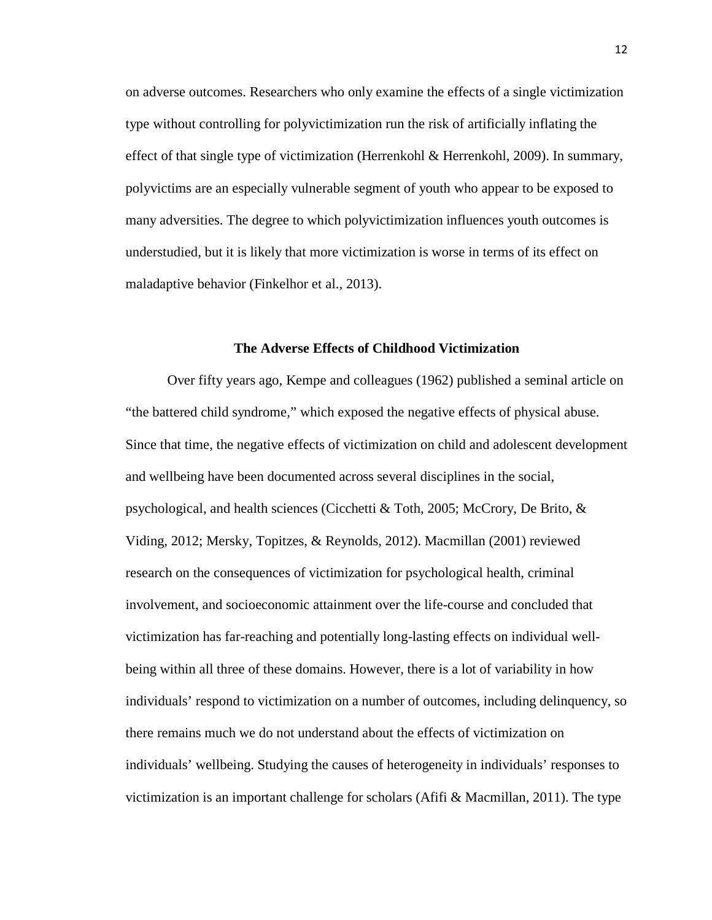on adverse outcomes. Researchers who only examine the effects of a single victimization type without controlling for polyvictimization run the risk of artificially inflating the effect of that single type of victimization (Herrenkohl & Herrenkohl, 2009). In summary, polyvictims are an especially vulnerable segment of youth who appear to be exposed to many adversities. The degree to which polyvictimization influences youth outcomes is understudied, but it is likely that more victimization is worse in terms of its effect on maladaptive behavior (Finkelhor et al., 2013).

## The Adverse Effects of Childhood Victimization

Over fifty years ago, Kempe and colleagues (1962) published a seminal article on "the battered child syndrome," which exposed the negative effects of physical abuse. Since that time, the negative effects of victimization on child and adolescent development and wellbeing have been documented across several disciplines in the social, psychological, and health sciences (Cicchetti & Toth, 2005; McCrory, De Brito, & Viding, 2012; Mersky, Topitzes, & Reynolds, 2012). Macmillan (2001) reviewed research on the consequences of victimization for psychological health, criminal involvement, and socioeconomic attainment over the life-course and concluded that victimization has far-reaching and potentially long-lasting effects on individual well-being within all three of these domains. However, there is a lot of variability in how individuals' respond to victimization on a number of outcomes, including delinquency, so there remains much we do not understand about the effects of victimization on individuals' wellbeing. Studying the causes of heterogeneity in individuals' responses to victimization is an important challenge for scholars (Afifi & Macmillan, 2011). The type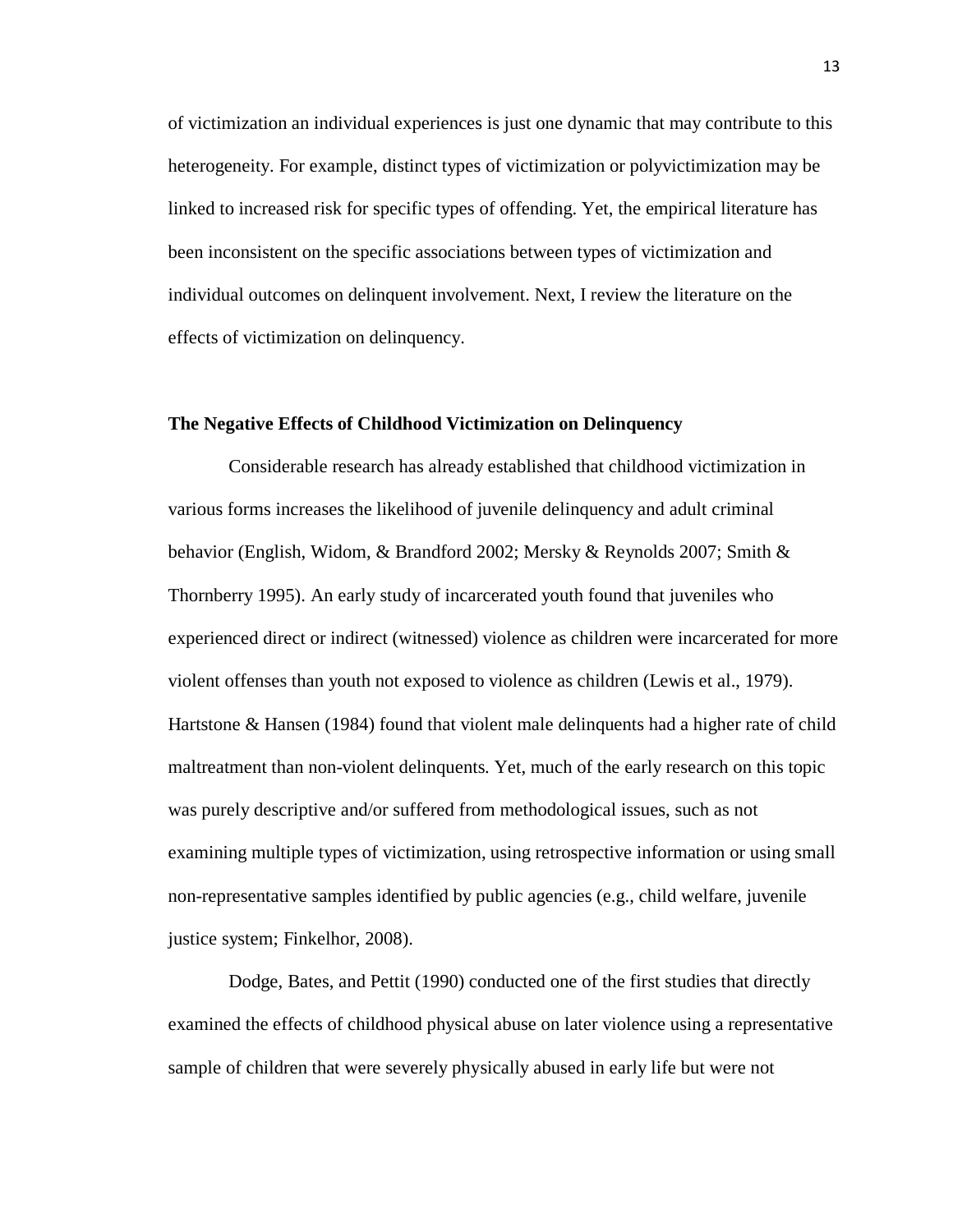of victimization an individual experiences is just one dynamic that may contribute to this heterogeneity. For example, distinct types of victimization or polyvictimization may be linked to increased risk for specific types of offending. Yet, the empirical literature has been inconsistent on the specific associations between types of victimization and individual outcomes on delinquent involvement. Next, I review the literature on the effects of victimization on delinquency.

### The Negative Effects of Childhood Victimization on Delinquency

Considerable research has already established that childhood victimization in various forms increases the likelihood of juvenile delinquency and adult criminal behavior (English, Widom, & Brandford 2002; Mersky & Reynolds 2007; Smith & Thornberry 1995). An early study of incarcerated youth found that juveniles who experienced direct or indirect (witnessed) violence as children were incarcerated for more violent offenses than youth not exposed to violence as children (Lewis et al., 1979). Hartstone & Hansen (1984) found that violent male delinquents had a higher rate of child maltreatment than non-violent delinquents. Yet, much of the early research on this topic was purely descriptive and/or suffered from methodological issues, such as not examining multiple types of victimization, using retrospective information or using small non-representative samples identified by public agencies (e.g., child welfare, juvenile justice system; Finkelhor, 2008).

Dodge, Bates, and Pettit (1990) conducted one of the first studies that directly examined the effects of childhood physical abuse on later violence using a representative sample of children that were severely physically abused in early life but were not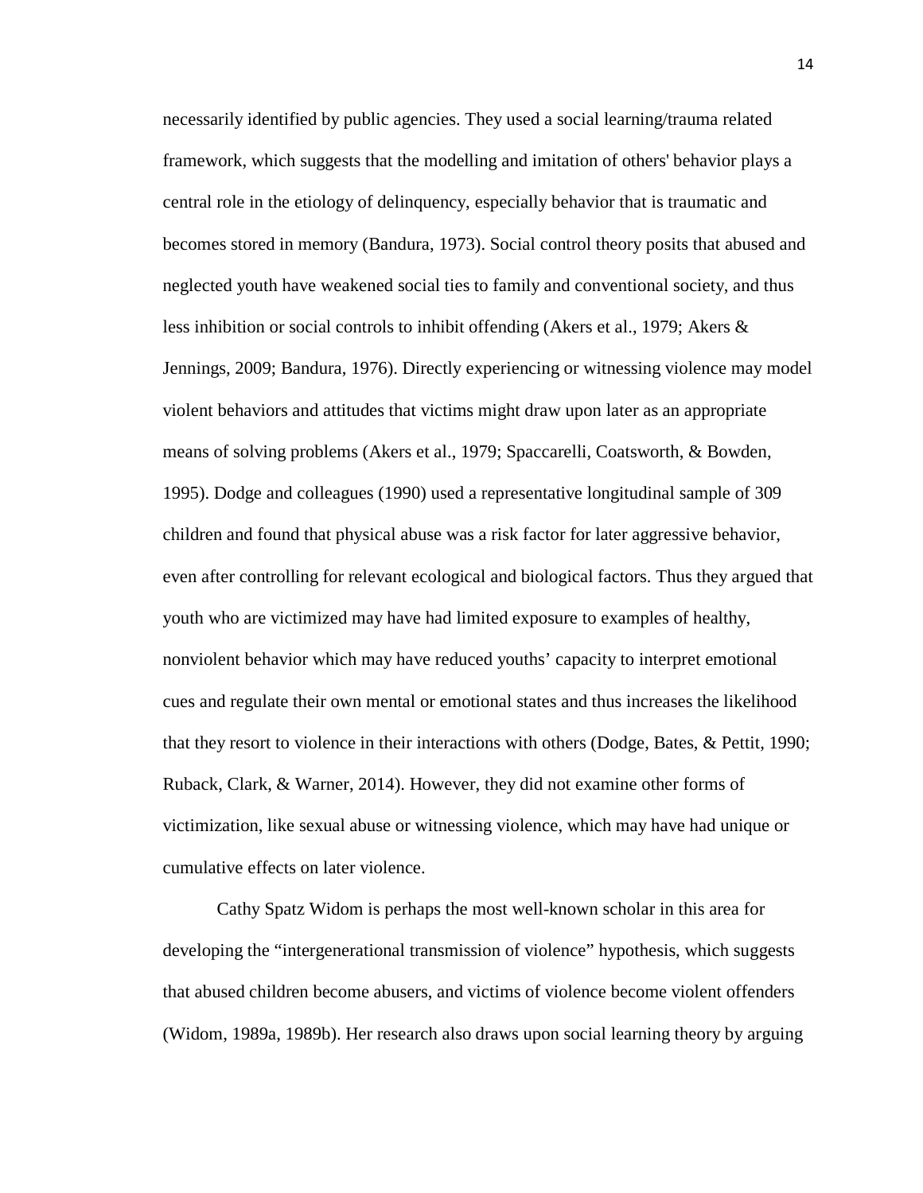necessarily identified by public agencies. They used a social learning/trauma related framework, which suggests that the modelling and imitation of others' behavior plays a central role in the etiology of delinquency, especially behavior that is traumatic and becomes stored in memory (Bandura, 1973). Social control theory posits that abused and neglected youth have weakened social ties to family and conventional society, and thus less inhibition or social controls to inhibit offending (Akers et al., 1979; Akers & Jennings, 2009; Bandura, 1976). Directly experiencing or witnessing violence may model violent behaviors and attitudes that victims might draw upon later as an appropriate means of solving problems (Akers et al., 1979; Spaccarelli, Coatsworth, & Bowden, 1995). Dodge and colleagues (1990) used a representative longitudinal sample of 309 children and found that physical abuse was a risk factor for later aggressive behavior, even after controlling for relevant ecological and biological factors. Thus they argued that youth who are victimized may have had limited exposure to examples of healthy, nonviolent behavior which may have reduced youths' capacity to interpret emotional cues and regulate their own mental or emotional states and thus increases the likelihood that they resort to violence in their interactions with others (Dodge, Bates, & Pettit, 1990; Ruback, Clark, & Warner, 2014). However, they did not examine other forms of victimization, like sexual abuse or witnessing violence, which may have had unique or cumulative effects on later violence.

Cathy Spatz Widom is perhaps the most well-known scholar in this area for developing the "intergenerational transmission of violence" hypothesis, which suggests that abused children become abusers, and victims of violence become violent offenders (Widom, 1989a, 1989b). Her research also draws upon social learning theory by arguing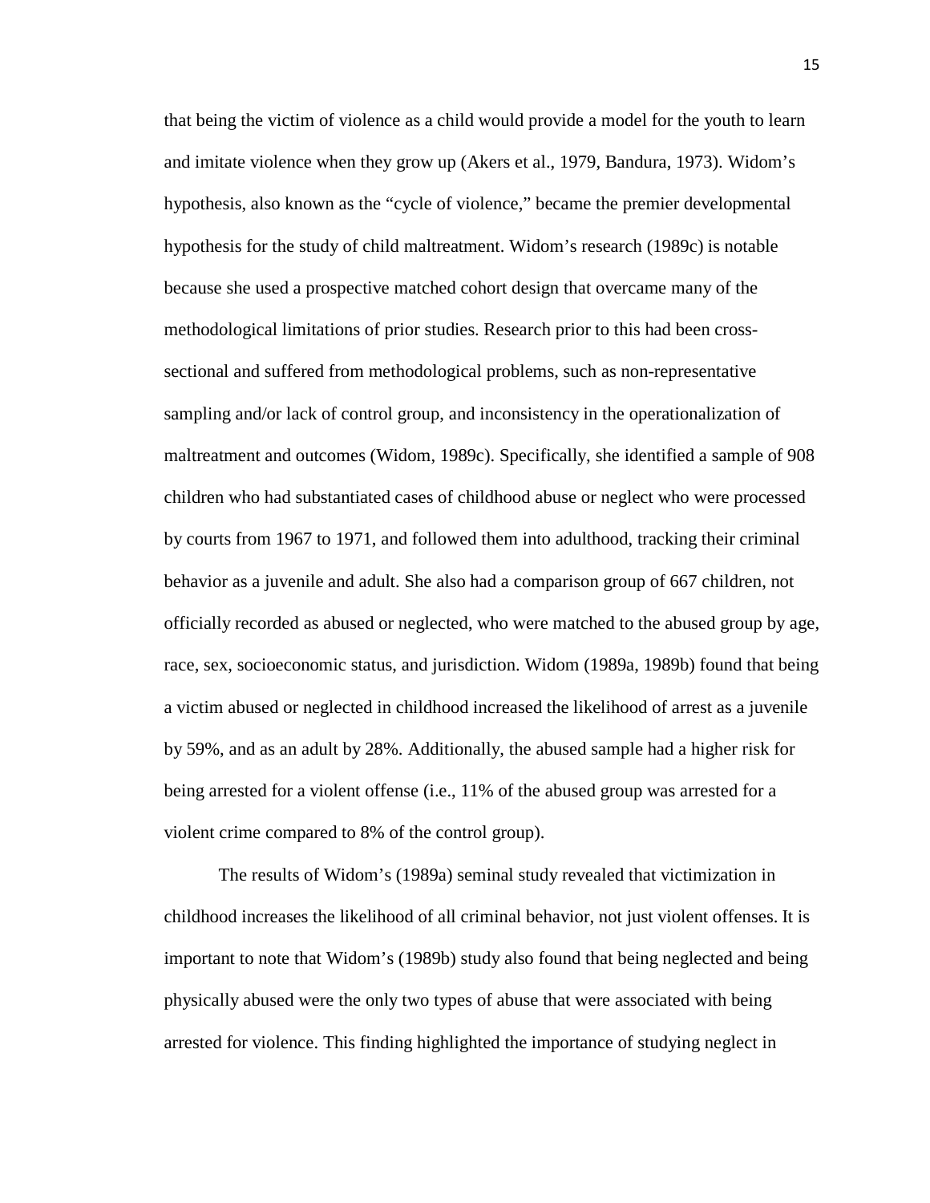that being the victim of violence as a child would provide a model for the youth to learn and imitate violence when they grow up (Akers et al., 1979, Bandura, 1973). Widom's hypothesis, also known as the "cycle of violence," became the premier developmental hypothesis for the study of child maltreatment. Widom's research (1989c) is notable because she used a prospective matched cohort design that overcame many of the methodological limitations of prior studies. Research prior to this had been cross-sectional and suffered from methodological problems, such as non-representative sampling and/or lack of control group, and inconsistency in the operationalization of maltreatment and outcomes (Widom, 1989c). Specifically, she identified a sample of 908 children who had substantiated cases of childhood abuse or neglect who were processed by courts from 1967 to 1971, and followed them into adulthood, tracking their criminal behavior as a juvenile and adult. She also had a comparison group of 667 children, not officially recorded as abused or neglected, who were matched to the abused group by age, race, sex, socioeconomic status, and jurisdiction. Widom (1989a, 1989b) found that being a victim abused or neglected in childhood increased the likelihood of arrest as a juvenile by 59%, and as an adult by 28%. Additionally, the abused sample had a higher risk for being arrested for a violent offense (i.e., 11% of the abused group was arrested for a violent crime compared to 8% of the control group).

The results of Widom's (1989a) seminal study revealed that victimization in childhood increases the likelihood of all criminal behavior, not just violent offenses. It is important to note that Widom's (1989b) study also found that being neglected and being physically abused were the only two types of abuse that were associated with being arrested for violence. This finding highlighted the importance of studying neglect in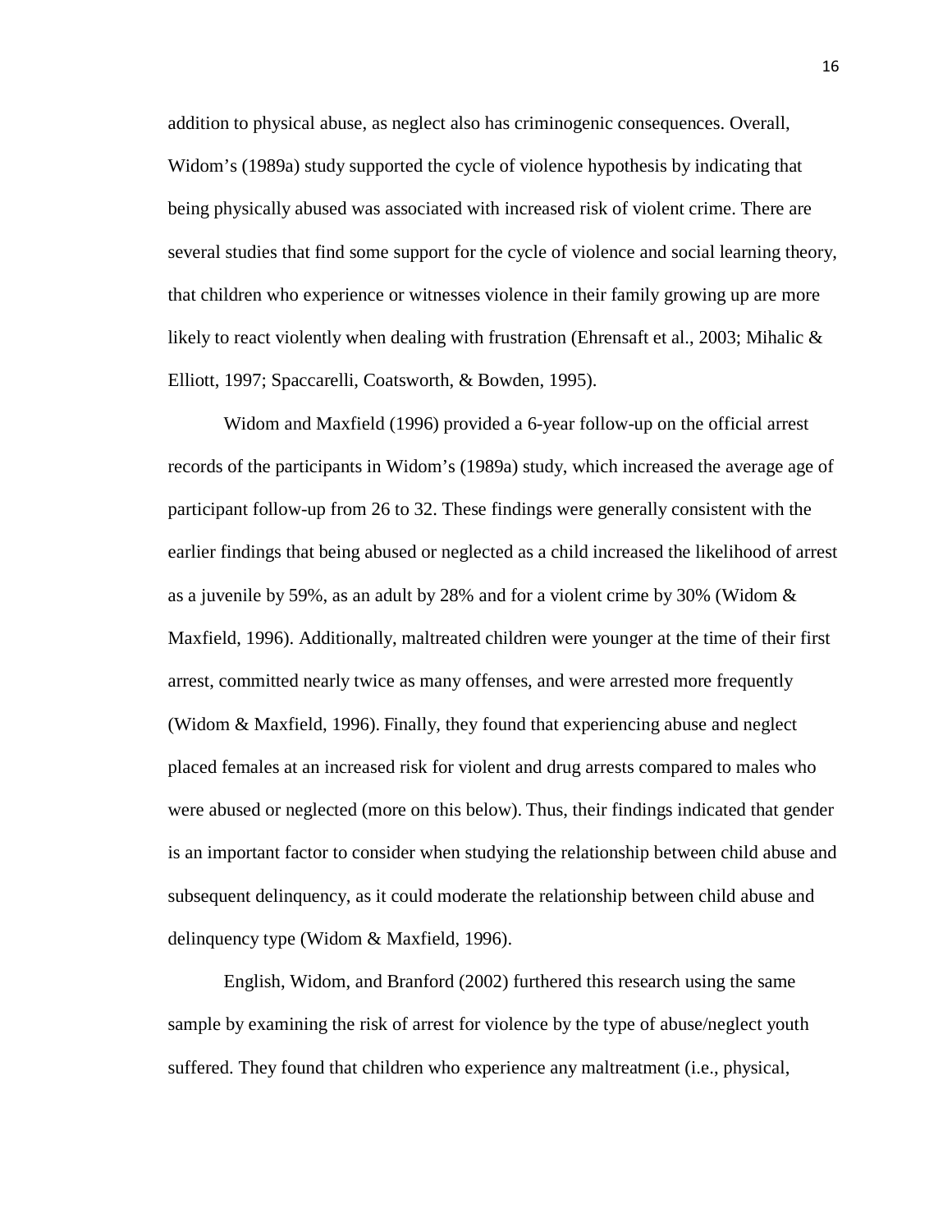addition to physical abuse, as neglect also has criminogenic consequences. Overall, Widom's (1989a) study supported the cycle of violence hypothesis by indicating that being physically abused was associated with increased risk of violent crime. There are several studies that find some support for the cycle of violence and social learning theory, that children who experience or witnesses violence in their family growing up are more likely to react violently when dealing with frustration (Ehrensaft et al., 2003; Mihalic & Elliott, 1997; Spaccarelli, Coatsworth, & Bowden, 1995).

Widom and Maxfield (1996) provided a 6-year follow-up on the official arrest records of the participants in Widom's (1989a) study, which increased the average age of participant follow-up from 26 to 32. These findings were generally consistent with the earlier findings that being abused or neglected as a child increased the likelihood of arrest as a juvenile by 59%, as an adult by 28% and for a violent crime by 30% (Widom & Maxfield, 1996). Additionally, maltreated children were younger at the time of their first arrest, committed nearly twice as many offenses, and were arrested more frequently (Widom & Maxfield, 1996). Finally, they found that experiencing abuse and neglect placed females at an increased risk for violent and drug arrests compared to males who were abused or neglected (more on this below). Thus, their findings indicated that gender is an important factor to consider when studying the relationship between child abuse and subsequent delinquency, as it could moderate the relationship between child abuse and delinquency type (Widom & Maxfield, 1996).

English, Widom, and Branford (2002) furthered this research using the same sample by examining the risk of arrest for violence by the type of abuse/neglect youth suffered. They found that children who experience any maltreatment (i.e., physical,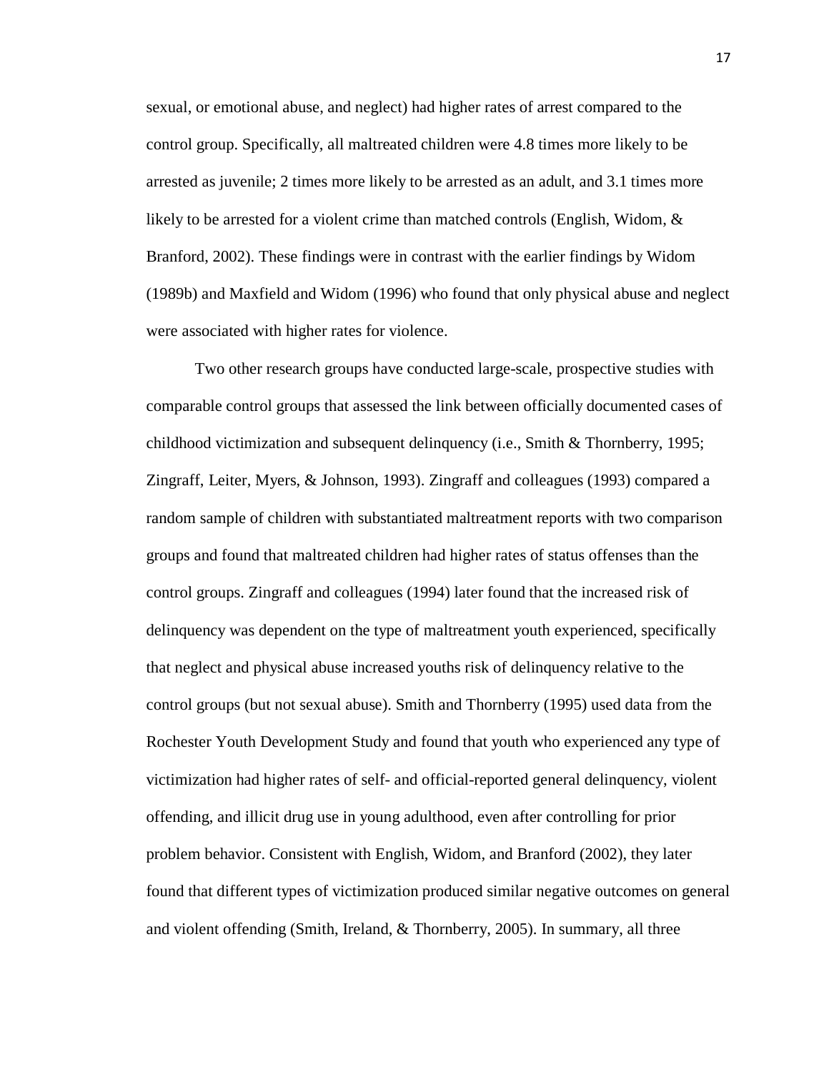sexual, or emotional abuse, and neglect) had higher rates of arrest compared to the control group. Specifically, all maltreated children were 4.8 times more likely to be arrested as juvenile; 2 times more likely to be arrested as an adult, and 3.1 times more likely to be arrested for a violent crime than matched controls (English, Widom, & Branford, 2002). These findings were in contrast with the earlier findings by Widom (1989b) and Maxfield and Widom (1996) who found that only physical abuse and neglect were associated with higher rates for violence.

Two other research groups have conducted large-scale, prospective studies with comparable control groups that assessed the link between officially documented cases of childhood victimization and subsequent delinquency (i.e., Smith & Thornberry, 1995; Zingraff, Leiter, Myers, & Johnson, 1993). Zingraff and colleagues (1993) compared a random sample of children with substantiated maltreatment reports with two comparison groups and found that maltreated children had higher rates of status offenses than the control groups. Zingraff and colleagues (1994) later found that the increased risk of delinquency was dependent on the type of maltreatment youth experienced, specifically that neglect and physical abuse increased youths risk of delinquency relative to the control groups (but not sexual abuse). Smith and Thornberry (1995) used data from the Rochester Youth Development Study and found that youth who experienced any type of victimization had higher rates of self- and official-reported general delinquency, violent offending, and illicit drug use in young adulthood, even after controlling for prior problem behavior. Consistent with English, Widom, and Branford (2002), they later found that different types of victimization produced similar negative outcomes on general and violent offending (Smith, Ireland, & Thornberry, 2005). In summary, all three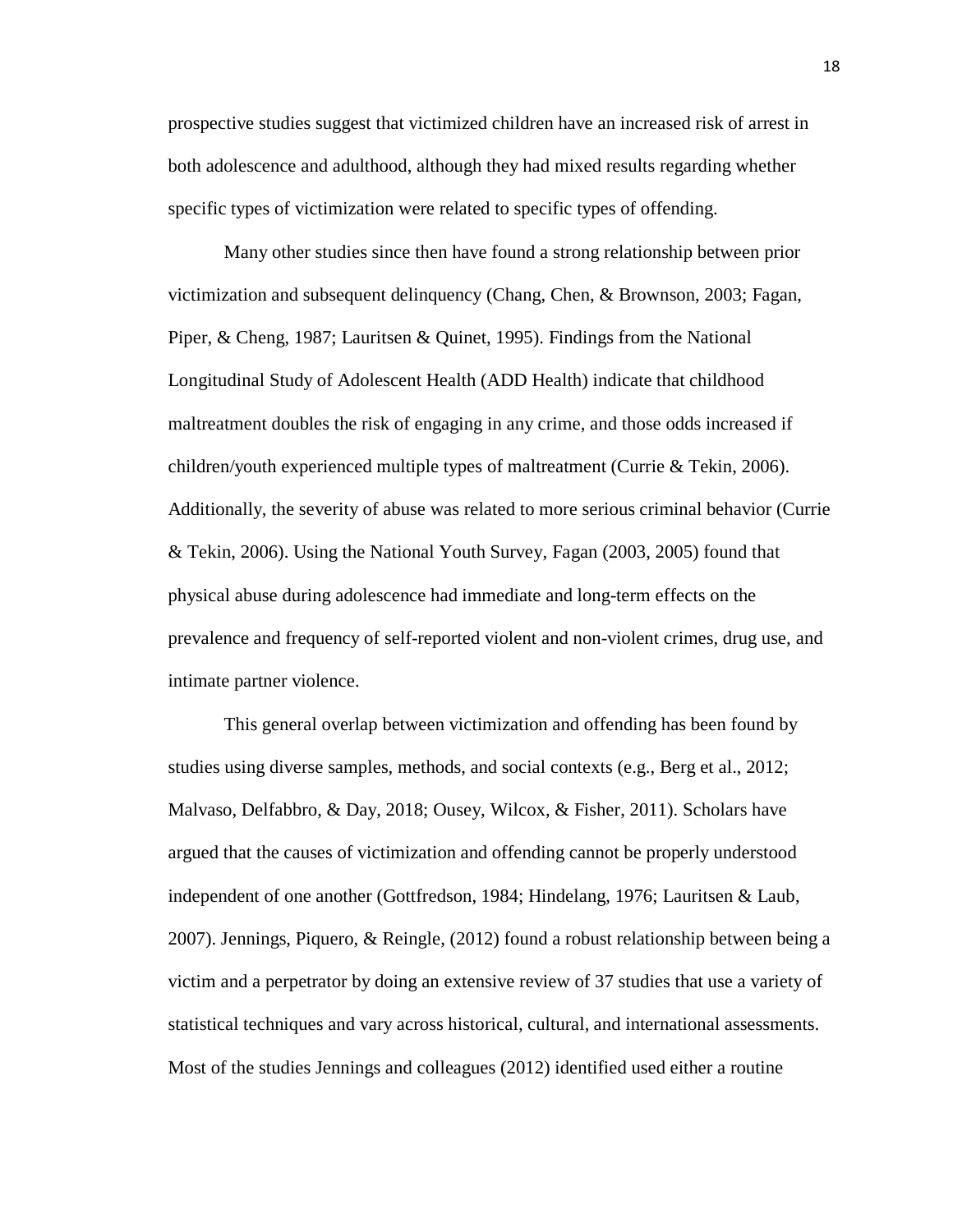prospective studies suggest that victimized children have an increased risk of arrest in both adolescence and adulthood, although they had mixed results regarding whether specific types of victimization were related to specific types of offending.

Many other studies since then have found a strong relationship between prior victimization and subsequent delinquency (Chang, Chen, & Brownson, 2003; Fagan, Piper, & Cheng, 1987; Lauritsen & Quinet, 1995). Findings from the National Longitudinal Study of Adolescent Health (ADD Health) indicate that childhood maltreatment doubles the risk of engaging in any crime, and those odds increased if children/youth experienced multiple types of maltreatment (Currie & Tekin, 2006). Additionally, the severity of abuse was related to more serious criminal behavior (Currie & Tekin, 2006). Using the National Youth Survey, Fagan (2003, 2005) found that physical abuse during adolescence had immediate and long-term effects on the prevalence and frequency of self-reported violent and non-violent crimes, drug use, and intimate partner violence.

This general overlap between victimization and offending has been found by studies using diverse samples, methods, and social contexts (e.g., Berg et al., 2012; Malvaso, Delfabbro, & Day, 2018; Ousey, Wilcox, & Fisher, 2011). Scholars have argued that the causes of victimization and offending cannot be properly understood independent of one another (Gottfredson, 1984; Hindelang, 1976; Lauritsen & Laub, 2007). Jennings, Piquero, & Reingle, (2012) found a robust relationship between being a victim and a perpetrator by doing an extensive review of 37 studies that use a variety of statistical techniques and vary across historical, cultural, and international assessments. Most of the studies Jennings and colleagues (2012) identified used either a routine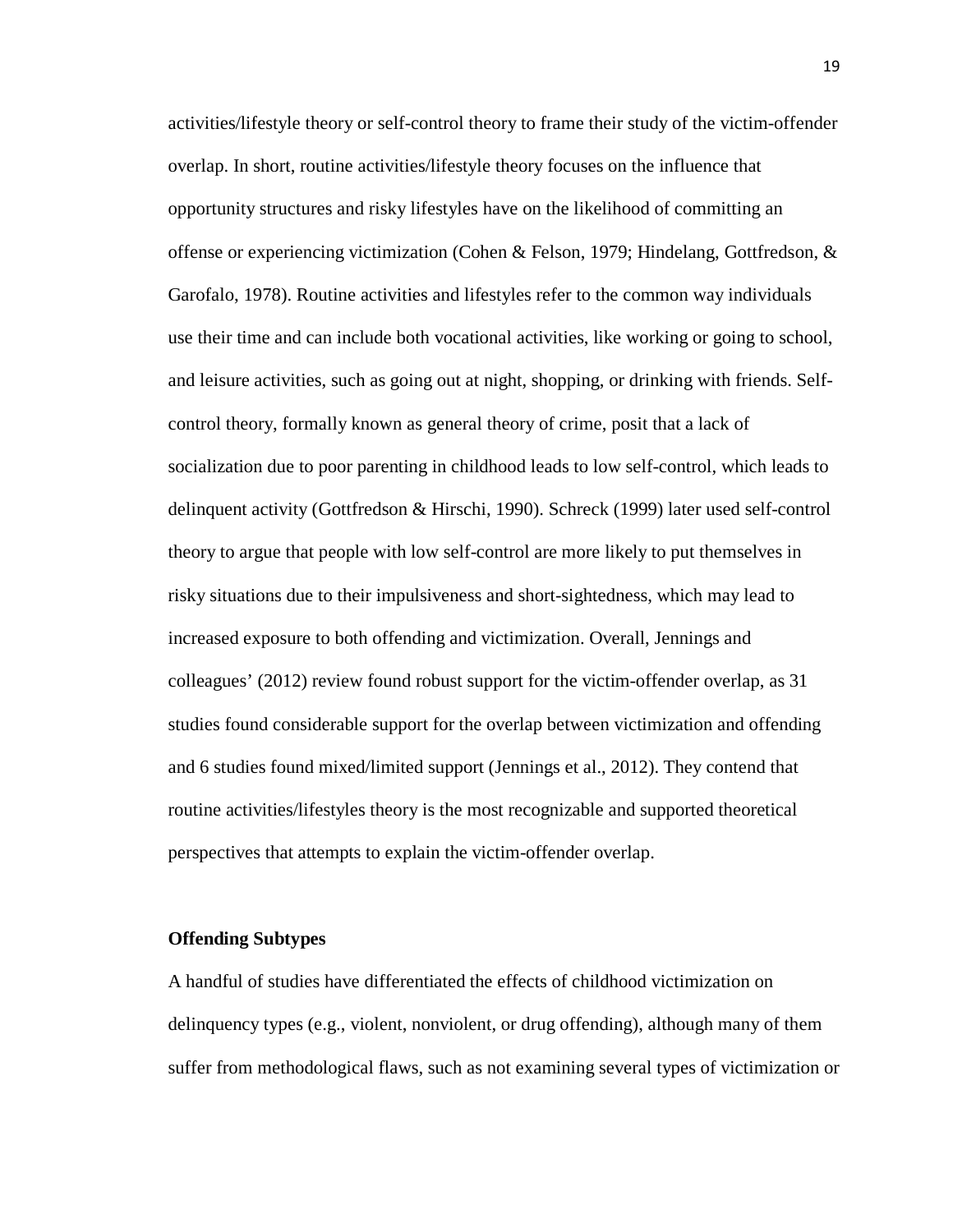activities/lifestyle theory or self-control theory to frame their study of the victim-offender overlap. In short, routine activities/lifestyle theory focuses on the influence that opportunity structures and risky lifestyles have on the likelihood of committing an offense or experiencing victimization (Cohen & Felson, 1979; Hindelang, Gottfredson, & Garofalo, 1978). Routine activities and lifestyles refer to the common way individuals use their time and can include both vocational activities, like working or going to school, and leisure activities, such as going out at night, shopping, or drinking with friends. Self-control theory, formally known as general theory of crime, posit that a lack of socialization due to poor parenting in childhood leads to low self-control, which leads to delinquent activity (Gottfredson & Hirschi, 1990). Schreck (1999) later used self-control theory to argue that people with low self-control are more likely to put themselves in risky situations due to their impulsiveness and short-sightedness, which may lead to increased exposure to both offending and victimization. Overall, Jennings and colleagues' (2012) review found robust support for the victim-offender overlap, as 31 studies found considerable support for the overlap between victimization and offending and 6 studies found mixed/limited support (Jennings et al., 2012). They contend that routine activities/lifestyles theory is the most recognizable and supported theoretical perspectives that attempts to explain the victim-offender overlap.

**Offending Subtypes**

A handful of studies have differentiated the effects of childhood victimization on delinquency types (e.g., violent, nonviolent, or drug offending), although many of them suffer from methodological flaws, such as not examining several types of victimization or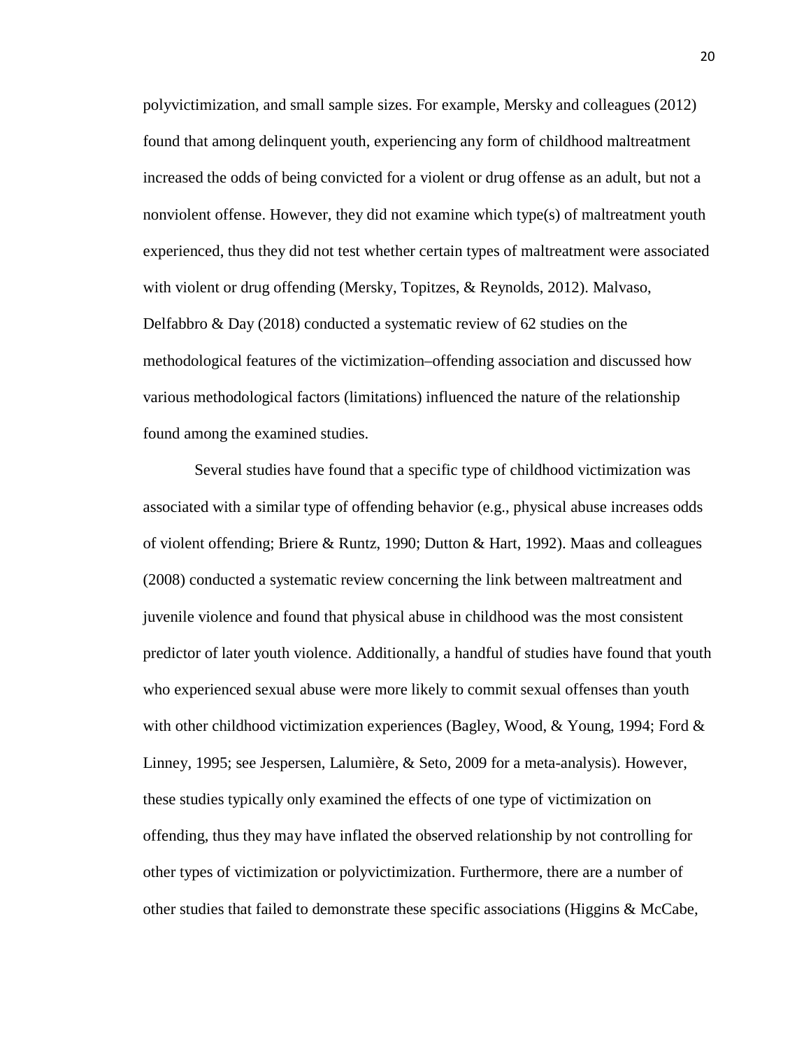polyvictimization, and small sample sizes. For example, Mersky and colleagues (2012) found that among delinquent youth, experiencing any form of childhood maltreatment increased the odds of being convicted for a violent or drug offense as an adult, but not a nonviolent offense. However, they did not examine which type(s) of maltreatment youth experienced, thus they did not test whether certain types of maltreatment were associated with violent or drug offending (Mersky, Topitzes, & Reynolds, 2012). Malvaso, Delfabbro & Day (2018) conducted a systematic review of 62 studies on the methodological features of the victimization–offending association and discussed how various methodological factors (limitations) influenced the nature of the relationship found among the examined studies.

Several studies have found that a specific type of childhood victimization was associated with a similar type of offending behavior (e.g., physical abuse increases odds of violent offending; Briere & Runtz, 1990; Dutton & Hart, 1992). Maas and colleagues (2008) conducted a systematic review concerning the link between maltreatment and juvenile violence and found that physical abuse in childhood was the most consistent predictor of later youth violence. Additionally, a handful of studies have found that youth who experienced sexual abuse were more likely to commit sexual offenses than youth with other childhood victimization experiences (Bagley, Wood, & Young, 1994; Ford & Linney, 1995; see Jespersen, Lalumière, & Seto, 2009 for a meta-analysis). However, these studies typically only examined the effects of one type of victimization on offending, thus they may have inflated the observed relationship by not controlling for other types of victimization or polyvictimization. Furthermore, there are a number of other studies that failed to demonstrate these specific associations (Higgins & McCabe,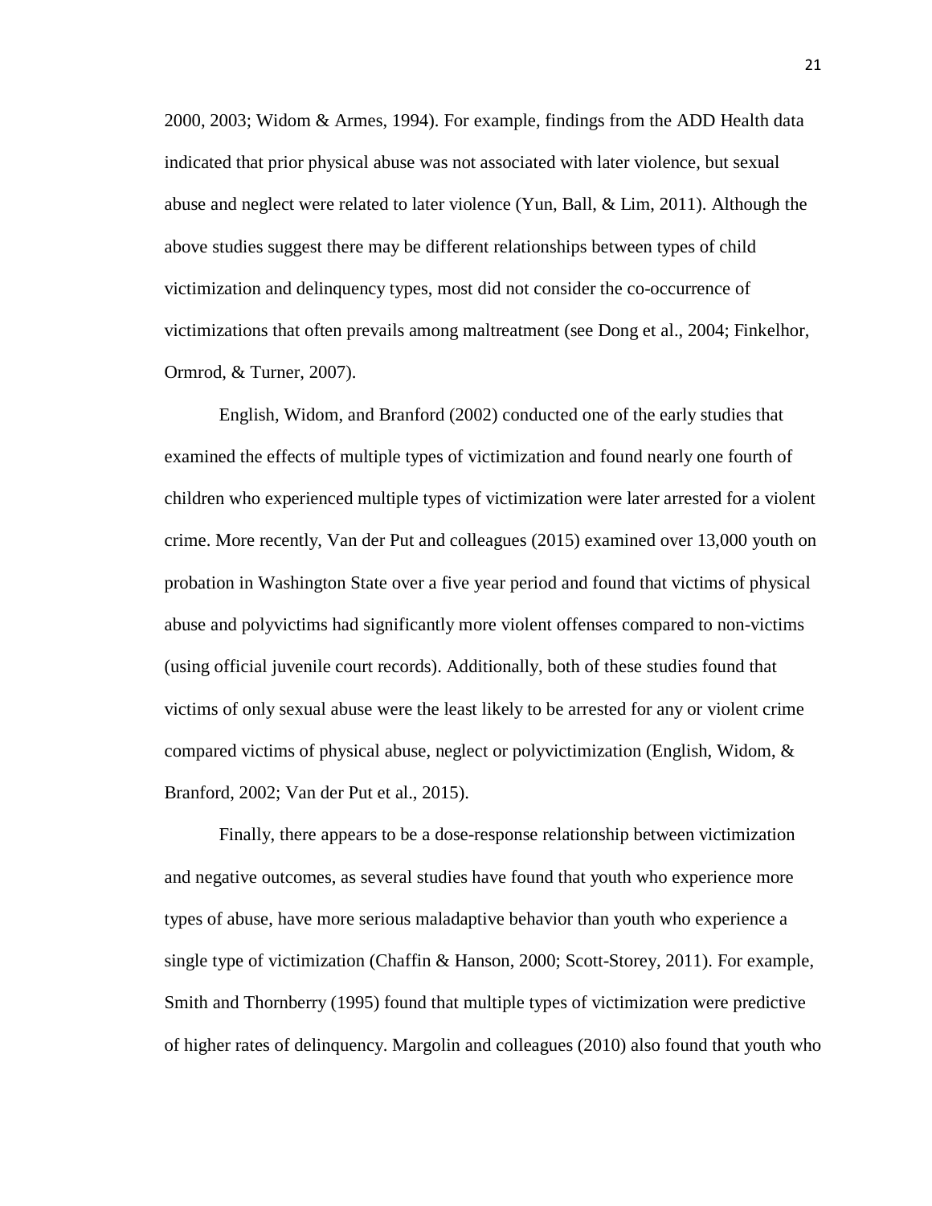2000, 2003; Widom & Armes, 1994). For example, findings from the ADD Health data indicated that prior physical abuse was not associated with later violence, but sexual abuse and neglect were related to later violence (Yun, Ball, & Lim, 2011). Although the above studies suggest there may be different relationships between types of child victimization and delinquency types, most did not consider the co-occurrence of victimizations that often prevails among maltreatment (see Dong et al., 2004; Finkelhor, Ormrod, & Turner, 2007).

English, Widom, and Branford (2002) conducted one of the early studies that examined the effects of multiple types of victimization and found nearly one fourth of children who experienced multiple types of victimization were later arrested for a violent crime. More recently, Van der Put and colleagues (2015) examined over 13,000 youth on probation in Washington State over a five year period and found that victims of physical abuse and polyvictims had significantly more violent offenses compared to non-victims (using official juvenile court records). Additionally, both of these studies found that victims of only sexual abuse were the least likely to be arrested for any or violent crime compared victims of physical abuse, neglect or polyvictimization (English, Widom, & Branford, 2002; Van der Put et al., 2015).

Finally, there appears to be a dose-response relationship between victimization and negative outcomes, as several studies have found that youth who experience more types of abuse, have more serious maladaptive behavior than youth who experience a single type of victimization (Chaffin & Hanson, 2000; Scott-Storey, 2011). For example, Smith and Thornberry (1995) found that multiple types of victimization were predictive of higher rates of delinquency. Margolin and colleagues (2010) also found that youth who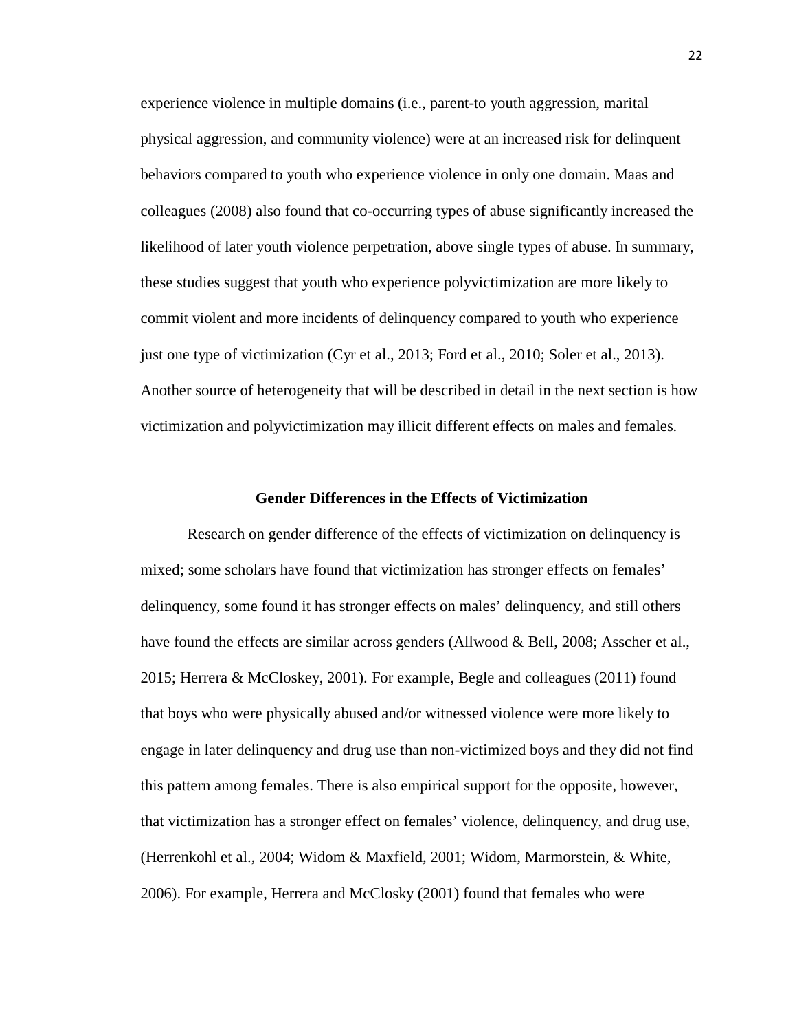experience violence in multiple domains (i.e., parent-to youth aggression, marital physical aggression, and community violence) were at an increased risk for delinquent behaviors compared to youth who experience violence in only one domain. Maas and colleagues (2008) also found that co-occurring types of abuse significantly increased the likelihood of later youth violence perpetration, above single types of abuse. In summary, these studies suggest that youth who experience polyvictimization are more likely to commit violent and more incidents of delinquency compared to youth who experience just one type of victimization (Cyr et al., 2013; Ford et al., 2010; Soler et al., 2013). Another source of heterogeneity that will be described in detail in the next section is how victimization and polyvictimization may illicit different effects on males and females.

## Gender Differences in the Effects of Victimization

Research on gender difference of the effects of victimization on delinquency is mixed; some scholars have found that victimization has stronger effects on females' delinquency, some found it has stronger effects on males' delinquency, and still others have found the effects are similar across genders (Allwood & Bell, 2008; Asscher et al., 2015; Herrera & McCloskey, 2001). For example, Begle and colleagues (2011) found that boys who were physically abused and/or witnessed violence were more likely to engage in later delinquency and drug use than non-victimized boys and they did not find this pattern among females. There is also empirical support for the opposite, however, that victimization has a stronger effect on females' violence, delinquency, and drug use, (Herrenkohl et al., 2004; Widom & Maxfield, 2001; Widom, Marmorstein, & White, 2006). For example, Herrera and McClosky (2001) found that females who were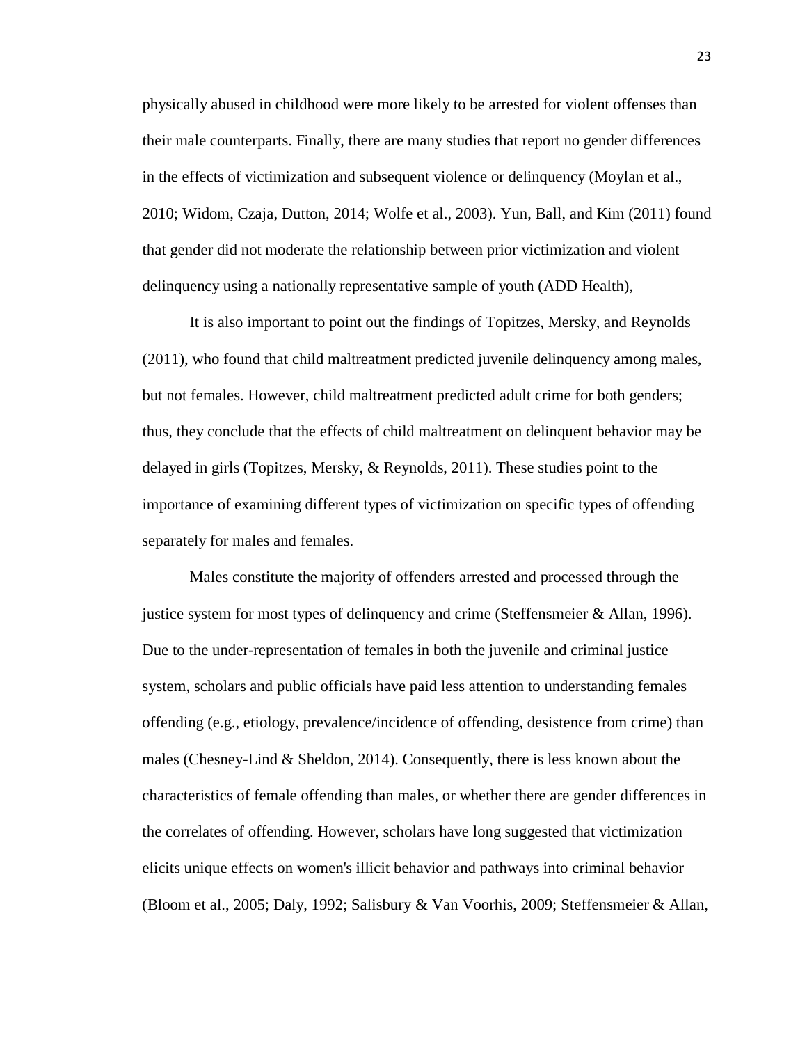physically abused in childhood were more likely to be arrested for violent offenses than their male counterparts. Finally, there are many studies that report no gender differences in the effects of victimization and subsequent violence or delinquency (Moylan et al., 2010; Widom, Czaja, Dutton, 2014; Wolfe et al., 2003). Yun, Ball, and Kim (2011) found that gender did not moderate the relationship between prior victimization and violent delinquency using a nationally representative sample of youth (ADD Health),

It is also important to point out the findings of Topitzes, Mersky, and Reynolds (2011), who found that child maltreatment predicted juvenile delinquency among males, but not females. However, child maltreatment predicted adult crime for both genders; thus, they conclude that the effects of child maltreatment on delinquent behavior may be delayed in girls (Topitzes, Mersky, & Reynolds, 2011). These studies point to the importance of examining different types of victimization on specific types of offending separately for males and females.

Males constitute the majority of offenders arrested and processed through the justice system for most types of delinquency and crime (Steffensmeier & Allan, 1996). Due to the under-representation of females in both the juvenile and criminal justice system, scholars and public officials have paid less attention to understanding females offending (e.g., etiology, prevalence/incidence of offending, desistence from crime) than males (Chesney-Lind & Sheldon, 2014). Consequently, there is less known about the characteristics of female offending than males, or whether there are gender differences in the correlates of offending. However, scholars have long suggested that victimization elicits unique effects on women's illicit behavior and pathways into criminal behavior (Bloom et al., 2005; Daly, 1992; Salisbury & Van Voorhis, 2009; Steffensmeier & Allan,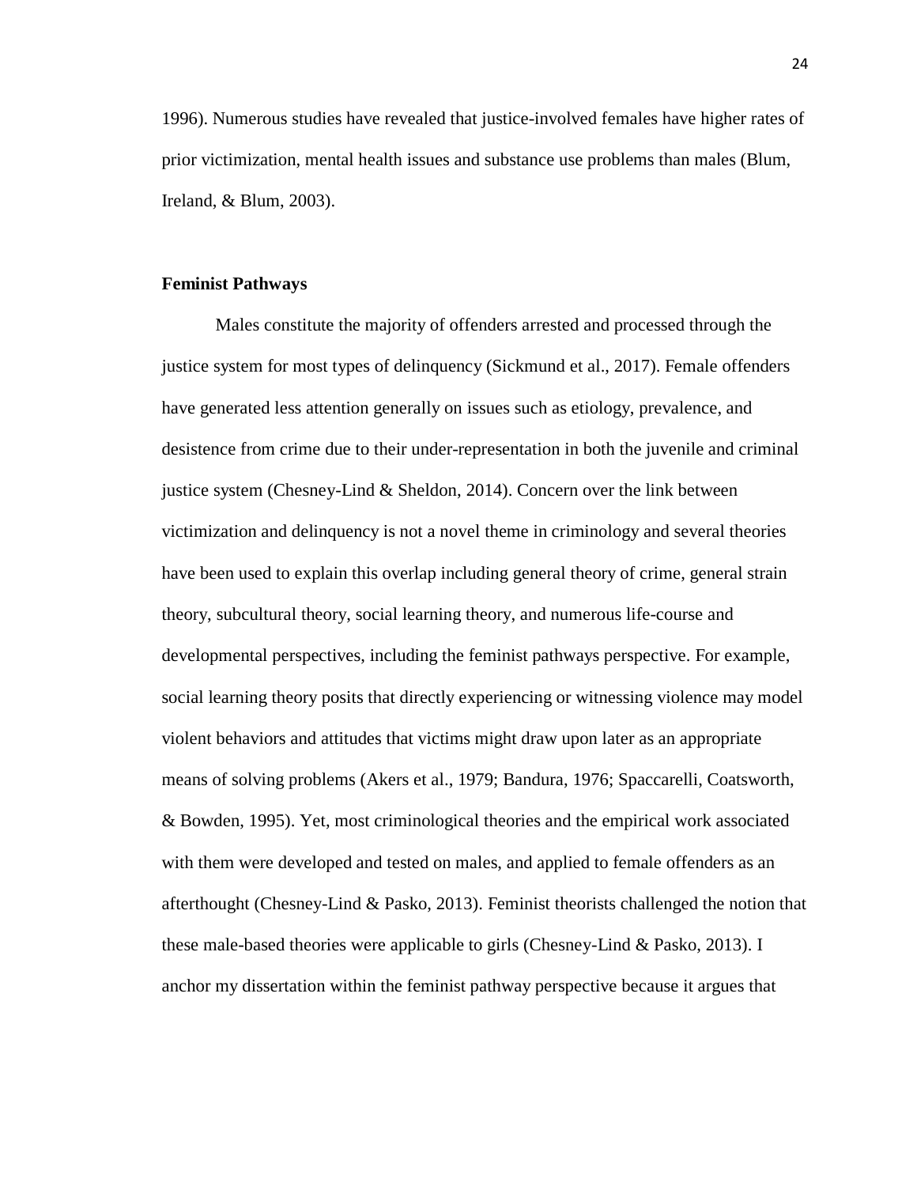1996). Numerous studies have revealed that justice-involved females have higher rates of prior victimization, mental health issues and substance use problems than males (Blum, Ireland, & Blum, 2003).

**Feminist Pathways**

Males constitute the majority of offenders arrested and processed through the justice system for most types of delinquency (Sickmund et al., 2017). Female offenders have generated less attention generally on issues such as etiology, prevalence, and desistence from crime due to their under-representation in both the juvenile and criminal justice system (Chesney-Lind & Sheldon, 2014). Concern over the link between victimization and delinquency is not a novel theme in criminology and several theories have been used to explain this overlap including general theory of crime, general strain theory, subcultural theory, social learning theory, and numerous life-course and developmental perspectives, including the feminist pathways perspective. For example, social learning theory posits that directly experiencing or witnessing violence may model violent behaviors and attitudes that victims might draw upon later as an appropriate means of solving problems (Akers et al., 1979; Bandura, 1976; Spaccarelli, Coatsworth, & Bowden, 1995). Yet, most criminological theories and the empirical work associated with them were developed and tested on males, and applied to female offenders as an afterthought (Chesney-Lind & Pasko, 2013). Feminist theorists challenged the notion that these male-based theories were applicable to girls (Chesney-Lind & Pasko, 2013). I anchor my dissertation within the feminist pathway perspective because it argues that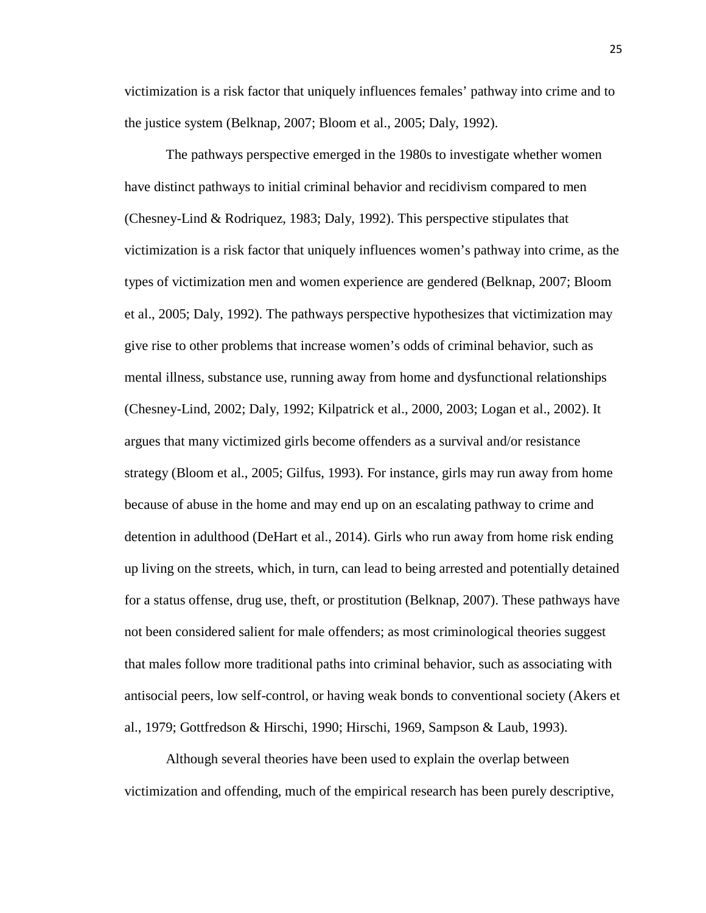victimization is a risk factor that uniquely influences females' pathway into crime and to the justice system (Belknap, 2007; Bloom et al., 2005; Daly, 1992).

The pathways perspective emerged in the 1980s to investigate whether women have distinct pathways to initial criminal behavior and recidivism compared to men (Chesney-Lind & Rodriquez, 1983; Daly, 1992). This perspective stipulates that victimization is a risk factor that uniquely influences women's pathway into crime, as the types of victimization men and women experience are gendered (Belknap, 2007; Bloom et al., 2005; Daly, 1992). The pathways perspective hypothesizes that victimization may give rise to other problems that increase women's odds of criminal behavior, such as mental illness, substance use, running away from home and dysfunctional relationships (Chesney-Lind, 2002; Daly, 1992; Kilpatrick et al., 2000, 2003; Logan et al., 2002). It argues that many victimized girls become offenders as a survival and/or resistance strategy (Bloom et al., 2005; Gilfus, 1993). For instance, girls may run away from home because of abuse in the home and may end up on an escalating pathway to crime and detention in adulthood (DeHart et al., 2014). Girls who run away from home risk ending up living on the streets, which, in turn, can lead to being arrested and potentially detained for a status offense, drug use, theft, or prostitution (Belknap, 2007). These pathways have not been considered salient for male offenders; as most criminological theories suggest that males follow more traditional paths into criminal behavior, such as associating with antisocial peers, low self-control, or having weak bonds to conventional society (Akers et al., 1979; Gottfredson & Hirschi, 1990; Hirschi, 1969, Sampson & Laub, 1993).

Although several theories have been used to explain the overlap between victimization and offending, much of the empirical research has been purely descriptive,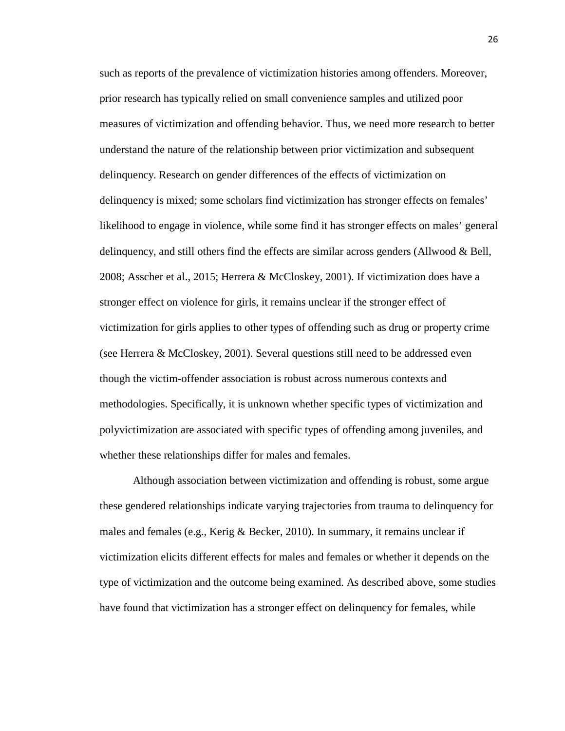such as reports of the prevalence of victimization histories among offenders. Moreover, prior research has typically relied on small convenience samples and utilized poor measures of victimization and offending behavior. Thus, we need more research to better understand the nature of the relationship between prior victimization and subsequent delinquency. Research on gender differences of the effects of victimization on delinquency is mixed; some scholars find victimization has stronger effects on females' likelihood to engage in violence, while some find it has stronger effects on males' general delinquency, and still others find the effects are similar across genders (Allwood & Bell, 2008; Asscher et al., 2015; Herrera & McCloskey, 2001). If victimization does have a stronger effect on violence for girls, it remains unclear if the stronger effect of victimization for girls applies to other types of offending such as drug or property crime (see Herrera & McCloskey, 2001). Several questions still need to be addressed even though the victim-offender association is robust across numerous contexts and methodologies. Specifically, it is unknown whether specific types of victimization and polyvictimization are associated with specific types of offending among juveniles, and whether these relationships differ for males and females.

Although association between victimization and offending is robust, some argue these gendered relationships indicate varying trajectories from trauma to delinquency for males and females (e.g., Kerig & Becker, 2010). In summary, it remains unclear if victimization elicits different effects for males and females or whether it depends on the type of victimization and the outcome being examined. As described above, some studies have found that victimization has a stronger effect on delinquency for females, while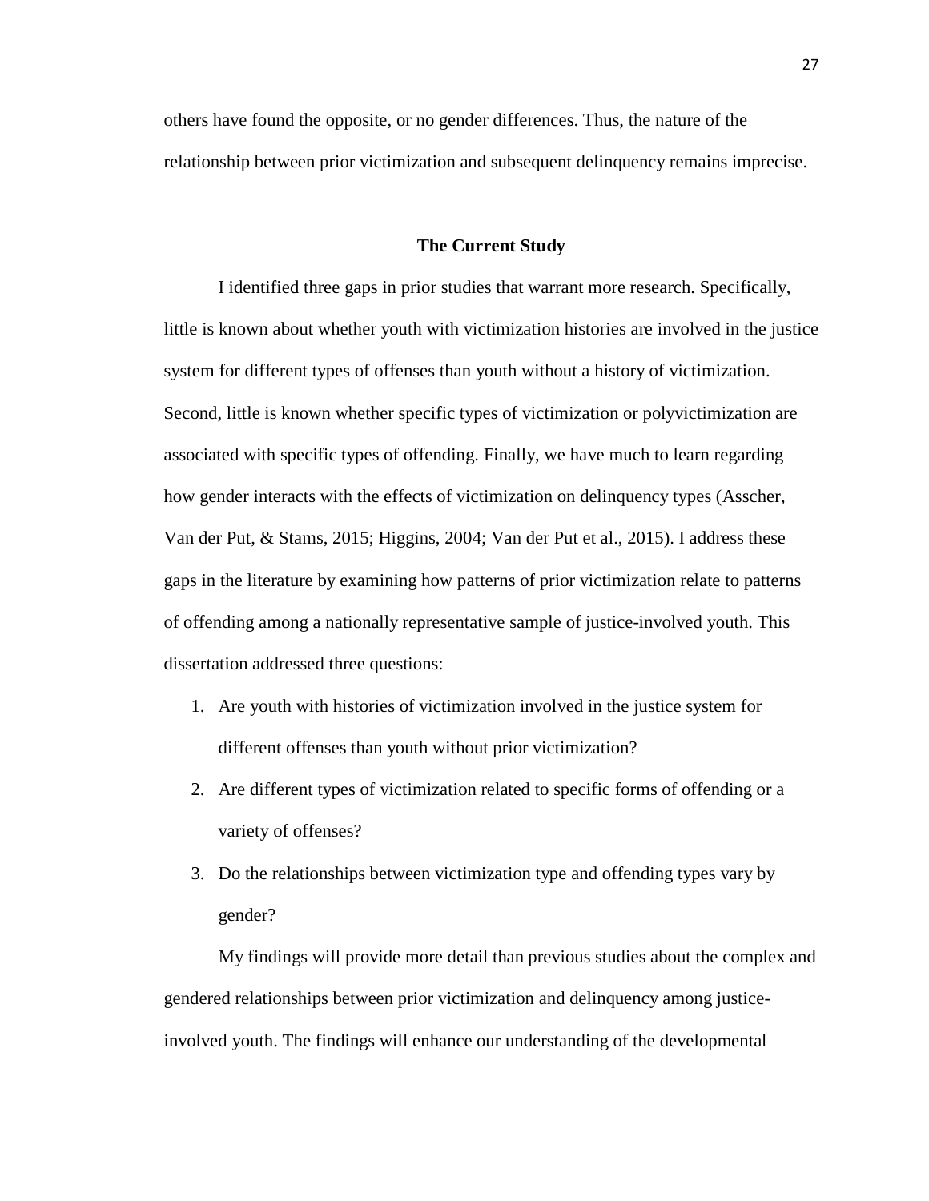others have found the opposite, or no gender differences. Thus, the nature of the relationship between prior victimization and subsequent delinquency remains imprecise.

## The Current Study

I identified three gaps in prior studies that warrant more research. Specifically, little is known about whether youth with victimization histories are involved in the justice system for different types of offenses than youth without a history of victimization. Second, little is known whether specific types of victimization or polyvictimization are associated with specific types of offending. Finally, we have much to learn regarding how gender interacts with the effects of victimization on delinquency types (Asscher, Van der Put, & Stams, 2015; Higgins, 2004; Van der Put et al., 2015). I address these gaps in the literature by examining how patterns of prior victimization relate to patterns of offending among a nationally representative sample of justice-involved youth. This dissertation addressed three questions:

1. Are youth with histories of victimization involved in the justice system for different offenses than youth without prior victimization?
2. Are different types of victimization related to specific forms of offending or a variety of offenses?
3. Do the relationships between victimization type and offending types vary by gender?

My findings will provide more detail than previous studies about the complex and gendered relationships between prior victimization and delinquency among justice-involved youth. The findings will enhance our understanding of the developmental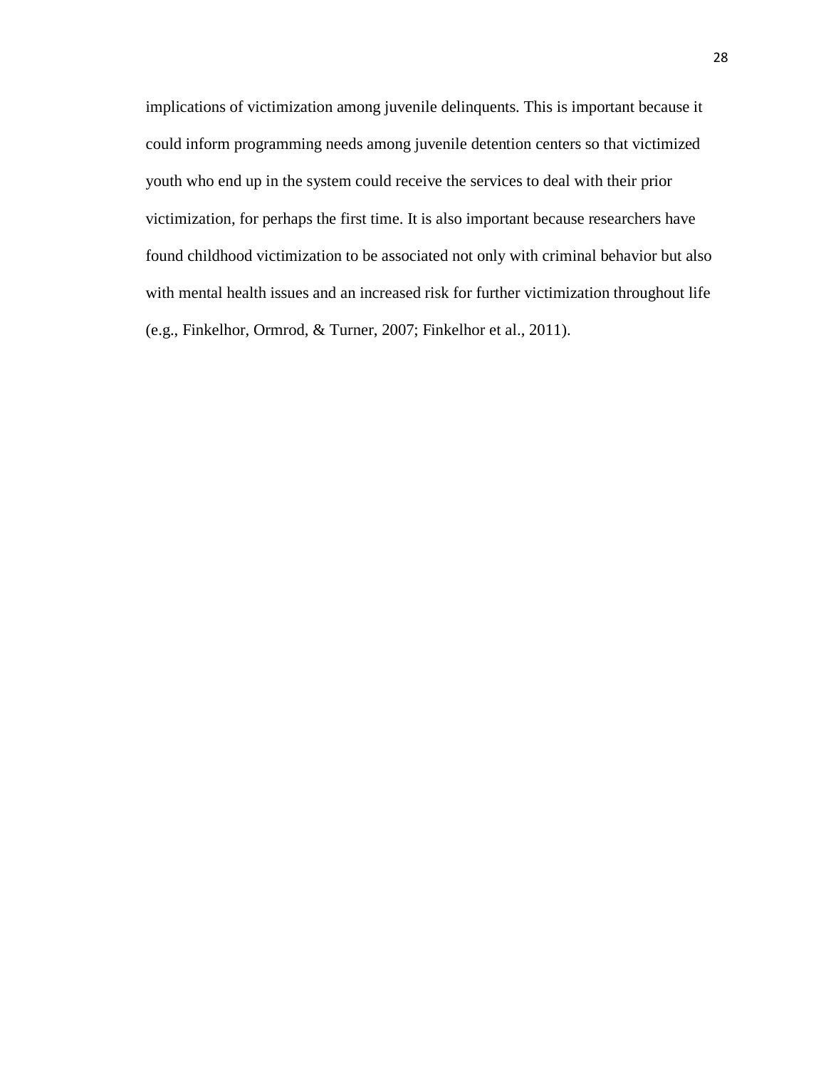implications of victimization among juvenile delinquents. This is important because it could inform programming needs among juvenile detention centers so that victimized youth who end up in the system could receive the services to deal with their prior victimization, for perhaps the first time. It is also important because researchers have found childhood victimization to be associated not only with criminal behavior but also with mental health issues and an increased risk for further victimization throughout life (e.g., Finkelhor, Ormrod, & Turner, 2007; Finkelhor et al., 2011).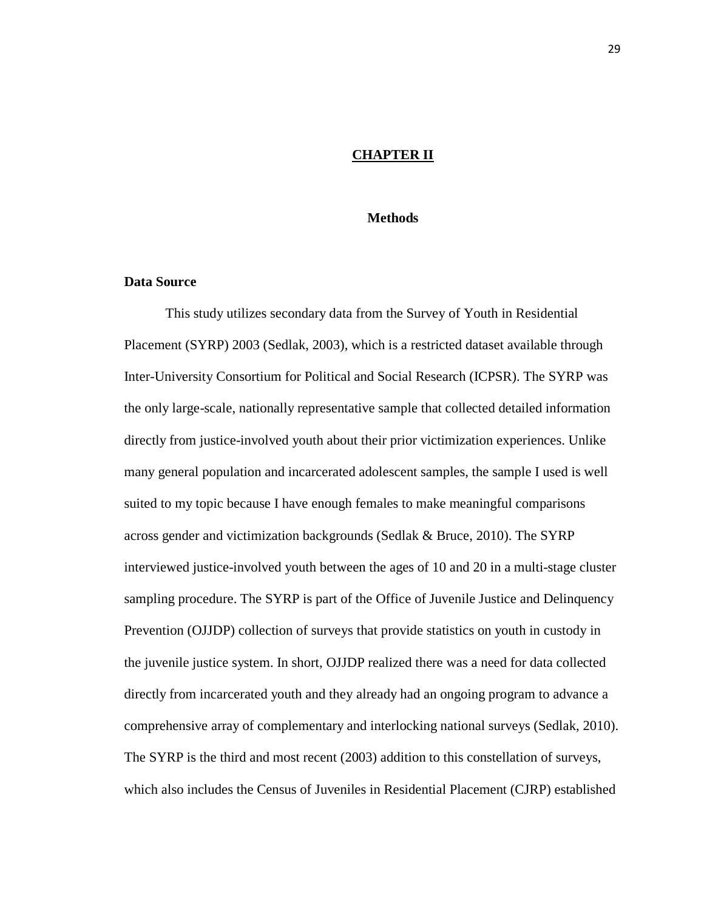# CHAPTER II

## Methods

### Data Source

This study utilizes secondary data from the Survey of Youth in Residential Placement (SYRP) 2003 (Sedlak, 2003), which is a restricted dataset available through Inter-University Consortium for Political and Social Research (ICPSR). The SYRP was the only large-scale, nationally representative sample that collected detailed information directly from justice-involved youth about their prior victimization experiences. Unlike many general population and incarcerated adolescent samples, the sample I used is well suited to my topic because I have enough females to make meaningful comparisons across gender and victimization backgrounds (Sedlak & Bruce, 2010). The SYRP interviewed justice-involved youth between the ages of 10 and 20 in a multi-stage cluster sampling procedure. The SYRP is part of the Office of Juvenile Justice and Delinquency Prevention (OJJDP) collection of surveys that provide statistics on youth in custody in the juvenile justice system. In short, OJJDP realized there was a need for data collected directly from incarcerated youth and they already had an ongoing program to advance a comprehensive array of complementary and interlocking national surveys (Sedlak, 2010). The SYRP is the third and most recent (2003) addition to this constellation of surveys, which also includes the Census of Juveniles in Residential Placement (CJRP) established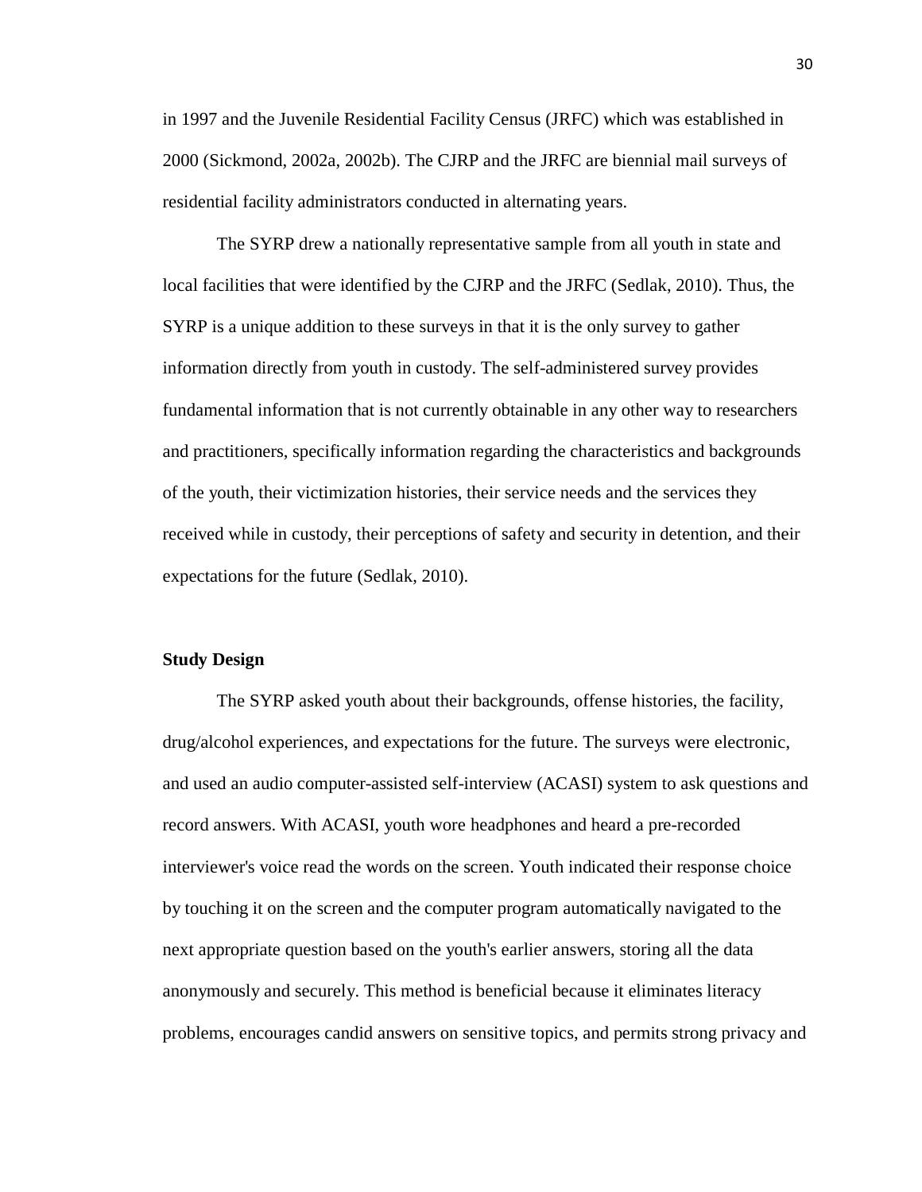in 1997 and the Juvenile Residential Facility Census (JRFC) which was established in 2000 (Sickmond, 2002a, 2002b). The CJRP and the JRFC are biennial mail surveys of residential facility administrators conducted in alternating years.

The SYRP drew a nationally representative sample from all youth in state and local facilities that were identified by the CJRP and the JRFC (Sedlak, 2010). Thus, the SYRP is a unique addition to these surveys in that it is the only survey to gather information directly from youth in custody. The self-administered survey provides fundamental information that is not currently obtainable in any other way to researchers and practitioners, specifically information regarding the characteristics and backgrounds of the youth, their victimization histories, their service needs and the services they received while in custody, their perceptions of safety and security in detention, and their expectations for the future (Sedlak, 2010).

**Study Design**

The SYRP asked youth about their backgrounds, offense histories, the facility, drug/alcohol experiences, and expectations for the future. The surveys were electronic, and used an audio computer-assisted self-interview (ACASI) system to ask questions and record answers. With ACASI, youth wore headphones and heard a pre-recorded interviewer's voice read the words on the screen. Youth indicated their response choice by touching it on the screen and the computer program automatically navigated to the next appropriate question based on the youth's earlier answers, storing all the data anonymously and securely. This method is beneficial because it eliminates literacy problems, encourages candid answers on sensitive topics, and permits strong privacy and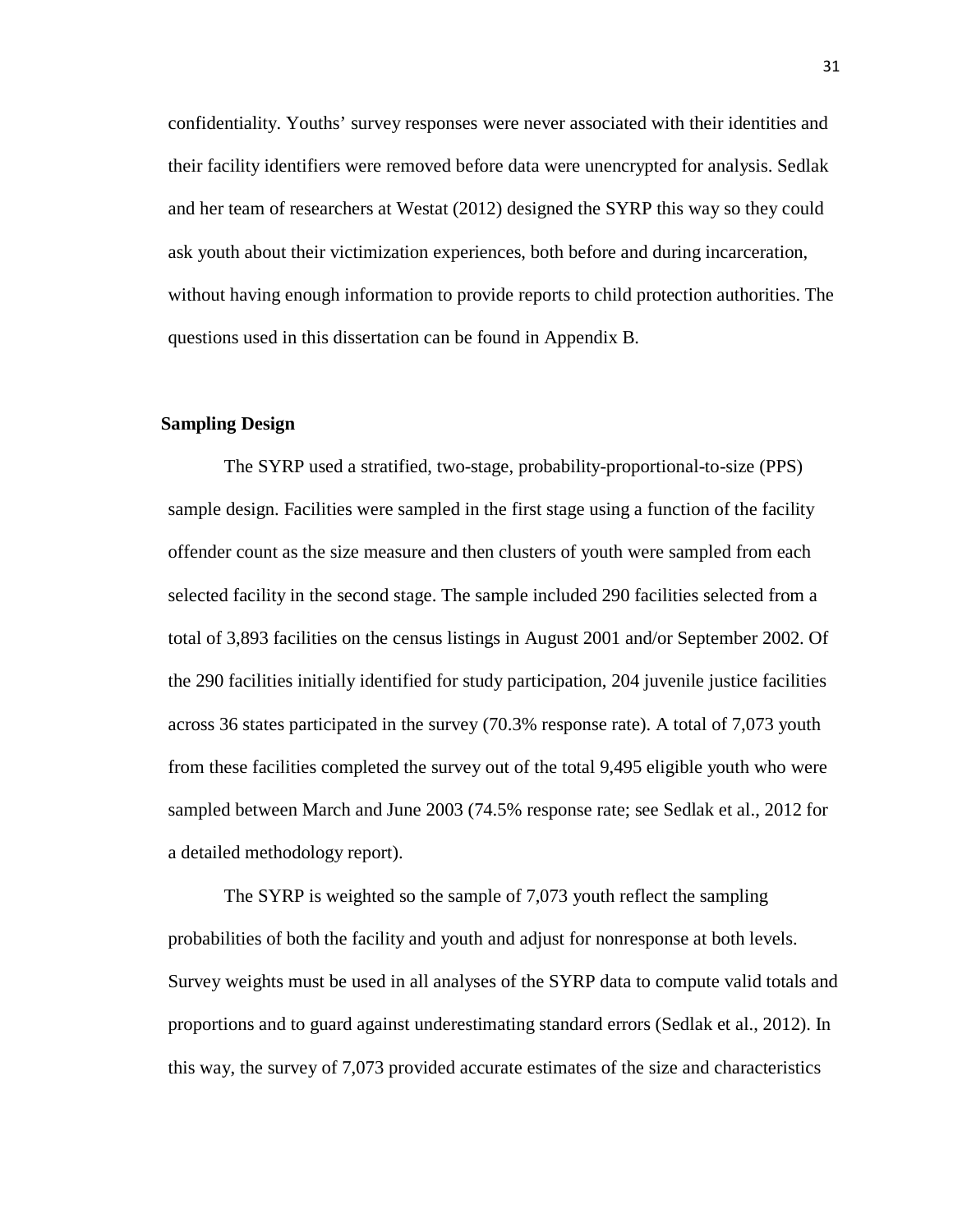confidentiality. Youths' survey responses were never associated with their identities and their facility identifiers were removed before data were unencrypted for analysis. Sedlak and her team of researchers at Westat (2012) designed the SYRP this way so they could ask youth about their victimization experiences, both before and during incarceration, without having enough information to provide reports to child protection authorities. The questions used in this dissertation can be found in Appendix B.

## Sampling Design

The SYRP used a stratified, two-stage, probability-proportional-to-size (PPS) sample design. Facilities were sampled in the first stage using a function of the facility offender count as the size measure and then clusters of youth were sampled from each selected facility in the second stage. The sample included 290 facilities selected from a total of 3,893 facilities on the census listings in August 2001 and/or September 2002. Of the 290 facilities initially identified for study participation, 204 juvenile justice facilities across 36 states participated in the survey (70.3% response rate). A total of 7,073 youth from these facilities completed the survey out of the total 9,495 eligible youth who were sampled between March and June 2003 (74.5% response rate; see Sedlak et al., 2012 for a detailed methodology report).

The SYRP is weighted so the sample of 7,073 youth reflect the sampling probabilities of both the facility and youth and adjust for nonresponse at both levels. Survey weights must be used in all analyses of the SYRP data to compute valid totals and proportions and to guard against underestimating standard errors (Sedlak et al., 2012). In this way, the survey of 7,073 provided accurate estimates of the size and characteristics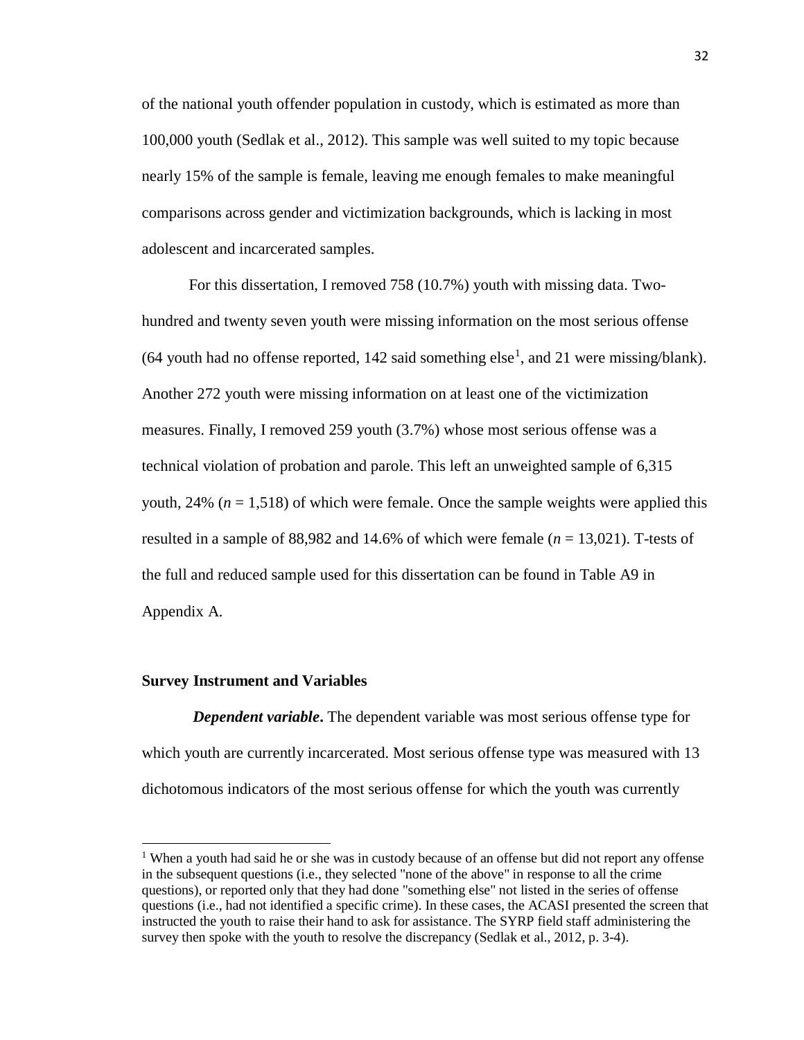of the national youth offender population in custody, which is estimated as more than 100,000 youth (Sedlak et al., 2012). This sample was well suited to my topic because nearly 15% of the sample is female, leaving me enough females to make meaningful comparisons across gender and victimization backgrounds, which is lacking in most adolescent and incarcerated samples.

For this dissertation, I removed 758 (10.7%) youth with missing data. Two-hundred and twenty seven youth were missing information on the most serious offense (64 youth had no offense reported, 142 said something else[1], and 21 were missing/blank). Another 272 youth were missing information on at least one of the victimization measures. Finally, I removed 259 youth (3.7%) whose most serious offense was a technical violation of probation and parole. This left an unweighted sample of 6,315 youth, 24% ($n$ = 1,518) of which were female. Once the sample weights were applied this resulted in a sample of 88,982 and 14.6% of which were female ($n$ = 13,021). T-tests of the full and reduced sample used for this dissertation can be found in Table A9 in Appendix A.

## Survey Instrument and Variables

***Dependent variable*.** The dependent variable was most serious offense type for which youth are currently incarcerated. Most serious offense type was measured with 13 dichotomous indicators of the most serious offense for which the youth was currently

---

[1] When a youth had said he or she was in custody because of an offense but did not report any offense in the subsequent questions (i.e., they selected "none of the above" in response to all the crime questions), or reported only that they had done "something else" not listed in the series of offense questions (i.e., had not identified a specific crime). In these cases, the ACASI presented the screen that instructed the youth to raise their hand to ask for assistance. The SYRP field staff administering the survey then spoke with the youth to resolve the discrepancy (Sedlak et al., 2012, p. 3-4).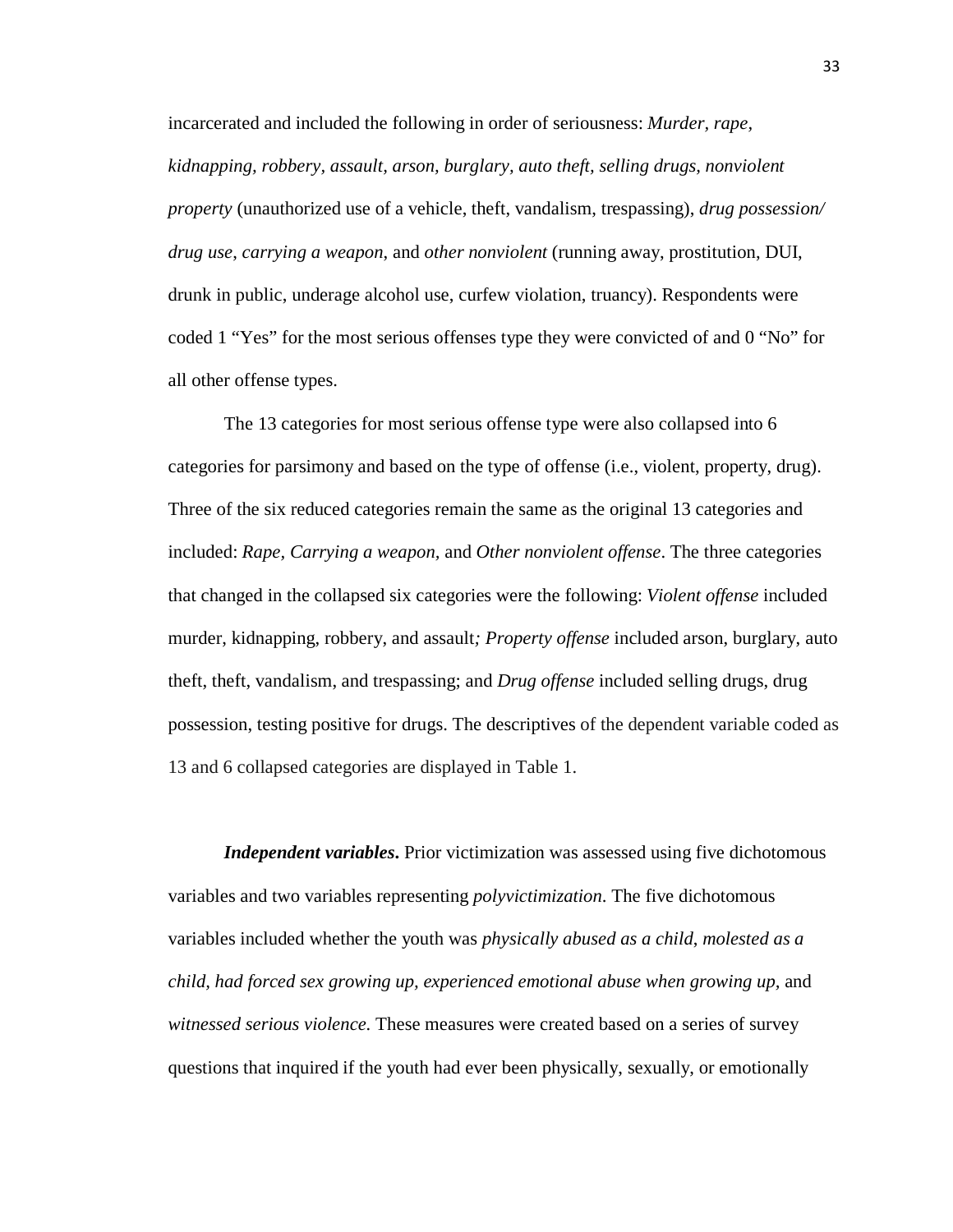incarcerated and included the following in order of seriousness: *Murder, rape, kidnapping, robbery, assault, arson, burglary, auto theft, selling drugs, nonviolent property* (unauthorized use of a vehicle, theft, vandalism, trespassing), *drug possession/ drug use*, *carrying a weapon*, and *other nonviolent* (running away, prostitution, DUI, drunk in public, underage alcohol use, curfew violation, truancy). Respondents were coded 1 "Yes" for the most serious offenses type they were convicted of and 0 "No" for all other offense types.

The 13 categories for most serious offense type were also collapsed into 6 categories for parsimony and based on the type of offense (i.e., violent, property, drug). Three of the six reduced categories remain the same as the original 13 categories and included: *Rape, Carrying a weapon,* and *Other nonviolent offense*. The three categories that changed in the collapsed six categories were the following: *Violent offense* included murder, kidnapping, robbery, and assault*; Property offense* included arson, burglary, auto theft, theft, vandalism, and trespassing; and *Drug offense* included selling drugs, drug possession, testing positive for drugs. The descriptives of the dependent variable coded as 13 and 6 collapsed categories are displayed in Table 1.

***Independent variables*.** Prior victimization was assessed using five dichotomous variables and two variables representing *polyvictimization*. The five dichotomous variables included whether the youth was *physically abused as a child*, *molested as a child, had forced sex growing up, experienced emotional abuse when growing up,* and *witnessed serious violence.* These measures were created based on a series of survey questions that inquired if the youth had ever been physically, sexually, or emotionally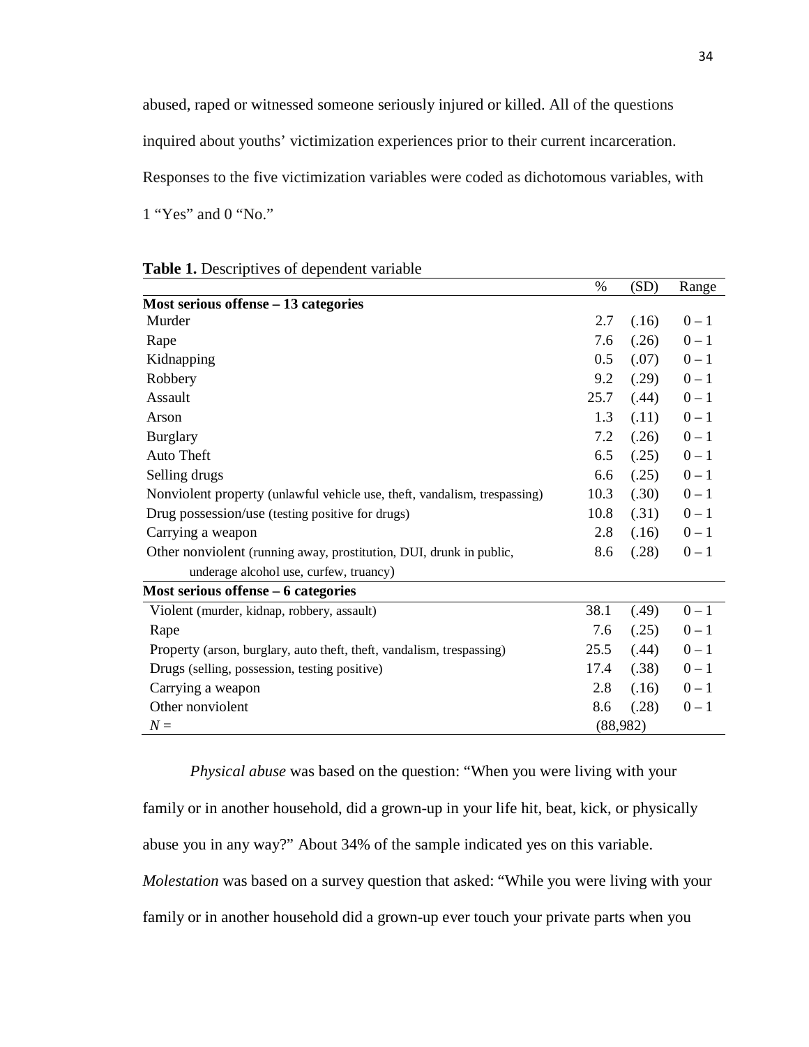abused, raped or witnessed someone seriously injured or killed. All of the questions inquired about youths' victimization experiences prior to their current incarceration. Responses to the five victimization variables were coded as dichotomous variables, with 1 "Yes" and 0 "No."

**Table 1.** Descriptives of dependent variable

| | % | (SD) | Range |
|---|---|---|---|
| **Most serious offense – 13 categories** | | | |
| Murder | 2.7 | (.16) | 0 – 1 |
| Rape | 7.6 | (.26) | 0 – 1 |
| Kidnapping | 0.5 | (.07) | 0 – 1 |
| Robbery | 9.2 | (.29) | 0 – 1 |
| Assault | 25.7 | (.44) | 0 – 1 |
| Arson | 1.3 | (.11) | 0 – 1 |
| Burglary | 7.2 | (.26) | 0 – 1 |
| Auto Theft | 6.5 | (.25) | 0 – 1 |
| Selling drugs | 6.6 | (.25) | 0 – 1 |
| Nonviolent property (unlawful vehicle use, theft, vandalism, trespassing) | 10.3 | (.30) | 0 – 1 |
| Drug possession/use (testing positive for drugs) | 10.8 | (.31) | 0 – 1 |
| Carrying a weapon | 2.8 | (.16) | 0 – 1 |
| Other nonviolent (running away, prostitution, DUI, drunk in public, underage alcohol use, curfew, truancy) | 8.6 | (.28) | 0 – 1 |
| **Most serious offense – 6 categories** | | | |
| Violent (murder, kidnap, robbery, assault) | 38.1 | (.49) | 0 – 1 |
| Rape | 7.6 | (.25) | 0 – 1 |
| Property (arson, burglary, auto theft, theft, vandalism, trespassing) | 25.5 | (.44) | 0 – 1 |
| Drugs (selling, possession, testing positive) | 17.4 | (.38) | 0 – 1 |
| Carrying a weapon | 2.8 | (.16) | 0 – 1 |
| Other nonviolent | 8.6 | (.28) | 0 – 1 |
| *N* = | | (88,982) | |

*Physical abuse* was based on the question: "When you were living with your family or in another household, did a grown-up in your life hit, beat, kick, or physically abuse you in any way?" About 34% of the sample indicated yes on this variable. *Molestation* was based on a survey question that asked: "While you were living with your family or in another household did a grown-up ever touch your private parts when you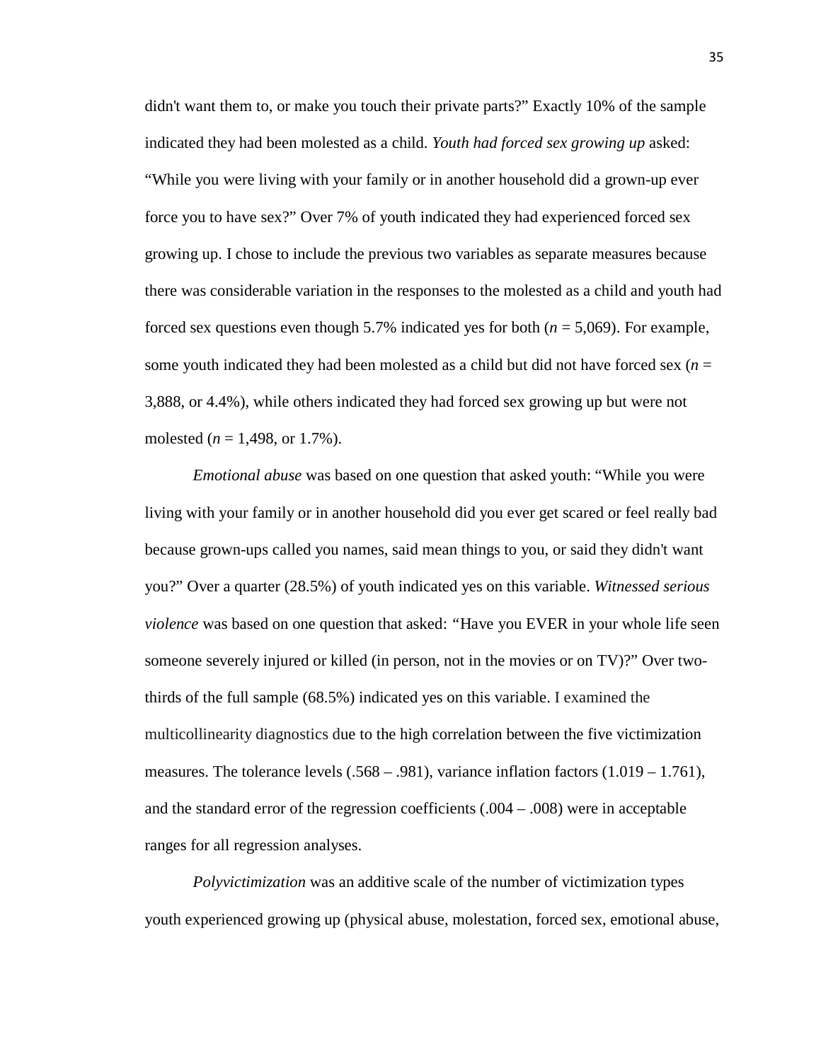didn't want them to, or make you touch their private parts?" Exactly 10% of the sample indicated they had been molested as a child. *Youth had forced sex growing up* asked: "While you were living with your family or in another household did a grown-up ever force you to have sex?" Over 7% of youth indicated they had experienced forced sex growing up. I chose to include the previous two variables as separate measures because there was considerable variation in the responses to the molested as a child and youth had forced sex questions even though 5.7% indicated yes for both (*n* = 5,069). For example, some youth indicated they had been molested as a child but did not have forced sex (*n* = 3,888, or 4.4%), while others indicated they had forced sex growing up but were not molested (*n* = 1,498, or 1.7%).

*Emotional abuse* was based on one question that asked youth: "While you were living with your family or in another household did you ever get scared or feel really bad because grown-ups called you names, said mean things to you, or said they didn't want you?" Over a quarter (28.5%) of youth indicated yes on this variable. *Witnessed serious violence* was based on one question that asked: "Have you EVER in your whole life seen someone severely injured or killed (in person, not in the movies or on TV)?" Over two-thirds of the full sample (68.5%) indicated yes on this variable. I examined the multicollinearity diagnostics due to the high correlation between the five victimization measures. The tolerance levels (.568 – .981), variance inflation factors (1.019 – 1.761), and the standard error of the regression coefficients (.004 – .008) were in acceptable ranges for all regression analyses.

*Polyvictimization* was an additive scale of the number of victimization types youth experienced growing up (physical abuse, molestation, forced sex, emotional abuse,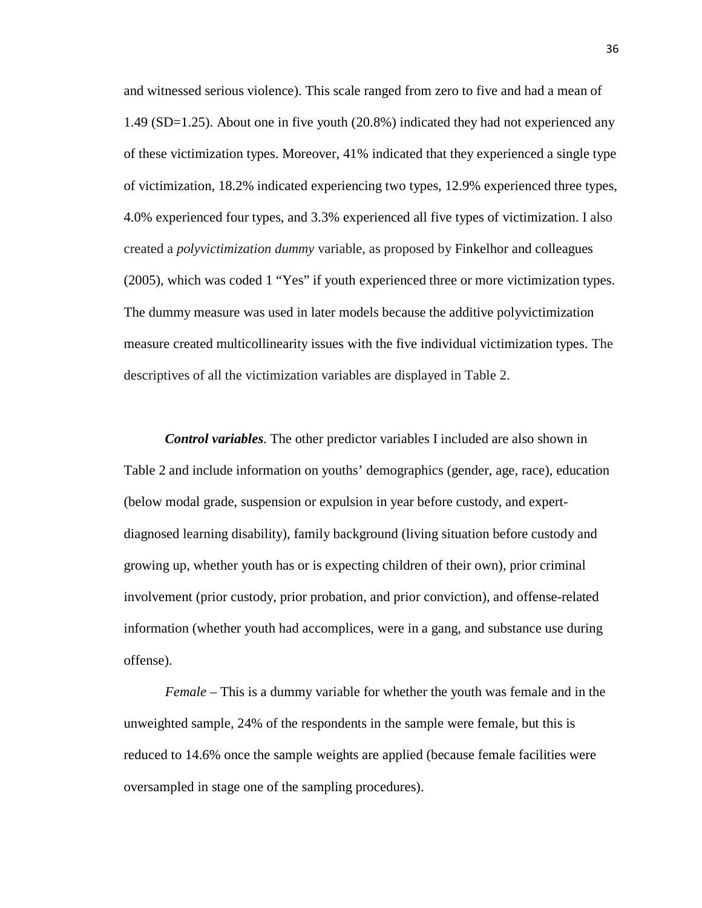and witnessed serious violence). This scale ranged from zero to five and had a mean of 1.49 (SD=1.25). About one in five youth (20.8%) indicated they had not experienced any of these victimization types. Moreover, 41% indicated that they experienced a single type of victimization, 18.2% indicated experiencing two types, 12.9% experienced three types, 4.0% experienced four types, and 3.3% experienced all five types of victimization. I also created a *polyvictimization dummy* variable, as proposed by Finkelhor and colleagues (2005), which was coded 1 "Yes" if youth experienced three or more victimization types. The dummy measure was used in later models because the additive polyvictimization measure created multicollinearity issues with the five individual victimization types. The descriptives of all the victimization variables are displayed in Table 2.

***Control variables***. The other predictor variables I included are also shown in Table 2 and include information on youths' demographics (gender, age, race), education (below modal grade, suspension or expulsion in year before custody, and expert-diagnosed learning disability), family background (living situation before custody and growing up, whether youth has or is expecting children of their own), prior criminal involvement (prior custody, prior probation, and prior conviction), and offense-related information (whether youth had accomplices, were in a gang, and substance use during offense).

*Female* – This is a dummy variable for whether the youth was female and in the unweighted sample, 24% of the respondents in the sample were female, but this is reduced to 14.6% once the sample weights are applied (because female facilities were oversampled in stage one of the sampling procedures).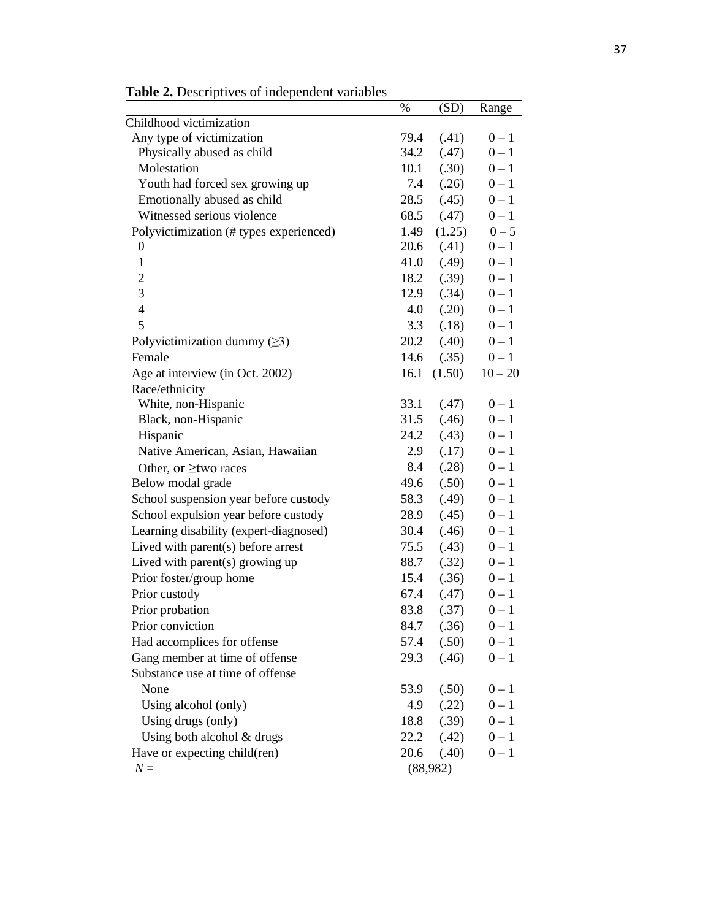**Table 2.** Descriptives of independent variables

| | % | (SD) | Range |
|---|---|---|---|
| Childhood victimization | | | |
| Any type of victimization | 79.4 | (.41) | 0 – 1 |
| Physically abused as child | 34.2 | (.47) | 0 – 1 |
| Molestation | 10.1 | (.30) | 0 – 1 |
| Youth had forced sex growing up | 7.4 | (.26) | 0 – 1 |
| Emotionally abused as child | 28.5 | (.45) | 0 – 1 |
| Witnessed serious violence | 68.5 | (.47) | 0 – 1 |
| Polyvictimization (# types experienced) | 1.49 | (1.25) | 0 – 5 |
| 0 | 20.6 | (.41) | 0 – 1 |
| 1 | 41.0 | (.49) | 0 – 1 |
| 2 | 18.2 | (.39) | 0 – 1 |
| 3 | 12.9 | (.34) | 0 – 1 |
| 4 | 4.0 | (.20) | 0 – 1 |
| 5 | 3.3 | (.18) | 0 – 1 |
| Polyvictimization dummy (≥3) | 20.2 | (.40) | 0 – 1 |
| Female | 14.6 | (.35) | 0 – 1 |
| Age at interview (in Oct. 2002) | 16.1 | (1.50) | 10 – 20 |
| Race/ethnicity | | | |
| White, non-Hispanic | 33.1 | (.47) | 0 – 1 |
| Black, non-Hispanic | 31.5 | (.46) | 0 – 1 |
| Hispanic | 24.2 | (.43) | 0 – 1 |
| Native American, Asian, Hawaiian | 2.9 | (.17) | 0 – 1 |
| Other, or ≥two races | 8.4 | (.28) | 0 – 1 |
| Below modal grade | 49.6 | (.50) | 0 – 1 |
| School suspension year before custody | 58.3 | (.49) | 0 – 1 |
| School expulsion year before custody | 28.9 | (.45) | 0 – 1 |
| Learning disability (expert-diagnosed) | 30.4 | (.46) | 0 – 1 |
| Lived with parent(s) before arrest | 75.5 | (.43) | 0 – 1 |
| Lived with parent(s) growing up | 88.7 | (.32) | 0 – 1 |
| Prior foster/group home | 15.4 | (.36) | 0 – 1 |
| Prior custody | 67.4 | (.47) | 0 – 1 |
| Prior probation | 83.8 | (.37) | 0 – 1 |
| Prior conviction | 84.7 | (.36) | 0 – 1 |
| Had accomplices for offense | 57.4 | (.50) | 0 – 1 |
| Gang member at time of offense | 29.3 | (.46) | 0 – 1 |
| Substance use at time of offense | | | |
| None | 53.9 | (.50) | 0 – 1 |
| Using alcohol (only) | 4.9 | (.22) | 0 – 1 |
| Using drugs (only) | 18.8 | (.39) | 0 – 1 |
| Using both alcohol & drugs | 22.2 | (.42) | 0 – 1 |
| Have or expecting child(ren) | 20.6 | (.40) | 0 – 1 |
| *N* = | (88,982) | | |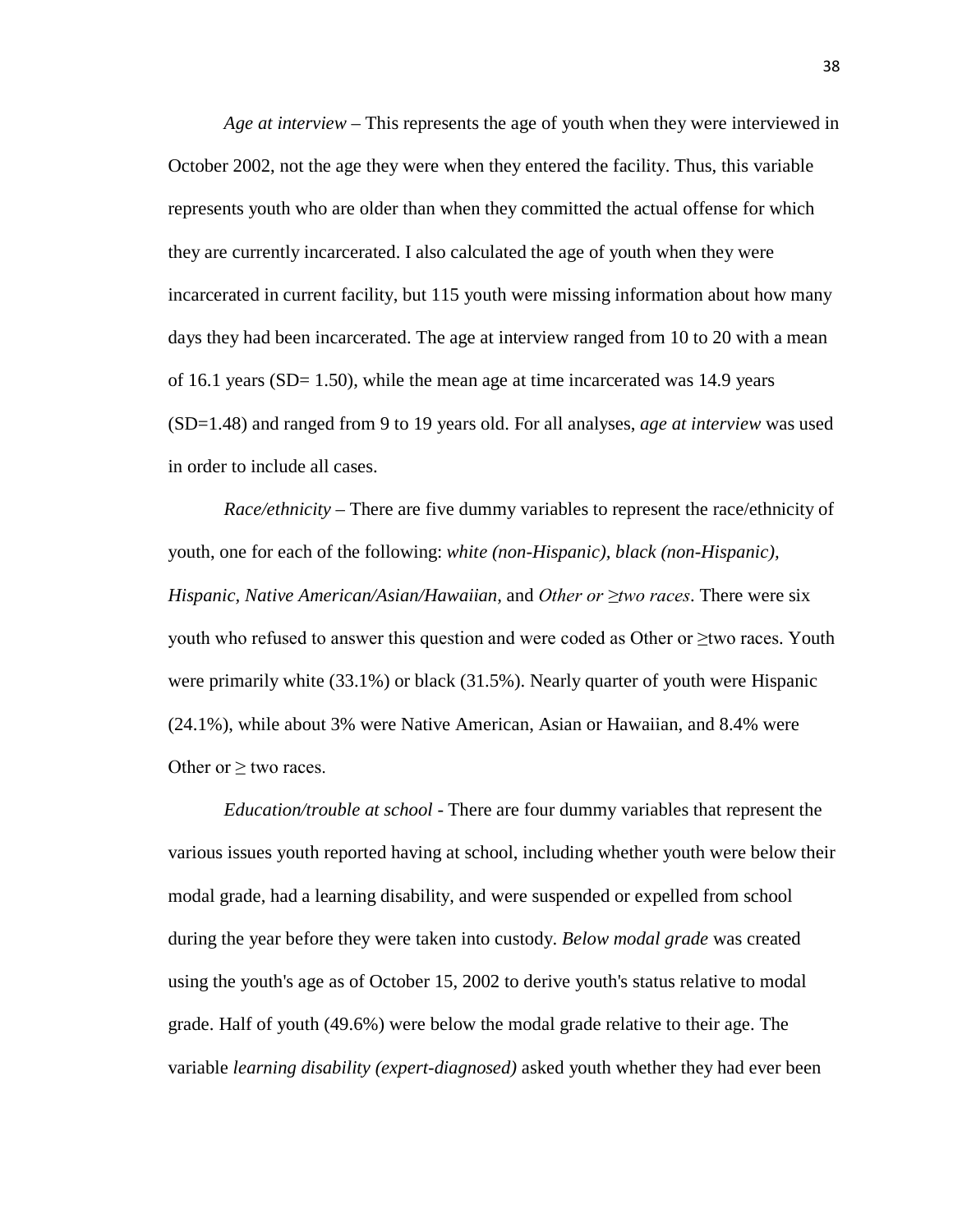*Age at interview* – This represents the age of youth when they were interviewed in October 2002, not the age they were when they entered the facility. Thus, this variable represents youth who are older than when they committed the actual offense for which they are currently incarcerated. I also calculated the age of youth when they were incarcerated in current facility, but 115 youth were missing information about how many days they had been incarcerated. The age at interview ranged from 10 to 20 with a mean of 16.1 years (SD= 1.50), while the mean age at time incarcerated was 14.9 years (SD=1.48) and ranged from 9 to 19 years old. For all analyses, *age at interview* was used in order to include all cases.

*Race/ethnicity* – There are five dummy variables to represent the race/ethnicity of youth, one for each of the following: *white (non-Hispanic), black (non-Hispanic), Hispanic, Native American/Asian/Hawaiian*, and *Other or ≥two races*. There were six youth who refused to answer this question and were coded as Other or ≥two races. Youth were primarily white (33.1%) or black (31.5%). Nearly quarter of youth were Hispanic (24.1%), while about 3% were Native American, Asian or Hawaiian, and 8.4% were Other or ≥ two races.

*Education/trouble at school* - There are four dummy variables that represent the various issues youth reported having at school, including whether youth were below their modal grade, had a learning disability, and were suspended or expelled from school during the year before they were taken into custody. *Below modal grade* was created using the youth's age as of October 15, 2002 to derive youth's status relative to modal grade. Half of youth (49.6%) were below the modal grade relative to their age. The variable *learning disability (expert-diagnosed)* asked youth whether they had ever been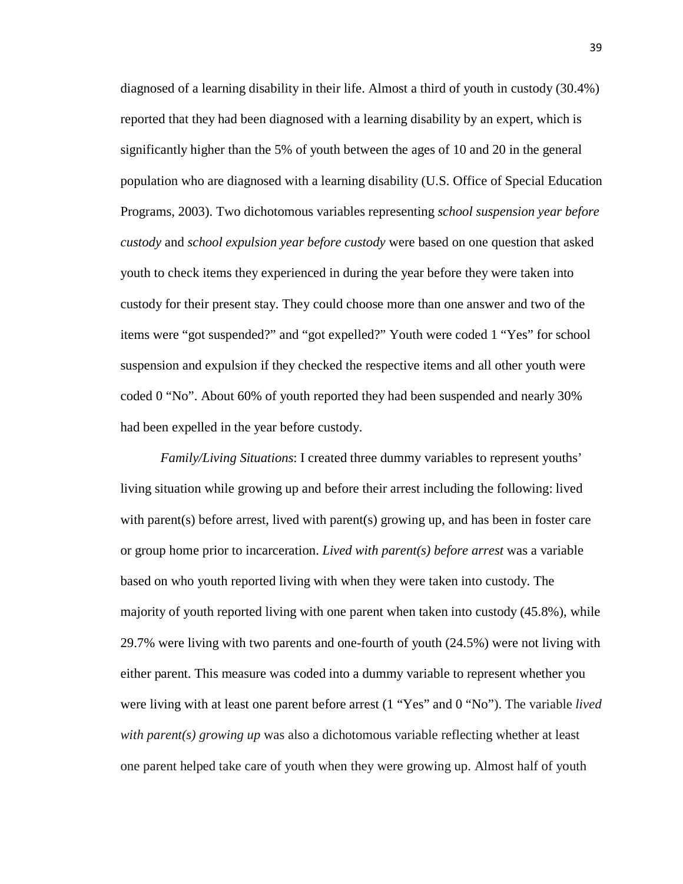diagnosed of a learning disability in their life. Almost a third of youth in custody (30.4%) reported that they had been diagnosed with a learning disability by an expert, which is significantly higher than the 5% of youth between the ages of 10 and 20 in the general population who are diagnosed with a learning disability (U.S. Office of Special Education Programs, 2003). Two dichotomous variables representing *school suspension year before custody* and *school expulsion year before custody* were based on one question that asked youth to check items they experienced in during the year before they were taken into custody for their present stay. They could choose more than one answer and two of the items were "got suspended?" and "got expelled?" Youth were coded 1 "Yes" for school suspension and expulsion if they checked the respective items and all other youth were coded 0 "No". About 60% of youth reported they had been suspended and nearly 30% had been expelled in the year before custody.

*Family/Living Situations*: I created three dummy variables to represent youths' living situation while growing up and before their arrest including the following: lived with parent(s) before arrest, lived with parent(s) growing up, and has been in foster care or group home prior to incarceration. *Lived with parent(s) before arrest* was a variable based on who youth reported living with when they were taken into custody. The majority of youth reported living with one parent when taken into custody (45.8%), while 29.7% were living with two parents and one-fourth of youth (24.5%) were not living with either parent. This measure was coded into a dummy variable to represent whether you were living with at least one parent before arrest (1 "Yes" and 0 "No"). The variable *lived with parent(s) growing up* was also a dichotomous variable reflecting whether at least one parent helped take care of youth when they were growing up. Almost half of youth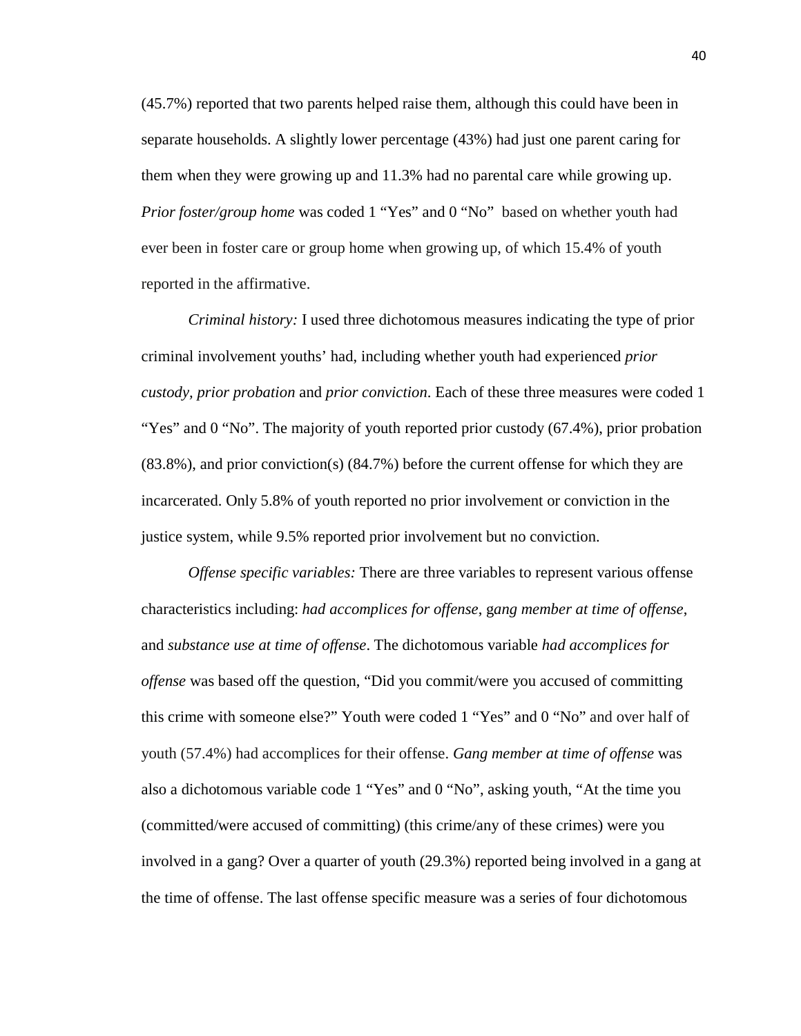(45.7%) reported that two parents helped raise them, although this could have been in separate households. A slightly lower percentage (43%) had just one parent caring for them when they were growing up and 11.3% had no parental care while growing up. *Prior foster/group home* was coded 1 "Yes" and 0 "No" based on whether youth had ever been in foster care or group home when growing up, of which 15.4% of youth reported in the affirmative.

*Criminal history:* I used three dichotomous measures indicating the type of prior criminal involvement youths' had, including whether youth had experienced *prior custody*, *prior probation* and *prior conviction*. Each of these three measures were coded 1 "Yes" and 0 "No". The majority of youth reported prior custody (67.4%), prior probation (83.8%), and prior conviction(s) (84.7%) before the current offense for which they are incarcerated. Only 5.8% of youth reported no prior involvement or conviction in the justice system, while 9.5% reported prior involvement but no conviction.

*Offense specific variables:* There are three variables to represent various offense characteristics including: *had accomplices for offense*, g*ang member at time of offense*, and *substance use at time of offense*. The dichotomous variable *had accomplices for offense* was based off the question, "Did you commit/were you accused of committing this crime with someone else?" Youth were coded 1 "Yes" and 0 "No" and over half of youth (57.4%) had accomplices for their offense. *Gang member at time of offense* was also a dichotomous variable code 1 "Yes" and 0 "No", asking youth, "At the time you (committed/were accused of committing) (this crime/any of these crimes) were you involved in a gang? Over a quarter of youth (29.3%) reported being involved in a gang at the time of offense. The last offense specific measure was a series of four dichotomous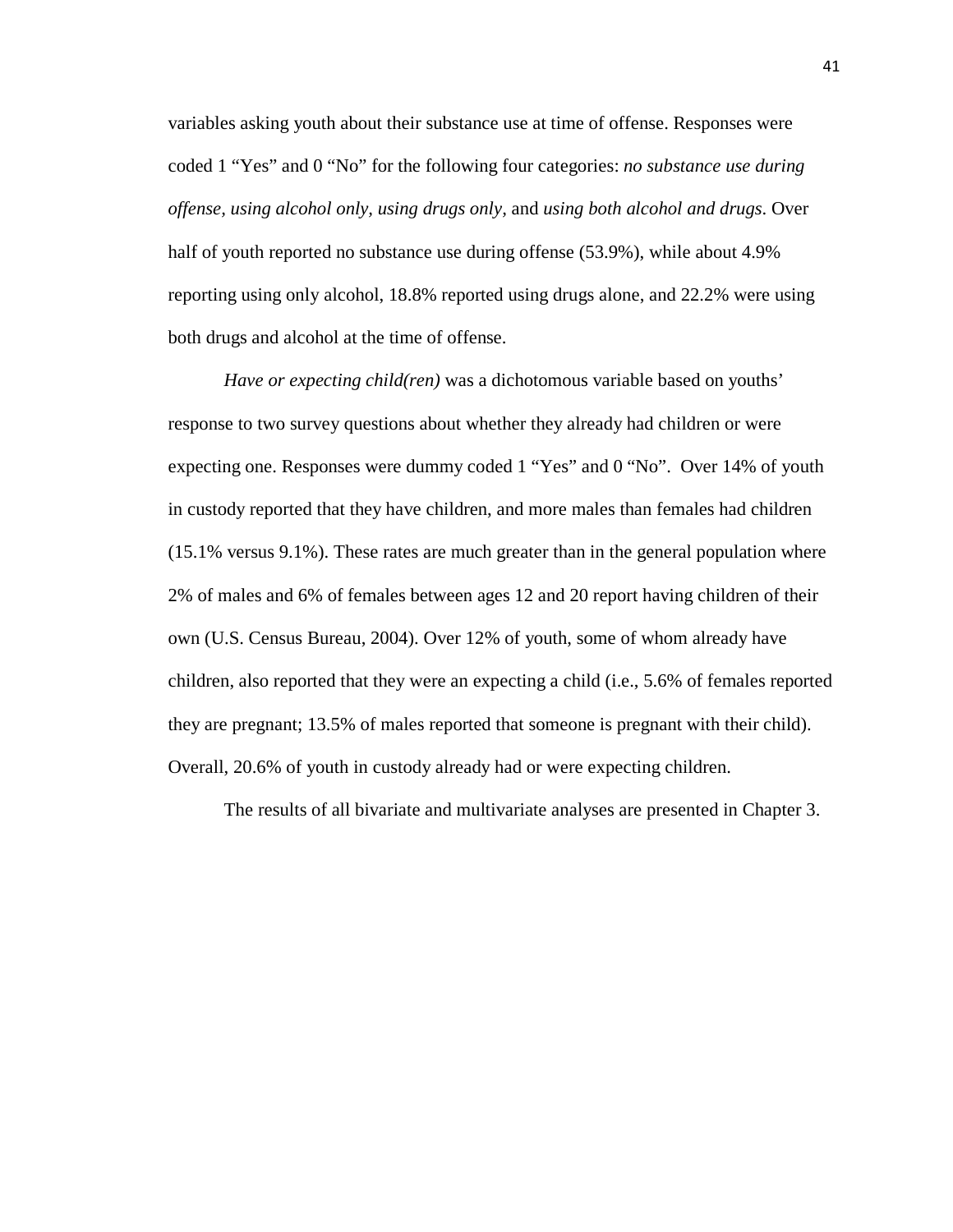variables asking youth about their substance use at time of offense. Responses were coded 1 "Yes" and 0 "No" for the following four categories: *no substance use during offense, using alcohol only, using drugs only,* and *using both alcohol and drugs*. Over half of youth reported no substance use during offense (53.9%), while about 4.9% reporting using only alcohol, 18.8% reported using drugs alone, and 22.2% were using both drugs and alcohol at the time of offense.

*Have or expecting child(ren)* was a dichotomous variable based on youths' response to two survey questions about whether they already had children or were expecting one. Responses were dummy coded 1 "Yes" and 0 "No". Over 14% of youth in custody reported that they have children, and more males than females had children (15.1% versus 9.1%). These rates are much greater than in the general population where 2% of males and 6% of females between ages 12 and 20 report having children of their own (U.S. Census Bureau, 2004). Over 12% of youth, some of whom already have children, also reported that they were an expecting a child (i.e., 5.6% of females reported they are pregnant; 13.5% of males reported that someone is pregnant with their child). Overall, 20.6% of youth in custody already had or were expecting children.

The results of all bivariate and multivariate analyses are presented in Chapter 3.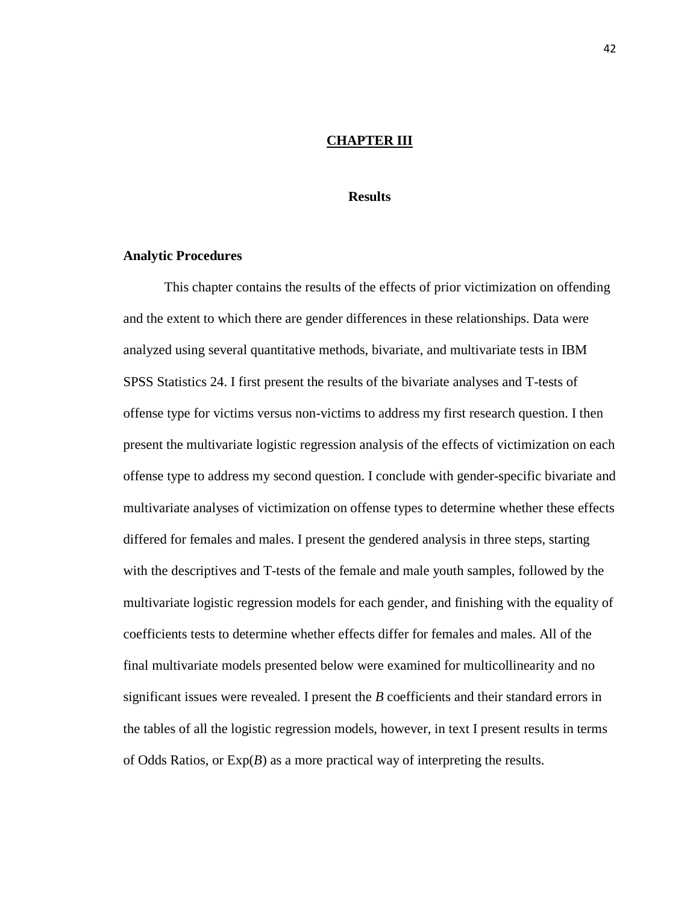# CHAPTER III

## Results

### Analytic Procedures

This chapter contains the results of the effects of prior victimization on offending and the extent to which there are gender differences in these relationships. Data were analyzed using several quantitative methods, bivariate, and multivariate tests in IBM SPSS Statistics 24. I first present the results of the bivariate analyses and T-tests of offense type for victims versus non-victims to address my first research question. I then present the multivariate logistic regression analysis of the effects of victimization on each offense type to address my second question. I conclude with gender-specific bivariate and multivariate analyses of victimization on offense types to determine whether these effects differed for females and males. I present the gendered analysis in three steps, starting with the descriptives and T-tests of the female and male youth samples, followed by the multivariate logistic regression models for each gender, and finishing with the equality of coefficients tests to determine whether effects differ for females and males. All of the final multivariate models presented below were examined for multicollinearity and no significant issues were revealed. I present the *B* coefficients and their standard errors in the tables of all the logistic regression models, however, in text I present results in terms of Odds Ratios, or Exp(*B*) as a more practical way of interpreting the results.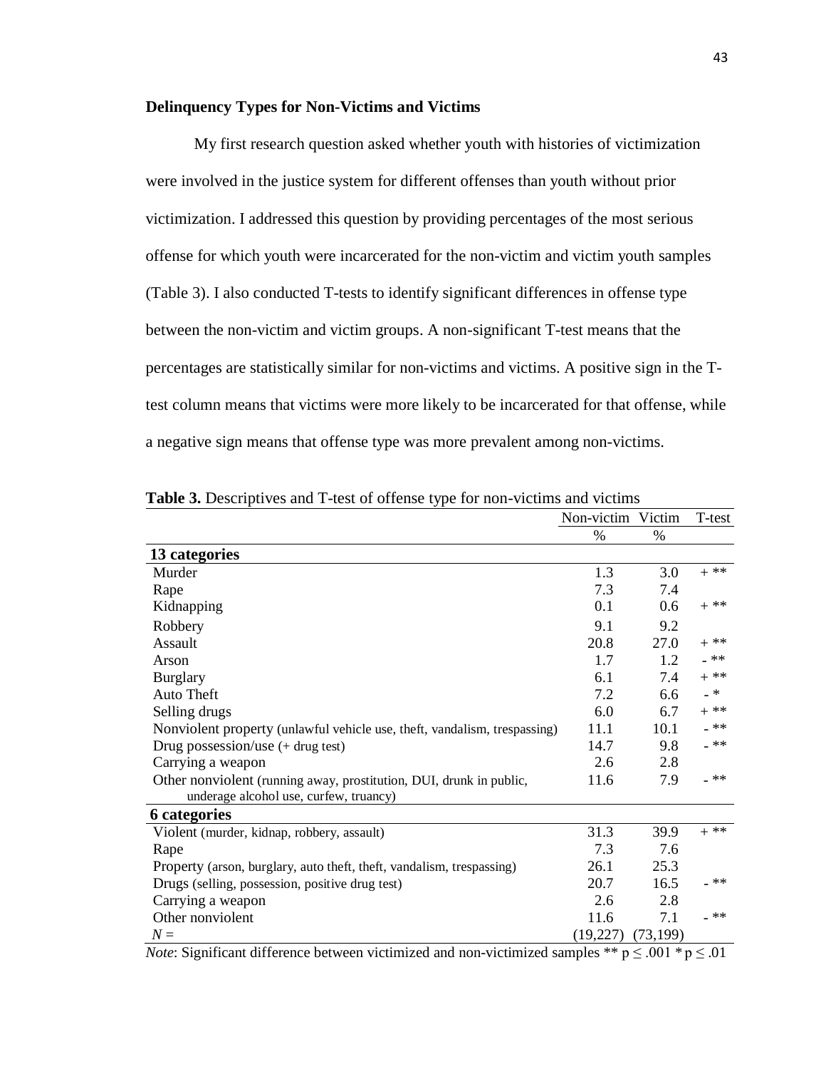### Delinquency Types for Non-Victims and Victims

My first research question asked whether youth with histories of victimization were involved in the justice system for different offenses than youth without prior victimization. I addressed this question by providing percentages of the most serious offense for which youth were incarcerated for the non-victim and victim youth samples (Table 3). I also conducted T-tests to identify significant differences in offense type between the non-victim and victim groups. A non-significant T-test means that the percentages are statistically similar for non-victims and victims. A positive sign in the T-test column means that victims were more likely to be incarcerated for that offense, while a negative sign means that offense type was more prevalent among non-victims.

**Table 3.** Descriptives and T-test of offense type for non-victims and victims

| | Non-victim | Victim | T-test |
|---|---|---|---|
| | % | % | |
| **13 categories** | | | |
| Murder | 1.3 | 3.0 | + ** |
| Rape | 7.3 | 7.4 | |
| Kidnapping | 0.1 | 0.6 | + ** |
| Robbery | 9.1 | 9.2 | |
| Assault | 20.8 | 27.0 | + ** |
| Arson | 1.7 | 1.2 | - ** |
| Burglary | 6.1 | 7.4 | + ** |
| Auto Theft | 7.2 | 6.6 | - * |
| Selling drugs | 6.0 | 6.7 | + ** |
| Nonviolent property (unlawful vehicle use, theft, vandalism, trespassing) | 11.1 | 10.1 | - ** |
| Drug possession/use (+ drug test) | 14.7 | 9.8 | - ** |
| Carrying a weapon | 2.6 | 2.8 | |
| Other nonviolent (running away, prostitution, DUI, drunk in public, underage alcohol use, curfew, truancy) | 11.6 | 7.9 | - ** |
| **6 categories** | | | |
| Violent (murder, kidnap, robbery, assault) | 31.3 | 39.9 | + ** |
| Rape | 7.3 | 7.6 | |
| Property (arson, burglary, auto theft, theft, vandalism, trespassing) | 26.1 | 25.3 | |
| Drugs (selling, possession, positive drug test) | 20.7 | 16.5 | - ** |
| Carrying a weapon | 2.6 | 2.8 | |
| Other nonviolent | 11.6 | 7.1 | - ** |
| *N* = | (19,227) | (73,199) | |

*Note*: Significant difference between victimized and non-victimized samples ** $p \leq .001$ * $p \leq .01$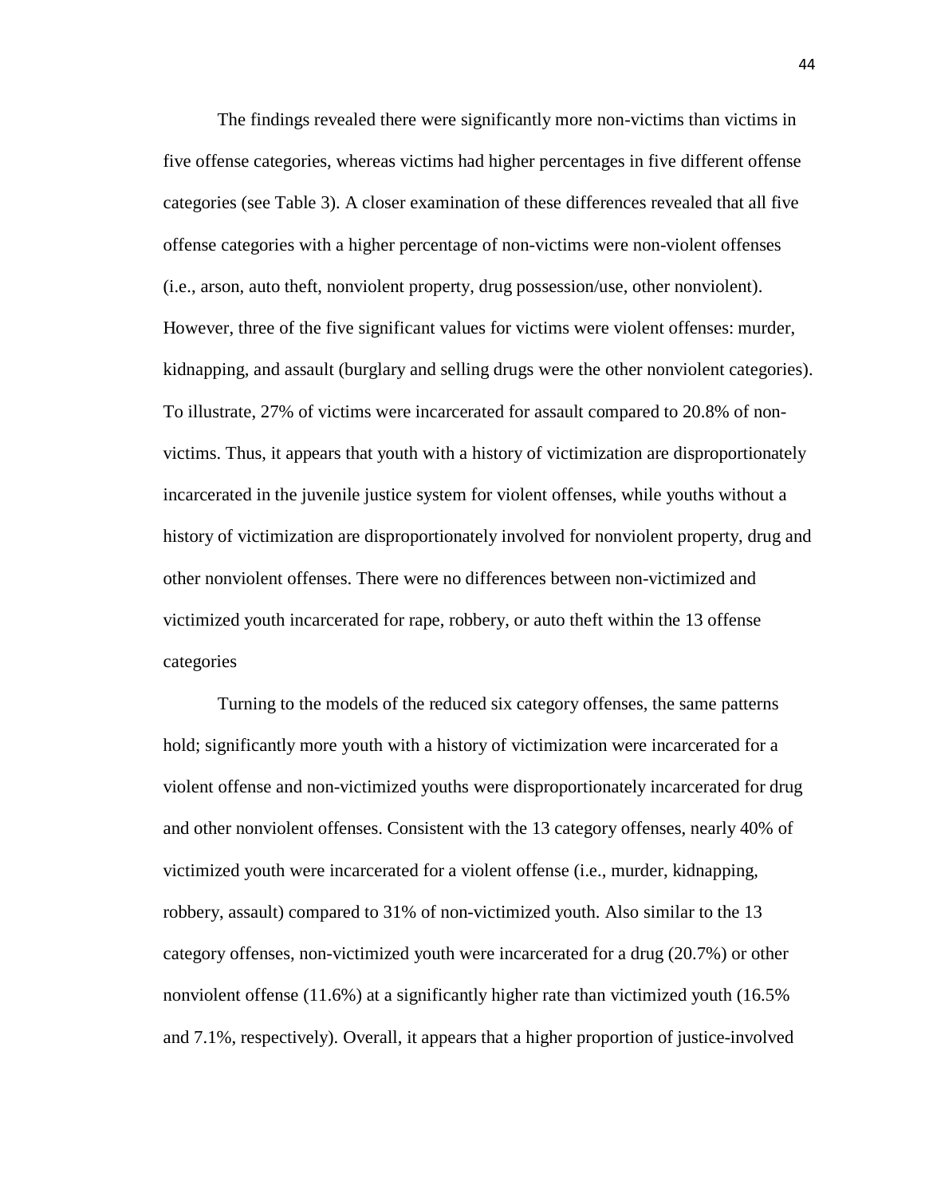The findings revealed there were significantly more non-victims than victims in five offense categories, whereas victims had higher percentages in five different offense categories (see Table 3). A closer examination of these differences revealed that all five offense categories with a higher percentage of non-victims were non-violent offenses (i.e., arson, auto theft, nonviolent property, drug possession/use, other nonviolent). However, three of the five significant values for victims were violent offenses: murder, kidnapping, and assault (burglary and selling drugs were the other nonviolent categories). To illustrate, 27% of victims were incarcerated for assault compared to 20.8% of non-victims. Thus, it appears that youth with a history of victimization are disproportionately incarcerated in the juvenile justice system for violent offenses, while youths without a history of victimization are disproportionately involved for nonviolent property, drug and other nonviolent offenses. There were no differences between non-victimized and victimized youth incarcerated for rape, robbery, or auto theft within the 13 offense categories

Turning to the models of the reduced six category offenses, the same patterns hold; significantly more youth with a history of victimization were incarcerated for a violent offense and non-victimized youths were disproportionately incarcerated for drug and other nonviolent offenses. Consistent with the 13 category offenses, nearly 40% of victimized youth were incarcerated for a violent offense (i.e., murder, kidnapping, robbery, assault) compared to 31% of non-victimized youth. Also similar to the 13 category offenses, non-victimized youth were incarcerated for a drug (20.7%) or other nonviolent offense (11.6%) at a significantly higher rate than victimized youth (16.5% and 7.1%, respectively). Overall, it appears that a higher proportion of justice-involved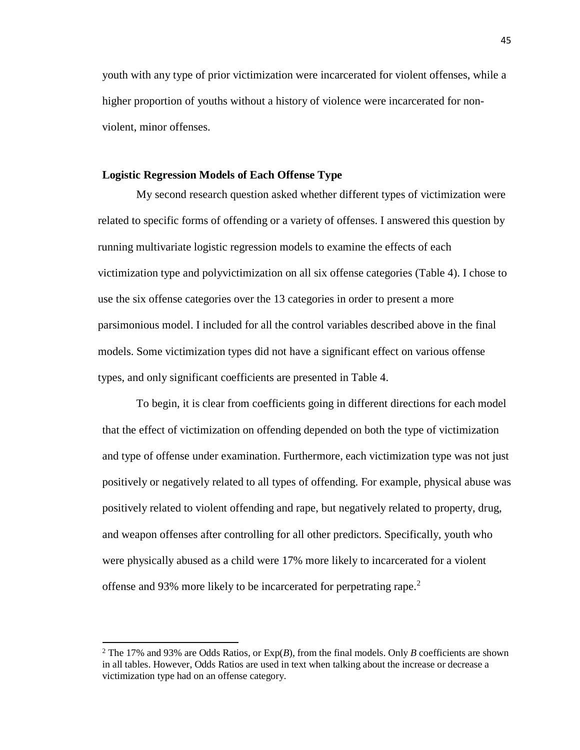youth with any type of prior victimization were incarcerated for violent offenses, while a higher proportion of youths without a history of violence were incarcerated for non-violent, minor offenses.

**Logistic Regression Models of Each Offense Type**

My second research question asked whether different types of victimization were related to specific forms of offending or a variety of offenses. I answered this question by running multivariate logistic regression models to examine the effects of each victimization type and polyvictimization on all six offense categories (Table 4). I chose to use the six offense categories over the 13 categories in order to present a more parsimonious model. I included for all the control variables described above in the final models. Some victimization types did not have a significant effect on various offense types, and only significant coefficients are presented in Table 4.

To begin, it is clear from coefficients going in different directions for each model that the effect of victimization on offending depended on both the type of victimization and type of offense under examination. Furthermore, each victimization type was not just positively or negatively related to all types of offending. For example, physical abuse was positively related to violent offending and rape, but negatively related to property, drug, and weapon offenses after controlling for all other predictors. Specifically, youth who were physically abused as a child were 17% more likely to incarcerated for a violent offense and 93% more likely to be incarcerated for perpetrating rape.[2]

---

[2] The 17% and 93% are Odds Ratios, or Exp(*B*), from the final models. Only *B* coefficients are shown in all tables. However, Odds Ratios are used in text when talking about the increase or decrease a victimization type had on an offense category.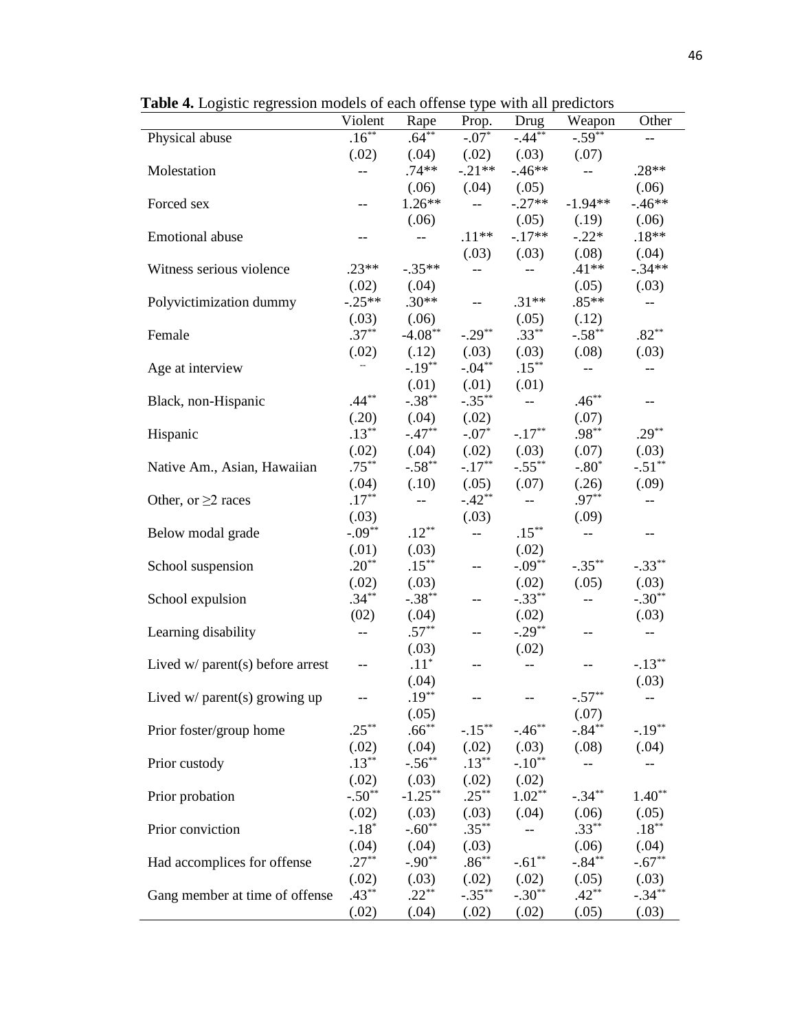**Table 4.** Logistic regression models of each offense type with all predictors

| | Violent | Rape | Prop. | Drug | Weapon | Other |
|---|---|---|---|---|---|---|
| Physical abuse | .16** | .64** | -.07* | -.44** | -.59** | -- |
| | (.02) | (.04) | (.02) | (.03) | (.07) | |
| Molestation | -- | .74** | -.21** | -.46** | -- | .28** |
| | | (.06) | (.04) | (.05) | | (.06) |
| Forced sex | -- | 1.26** | -- | -.27** | -1.94** | -.46** |
| | | (.06) | | (.05) | (.19) | (.06) |
| Emotional abuse | -- | -- | .11** | -.17** | -.22* | .18** |
| | | | (.03) | (.03) | (.08) | (.04) |
| Witness serious violence | .23** | -.35** | -- | -- | .41** | -.34** |
| | (.02) | (.04) | | | (.05) | (.03) |
| Polyvictimization dummy | -.25** | .30** | -- | .31** | .85** | -- |
| | (.03) | (.06) | | (.05) | (.12) | |
| Female | .37** | -4.08** | -.29** | .33** | -.58** | .82** |
| | (.02) | (.12) | (.03) | (.03) | (.08) | (.03) |
| Age at interview | -- | -.19** | -.04** | .15** | -- | -- |
| | | (.01) | (.01) | (.01) | | |
| Black, non-Hispanic | .44** | -.38** | -.35** | -- | .46** | -- |
| | (.20) | (.04) | (.02) | | (.07) | |
| Hispanic | .13** | -.47** | -.07* | -.17** | .98** | .29** |
| | (.02) | (.04) | (.02) | (.03) | (.07) | (.03) |
| Native Am., Asian, Hawaiian | .75** | -.58** | -.17** | -.55** | -.80* | -.51** |
| | (.04) | (.10) | (.05) | (.07) | (.26) | (.09) |
| Other, or ≥2 races | .17** | -- | -.42** | -- | .97** | -- |
| | (.03) | | (.03) | | (.09) | |
| Below modal grade | -.09** | .12** | -- | .15** | -- | -- |
| | (.01) | (.03) | | (.02) | | |
| School suspension | .20** | .15** | -- | -.09** | -.35** | -.33** |
| | (.02) | (.03) | | (.02) | (.05) | (.03) |
| School expulsion | .34** | -.38** | -- | -.33** | -- | -.30** |
| | (02) | (.04) | | (.02) | | (.03) |
| Learning disability | -- | .57** | -- | -.29** | -- | -- |
| | | (.03) | | (.02) | | |
| Lived w/ parent(s) before arrest | -- | .11* | -- | -- | -- | -.13** |
| | | (.04) | | | | (.03) |
| Lived w/ parent(s) growing up | -- | .19** | -- | -- | -.57** | -- |
| | | (.05) | | | (.07) | |
| Prior foster/group home | .25** | .66** | -.15** | -.46** | -.84** | -.19** |
| | (.02) | (.04) | (.02) | (.03) | (.08) | (.04) |
| Prior custody | .13** | -.56** | .13** | -.10** | -- | -- |
| | (.02) | (.03) | (.02) | (.02) | | |
| Prior probation | -.50** | -1.25** | .25** | 1.02** | -.34** | 1.40** |
| | (.02) | (.03) | (.03) | (.04) | (.06) | (.05) |
| Prior conviction | -.18* | -.60** | .35** | -- | .33** | .18** |
| | (.04) | (.04) | (.03) | | (.06) | (.04) |
| Had accomplices for offense | .27** | -.90** | .86** | -.61** | -.84** | -.67** |
| | (.02) | (.03) | (.02) | (.02) | (.05) | (.03) |
| Gang member at time of offense | .43** | .22** | -.35** | -.30** | .42** | -.34** |
| | (.02) | (.04) | (.02) | (.02) | (.05) | (.03) |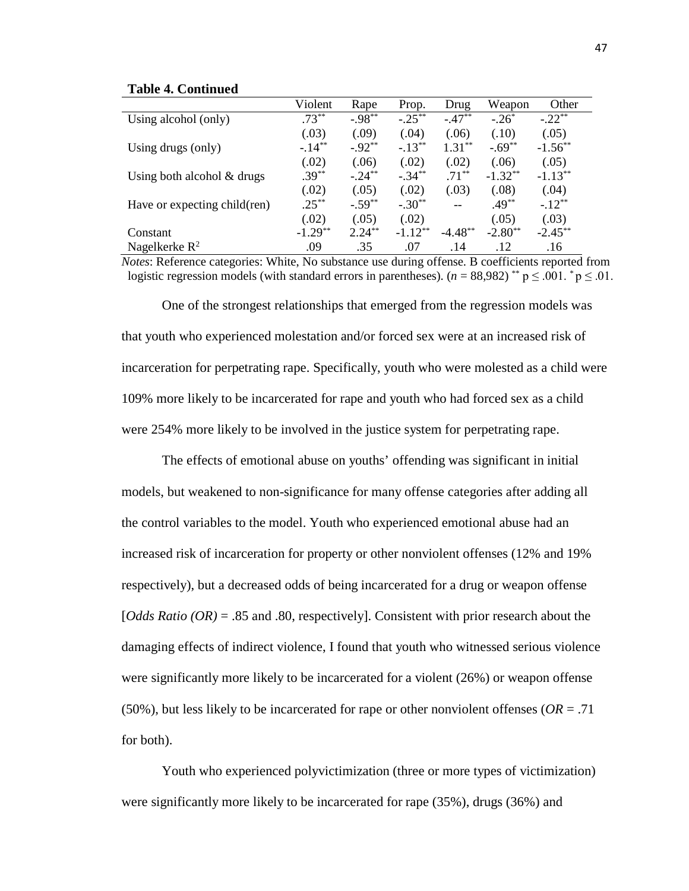**Table 4. Continued**

| | Violent | Rape | Prop. | Drug | Weapon | Other |
|---|---|---|---|---|---|---|
| Using alcohol (only) | .73** | -.98** | -.25** | -.47** | -.26* | -.22** |
| | (.03) | (.09) | (.04) | (.06) | (.10) | (.05) |
| Using drugs (only) | -.14** | -.92** | -.13** | 1.31** | -.69** | -1.56** |
| | (.02) | (.06) | (.02) | (.02) | (.06) | (.05) |
| Using both alcohol & drugs | .39** | -.24** | -.34** | .71** | -1.32** | -1.13** |
| | (.02) | (.05) | (.02) | (.03) | (.08) | (.04) |
| Have or expecting child(ren) | .25** | -.59** | -.30** | -- | .49** | -.12** |
| | (.02) | (.05) | (.02) | | (.05) | (.03) |
| Constant | -1.29** | 2.24** | -1.12** | -4.48** | -2.80** | -2.45** |
| Nagelkerke $R^2$ | .09 | .35 | .07 | .14 | .12 | .16 |

*Notes*: Reference categories: White, No substance use during offense. B coefficients reported from logistic regression models (with standard errors in parentheses). ($n$ = 88,982) ** $p \leq .001$. * $p \leq .01$.

One of the strongest relationships that emerged from the regression models was that youth who experienced molestation and/or forced sex were at an increased risk of incarceration for perpetrating rape. Specifically, youth who were molested as a child were 109% more likely to be incarcerated for rape and youth who had forced sex as a child were 254% more likely to be involved in the justice system for perpetrating rape.

The effects of emotional abuse on youths' offending was significant in initial models, but weakened to non-significance for many offense categories after adding all the control variables to the model. Youth who experienced emotional abuse had an increased risk of incarceration for property or other nonviolent offenses (12% and 19% respectively), but a decreased odds of being incarcerated for a drug or weapon offense [*Odds Ratio (OR)* = .85 and .80, respectively]. Consistent with prior research about the damaging effects of indirect violence, I found that youth who witnessed serious violence were significantly more likely to be incarcerated for a violent (26%) or weapon offense (50%), but less likely to be incarcerated for rape or other nonviolent offenses (*OR* = .71 for both).

Youth who experienced polyvictimization (three or more types of victimization) were significantly more likely to be incarcerated for rape (35%), drugs (36%) and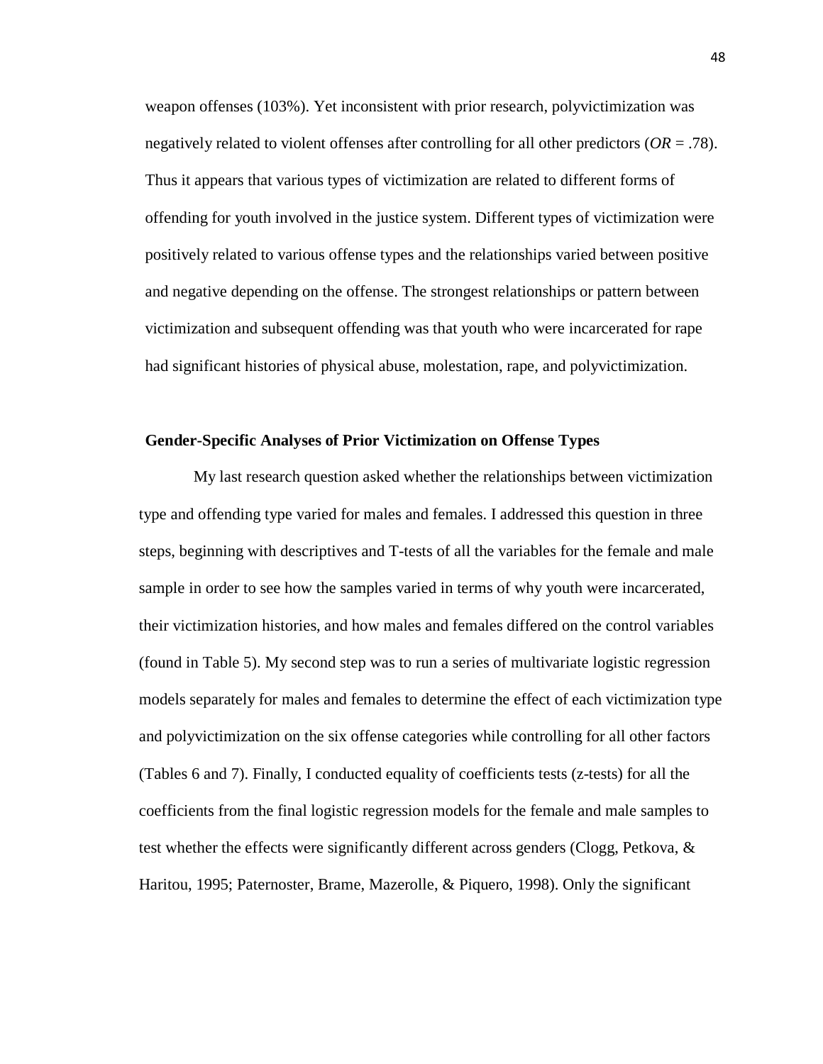weapon offenses (103%). Yet inconsistent with prior research, polyvictimization was negatively related to violent offenses after controlling for all other predictors (*OR* = .78). Thus it appears that various types of victimization are related to different forms of offending for youth involved in the justice system. Different types of victimization were positively related to various offense types and the relationships varied between positive and negative depending on the offense. The strongest relationships or pattern between victimization and subsequent offending was that youth who were incarcerated for rape had significant histories of physical abuse, molestation, rape, and polyvictimization.

### Gender-Specific Analyses of Prior Victimization on Offense Types

My last research question asked whether the relationships between victimization type and offending type varied for males and females. I addressed this question in three steps, beginning with descriptives and T-tests of all the variables for the female and male sample in order to see how the samples varied in terms of why youth were incarcerated, their victimization histories, and how males and females differed on the control variables (found in Table 5). My second step was to run a series of multivariate logistic regression models separately for males and females to determine the effect of each victimization type and polyvictimization on the six offense categories while controlling for all other factors (Tables 6 and 7). Finally, I conducted equality of coefficients tests (z-tests) for all the coefficients from the final logistic regression models for the female and male samples to test whether the effects were significantly different across genders (Clogg, Petkova, & Haritou, 1995; Paternoster, Brame, Mazerolle, & Piquero, 1998). Only the significant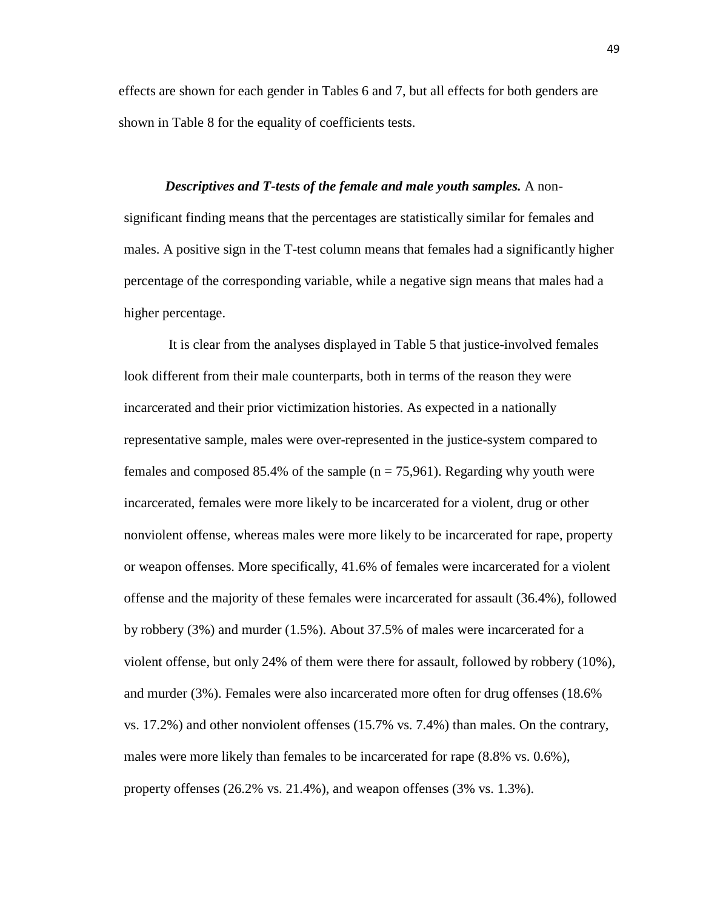effects are shown for each gender in Tables 6 and 7, but all effects for both genders are shown in Table 8 for the equality of coefficients tests.

***Descriptives and T-tests of the female and male youth samples.*** A non-significant finding means that the percentages are statistically similar for females and males. A positive sign in the T-test column means that females had a significantly higher percentage of the corresponding variable, while a negative sign means that males had a higher percentage.

It is clear from the analyses displayed in Table 5 that justice-involved females look different from their male counterparts, both in terms of the reason they were incarcerated and their prior victimization histories. As expected in a nationally representative sample, males were over-represented in the justice-system compared to females and composed 85.4% of the sample (n = 75,961). Regarding why youth were incarcerated, females were more likely to be incarcerated for a violent, drug or other nonviolent offense, whereas males were more likely to be incarcerated for rape, property or weapon offenses. More specifically, 41.6% of females were incarcerated for a violent offense and the majority of these females were incarcerated for assault (36.4%), followed by robbery (3%) and murder (1.5%). About 37.5% of males were incarcerated for a violent offense, but only 24% of them were there for assault, followed by robbery (10%), and murder (3%). Females were also incarcerated more often for drug offenses (18.6% vs. 17.2%) and other nonviolent offenses (15.7% vs. 7.4%) than males. On the contrary, males were more likely than females to be incarcerated for rape (8.8% vs. 0.6%), property offenses (26.2% vs. 21.4%), and weapon offenses (3% vs. 1.3%).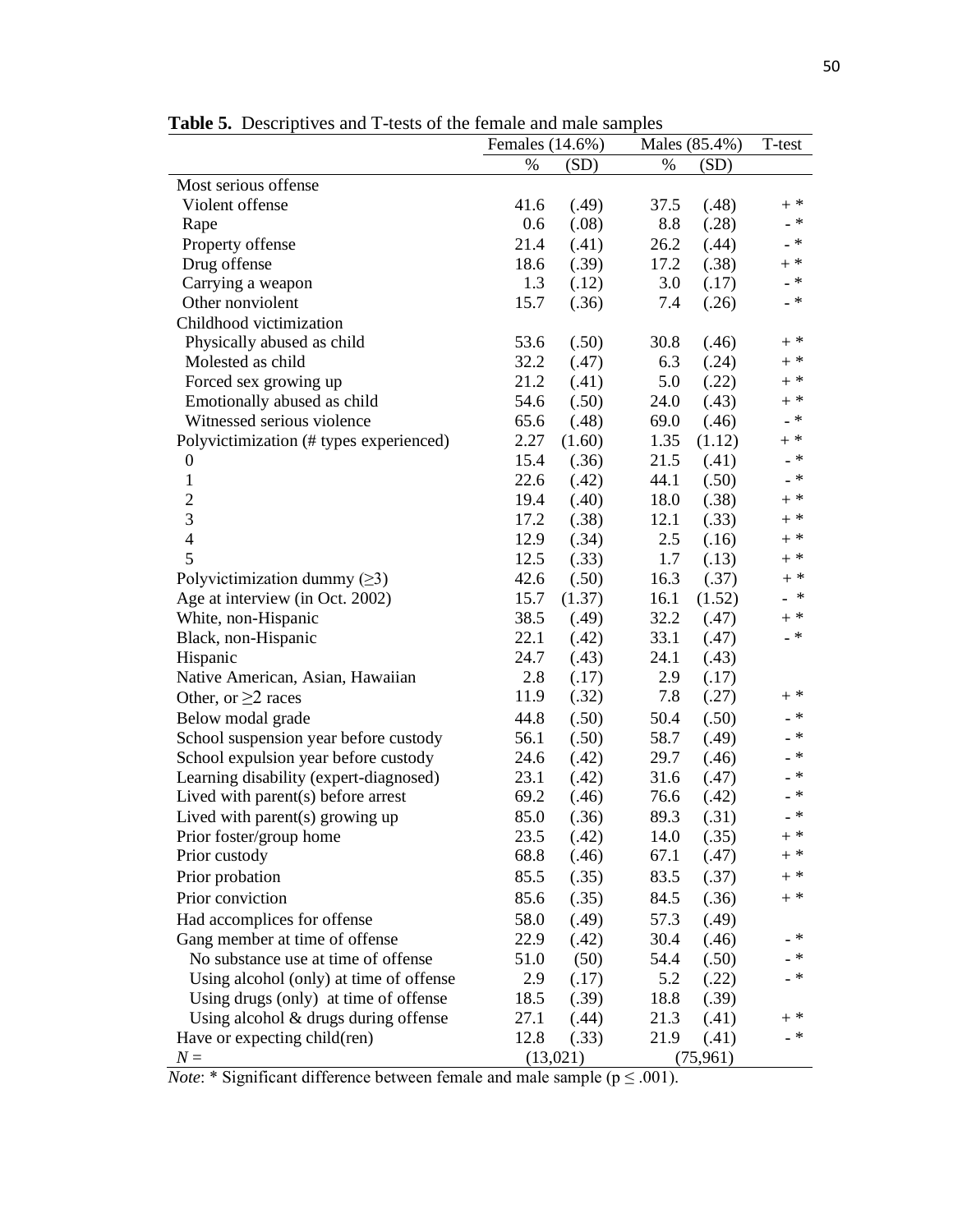**Table 5.** Descriptives and T-tests of the female and male samples

| | Females (14.6%) | | Males (85.4%) | | T-test |
|---|---|---|---|---|---|
| | % | (SD) | % | (SD) | |
| Most serious offense | | | | | |
| Violent offense | 41.6 | (.49) | 37.5 | (.48) | + * |
| Rape | 0.6 | (.08) | 8.8 | (.28) | - * |
| Property offense | 21.4 | (.41) | 26.2 | (.44) | - * |
| Drug offense | 18.6 | (.39) | 17.2 | (.38) | + * |
| Carrying a weapon | 1.3 | (.12) | 3.0 | (.17) | - * |
| Other nonviolent | 15.7 | (.36) | 7.4 | (.26) | - * |
| Childhood victimization | | | | | |
| Physically abused as child | 53.6 | (.50) | 30.8 | (.46) | + * |
| Molested as child | 32.2 | (.47) | 6.3 | (.24) | + * |
| Forced sex growing up | 21.2 | (.41) | 5.0 | (.22) | + * |
| Emotionally abused as child | 54.6 | (.50) | 24.0 | (.43) | + * |
| Witnessed serious violence | 65.6 | (.48) | 69.0 | (.46) | - * |
| Polyvictimization (# types experienced) | 2.27 | (1.60) | 1.35 | (1.12) | + * |
| 0 | 15.4 | (.36) | 21.5 | (.41) | - * |
| 1 | 22.6 | (.42) | 44.1 | (.50) | - * |
| 2 | 19.4 | (.40) | 18.0 | (.38) | + * |
| 3 | 17.2 | (.38) | 12.1 | (.33) | + * |
| 4 | 12.9 | (.34) | 2.5 | (.16) | + * |
| 5 | 12.5 | (.33) | 1.7 | (.13) | + * |
| Polyvictimization dummy (≥3) | 42.6 | (.50) | 16.3 | (.37) | + * |
| Age at interview (in Oct. 2002) | 15.7 | (1.37) | 16.1 | (1.52) | - * |
| White, non-Hispanic | 38.5 | (.49) | 32.2 | (.47) | + * |
| Black, non-Hispanic | 22.1 | (.42) | 33.1 | (.47) | - * |
| Hispanic | 24.7 | (.43) | 24.1 | (.43) | |
| Native American, Asian, Hawaiian | 2.8 | (.17) | 2.9 | (.17) | |
| Other, or ≥2 races | 11.9 | (.32) | 7.8 | (.27) | + * |
| Below modal grade | 44.8 | (.50) | 50.4 | (.50) | - * |
| School suspension year before custody | 56.1 | (.50) | 58.7 | (.49) | - * |
| School expulsion year before custody | 24.6 | (.42) | 29.7 | (.46) | - * |
| Learning disability (expert-diagnosed) | 23.1 | (.42) | 31.6 | (.47) | - * |
| Lived with parent(s) before arrest | 69.2 | (.46) | 76.6 | (.42) | - * |
| Lived with parent(s) growing up | 85.0 | (.36) | 89.3 | (.31) | - * |
| Prior foster/group home | 23.5 | (.42) | 14.0 | (.35) | + * |
| Prior custody | 68.8 | (.46) | 67.1 | (.47) | + * |
| Prior probation | 85.5 | (.35) | 83.5 | (.37) | + * |
| Prior conviction | 85.6 | (.35) | 84.5 | (.36) | + * |
| Had accomplices for offense | 58.0 | (.49) | 57.3 | (.49) | |
| Gang member at time of offense | 22.9 | (.42) | 30.4 | (.46) | - * |
| No substance use at time of offense | 51.0 | (50) | 54.4 | (.50) | - * |
| Using alcohol (only) at time of offense | 2.9 | (.17) | 5.2 | (.22) | - * |
| Using drugs (only) at time of offense | 18.5 | (.39) | 18.8 | (.39) | |
| Using alcohol & drugs during offense | 27.1 | (.44) | 21.3 | (.41) | + * |
| Have or expecting child(ren) | 12.8 | (.33) | 21.9 | (.41) | - * |
| *N* = | (13,021) | | (75,961) | | |

*Note*: * Significant difference between female and male sample ($p \leq .001$).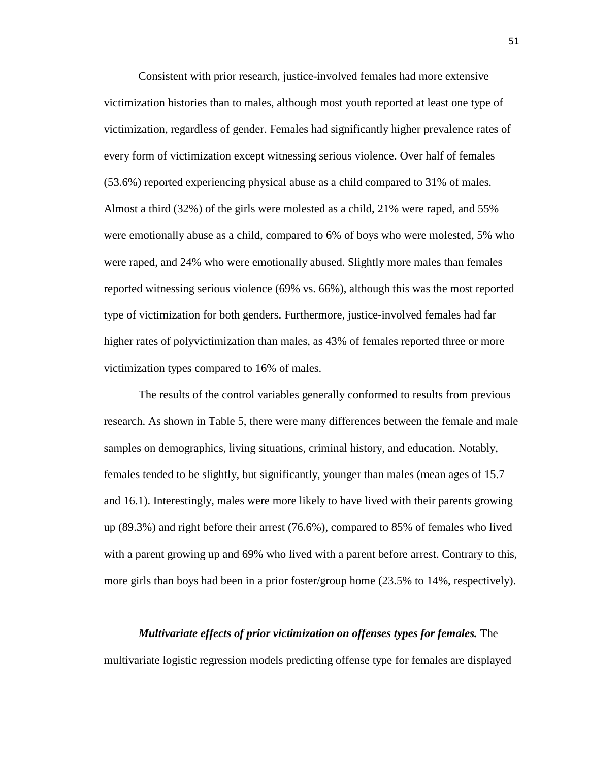Consistent with prior research, justice-involved females had more extensive victimization histories than to males, although most youth reported at least one type of victimization, regardless of gender. Females had significantly higher prevalence rates of every form of victimization except witnessing serious violence. Over half of females (53.6%) reported experiencing physical abuse as a child compared to 31% of males. Almost a third (32%) of the girls were molested as a child, 21% were raped, and 55% were emotionally abuse as a child, compared to 6% of boys who were molested, 5% who were raped, and 24% who were emotionally abused. Slightly more males than females reported witnessing serious violence (69% vs. 66%), although this was the most reported type of victimization for both genders. Furthermore, justice-involved females had far higher rates of polyvictimization than males, as 43% of females reported three or more victimization types compared to 16% of males.

The results of the control variables generally conformed to results from previous research. As shown in Table 5, there were many differences between the female and male samples on demographics, living situations, criminal history, and education. Notably, females tended to be slightly, but significantly, younger than males (mean ages of 15.7 and 16.1). Interestingly, males were more likely to have lived with their parents growing up (89.3%) and right before their arrest (76.6%), compared to 85% of females who lived with a parent growing up and 69% who lived with a parent before arrest. Contrary to this, more girls than boys had been in a prior foster/group home (23.5% to 14%, respectively).

***Multivariate effects of prior victimization on offenses types for females.*** The multivariate logistic regression models predicting offense type for females are displayed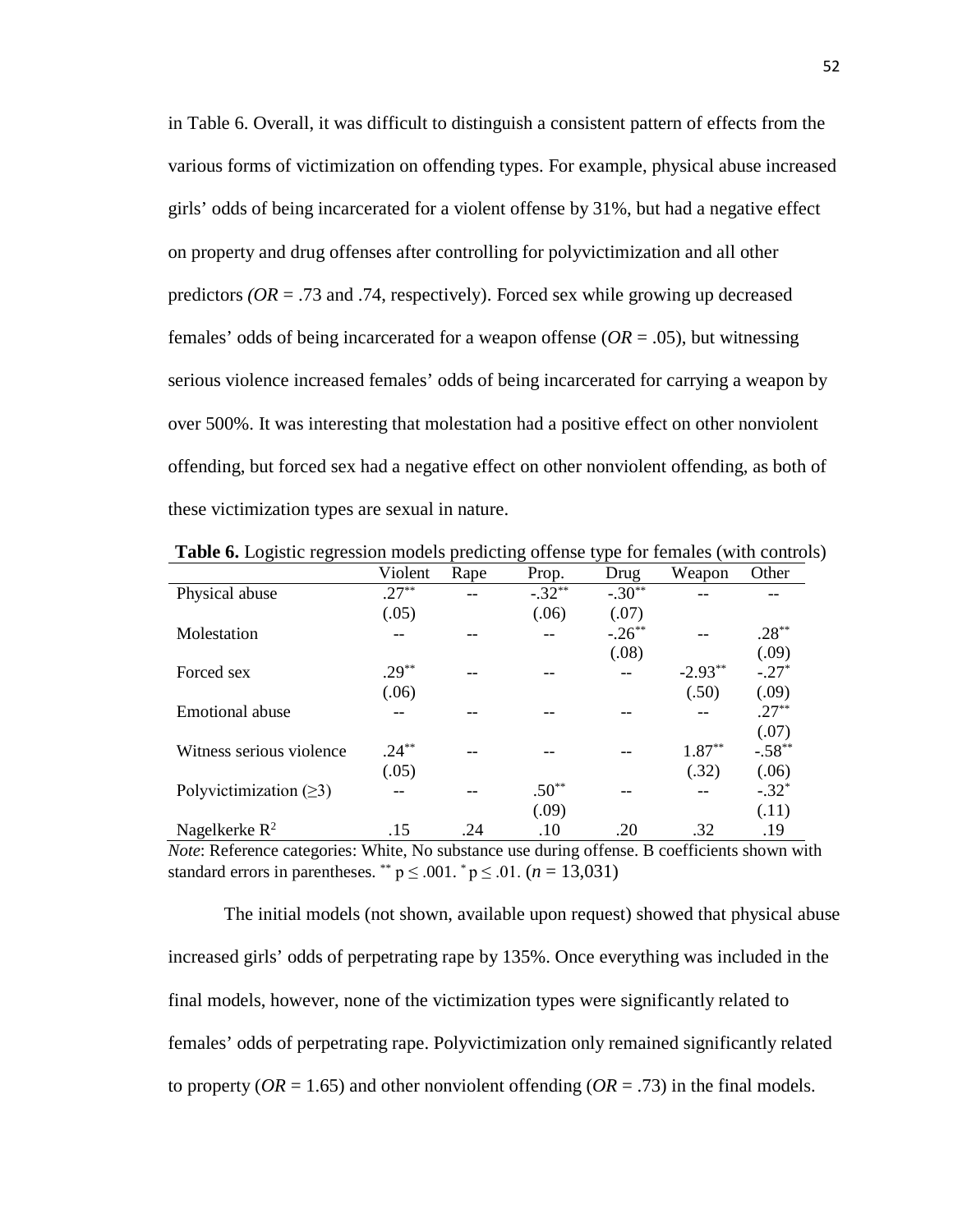in Table 6. Overall, it was difficult to distinguish a consistent pattern of effects from the various forms of victimization on offending types. For example, physical abuse increased girls' odds of being incarcerated for a violent offense by 31%, but had a negative effect on property and drug offenses after controlling for polyvictimization and all other predictors *(OR* = .73 and .74, respectively). Forced sex while growing up decreased females' odds of being incarcerated for a weapon offense (*OR* = .05), but witnessing serious violence increased females' odds of being incarcerated for carrying a weapon by over 500%. It was interesting that molestation had a positive effect on other nonviolent offending, but forced sex had a negative effect on other nonviolent offending, as both of these victimization types are sexual in nature.

**Table 6.** Logistic regression models predicting offense type for females (with controls)

| | Violent | Rape | Prop. | Drug | Weapon | Other |
|---|---|---|---|---|---|---|
| Physical abuse | .27** | -- | -.32** | -.30** | -- | -- |
| | (.05) | | (.06) | (.07) | | |
| Molestation | -- | -- | -- | -.26** | -- | .28** |
| | | | | (.08) | | (.09) |
| Forced sex | .29** | -- | -- | -- | -2.93** | -.27* |
| | (.06) | | | | (.50) | (.09) |
| Emotional abuse | -- | -- | -- | -- | -- | .27** |
| | | | | | | (.07) |
| Witness serious violence | .24** | -- | -- | -- | 1.87** | -.58** |
| | (.05) | | | | (.32) | (.06) |
| Polyvictimization (≥3) | -- | -- | .50** | -- | -- | -.32* |
| | | | (.09) | | | (.11) |
| Nagelkerke $R^2$ | .15 | .24 | .10 | .20 | .32 | .19 |

*Note*: Reference categories: White, No substance use during offense. B coefficients shown with standard errors in parentheses. ** $p \leq .001$. * $p \leq .01$. (*n* = 13,031)

The initial models (not shown, available upon request) showed that physical abuse increased girls' odds of perpetrating rape by 135%. Once everything was included in the final models, however, none of the victimization types were significantly related to females' odds of perpetrating rape. Polyvictimization only remained significantly related to property (*OR* = 1.65) and other nonviolent offending (*OR* = .73) in the final models.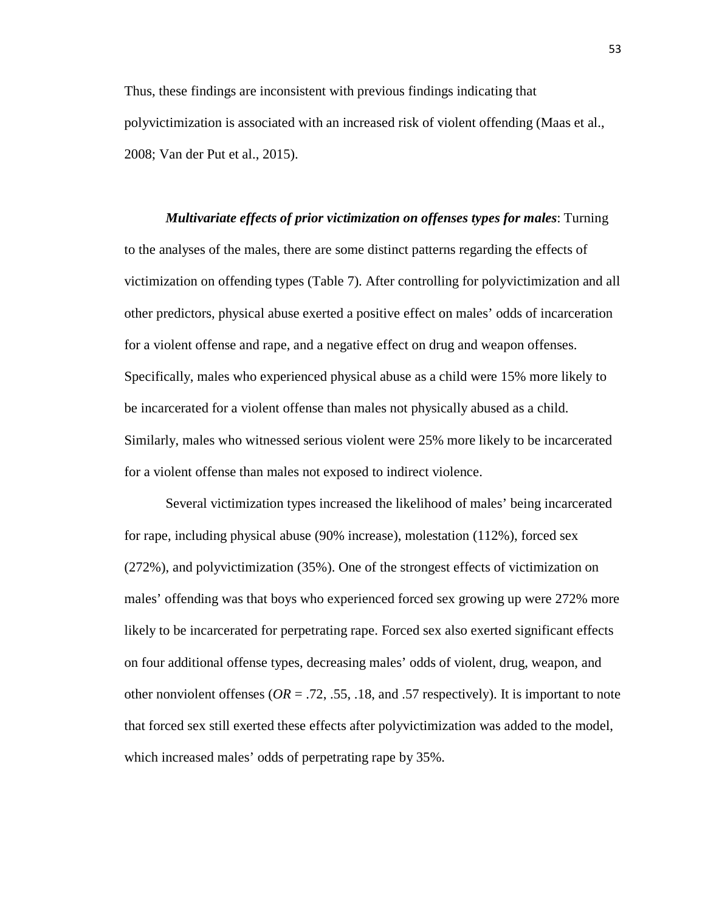Thus, these findings are inconsistent with previous findings indicating that polyvictimization is associated with an increased risk of violent offending (Maas et al., 2008; Van der Put et al., 2015).

***Multivariate effects of prior victimization on offenses types for males***: Turning to the analyses of the males, there are some distinct patterns regarding the effects of victimization on offending types (Table 7). After controlling for polyvictimization and all other predictors, physical abuse exerted a positive effect on males' odds of incarceration for a violent offense and rape, and a negative effect on drug and weapon offenses. Specifically, males who experienced physical abuse as a child were 15% more likely to be incarcerated for a violent offense than males not physically abused as a child. Similarly, males who witnessed serious violent were 25% more likely to be incarcerated for a violent offense than males not exposed to indirect violence.

Several victimization types increased the likelihood of males' being incarcerated for rape, including physical abuse (90% increase), molestation (112%), forced sex (272%), and polyvictimization (35%). One of the strongest effects of victimization on males' offending was that boys who experienced forced sex growing up were 272% more likely to be incarcerated for perpetrating rape. Forced sex also exerted significant effects on four additional offense types, decreasing males' odds of violent, drug, weapon, and other nonviolent offenses (*OR* = .72, .55, .18, and .57 respectively). It is important to note that forced sex still exerted these effects after polyvictimization was added to the model, which increased males' odds of perpetrating rape by 35%.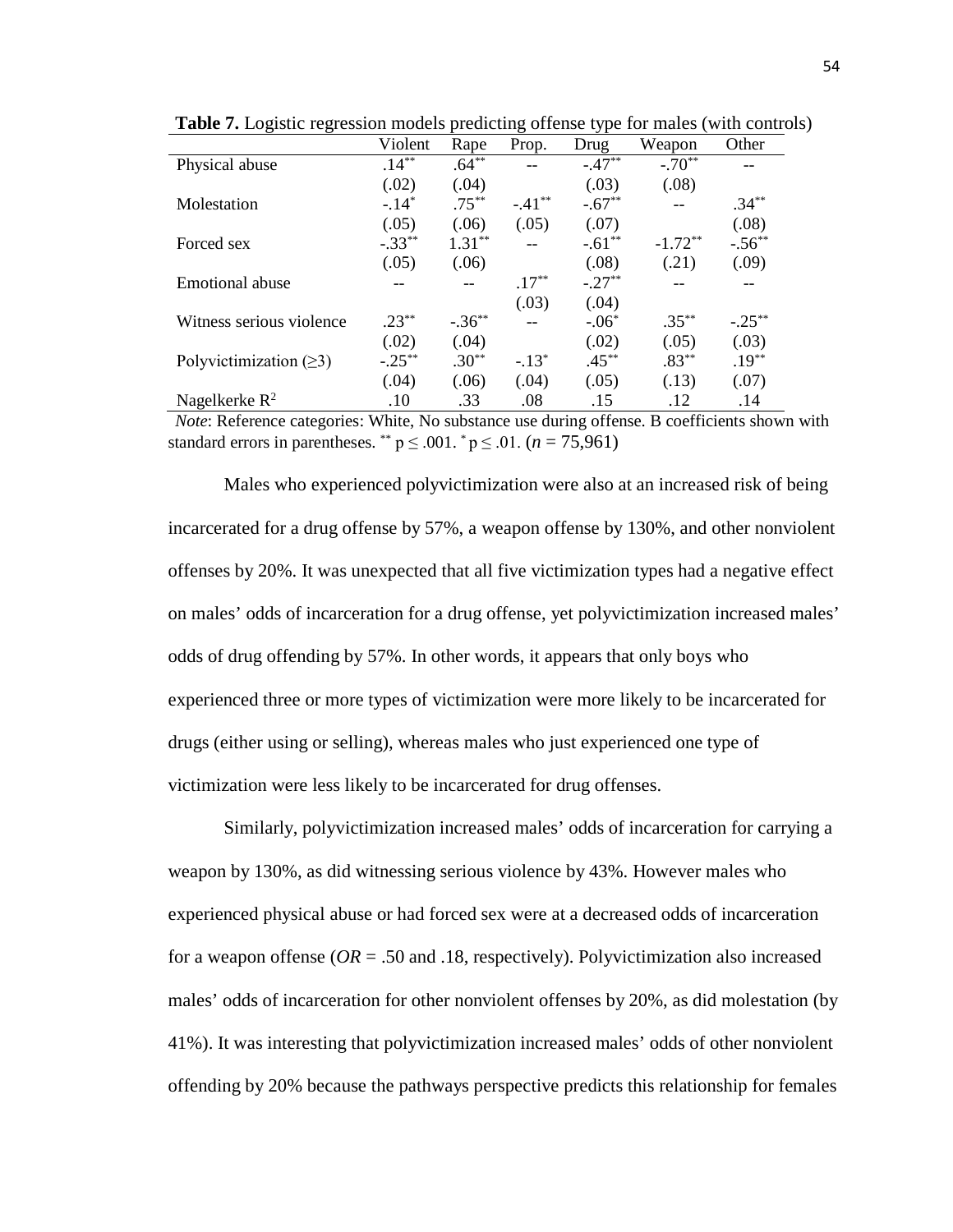**Table 7.** Logistic regression models predicting offense type for males (with controls)

| | Violent | Rape | Prop. | Drug | Weapon | Other |
|---|---|---|---|---|---|---|
| Physical abuse | .14** | .64** | -- | -.47** | -.70** | -- |
| | (.02) | (.04) | | (.03) | (.08) | |
| Molestation | -.14* | .75** | -.41** | -.67** | -- | .34** |
| | (.05) | (.06) | (.05) | (.07) | | (.08) |
| Forced sex | -.33** | 1.31** | -- | -.61** | -1.72** | -.56** |
| | (.05) | (.06) | | (.08) | (.21) | (.09) |
| Emotional abuse | -- | -- | .17** | -.27** | -- | -- |
| | | | (.03) | (.04) | | |
| Witness serious violence | .23** | -.36** | -- | -.06* | .35** | -.25** |
| | (.02) | (.04) | | (.02) | (.05) | (.03) |
| Polyvictimization (≥3) | -.25** | .30** | -.13* | .45** | .83** | .19** |
| | (.04) | (.06) | (.04) | (.05) | (.13) | (.07) |
| Nagelkerke $R^2$ | .10 | .33 | .08 | .15 | .12 | .14 |

*Note*: Reference categories: White, No substance use during offense. B coefficients shown with standard errors in parentheses. ** $p \leq .001$. * $p \leq .01$. ($n$ = 75,961)

Males who experienced polyvictimization were also at an increased risk of being incarcerated for a drug offense by 57%, a weapon offense by 130%, and other nonviolent offenses by 20%. It was unexpected that all five victimization types had a negative effect on males' odds of incarceration for a drug offense, yet polyvictimization increased males' odds of drug offending by 57%. In other words, it appears that only boys who experienced three or more types of victimization were more likely to be incarcerated for drugs (either using or selling), whereas males who just experienced one type of victimization were less likely to be incarcerated for drug offenses.

Similarly, polyvictimization increased males' odds of incarceration for carrying a weapon by 130%, as did witnessing serious violence by 43%. However males who experienced physical abuse or had forced sex were at a decreased odds of incarceration for a weapon offense (*OR* = .50 and .18, respectively). Polyvictimization also increased males' odds of incarceration for other nonviolent offenses by 20%, as did molestation (by 41%). It was interesting that polyvictimization increased males' odds of other nonviolent offending by 20% because the pathways perspective predicts this relationship for females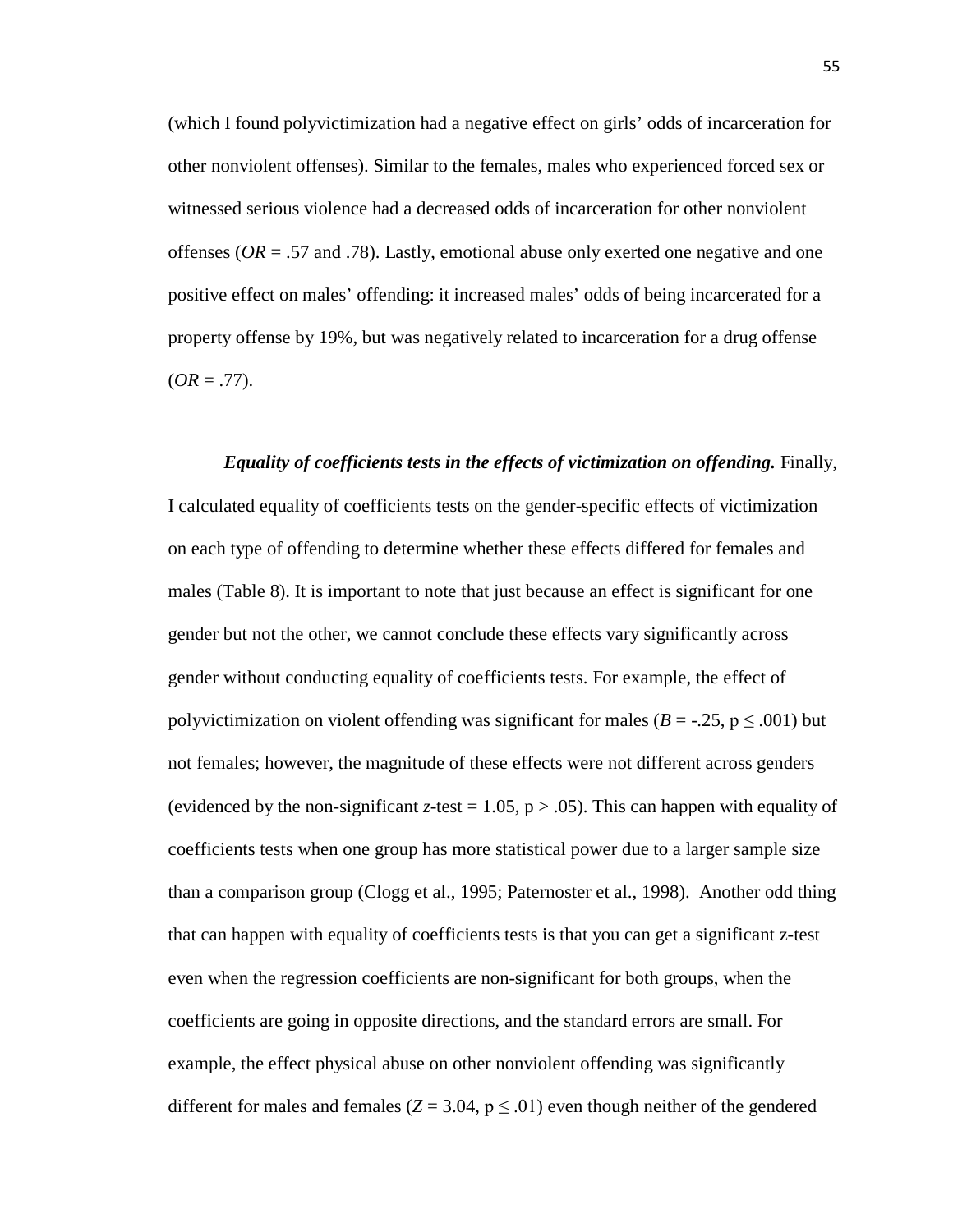(which I found polyvictimization had a negative effect on girls' odds of incarceration for other nonviolent offenses). Similar to the females, males who experienced forced sex or witnessed serious violence had a decreased odds of incarceration for other nonviolent offenses (*OR* = .57 and .78). Lastly, emotional abuse only exerted one negative and one positive effect on males' offending: it increased males' odds of being incarcerated for a property offense by 19%, but was negatively related to incarceration for a drug offense (*OR* = .77).

***Equality of coefficients tests in the effects of victimization on offending.*** Finally, I calculated equality of coefficients tests on the gender-specific effects of victimization on each type of offending to determine whether these effects differed for females and males (Table 8). It is important to note that just because an effect is significant for one gender but not the other, we cannot conclude these effects vary significantly across gender without conducting equality of coefficients tests. For example, the effect of polyvictimization on violent offending was significant for males ($B = -.25$, $p \leq .001$) but not females; however, the magnitude of these effects were not different across genders (evidenced by the non-significant *z*-test = 1.05, $p > .05$). This can happen with equality of coefficients tests when one group has more statistical power due to a larger sample size than a comparison group (Clogg et al., 1995; Paternoster et al., 1998). Another odd thing that can happen with equality of coefficients tests is that you can get a significant z-test even when the regression coefficients are non-significant for both groups, when the coefficients are going in opposite directions, and the standard errors are small. For example, the effect physical abuse on other nonviolent offending was significantly different for males and females ($Z = 3.04$, $p \leq .01$) even though neither of the gendered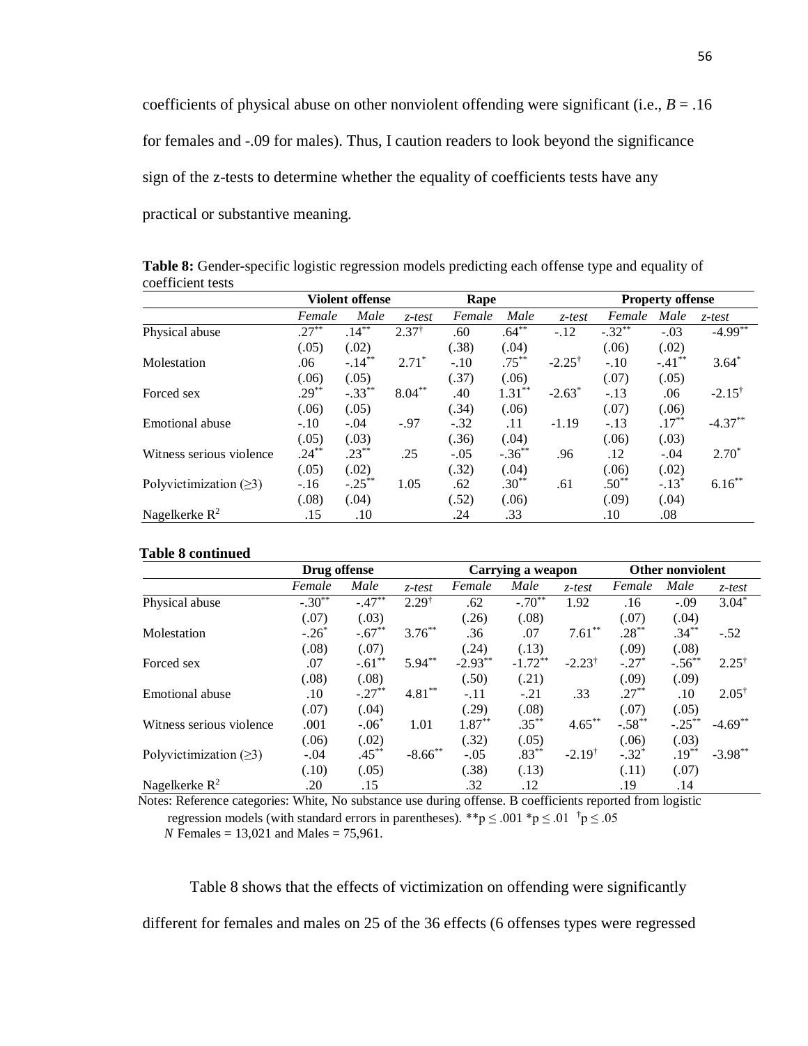coefficients of physical abuse on other nonviolent offending were significant (i.e., *B* = .16 for females and -.09 for males). Thus, I caution readers to look beyond the significance sign of the z-tests to determine whether the equality of coefficients tests have any practical or substantive meaning.

**Table 8:** Gender-specific logistic regression models predicting each offense type and equality of coefficient tests

| | Violent offense | | | Rape | | | Property offense | | |
|---|---|---|---|---|---|---|---|---|---|
| | *Female* | *Male* | *z-test* | *Female* | *Male* | *z-test* | *Female* | *Male* | *z-test* |
| Physical abuse | .27** | .14** | 2.37† | .60 | .64** | -.12 | -.32** | -.03 | -4.99** |
| | (.05) | (.02) | | (.38) | (.04) | | (.06) | (.02) | |
| Molestation | .06 | -.14** | 2.71* | -.10 | .75** | -2.25† | -.10 | -.41** | 3.64* |
| | (.06) | (.05) | | (.37) | (.06) | | (.07) | (.05) | |
| Forced sex | .29** | -.33** | 8.04** | .40 | 1.31** | -2.63* | -.13 | .06 | -2.15† |
| | (.06) | (.05) | | (.34) | (.06) | | (.07) | (.06) | |
| Emotional abuse | -.10 | -.04 | -.97 | -.32 | .11 | -1.19 | -.13 | .17** | -4.37** |
| | (.05) | (.03) | | (.36) | (.04) | | (.06) | (.03) | |
| Witness serious violence | .24** | .23** | .25 | -.05 | -.36** | .96 | .12 | -.04 | 2.70* |
| | (.05) | (.02) | | (.32) | (.04) | | (.06) | (.02) | |
| Polyvictimization (≥3) | -.16 | -.25** | 1.05 | .62 | .30** | .61 | .50** | -.13* | 6.16** |
| | (.08) | (.04) | | (.52) | (.06) | | (.09) | (.04) | |
| Nagelkerke $R^2$ | .15 | .10 | | .24 | .33 | | .10 | .08 | |

**Table 8 continued**

| | Drug offense | | | Carrying a weapon | | | Other nonviolent | | |
|---|---|---|---|---|---|---|---|---|---|
| | *Female* | *Male* | *z-test* | *Female* | *Male* | *z-test* | *Female* | *Male* | *z-test* |
| Physical abuse | -.30** | -.47** | 2.29† | .62 | -.70** | 1.92 | .16 | -.09 | 3.04* |
| | (.07) | (.03) | | (.26) | (.08) | | (.07) | (.04) | |
| Molestation | -.26* | -.67** | 3.76** | .36 | .07 | 7.61** | .28** | .34** | -.52 |
| | (.08) | (.07) | | (.24) | (.13) | | (.09) | (.08) | |
| Forced sex | .07 | -.61** | 5.94** | -2.93** | -1.72** | -2.23† | -.27* | -.56** | 2.25† |
| | (.08) | (.08) | | (.50) | (.21) | | (.09) | (.09) | |
| Emotional abuse | .10 | -.27** | 4.81** | -.11 | -.21 | .33 | .27** | .10 | 2.05† |
| | (.07) | (.04) | | (.29) | (.08) | | (.07) | (.05) | |
| Witness serious violence | .001 | -.06* | 1.01 | 1.87** | .35** | 4.65** | -.58** | -.25** | -4.69** |
| | (.06) | (.02) | | (.32) | (.05) | | (.06) | (.03) | |
| Polyvictimization (≥3) | -.04 | .45** | -8.66** | -.05 | .83** | -2.19† | -.32* | .19** | -3.98** |
| | (.10) | (.05) | | (.38) | (.13) | | (.11) | (.07) | |
| Nagelkerke $R^2$ | .20 | .15 | | .32 | .12 | | .19 | .14 | |

Notes: Reference categories: White, No substance use during offense. B coefficients reported from logistic regression models (with standard errors in parentheses). **$p \leq .001$ *$p \leq .01$ †$p \leq .05$
*N* Females = 13,021 and Males = 75,961.

Table 8 shows that the effects of victimization on offending were significantly different for females and males on 25 of the 36 effects (6 offenses types were regressed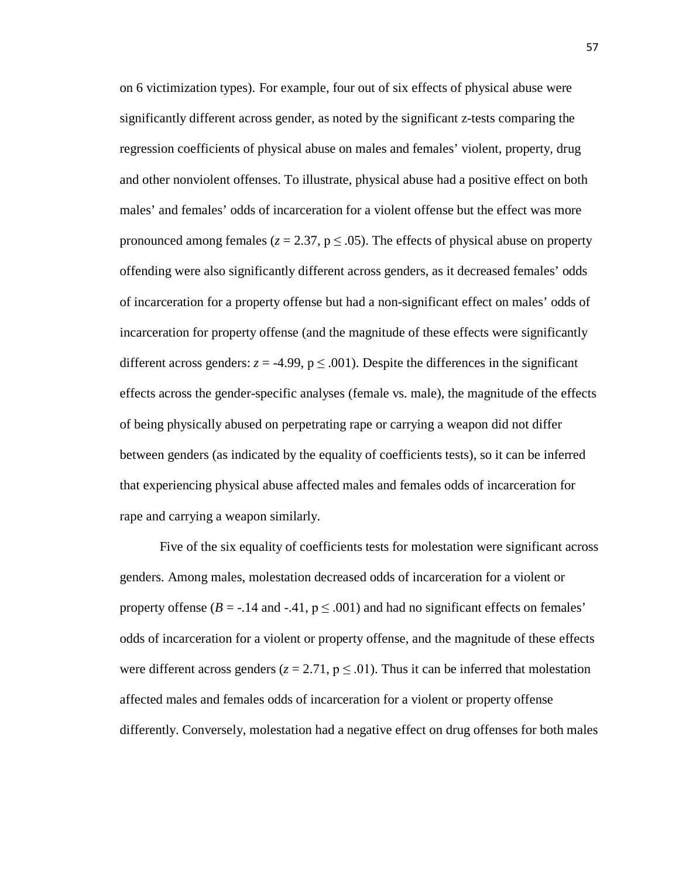on 6 victimization types). For example, four out of six effects of physical abuse were significantly different across gender, as noted by the significant z-tests comparing the regression coefficients of physical abuse on males and females' violent, property, drug and other nonviolent offenses. To illustrate, physical abuse had a positive effect on both males' and females' odds of incarceration for a violent offense but the effect was more pronounced among females ($z = 2.37$, $p \leq .05$). The effects of physical abuse on property offending were also significantly different across genders, as it decreased females' odds of incarceration for a property offense but had a non-significant effect on males' odds of incarceration for property offense (and the magnitude of these effects were significantly different across genders: $z = -4.99$, $p \leq .001$). Despite the differences in the significant effects across the gender-specific analyses (female vs. male), the magnitude of the effects of being physically abused on perpetrating rape or carrying a weapon did not differ between genders (as indicated by the equality of coefficients tests), so it can be inferred that experiencing physical abuse affected males and females odds of incarceration for rape and carrying a weapon similarly.

Five of the six equality of coefficients tests for molestation were significant across genders. Among males, molestation decreased odds of incarceration for a violent or property offense ($B = -.14$ and $-.41$, $p \leq .001$) and had no significant effects on females' odds of incarceration for a violent or property offense, and the magnitude of these effects were different across genders ($z = 2.71$, $p \leq .01$). Thus it can be inferred that molestation affected males and females odds of incarceration for a violent or property offense differently. Conversely, molestation had a negative effect on drug offenses for both males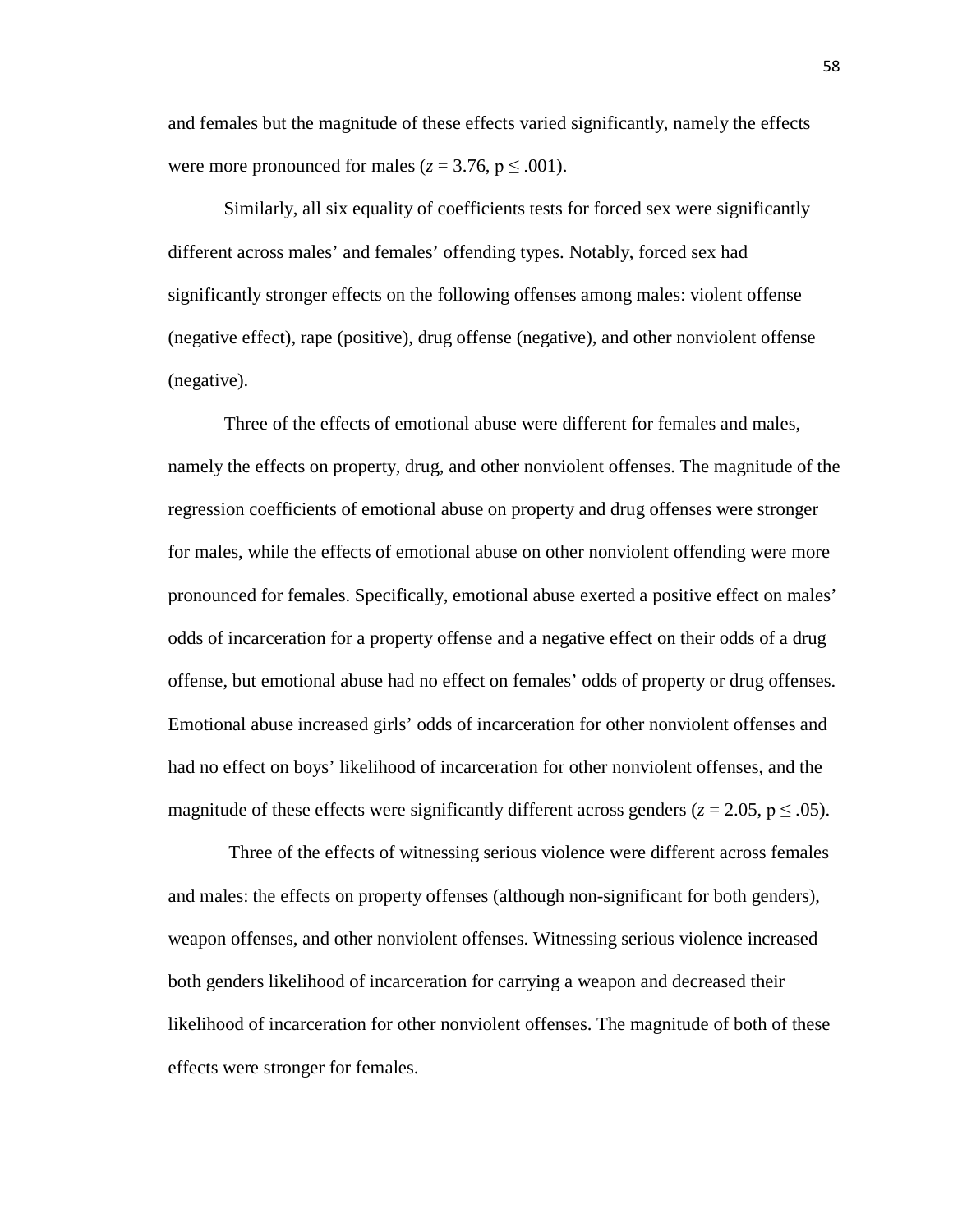and females but the magnitude of these effects varied significantly, namely the effects were more pronounced for males ($z = 3.76$, $p \leq .001$).

Similarly, all six equality of coefficients tests for forced sex were significantly different across males' and females' offending types. Notably, forced sex had significantly stronger effects on the following offenses among males: violent offense (negative effect), rape (positive), drug offense (negative), and other nonviolent offense (negative).

Three of the effects of emotional abuse were different for females and males, namely the effects on property, drug, and other nonviolent offenses. The magnitude of the regression coefficients of emotional abuse on property and drug offenses were stronger for males, while the effects of emotional abuse on other nonviolent offending were more pronounced for females. Specifically, emotional abuse exerted a positive effect on males' odds of incarceration for a property offense and a negative effect on their odds of a drug offense, but emotional abuse had no effect on females' odds of property or drug offenses. Emotional abuse increased girls' odds of incarceration for other nonviolent offenses and had no effect on boys' likelihood of incarceration for other nonviolent offenses, and the magnitude of these effects were significantly different across genders ($z = 2.05$, $p \leq .05$).

Three of the effects of witnessing serious violence were different across females and males: the effects on property offenses (although non-significant for both genders), weapon offenses, and other nonviolent offenses. Witnessing serious violence increased both genders likelihood of incarceration for carrying a weapon and decreased their likelihood of incarceration for other nonviolent offenses. The magnitude of both of these effects were stronger for females.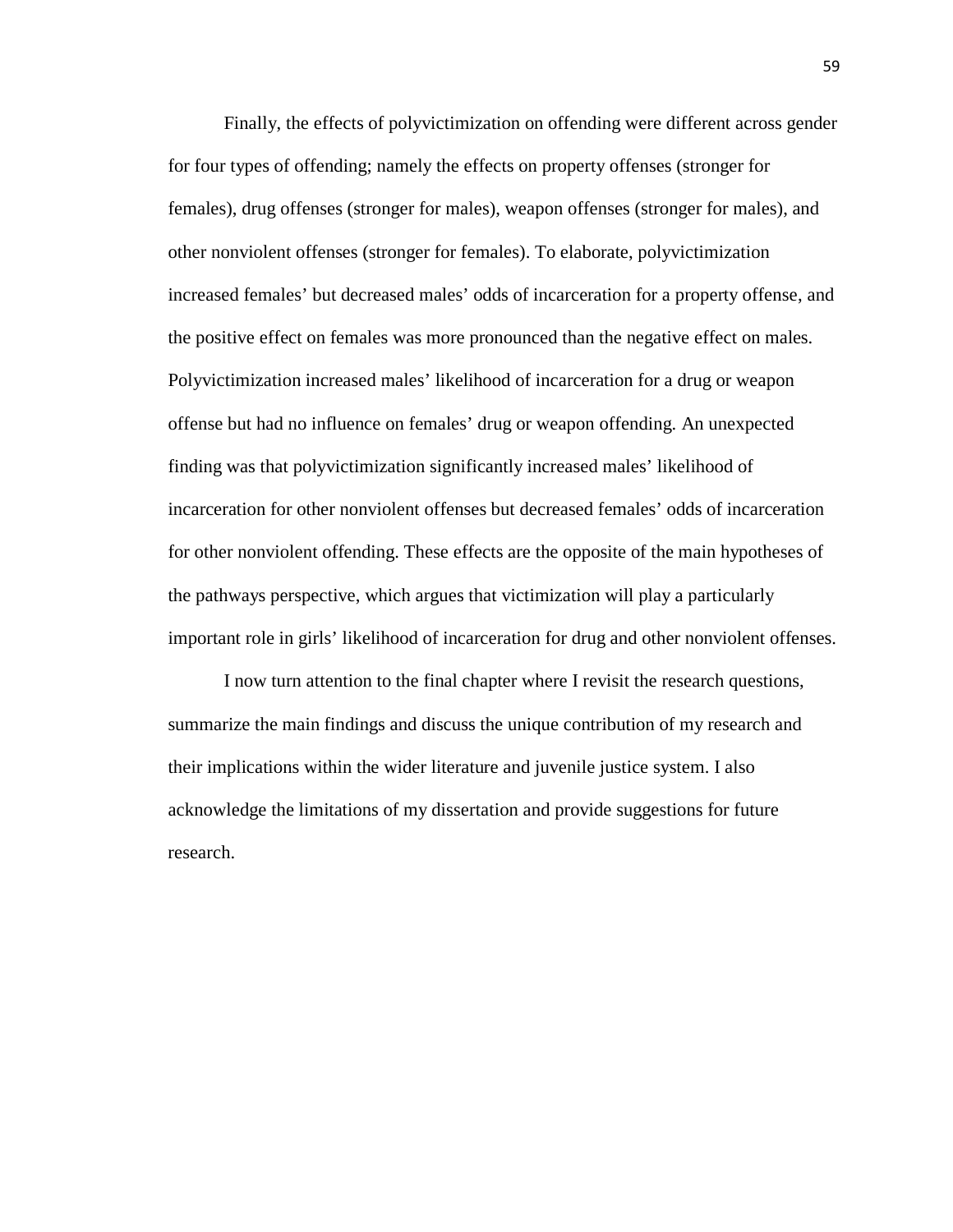Finally, the effects of polyvictimization on offending were different across gender for four types of offending; namely the effects on property offenses (stronger for females), drug offenses (stronger for males), weapon offenses (stronger for males), and other nonviolent offenses (stronger for females). To elaborate, polyvictimization increased females' but decreased males' odds of incarceration for a property offense, and the positive effect on females was more pronounced than the negative effect on males. Polyvictimization increased males' likelihood of incarceration for a drug or weapon offense but had no influence on females' drug or weapon offending. An unexpected finding was that polyvictimization significantly increased males' likelihood of incarceration for other nonviolent offenses but decreased females' odds of incarceration for other nonviolent offending. These effects are the opposite of the main hypotheses of the pathways perspective, which argues that victimization will play a particularly important role in girls' likelihood of incarceration for drug and other nonviolent offenses.

I now turn attention to the final chapter where I revisit the research questions, summarize the main findings and discuss the unique contribution of my research and their implications within the wider literature and juvenile justice system. I also acknowledge the limitations of my dissertation and provide suggestions for future research.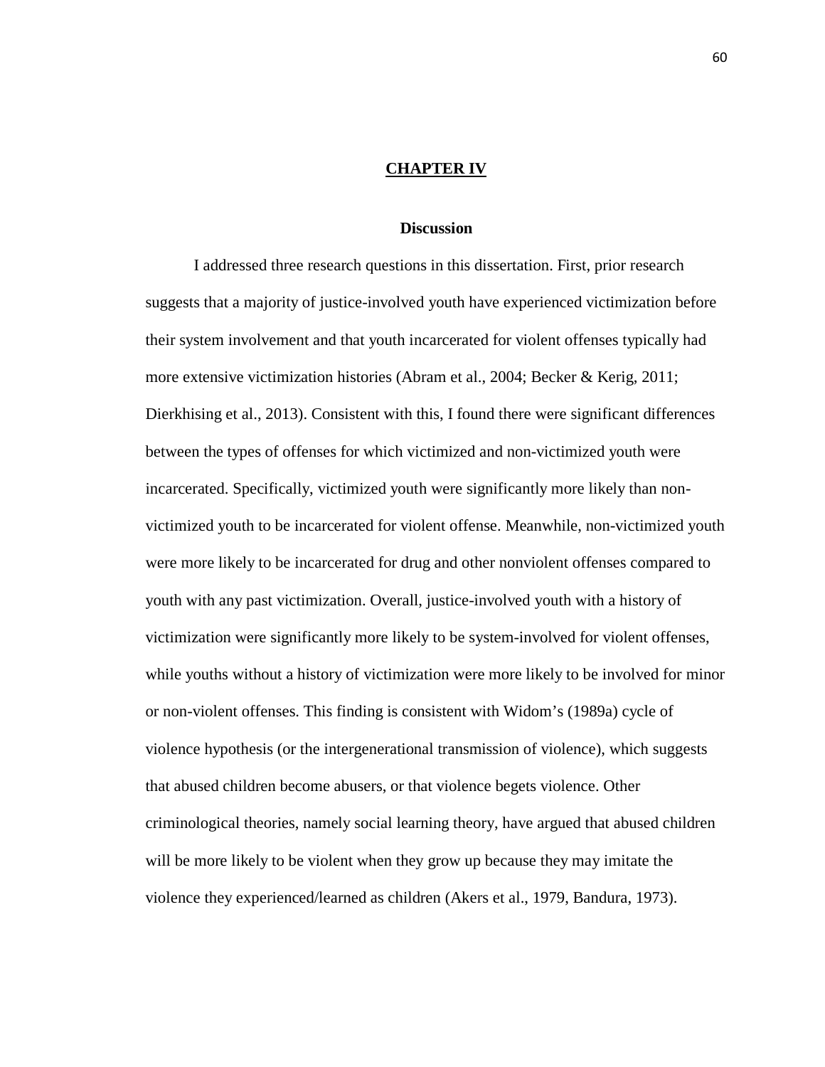# CHAPTER IV

## Discussion

I addressed three research questions in this dissertation. First, prior research suggests that a majority of justice-involved youth have experienced victimization before their system involvement and that youth incarcerated for violent offenses typically had more extensive victimization histories (Abram et al., 2004; Becker & Kerig, 2011; Dierkhising et al., 2013). Consistent with this, I found there were significant differences between the types of offenses for which victimized and non-victimized youth were incarcerated. Specifically, victimized youth were significantly more likely than non-victimized youth to be incarcerated for violent offense. Meanwhile, non-victimized youth were more likely to be incarcerated for drug and other nonviolent offenses compared to youth with any past victimization. Overall, justice-involved youth with a history of victimization were significantly more likely to be system-involved for violent offenses, while youths without a history of victimization were more likely to be involved for minor or non-violent offenses. This finding is consistent with Widom's (1989a) cycle of violence hypothesis (or the intergenerational transmission of violence), which suggests that abused children become abusers, or that violence begets violence. Other criminological theories, namely social learning theory, have argued that abused children will be more likely to be violent when they grow up because they may imitate the violence they experienced/learned as children (Akers et al., 1979, Bandura, 1973).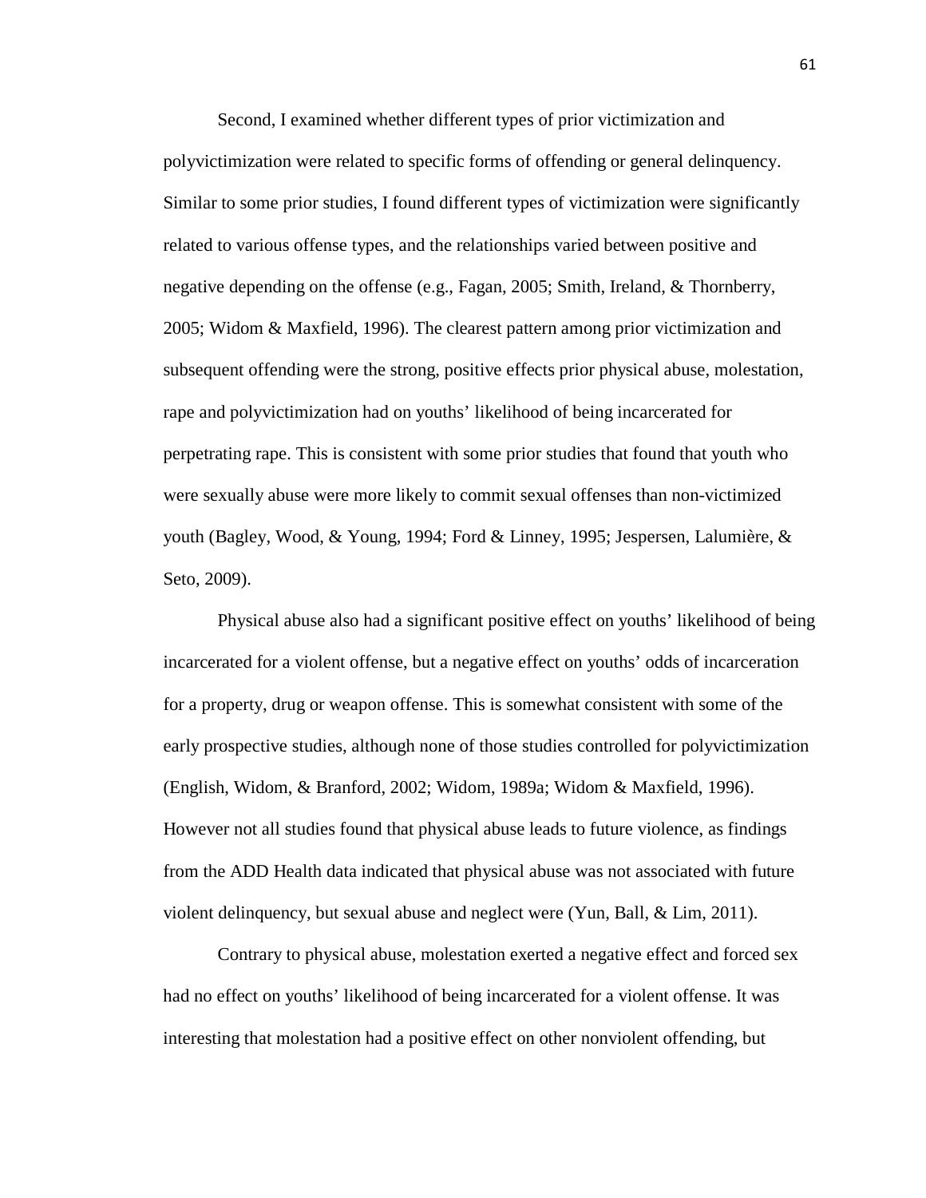Second, I examined whether different types of prior victimization and polyvictimization were related to specific forms of offending or general delinquency. Similar to some prior studies, I found different types of victimization were significantly related to various offense types, and the relationships varied between positive and negative depending on the offense (e.g., Fagan, 2005; Smith, Ireland, & Thornberry, 2005; Widom & Maxfield, 1996). The clearest pattern among prior victimization and subsequent offending were the strong, positive effects prior physical abuse, molestation, rape and polyvictimization had on youths' likelihood of being incarcerated for perpetrating rape. This is consistent with some prior studies that found that youth who were sexually abuse were more likely to commit sexual offenses than non-victimized youth (Bagley, Wood, & Young, 1994; Ford & Linney, 1995; Jespersen, Lalumière, & Seto, 2009).

Physical abuse also had a significant positive effect on youths' likelihood of being incarcerated for a violent offense, but a negative effect on youths' odds of incarceration for a property, drug or weapon offense. This is somewhat consistent with some of the early prospective studies, although none of those studies controlled for polyvictimization (English, Widom, & Branford, 2002; Widom, 1989a; Widom & Maxfield, 1996). However not all studies found that physical abuse leads to future violence, as findings from the ADD Health data indicated that physical abuse was not associated with future violent delinquency, but sexual abuse and neglect were (Yun, Ball, & Lim, 2011).

Contrary to physical abuse, molestation exerted a negative effect and forced sex had no effect on youths' likelihood of being incarcerated for a violent offense. It was interesting that molestation had a positive effect on other nonviolent offending, but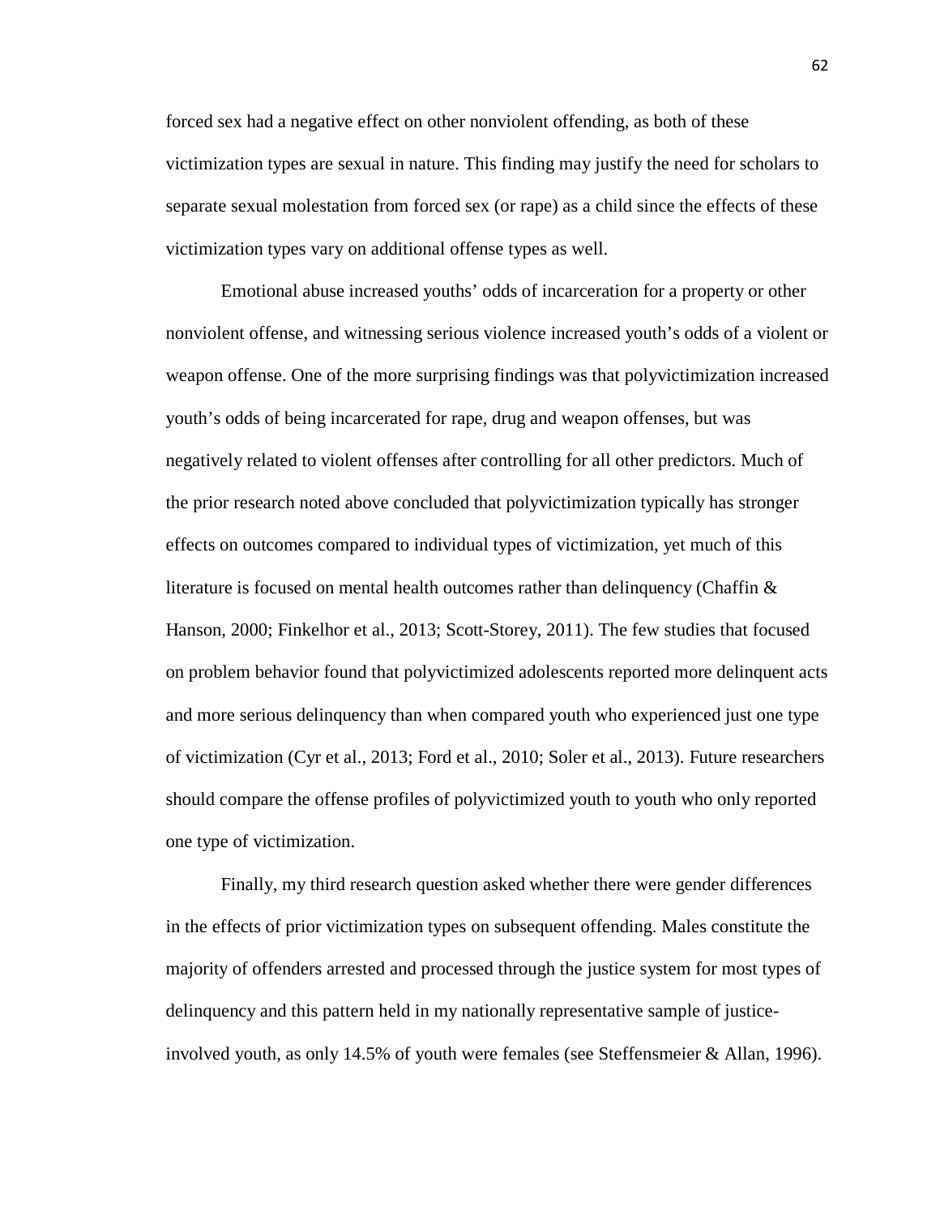forced sex had a negative effect on other nonviolent offending, as both of these victimization types are sexual in nature. This finding may justify the need for scholars to separate sexual molestation from forced sex (or rape) as a child since the effects of these victimization types vary on additional offense types as well.

Emotional abuse increased youths' odds of incarceration for a property or other nonviolent offense, and witnessing serious violence increased youth's odds of a violent or weapon offense. One of the more surprising findings was that polyvictimization increased youth's odds of being incarcerated for rape, drug and weapon offenses, but was negatively related to violent offenses after controlling for all other predictors. Much of the prior research noted above concluded that polyvictimization typically has stronger effects on outcomes compared to individual types of victimization, yet much of this literature is focused on mental health outcomes rather than delinquency (Chaffin & Hanson, 2000; Finkelhor et al., 2013; Scott-Storey, 2011). The few studies that focused on problem behavior found that polyvictimized adolescents reported more delinquent acts and more serious delinquency than when compared youth who experienced just one type of victimization (Cyr et al., 2013; Ford et al., 2010; Soler et al., 2013). Future researchers should compare the offense profiles of polyvictimized youth to youth who only reported one type of victimization.

Finally, my third research question asked whether there were gender differences in the effects of prior victimization types on subsequent offending. Males constitute the majority of offenders arrested and processed through the justice system for most types of delinquency and this pattern held in my nationally representative sample of justice-involved youth, as only 14.5% of youth were females (see Steffensmeier & Allan, 1996).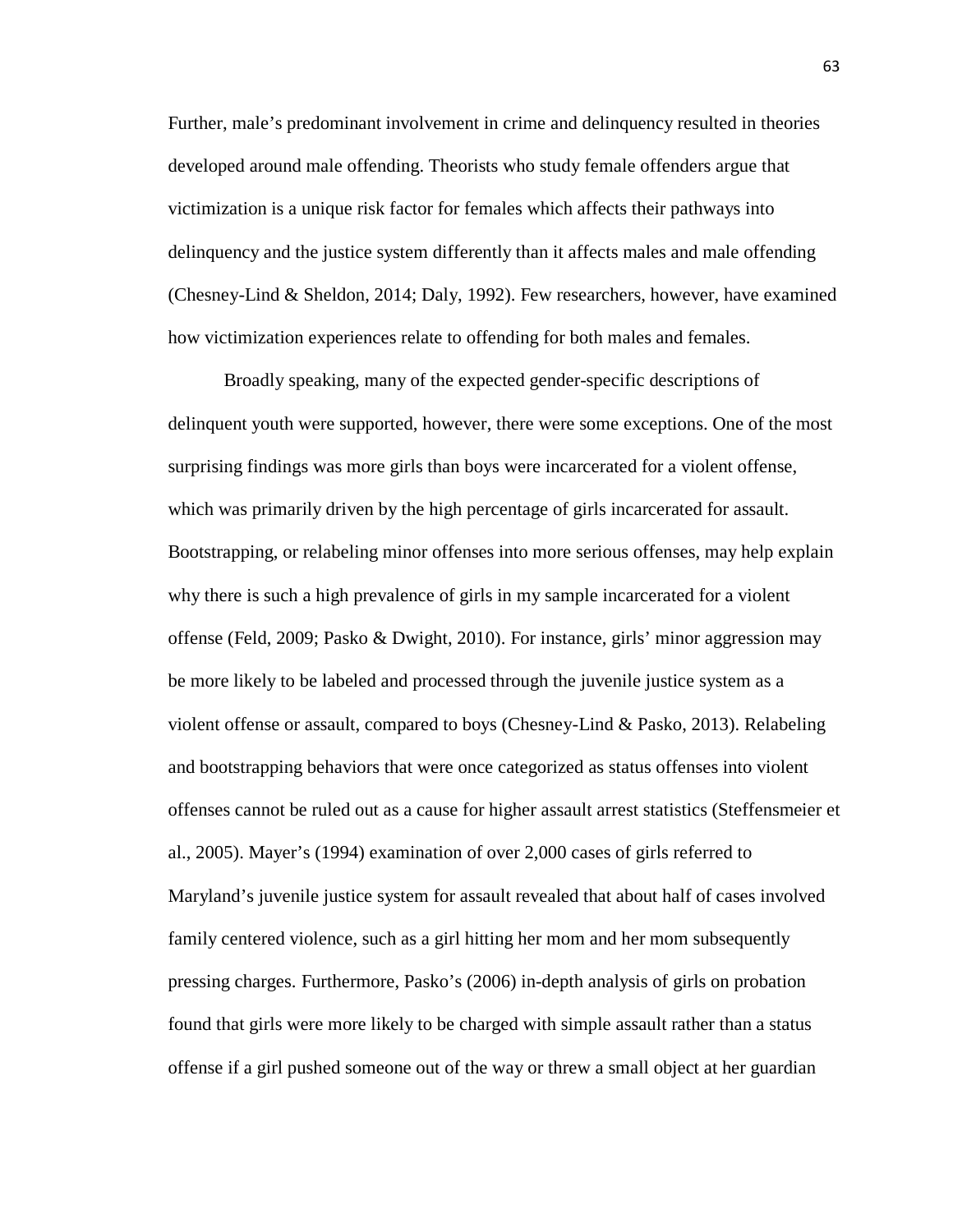Further, male's predominant involvement in crime and delinquency resulted in theories developed around male offending. Theorists who study female offenders argue that victimization is a unique risk factor for females which affects their pathways into delinquency and the justice system differently than it affects males and male offending (Chesney-Lind & Sheldon, 2014; Daly, 1992). Few researchers, however, have examined how victimization experiences relate to offending for both males and females.

Broadly speaking, many of the expected gender-specific descriptions of delinquent youth were supported, however, there were some exceptions. One of the most surprising findings was more girls than boys were incarcerated for a violent offense, which was primarily driven by the high percentage of girls incarcerated for assault. Bootstrapping, or relabeling minor offenses into more serious offenses, may help explain why there is such a high prevalence of girls in my sample incarcerated for a violent offense (Feld, 2009; Pasko & Dwight, 2010). For instance, girls' minor aggression may be more likely to be labeled and processed through the juvenile justice system as a violent offense or assault, compared to boys (Chesney-Lind & Pasko, 2013). Relabeling and bootstrapping behaviors that were once categorized as status offenses into violent offenses cannot be ruled out as a cause for higher assault arrest statistics (Steffensmeier et al., 2005). Mayer's (1994) examination of over 2,000 cases of girls referred to Maryland's juvenile justice system for assault revealed that about half of cases involved family centered violence, such as a girl hitting her mom and her mom subsequently pressing charges. Furthermore, Pasko's (2006) in-depth analysis of girls on probation found that girls were more likely to be charged with simple assault rather than a status offense if a girl pushed someone out of the way or threw a small object at her guardian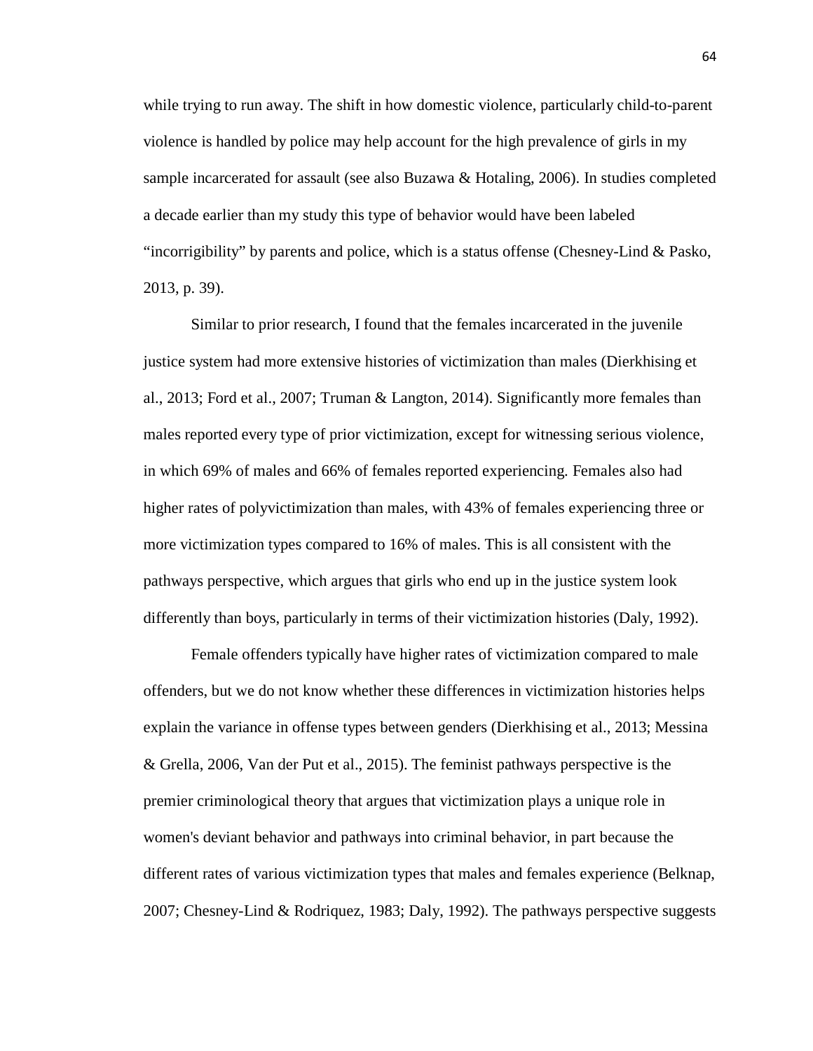while trying to run away. The shift in how domestic violence, particularly child-to-parent violence is handled by police may help account for the high prevalence of girls in my sample incarcerated for assault (see also Buzawa & Hotaling, 2006). In studies completed a decade earlier than my study this type of behavior would have been labeled "incorrigibility" by parents and police, which is a status offense (Chesney-Lind & Pasko, 2013, p. 39).

Similar to prior research, I found that the females incarcerated in the juvenile justice system had more extensive histories of victimization than males (Dierkhising et al., 2013; Ford et al., 2007; Truman & Langton, 2014). Significantly more females than males reported every type of prior victimization, except for witnessing serious violence, in which 69% of males and 66% of females reported experiencing. Females also had higher rates of polyvictimization than males, with 43% of females experiencing three or more victimization types compared to 16% of males. This is all consistent with the pathways perspective, which argues that girls who end up in the justice system look differently than boys, particularly in terms of their victimization histories (Daly, 1992).

Female offenders typically have higher rates of victimization compared to male offenders, but we do not know whether these differences in victimization histories helps explain the variance in offense types between genders (Dierkhising et al., 2013; Messina & Grella, 2006, Van der Put et al., 2015). The feminist pathways perspective is the premier criminological theory that argues that victimization plays a unique role in women's deviant behavior and pathways into criminal behavior, in part because the different rates of various victimization types that males and females experience (Belknap, 2007; Chesney-Lind & Rodriquez, 1983; Daly, 1992). The pathways perspective suggests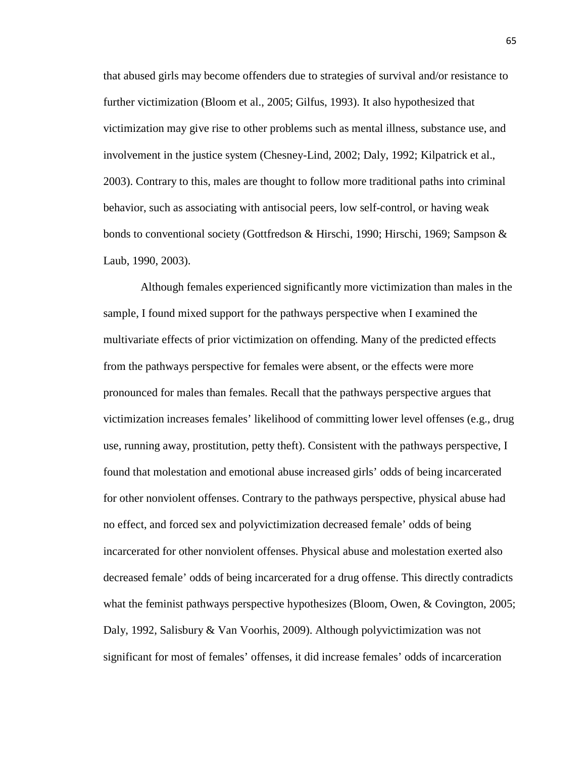that abused girls may become offenders due to strategies of survival and/or resistance to further victimization (Bloom et al., 2005; Gilfus, 1993). It also hypothesized that victimization may give rise to other problems such as mental illness, substance use, and involvement in the justice system (Chesney-Lind, 2002; Daly, 1992; Kilpatrick et al., 2003). Contrary to this, males are thought to follow more traditional paths into criminal behavior, such as associating with antisocial peers, low self-control, or having weak bonds to conventional society (Gottfredson & Hirschi, 1990; Hirschi, 1969; Sampson & Laub, 1990, 2003).

Although females experienced significantly more victimization than males in the sample, I found mixed support for the pathways perspective when I examined the multivariate effects of prior victimization on offending. Many of the predicted effects from the pathways perspective for females were absent, or the effects were more pronounced for males than females. Recall that the pathways perspective argues that victimization increases females' likelihood of committing lower level offenses (e.g., drug use, running away, prostitution, petty theft). Consistent with the pathways perspective, I found that molestation and emotional abuse increased girls' odds of being incarcerated for other nonviolent offenses. Contrary to the pathways perspective, physical abuse had no effect, and forced sex and polyvictimization decreased female' odds of being incarcerated for other nonviolent offenses. Physical abuse and molestation exerted also decreased female' odds of being incarcerated for a drug offense. This directly contradicts what the feminist pathways perspective hypothesizes (Bloom, Owen, & Covington, 2005; Daly, 1992, Salisbury & Van Voorhis, 2009). Although polyvictimization was not significant for most of females' offenses, it did increase females' odds of incarceration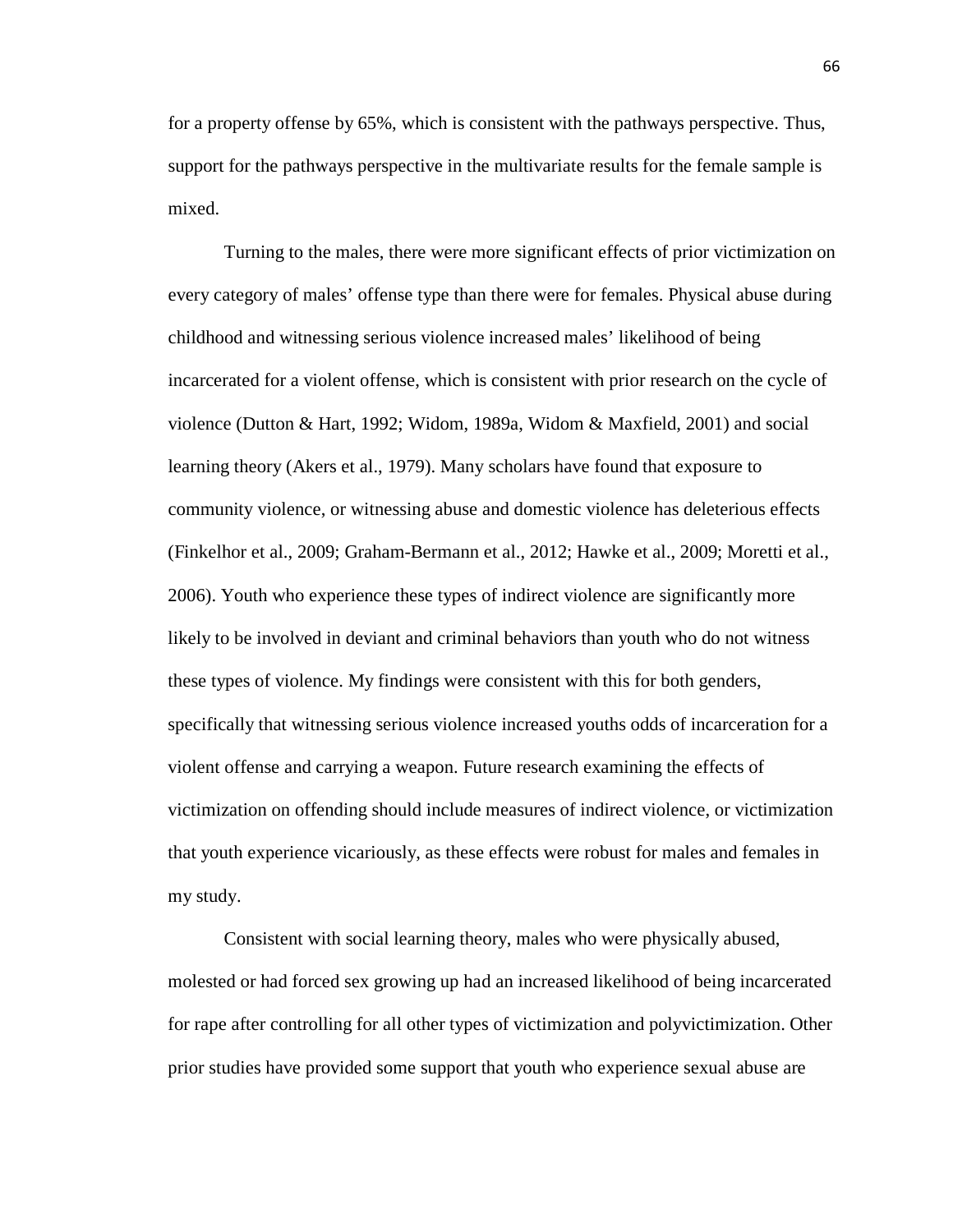for a property offense by 65%, which is consistent with the pathways perspective. Thus, support for the pathways perspective in the multivariate results for the female sample is mixed.

Turning to the males, there were more significant effects of prior victimization on every category of males' offense type than there were for females. Physical abuse during childhood and witnessing serious violence increased males' likelihood of being incarcerated for a violent offense, which is consistent with prior research on the cycle of violence (Dutton & Hart, 1992; Widom, 1989a, Widom & Maxfield, 2001) and social learning theory (Akers et al., 1979). Many scholars have found that exposure to community violence, or witnessing abuse and domestic violence has deleterious effects (Finkelhor et al., 2009; Graham-Bermann et al., 2012; Hawke et al., 2009; Moretti et al., 2006). Youth who experience these types of indirect violence are significantly more likely to be involved in deviant and criminal behaviors than youth who do not witness these types of violence. My findings were consistent with this for both genders, specifically that witnessing serious violence increased youths odds of incarceration for a violent offense and carrying a weapon. Future research examining the effects of victimization on offending should include measures of indirect violence, or victimization that youth experience vicariously, as these effects were robust for males and females in my study.

Consistent with social learning theory, males who were physically abused, molested or had forced sex growing up had an increased likelihood of being incarcerated for rape after controlling for all other types of victimization and polyvictimization. Other prior studies have provided some support that youth who experience sexual abuse are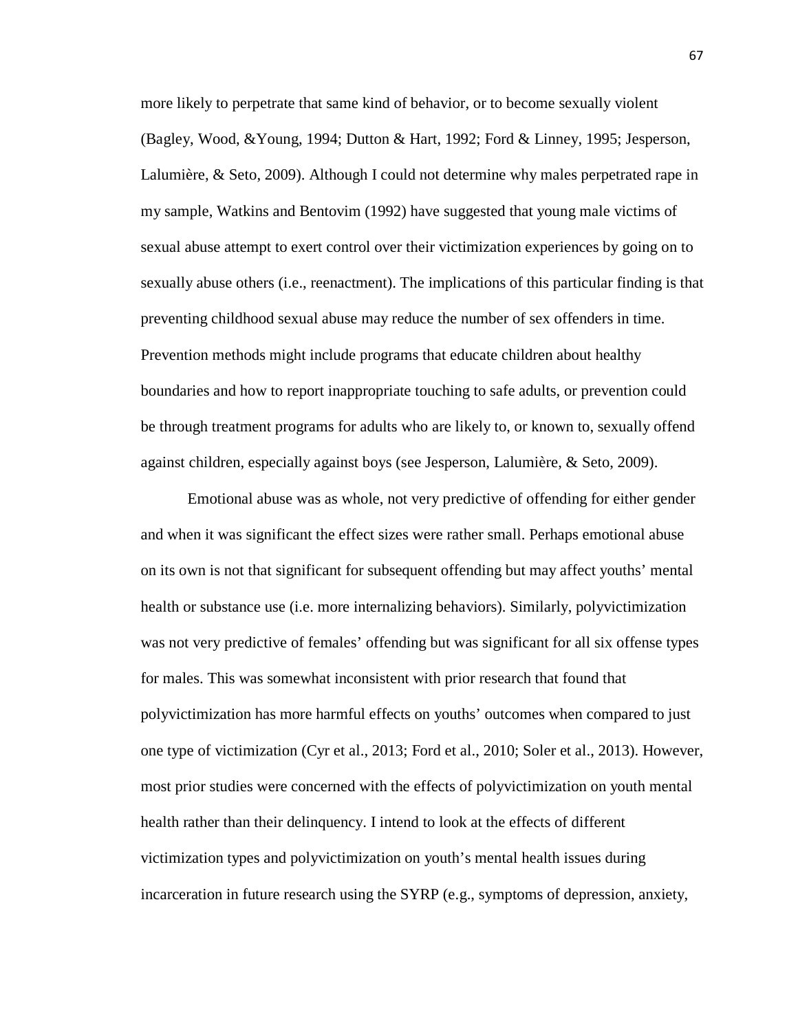more likely to perpetrate that same kind of behavior, or to become sexually violent (Bagley, Wood, &Young, 1994; Dutton & Hart, 1992; Ford & Linney, 1995; Jesperson, Lalumière, & Seto, 2009). Although I could not determine why males perpetrated rape in my sample, Watkins and Bentovim (1992) have suggested that young male victims of sexual abuse attempt to exert control over their victimization experiences by going on to sexually abuse others (i.e., reenactment). The implications of this particular finding is that preventing childhood sexual abuse may reduce the number of sex offenders in time. Prevention methods might include programs that educate children about healthy boundaries and how to report inappropriate touching to safe adults, or prevention could be through treatment programs for adults who are likely to, or known to, sexually offend against children, especially against boys (see Jesperson, Lalumière, & Seto, 2009).

Emotional abuse was as whole, not very predictive of offending for either gender and when it was significant the effect sizes were rather small. Perhaps emotional abuse on its own is not that significant for subsequent offending but may affect youths' mental health or substance use (i.e. more internalizing behaviors). Similarly, polyvictimization was not very predictive of females' offending but was significant for all six offense types for males. This was somewhat inconsistent with prior research that found that polyvictimization has more harmful effects on youths' outcomes when compared to just one type of victimization (Cyr et al., 2013; Ford et al., 2010; Soler et al., 2013). However, most prior studies were concerned with the effects of polyvictimization on youth mental health rather than their delinquency. I intend to look at the effects of different victimization types and polyvictimization on youth's mental health issues during incarceration in future research using the SYRP (e.g., symptoms of depression, anxiety,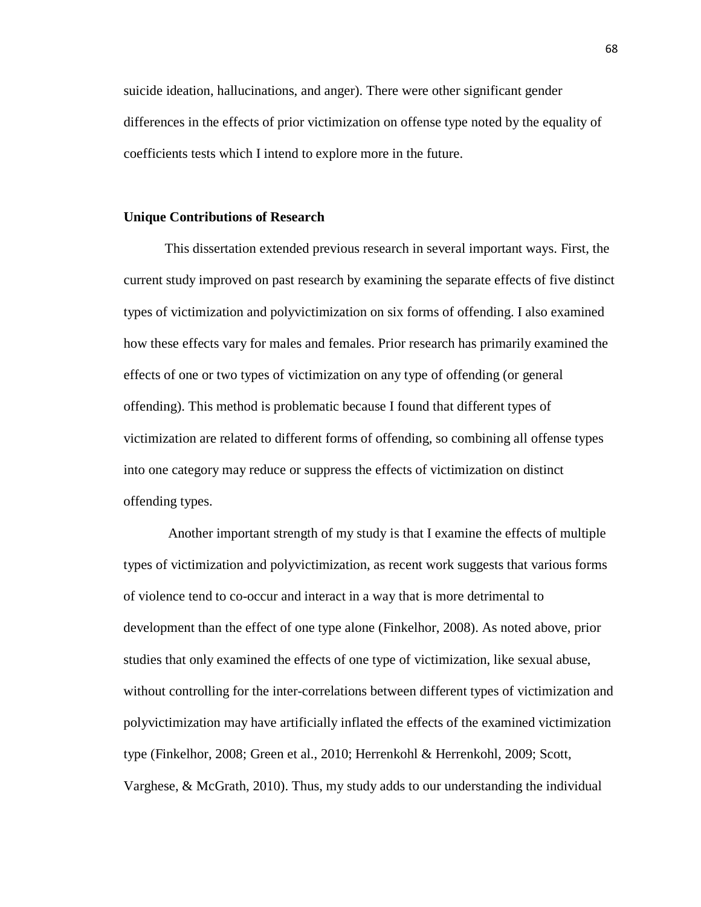suicide ideation, hallucinations, and anger). There were other significant gender differences in the effects of prior victimization on offense type noted by the equality of coefficients tests which I intend to explore more in the future.

### Unique Contributions of Research

This dissertation extended previous research in several important ways. First, the current study improved on past research by examining the separate effects of five distinct types of victimization and polyvictimization on six forms of offending. I also examined how these effects vary for males and females. Prior research has primarily examined the effects of one or two types of victimization on any type of offending (or general offending). This method is problematic because I found that different types of victimization are related to different forms of offending, so combining all offense types into one category may reduce or suppress the effects of victimization on distinct offending types.

Another important strength of my study is that I examine the effects of multiple types of victimization and polyvictimization, as recent work suggests that various forms of violence tend to co-occur and interact in a way that is more detrimental to development than the effect of one type alone (Finkelhor, 2008). As noted above, prior studies that only examined the effects of one type of victimization, like sexual abuse, without controlling for the inter-correlations between different types of victimization and polyvictimization may have artificially inflated the effects of the examined victimization type (Finkelhor, 2008; Green et al., 2010; Herrenkohl & Herrenkohl, 2009; Scott, Varghese, & McGrath, 2010). Thus, my study adds to our understanding the individual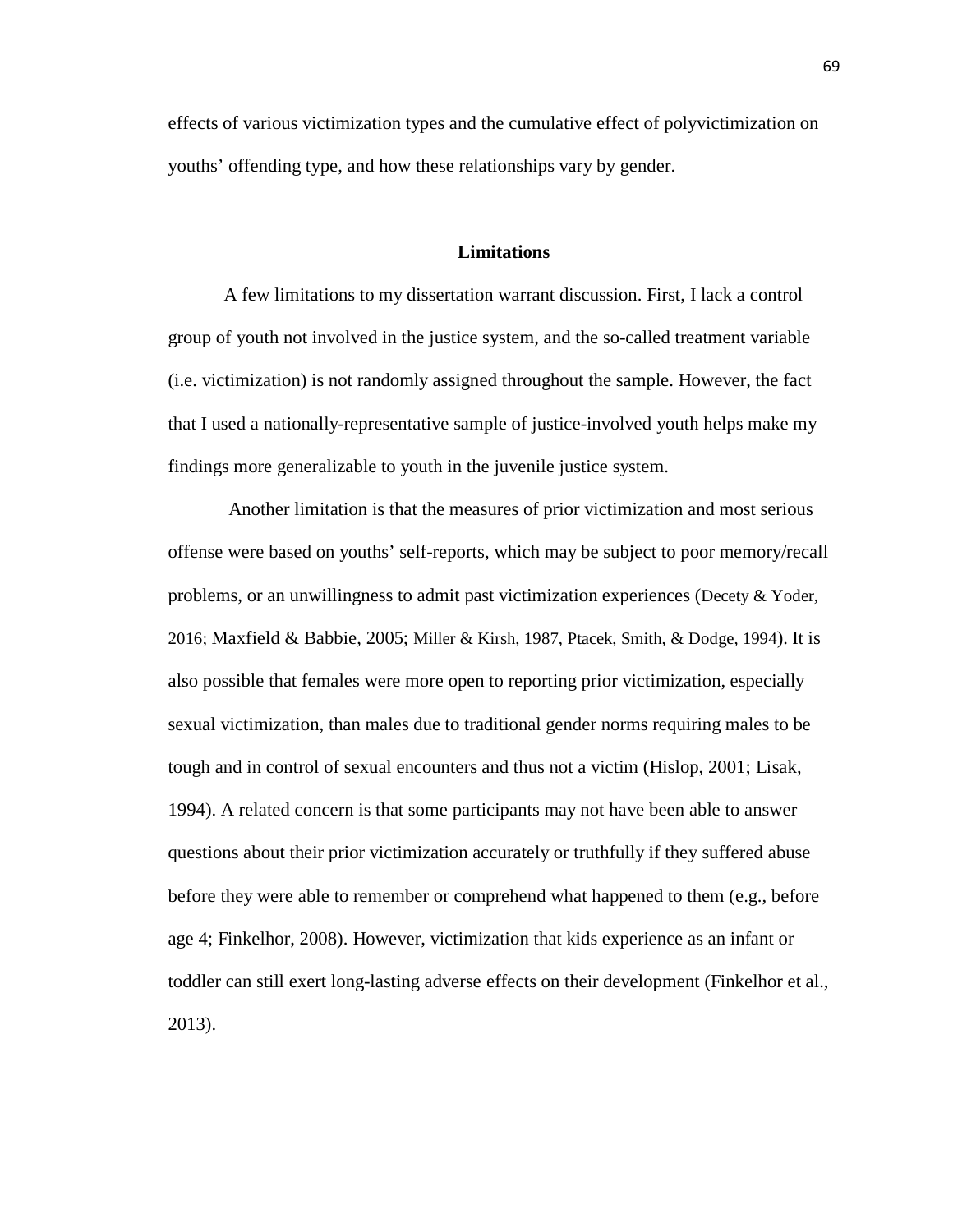effects of various victimization types and the cumulative effect of polyvictimization on youths' offending type, and how these relationships vary by gender.

## Limitations

A few limitations to my dissertation warrant discussion. First, I lack a control group of youth not involved in the justice system, and the so-called treatment variable (i.e. victimization) is not randomly assigned throughout the sample. However, the fact that I used a nationally-representative sample of justice-involved youth helps make my findings more generalizable to youth in the juvenile justice system.

Another limitation is that the measures of prior victimization and most serious offense were based on youths' self-reports, which may be subject to poor memory/recall problems, or an unwillingness to admit past victimization experiences (Decety & Yoder, 2016; Maxfield & Babbie, 2005; Miller & Kirsh, 1987, Ptacek, Smith, & Dodge, 1994). It is also possible that females were more open to reporting prior victimization, especially sexual victimization, than males due to traditional gender norms requiring males to be tough and in control of sexual encounters and thus not a victim (Hislop, 2001; Lisak, 1994). A related concern is that some participants may not have been able to answer questions about their prior victimization accurately or truthfully if they suffered abuse before they were able to remember or comprehend what happened to them (e.g., before age 4; Finkelhor, 2008). However, victimization that kids experience as an infant or toddler can still exert long-lasting adverse effects on their development (Finkelhor et al., 2013).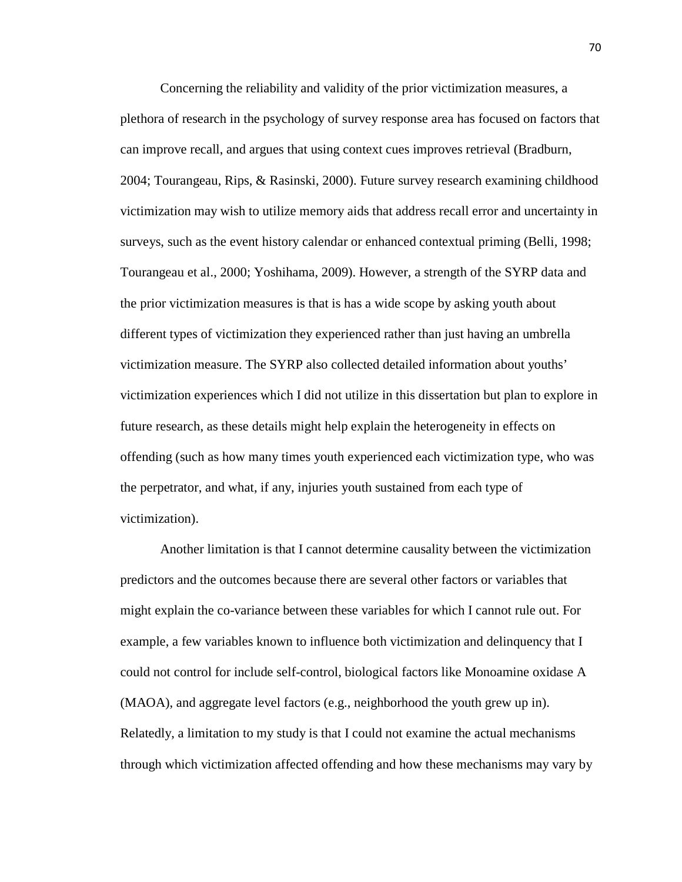Concerning the reliability and validity of the prior victimization measures, a plethora of research in the psychology of survey response area has focused on factors that can improve recall, and argues that using context cues improves retrieval (Bradburn, 2004; Tourangeau, Rips, & Rasinski, 2000). Future survey research examining childhood victimization may wish to utilize memory aids that address recall error and uncertainty in surveys, such as the event history calendar or enhanced contextual priming (Belli, 1998; Tourangeau et al., 2000; Yoshihama, 2009). However, a strength of the SYRP data and the prior victimization measures is that is has a wide scope by asking youth about different types of victimization they experienced rather than just having an umbrella victimization measure. The SYRP also collected detailed information about youths' victimization experiences which I did not utilize in this dissertation but plan to explore in future research, as these details might help explain the heterogeneity in effects on offending (such as how many times youth experienced each victimization type, who was the perpetrator, and what, if any, injuries youth sustained from each type of victimization).

Another limitation is that I cannot determine causality between the victimization predictors and the outcomes because there are several other factors or variables that might explain the co-variance between these variables for which I cannot rule out. For example, a few variables known to influence both victimization and delinquency that I could not control for include self-control, biological factors like Monoamine oxidase A (MAOA), and aggregate level factors (e.g., neighborhood the youth grew up in). Relatedly, a limitation to my study is that I could not examine the actual mechanisms through which victimization affected offending and how these mechanisms may vary by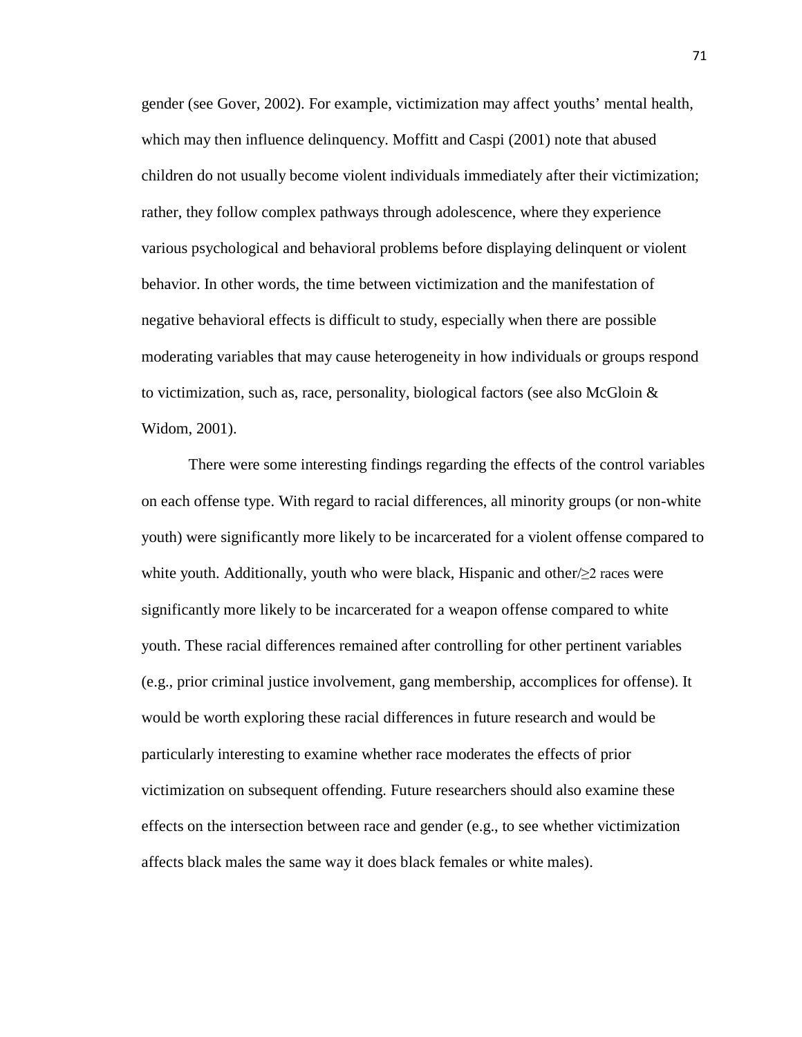gender (see Gover, 2002). For example, victimization may affect youths' mental health, which may then influence delinquency. Moffitt and Caspi (2001) note that abused children do not usually become violent individuals immediately after their victimization; rather, they follow complex pathways through adolescence, where they experience various psychological and behavioral problems before displaying delinquent or violent behavior. In other words, the time between victimization and the manifestation of negative behavioral effects is difficult to study, especially when there are possible moderating variables that may cause heterogeneity in how individuals or groups respond to victimization, such as, race, personality, biological factors (see also McGloin & Widom, 2001).

There were some interesting findings regarding the effects of the control variables on each offense type. With regard to racial differences, all minority groups (or non-white youth) were significantly more likely to be incarcerated for a violent offense compared to white youth. Additionally, youth who were black, Hispanic and other/≥2 races were significantly more likely to be incarcerated for a weapon offense compared to white youth. These racial differences remained after controlling for other pertinent variables (e.g., prior criminal justice involvement, gang membership, accomplices for offense). It would be worth exploring these racial differences in future research and would be particularly interesting to examine whether race moderates the effects of prior victimization on subsequent offending. Future researchers should also examine these effects on the intersection between race and gender (e.g., to see whether victimization affects black males the same way it does black females or white males).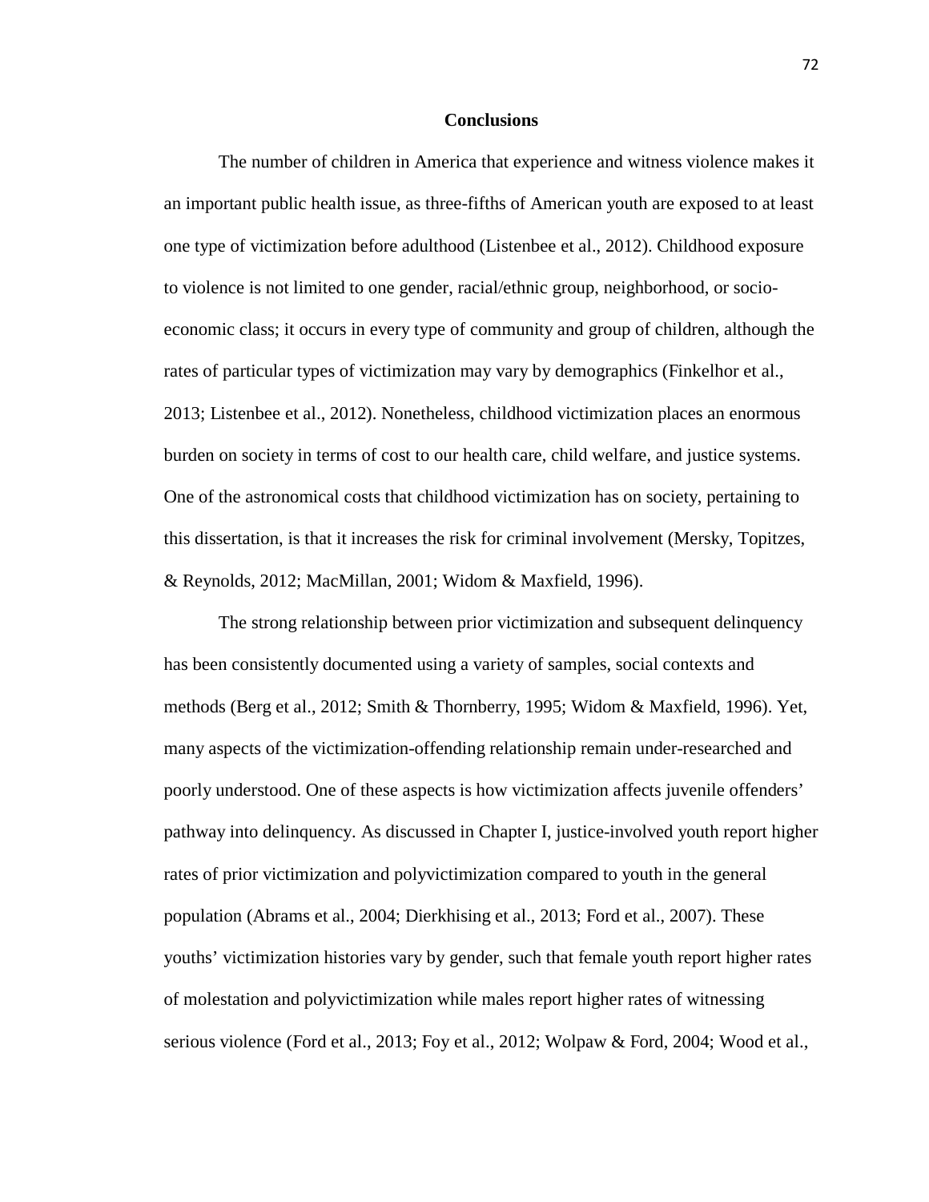## Conclusions

The number of children in America that experience and witness violence makes it an important public health issue, as three-fifths of American youth are exposed to at least one type of victimization before adulthood (Listenbee et al., 2012). Childhood exposure to violence is not limited to one gender, racial/ethnic group, neighborhood, or socio-economic class; it occurs in every type of community and group of children, although the rates of particular types of victimization may vary by demographics (Finkelhor et al., 2013; Listenbee et al., 2012). Nonetheless, childhood victimization places an enormous burden on society in terms of cost to our health care, child welfare, and justice systems. One of the astronomical costs that childhood victimization has on society, pertaining to this dissertation, is that it increases the risk for criminal involvement (Mersky, Topitzes, & Reynolds, 2012; MacMillan, 2001; Widom & Maxfield, 1996).

The strong relationship between prior victimization and subsequent delinquency has been consistently documented using a variety of samples, social contexts and methods (Berg et al., 2012; Smith & Thornberry, 1995; Widom & Maxfield, 1996). Yet, many aspects of the victimization-offending relationship remain under-researched and poorly understood. One of these aspects is how victimization affects juvenile offenders' pathway into delinquency. As discussed in Chapter I, justice-involved youth report higher rates of prior victimization and polyvictimization compared to youth in the general population (Abrams et al., 2004; Dierkhising et al., 2013; Ford et al., 2007). These youths' victimization histories vary by gender, such that female youth report higher rates of molestation and polyvictimization while males report higher rates of witnessing serious violence (Ford et al., 2013; Foy et al., 2012; Wolpaw & Ford, 2004; Wood et al.,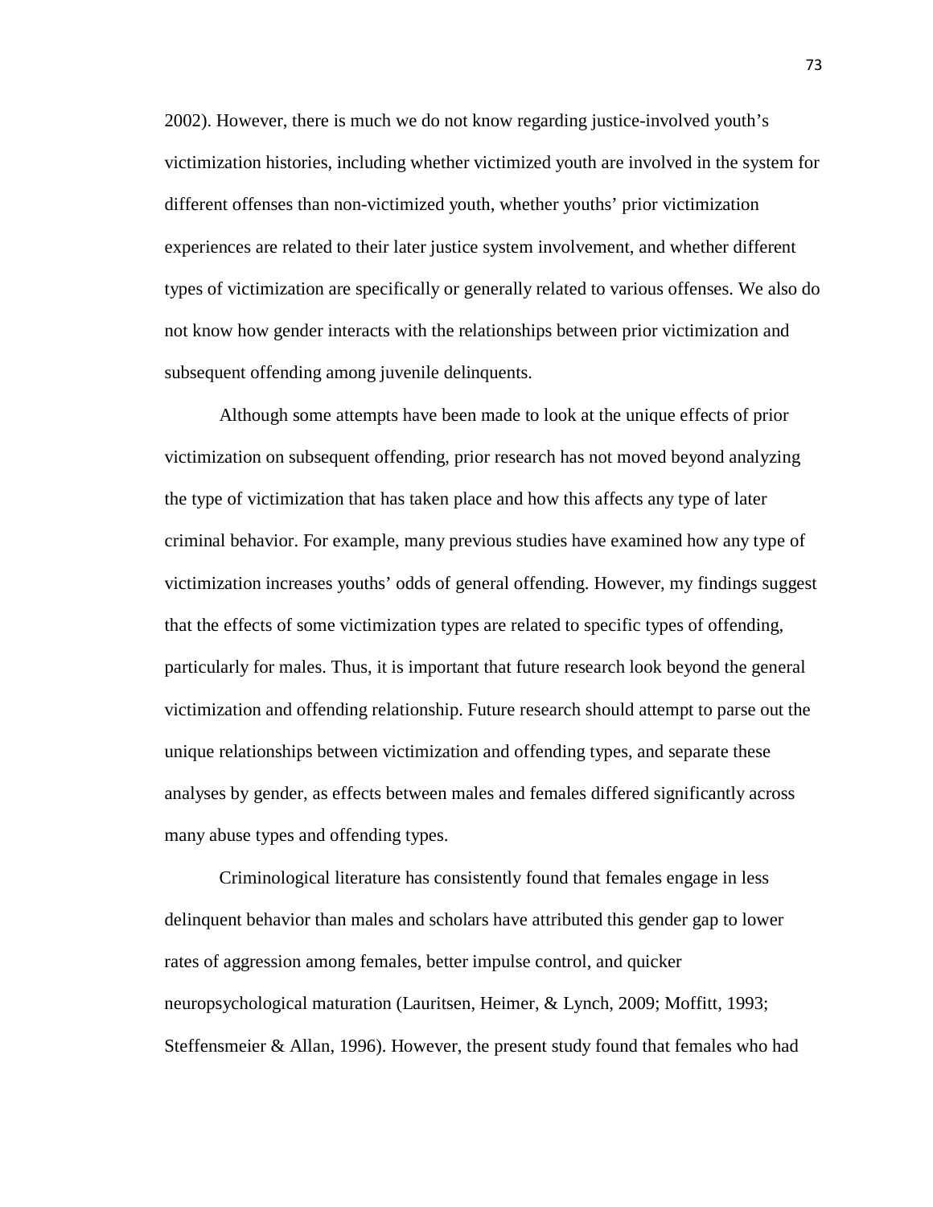2002). However, there is much we do not know regarding justice-involved youth's victimization histories, including whether victimized youth are involved in the system for different offenses than non-victimized youth, whether youths' prior victimization experiences are related to their later justice system involvement, and whether different types of victimization are specifically or generally related to various offenses. We also do not know how gender interacts with the relationships between prior victimization and subsequent offending among juvenile delinquents.

Although some attempts have been made to look at the unique effects of prior victimization on subsequent offending, prior research has not moved beyond analyzing the type of victimization that has taken place and how this affects any type of later criminal behavior. For example, many previous studies have examined how any type of victimization increases youths' odds of general offending. However, my findings suggest that the effects of some victimization types are related to specific types of offending, particularly for males. Thus, it is important that future research look beyond the general victimization and offending relationship. Future research should attempt to parse out the unique relationships between victimization and offending types, and separate these analyses by gender, as effects between males and females differed significantly across many abuse types and offending types.

Criminological literature has consistently found that females engage in less delinquent behavior than males and scholars have attributed this gender gap to lower rates of aggression among females, better impulse control, and quicker neuropsychological maturation (Lauritsen, Heimer, & Lynch, 2009; Moffitt, 1993; Steffensmeier & Allan, 1996). However, the present study found that females who had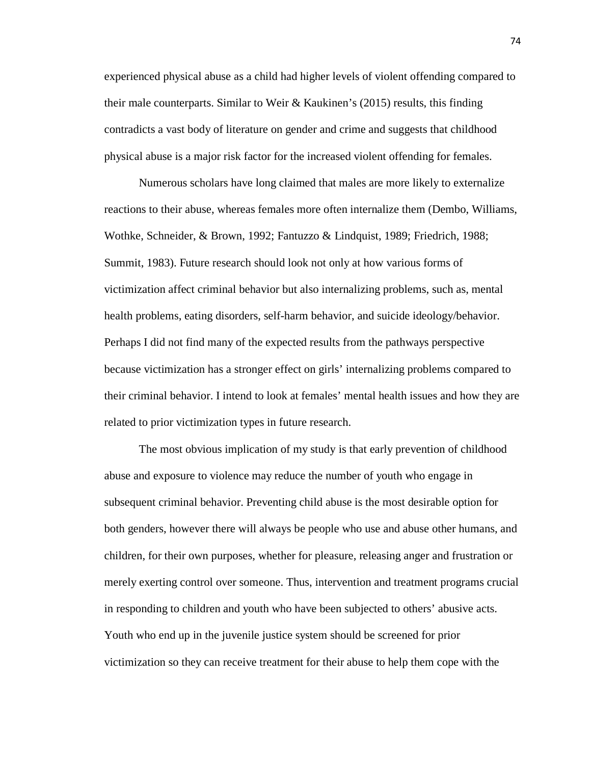experienced physical abuse as a child had higher levels of violent offending compared to their male counterparts. Similar to Weir & Kaukinen's (2015) results, this finding contradicts a vast body of literature on gender and crime and suggests that childhood physical abuse is a major risk factor for the increased violent offending for females.

Numerous scholars have long claimed that males are more likely to externalize reactions to their abuse, whereas females more often internalize them (Dembo, Williams, Wothke, Schneider, & Brown, 1992; Fantuzzo & Lindquist, 1989; Friedrich, 1988; Summit, 1983). Future research should look not only at how various forms of victimization affect criminal behavior but also internalizing problems, such as, mental health problems, eating disorders, self-harm behavior, and suicide ideology/behavior. Perhaps I did not find many of the expected results from the pathways perspective because victimization has a stronger effect on girls' internalizing problems compared to their criminal behavior. I intend to look at females' mental health issues and how they are related to prior victimization types in future research.

The most obvious implication of my study is that early prevention of childhood abuse and exposure to violence may reduce the number of youth who engage in subsequent criminal behavior. Preventing child abuse is the most desirable option for both genders, however there will always be people who use and abuse other humans, and children, for their own purposes, whether for pleasure, releasing anger and frustration or merely exerting control over someone. Thus, intervention and treatment programs crucial in responding to children and youth who have been subjected to others' abusive acts. Youth who end up in the juvenile justice system should be screened for prior victimization so they can receive treatment for their abuse to help them cope with the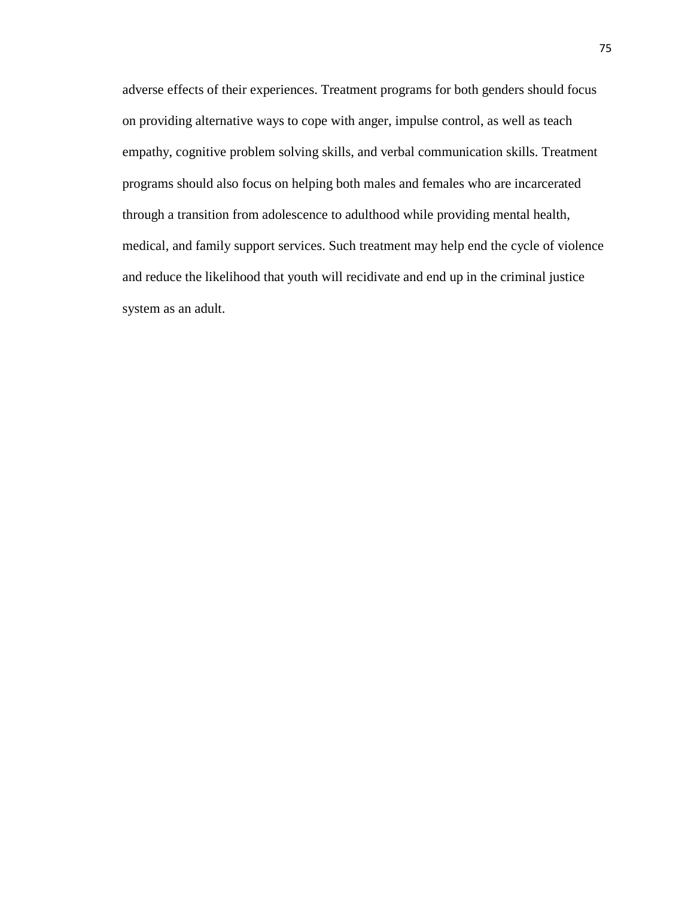adverse effects of their experiences. Treatment programs for both genders should focus on providing alternative ways to cope with anger, impulse control, as well as teach empathy, cognitive problem solving skills, and verbal communication skills. Treatment programs should also focus on helping both males and females who are incarcerated through a transition from adolescence to adulthood while providing mental health, medical, and family support services. Such treatment may help end the cycle of violence and reduce the likelihood that youth will recidivate and end up in the criminal justice system as an adult.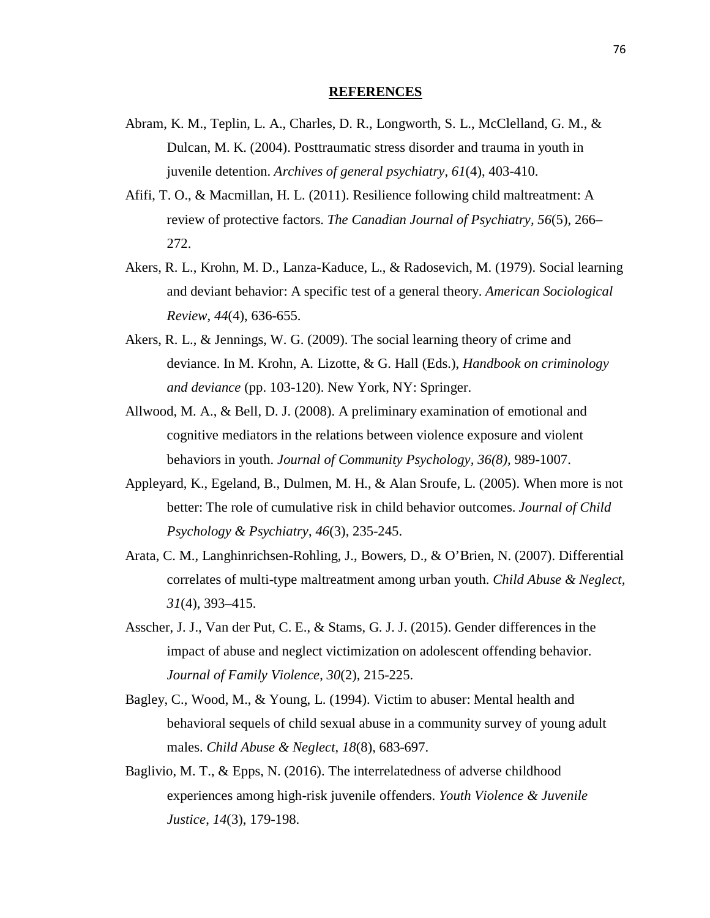# REFERENCES

Abram, K. M., Teplin, L. A., Charles, D. R., Longworth, S. L., McClelland, G. M., & Dulcan, M. K. (2004). Posttraumatic stress disorder and trauma in youth in juvenile detention. *Archives of general psychiatry*, *61*(4), 403-410.

Afifi, T. O., & Macmillan, H. L. (2011). Resilience following child maltreatment: A review of protective factors. *The Canadian Journal of Psychiatry*, *56*(5), 266–272.

Akers, R. L., Krohn, M. D., Lanza-Kaduce, L., & Radosevich, M. (1979). Social learning and deviant behavior: A specific test of a general theory. *American Sociological Review*, *44*(4), 636-655.

Akers, R. L., & Jennings, W. G. (2009). The social learning theory of crime and deviance. In M. Krohn, A. Lizotte, & G. Hall (Eds.), *Handbook on criminology and deviance* (pp. 103-120). New York, NY: Springer.

Allwood, M. A., & Bell, D. J. (2008). A preliminary examination of emotional and cognitive mediators in the relations between violence exposure and violent behaviors in youth. *Journal of Community Psychology*, *36(8)*, 989-1007.

Appleyard, K., Egeland, B., Dulmen, M. H., & Alan Sroufe, L. (2005). When more is not better: The role of cumulative risk in child behavior outcomes. *Journal of Child Psychology & Psychiatry*, *46*(3), 235-245.

Arata, C. M., Langhinrichsen-Rohling, J., Bowers, D., & O'Brien, N. (2007). Differential correlates of multi-type maltreatment among urban youth. *Child Abuse & Neglect*, *31*(4), 393–415.

Asscher, J. J., Van der Put, C. E., & Stams, G. J. J. (2015). Gender differences in the impact of abuse and neglect victimization on adolescent offending behavior. *Journal of Family Violence*, *30*(2), 215-225.

Bagley, C., Wood, M., & Young, L. (1994). Victim to abuser: Mental health and behavioral sequels of child sexual abuse in a community survey of young adult males. *Child Abuse & Neglect*, *18*(8), 683-697.

Baglivio, M. T., & Epps, N. (2016). The interrelatedness of adverse childhood experiences among high-risk juvenile offenders. *Youth Violence & Juvenile Justice*, *14*(3), 179-198.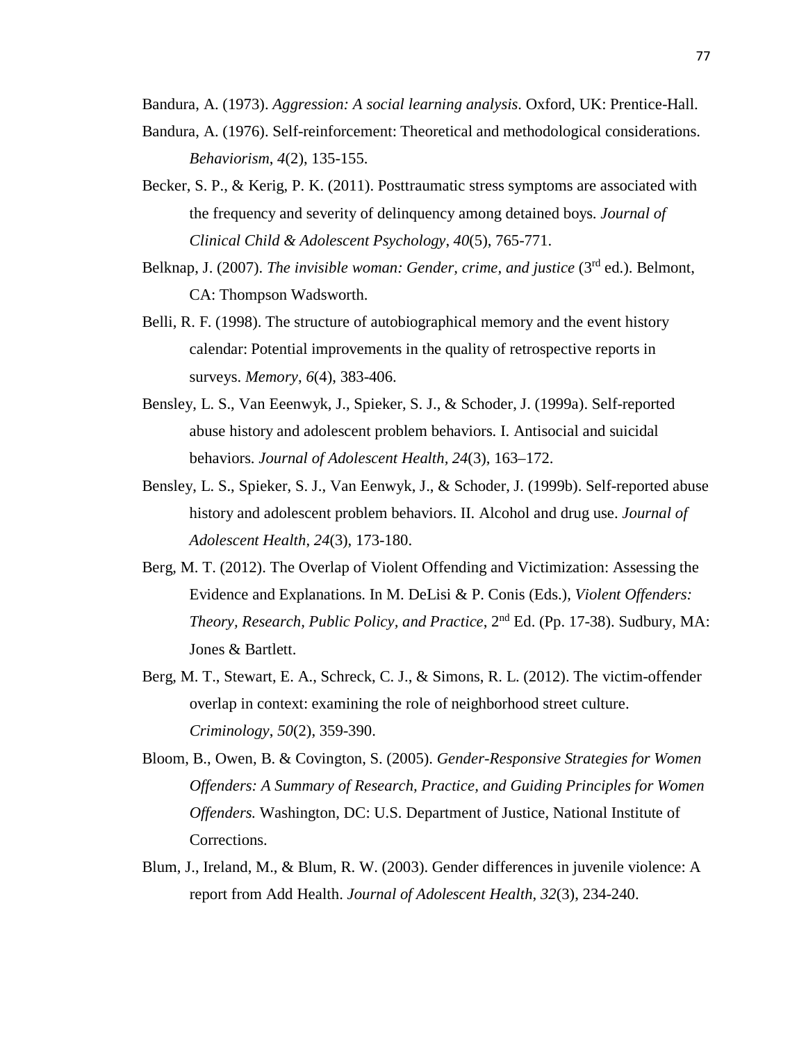Bandura, A. (1973). *Aggression: A social learning analysis*. Oxford, UK: Prentice-Hall.

Bandura, A. (1976). Self-reinforcement: Theoretical and methodological considerations. *Behaviorism*, *4*(2), 135-155.

Becker, S. P., & Kerig, P. K. (2011). Posttraumatic stress symptoms are associated with the frequency and severity of delinquency among detained boys. *Journal of Clinical Child & Adolescent Psychology*, *40*(5), 765-771.

Belknap, J. (2007). *The invisible woman: Gender, crime, and justice* (3rd ed.). Belmont, CA: Thompson Wadsworth.

Belli, R. F. (1998). The structure of autobiographical memory and the event history calendar: Potential improvements in the quality of retrospective reports in surveys. *Memory*, *6*(4), 383-406.

Bensley, L. S., Van Eeenwyk, J., Spieker, S. J., & Schoder, J. (1999a). Self-reported abuse history and adolescent problem behaviors. I. Antisocial and suicidal behaviors. *Journal of Adolescent Health*, *24*(3), 163–172.

Bensley, L. S., Spieker, S. J., Van Eenwyk, J., & Schoder, J. (1999b). Self-reported abuse history and adolescent problem behaviors. II. Alcohol and drug use. *Journal of Adolescent Health*, *24*(3), 173-180.

Berg, M. T. (2012). The Overlap of Violent Offending and Victimization: Assessing the Evidence and Explanations. In M. DeLisi & P. Conis (Eds.), *Violent Offenders: Theory, Research, Public Policy, and Practice*, 2nd Ed. (Pp. 17-38). Sudbury, MA: Jones & Bartlett.

Berg, M. T., Stewart, E. A., Schreck, C. J., & Simons, R. L. (2012). The victim-offender overlap in context: examining the role of neighborhood street culture. *Criminology*, *50*(2), 359-390.

Bloom, B., Owen, B. & Covington, S. (2005). *Gender-Responsive Strategies for Women Offenders: A Summary of Research, Practice, and Guiding Principles for Women Offenders.* Washington, DC: U.S. Department of Justice, National Institute of Corrections.

Blum, J., Ireland, M., & Blum, R. W. (2003). Gender differences in juvenile violence: A report from Add Health. *Journal of Adolescent Health*, *32*(3), 234-240.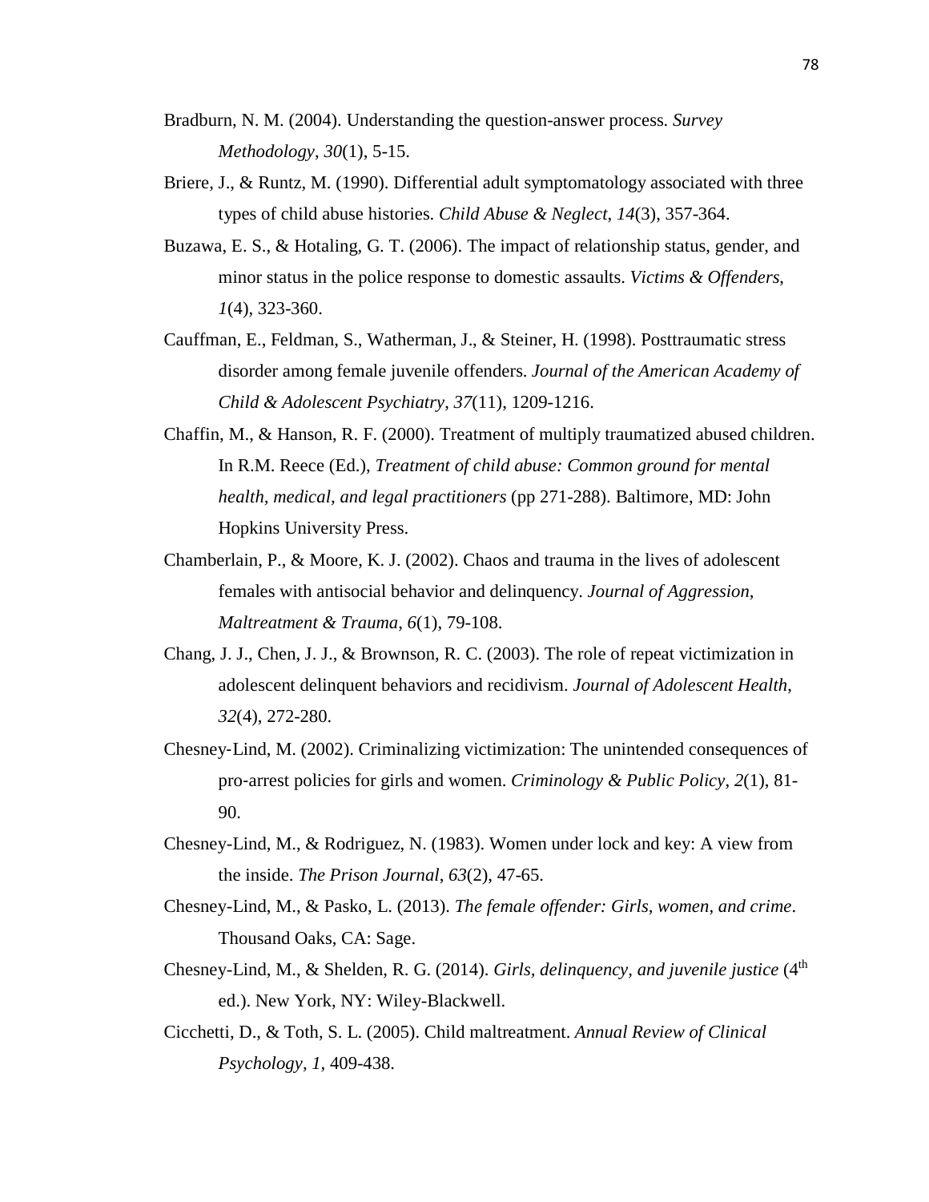Bradburn, N. M. (2004). Understanding the question-answer process. *Survey Methodology*, *30*(1), 5-15.

Briere, J., & Runtz, M. (1990). Differential adult symptomatology associated with three types of child abuse histories. *Child Abuse & Neglect*, *14*(3), 357-364.

Buzawa, E. S., & Hotaling, G. T. (2006). The impact of relationship status, gender, and minor status in the police response to domestic assaults. *Victims & Offenders*, *1*(4), 323-360.

Cauffman, E., Feldman, S., Watherman, J., & Steiner, H. (1998). Posttraumatic stress disorder among female juvenile offenders. *Journal of the American Academy of Child & Adolescent Psychiatry*, *37*(11), 1209-1216.

Chaffin, M., & Hanson, R. F. (2000). Treatment of multiply traumatized abused children. In R.M. Reece (Ed.), *Treatment of child abuse: Common ground for mental health, medical, and legal practitioners* (pp 271-288). Baltimore, MD: John Hopkins University Press.

Chamberlain, P., & Moore, K. J. (2002). Chaos and trauma in the lives of adolescent females with antisocial behavior and delinquency. *Journal of Aggression, Maltreatment & Trauma*, *6*(1), 79-108.

Chang, J. J., Chen, J. J., & Brownson, R. C. (2003). The role of repeat victimization in adolescent delinquent behaviors and recidivism. *Journal of Adolescent Health*, *32*(4), 272-280.

Chesney‐Lind, M. (2002). Criminalizing victimization: The unintended consequences of pro‐arrest policies for girls and women. *Criminology & Public Policy*, *2*(1), 81-90.

Chesney-Lind, M., & Rodriguez, N. (1983). Women under lock and key: A view from the inside. *The Prison Journal*, *63*(2), 47-65.

Chesney-Lind, M., & Pasko, L. (2013). *The female offender: Girls, women, and crime*. Thousand Oaks, CA: Sage.

Chesney-Lind, M., & Shelden, R. G. (2014). *Girls, delinquency, and juvenile justice* (4th ed.). New York, NY: Wiley-Blackwell.

Cicchetti, D., & Toth, S. L. (2005). Child maltreatment. *Annual Review of Clinical Psychology*, *1*, 409-438.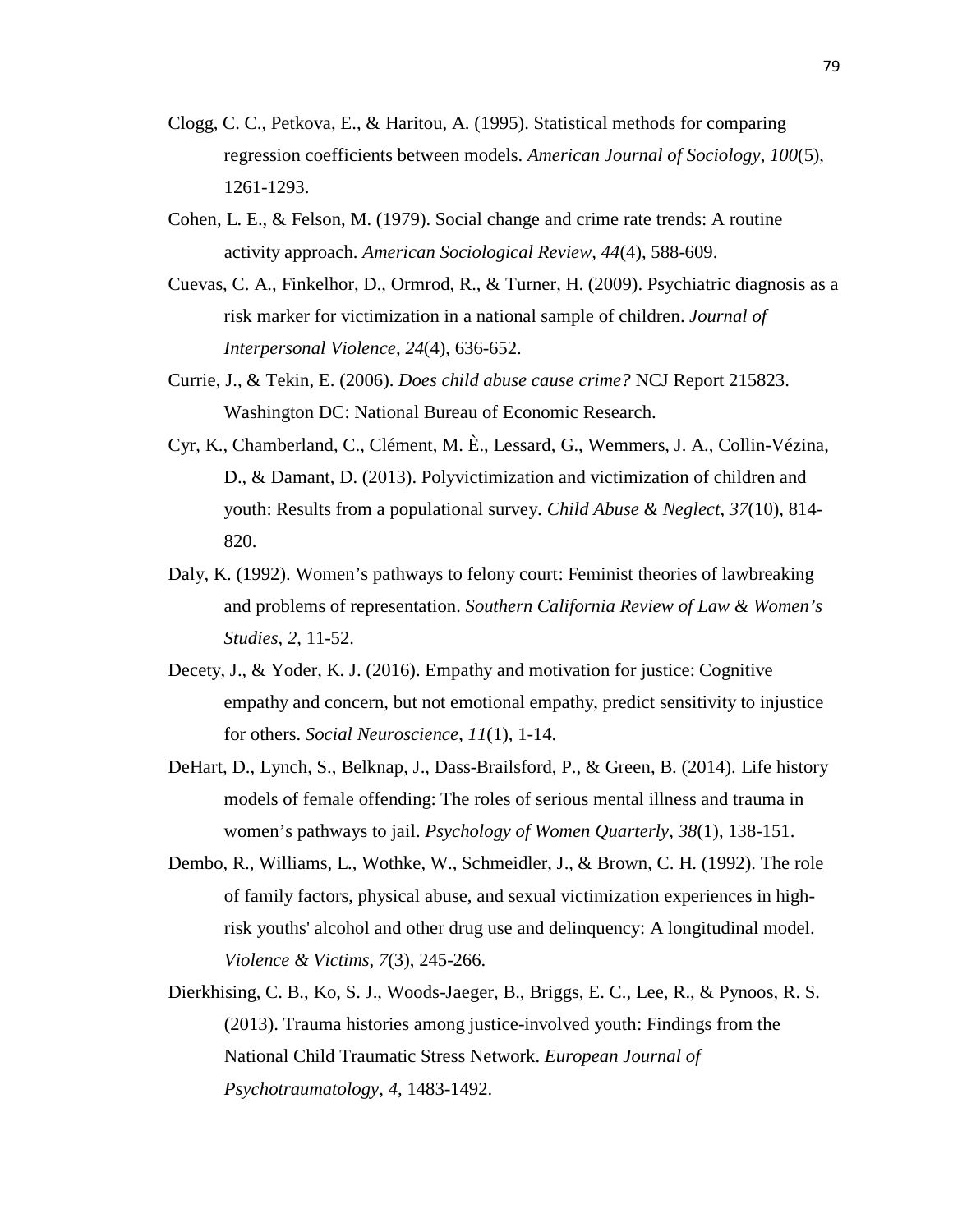Clogg, C. C., Petkova, E., & Haritou, A. (1995). Statistical methods for comparing regression coefficients between models. *American Journal of Sociology*, *100*(5), 1261-1293.

Cohen, L. E., & Felson, M. (1979). Social change and crime rate trends: A routine activity approach. *American Sociological Review*, *44*(4), 588-609.

Cuevas, C. A., Finkelhor, D., Ormrod, R., & Turner, H. (2009). Psychiatric diagnosis as a risk marker for victimization in a national sample of children. *Journal of Interpersonal Violence*, *24*(4), 636-652.

Currie, J., & Tekin, E. (2006). *Does child abuse cause crime?* NCJ Report 215823. Washington DC: National Bureau of Economic Research.

Cyr, K., Chamberland, C., Clément, M. È., Lessard, G., Wemmers, J. A., Collin-Vézina, D., & Damant, D. (2013). Polyvictimization and victimization of children and youth: Results from a populational survey. *Child Abuse & Neglect*, *37*(10), 814-820.

Daly, K. (1992). Women's pathways to felony court: Feminist theories of lawbreaking and problems of representation. *Southern California Review of Law & Women's Studies*, *2*, 11-52.

Decety, J., & Yoder, K. J. (2016). Empathy and motivation for justice: Cognitive empathy and concern, but not emotional empathy, predict sensitivity to injustice for others. *Social Neuroscience*, *11*(1), 1-14.

DeHart, D., Lynch, S., Belknap, J., Dass-Brailsford, P., & Green, B. (2014). Life history models of female offending: The roles of serious mental illness and trauma in women's pathways to jail. *Psychology of Women Quarterly*, *38*(1), 138-151.

Dembo, R., Williams, L., Wothke, W., Schmeidler, J., & Brown, C. H. (1992). The role of family factors, physical abuse, and sexual victimization experiences in high-risk youths' alcohol and other drug use and delinquency: A longitudinal model. *Violence & Victims*, *7*(3), 245-266.

Dierkhising, C. B., Ko, S. J., Woods-Jaeger, B., Briggs, E. C., Lee, R., & Pynoos, R. S. (2013). Trauma histories among justice-involved youth: Findings from the National Child Traumatic Stress Network. *European Journal of Psychotraumatology*, *4*, 1483-1492.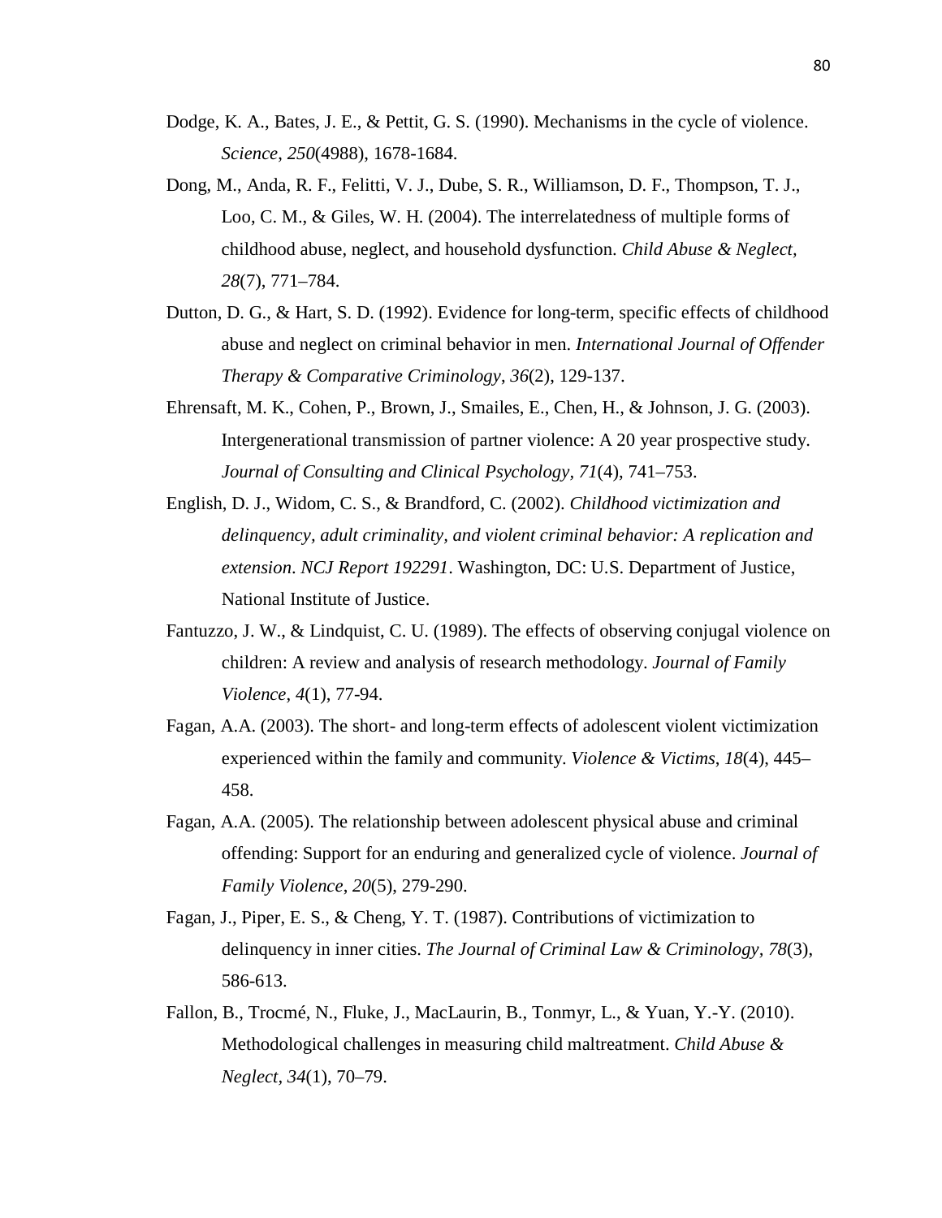Dodge, K. A., Bates, J. E., & Pettit, G. S. (1990). Mechanisms in the cycle of violence. *Science*, *250*(4988), 1678-1684.

Dong, M., Anda, R. F., Felitti, V. J., Dube, S. R., Williamson, D. F., Thompson, T. J., Loo, C. M., & Giles, W. H. (2004). The interrelatedness of multiple forms of childhood abuse, neglect, and household dysfunction. *Child Abuse & Neglect, 28*(7), 771–784.

Dutton, D. G., & Hart, S. D. (1992). Evidence for long-term, specific effects of childhood abuse and neglect on criminal behavior in men. *International Journal of Offender Therapy & Comparative Criminology*, *36*(2), 129-137.

Ehrensaft, M. K., Cohen, P., Brown, J., Smailes, E., Chen, H., & Johnson, J. G. (2003). Intergenerational transmission of partner violence: A 20 year prospective study. *Journal of Consulting and Clinical Psychology*, *71*(4), 741–753.

English, D. J., Widom, C. S., & Brandford, C. (2002). *Childhood victimization and delinquency, adult criminality, and violent criminal behavior: A replication and extension*. *NCJ Report 192291*. Washington, DC: U.S. Department of Justice, National Institute of Justice.

Fantuzzo, J. W., & Lindquist, C. U. (1989). The effects of observing conjugal violence on children: A review and analysis of research methodology. *Journal of Family Violence*, *4*(1), 77-94.

Fagan, A.A. (2003). The short- and long-term effects of adolescent violent victimization experienced within the family and community. *Violence & Victims*, *18*(4), 445–458.

Fagan, A.A. (2005). The relationship between adolescent physical abuse and criminal offending: Support for an enduring and generalized cycle of violence. *Journal of Family Violence*, *20*(5), 279-290.

Fagan, J., Piper, E. S., & Cheng, Y. T. (1987). Contributions of victimization to delinquency in inner cities. *The Journal of Criminal Law & Criminology*, *78*(3), 586-613.

Fallon, B., Trocmé, N., Fluke, J., MacLaurin, B., Tonmyr, L., & Yuan, Y.-Y. (2010). Methodological challenges in measuring child maltreatment. *Child Abuse & Neglect*, *34*(1), 70–79.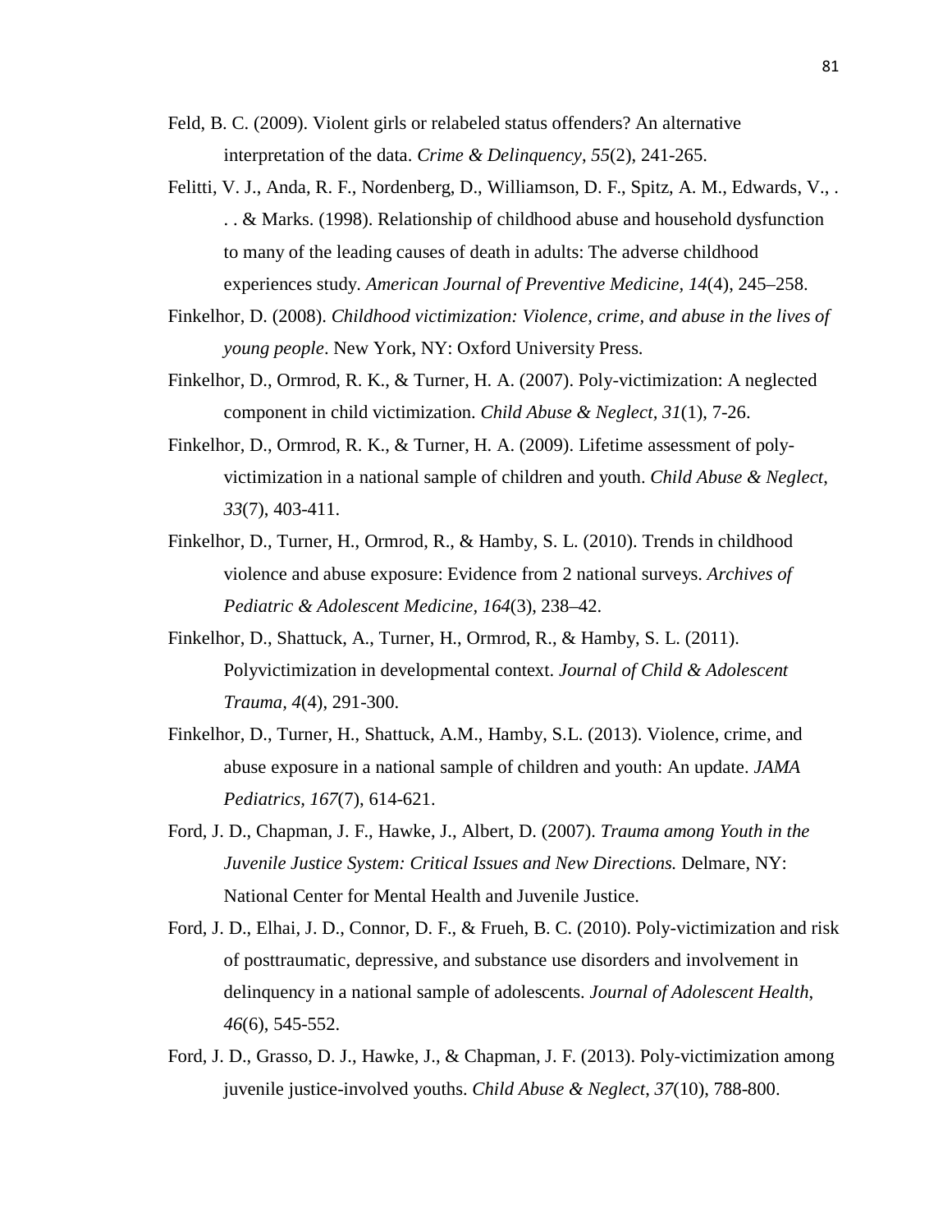Feld, B. C. (2009). Violent girls or relabeled status offenders? An alternative interpretation of the data. *Crime & Delinquency*, *55*(2), 241-265.

Felitti, V. J., Anda, R. F., Nordenberg, D., Williamson, D. F., Spitz, A. M., Edwards, V., . . . & Marks. (1998). Relationship of childhood abuse and household dysfunction to many of the leading causes of death in adults: The adverse childhood experiences study. *American Journal of Preventive Medicine, 14*(4), 245–258.

Finkelhor, D. (2008). *Childhood victimization: Violence, crime, and abuse in the lives of young people*. New York, NY: Oxford University Press.

Finkelhor, D., Ormrod, R. K., & Turner, H. A. (2007). Poly-victimization: A neglected component in child victimization. *Child Abuse & Neglect, 31*(1), 7-26.

Finkelhor, D., Ormrod, R. K., & Turner, H. A. (2009). Lifetime assessment of poly-victimization in a national sample of children and youth. *Child Abuse & Neglect*, *33*(7), 403-411.

Finkelhor, D., Turner, H., Ormrod, R., & Hamby, S. L. (2010). Trends in childhood violence and abuse exposure: Evidence from 2 national surveys. *Archives of Pediatric & Adolescent Medicine, 164*(3), 238–42.

Finkelhor, D., Shattuck, A., Turner, H., Ormrod, R., & Hamby, S. L. (2011). Polyvictimization in developmental context. *Journal of Child & Adolescent Trauma*, *4*(4), 291-300.

Finkelhor, D., Turner, H., Shattuck, A.M., Hamby, S.L. (2013). Violence, crime, and abuse exposure in a national sample of children and youth: An update. *JAMA Pediatrics, 167*(7), 614-621.

Ford, J. D., Chapman, J. F., Hawke, J., Albert, D. (2007). *Trauma among Youth in the Juvenile Justice System: Critical Issues and New Directions.* Delmare, NY: National Center for Mental Health and Juvenile Justice.

Ford, J. D., Elhai, J. D., Connor, D. F., & Frueh, B. C. (2010). Poly-victimization and risk of posttraumatic, depressive, and substance use disorders and involvement in delinquency in a national sample of adolescents. *Journal of Adolescent Health*, *46*(6), 545-552.

Ford, J. D., Grasso, D. J., Hawke, J., & Chapman, J. F. (2013). Poly-victimization among juvenile justice-involved youths. *Child Abuse & Neglect*, *37*(10), 788-800.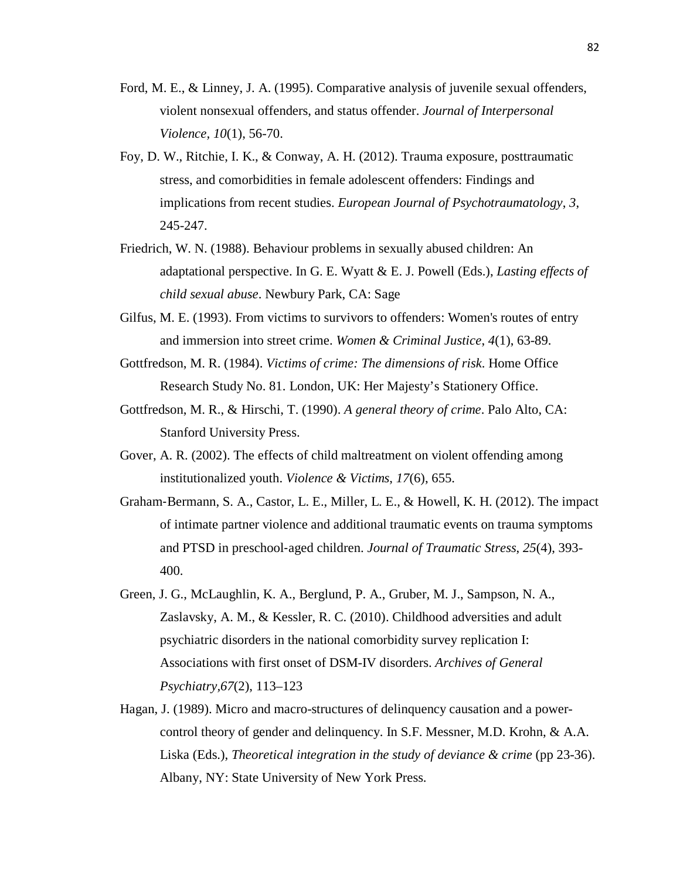Ford, M. E., & Linney, J. A. (1995). Comparative analysis of juvenile sexual offenders, violent nonsexual offenders, and status offender. *Journal of Interpersonal Violence*, *10*(1), 56-70.

Foy, D. W., Ritchie, I. K., & Conway, A. H. (2012). Trauma exposure, posttraumatic stress, and comorbidities in female adolescent offenders: Findings and implications from recent studies. *European Journal of Psychotraumatology*, *3*, 245-247.

Friedrich, W. N. (1988). Behaviour problems in sexually abused children: An adaptational perspective. In G. E. Wyatt & E. J. Powell (Eds.), *Lasting effects of child sexual abuse*. Newbury Park, CA: Sage

Gilfus, M. E. (1993). From victims to survivors to offenders: Women's routes of entry and immersion into street crime. *Women & Criminal Justice*, *4*(1), 63-89.

Gottfredson, M. R. (1984). *Victims of crime: The dimensions of risk*. Home Office Research Study No. 81. London, UK: Her Majesty's Stationery Office.

Gottfredson, M. R., & Hirschi, T. (1990). *A general theory of crime*. Palo Alto, CA: Stanford University Press.

Gover, A. R. (2002). The effects of child maltreatment on violent offending among institutionalized youth. *Violence & Victims*, *17*(6), 655.

Graham‐Bermann, S. A., Castor, L. E., Miller, L. E., & Howell, K. H. (2012). The impact of intimate partner violence and additional traumatic events on trauma symptoms and PTSD in preschool‐aged children. *Journal of Traumatic Stress*, *25*(4), 393-400.

Green, J. G., McLaughlin, K. A., Berglund, P. A., Gruber, M. J., Sampson, N. A., Zaslavsky, A. M., & Kessler, R. C. (2010). Childhood adversities and adult psychiatric disorders in the national comorbidity survey replication I: Associations with first onset of DSM-IV disorders. *Archives of General Psychiatry,67*(2), 113–123

Hagan, J. (1989). Micro and macro-structures of delinquency causation and a power-control theory of gender and delinquency. In S.F. Messner, M.D. Krohn, & A.A. Liska (Eds.), *Theoretical integration in the study of deviance & crime* (pp 23-36). Albany, NY: State University of New York Press.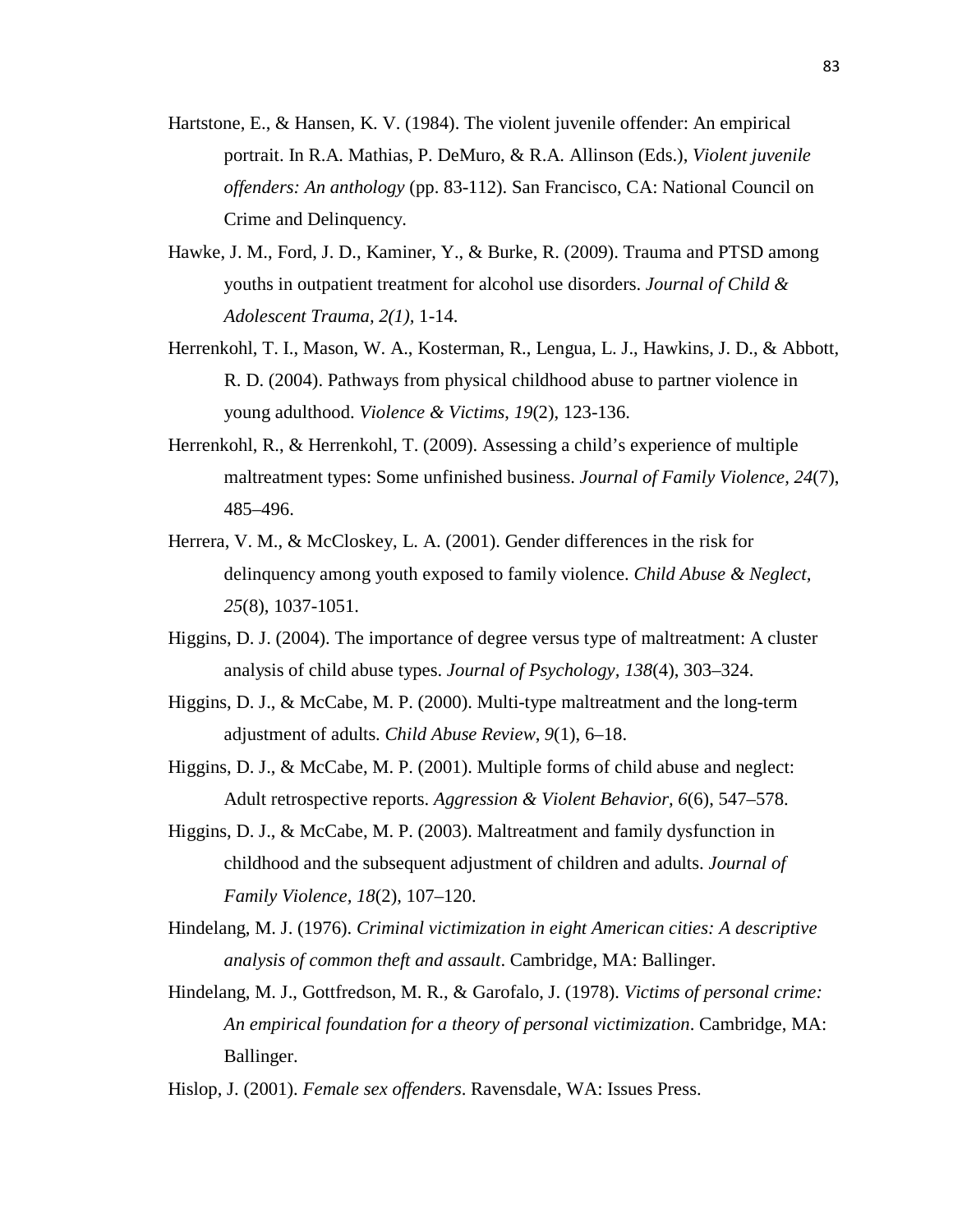Hartstone, E., & Hansen, K. V. (1984). The violent juvenile offender: An empirical portrait. In R.A. Mathias, P. DeMuro, & R.A. Allinson (Eds.), *Violent juvenile offenders: An anthology* (pp. 83-112). San Francisco, CA: National Council on Crime and Delinquency.

Hawke, J. M., Ford, J. D., Kaminer, Y., & Burke, R. (2009). Trauma and PTSD among youths in outpatient treatment for alcohol use disorders. *Journal of Child & Adolescent Trauma, 2(1)*, 1-14.

Herrenkohl, T. I., Mason, W. A., Kosterman, R., Lengua, L. J., Hawkins, J. D., & Abbott, R. D. (2004). Pathways from physical childhood abuse to partner violence in young adulthood. *Violence & Victims, 19*(2), 123-136.

Herrenkohl, R., & Herrenkohl, T. (2009). Assessing a child's experience of multiple maltreatment types: Some unfinished business. *Journal of Family Violence, 24*(7), 485–496.

Herrera, V. M., & McCloskey, L. A. (2001). Gender differences in the risk for delinquency among youth exposed to family violence. *Child Abuse & Neglect, 25*(8), 1037-1051.

Higgins, D. J. (2004). The importance of degree versus type of maltreatment: A cluster analysis of child abuse types. *Journal of Psychology, 138*(4), 303–324.

Higgins, D. J., & McCabe, M. P. (2000). Multi-type maltreatment and the long-term adjustment of adults. *Child Abuse Review*, *9*(1), 6–18.

Higgins, D. J., & McCabe, M. P. (2001). Multiple forms of child abuse and neglect: Adult retrospective reports. *Aggression & Violent Behavior, 6*(6), 547–578.

Higgins, D. J., & McCabe, M. P. (2003). Maltreatment and family dysfunction in childhood and the subsequent adjustment of children and adults. *Journal of Family Violence, 18*(2), 107–120.

Hindelang, M. J. (1976). *Criminal victimization in eight American cities: A descriptive analysis of common theft and assault*. Cambridge, MA: Ballinger.

Hindelang, M. J., Gottfredson, M. R., & Garofalo, J. (1978). *Victims of personal crime: An empirical foundation for a theory of personal victimization*. Cambridge, MA: Ballinger.

Hislop, J. (2001). *Female sex offenders*. Ravensdale, WA: Issues Press.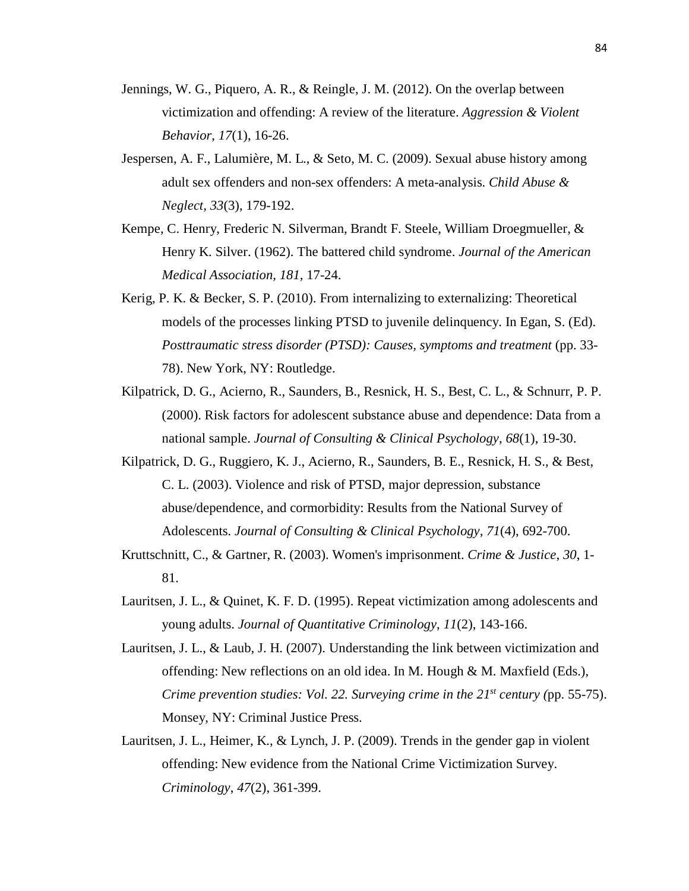Jennings, W. G., Piquero, A. R., & Reingle, J. M. (2012). On the overlap between victimization and offending: A review of the literature. *Aggression & Violent Behavior*, *17*(1), 16-26.

Jespersen, A. F., Lalumière, M. L., & Seto, M. C. (2009). Sexual abuse history among adult sex offenders and non-sex offenders: A meta-analysis. *Child Abuse & Neglect*, *33*(3), 179-192.

Kempe, C. Henry, Frederic N. Silverman, Brandt F. Steele, William Droegmueller, & Henry K. Silver. (1962). The battered child syndrome. *Journal of the American Medical Association, 181*, 17-24.

Kerig, P. K. & Becker, S. P. (2010). From internalizing to externalizing: Theoretical models of the processes linking PTSD to juvenile delinquency. In Egan, S. (Ed). *Posttraumatic stress disorder (PTSD): Causes, symptoms and treatment* (pp. 33-78). New York, NY: Routledge.

Kilpatrick, D. G., Acierno, R., Saunders, B., Resnick, H. S., Best, C. L., & Schnurr, P. P. (2000). Risk factors for adolescent substance abuse and dependence: Data from a national sample. *Journal of Consulting & Clinical Psychology*, *68*(1), 19-30.

Kilpatrick, D. G., Ruggiero, K. J., Acierno, R., Saunders, B. E., Resnick, H. S., & Best, C. L. (2003). Violence and risk of PTSD, major depression, substance abuse/dependence, and cormorbidity: Results from the National Survey of Adolescents. *Journal of Consulting & Clinical Psychology, 71*(4), 692-700.

Kruttschnitt, C., & Gartner, R. (2003). Women's imprisonment. *Crime & Justice*, *30*, 1-81.

Lauritsen, J. L., & Quinet, K. F. D. (1995). Repeat victimization among adolescents and young adults. *Journal of Quantitative Criminology*, *11*(2), 143-166.

Lauritsen, J. L., & Laub, J. H. (2007). Understanding the link between victimization and offending: New reflections on an old idea. In M. Hough & M. Maxfield (Eds.), *Crime prevention studies: Vol. 22. Surveying crime in the 21st century (*pp. 55-75). Monsey, NY: Criminal Justice Press.

Lauritsen, J. L., Heimer, K., & Lynch, J. P. (2009). Trends in the gender gap in violent offending: New evidence from the National Crime Victimization Survey. *Criminology*, *47*(2), 361-399.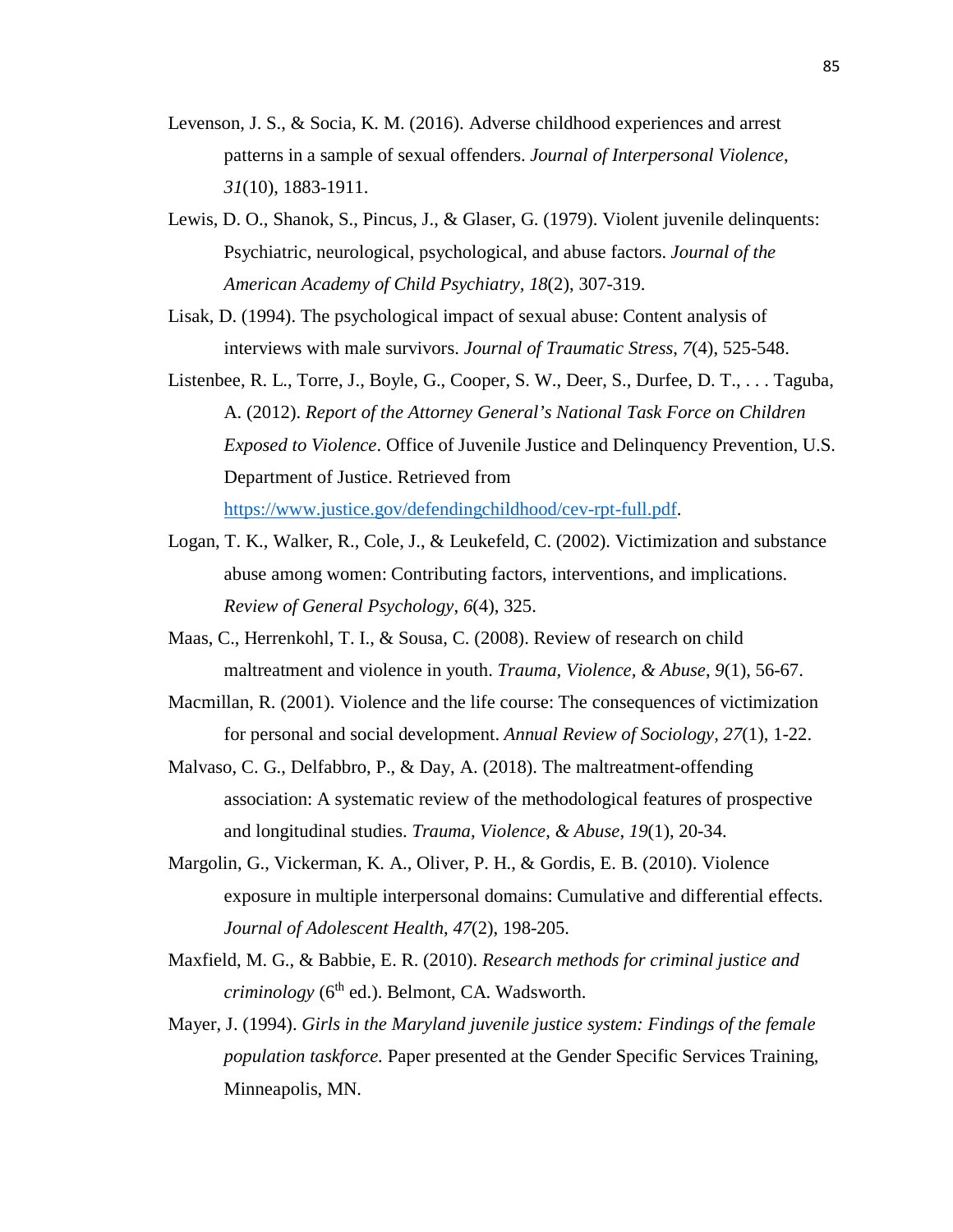Levenson, J. S., & Socia, K. M. (2016). Adverse childhood experiences and arrest patterns in a sample of sexual offenders. *Journal of Interpersonal Violence*, *31*(10), 1883-1911.

Lewis, D. O., Shanok, S., Pincus, J., & Glaser, G. (1979). Violent juvenile delinquents: Psychiatric, neurological, psychological, and abuse factors. *Journal of the American Academy of Child Psychiatry, 18*(2), 307-319.

Lisak, D. (1994). The psychological impact of sexual abuse: Content analysis of interviews with male survivors. *Journal of Traumatic Stress*, *7*(4), 525-548.

Listenbee, R. L., Torre, J., Boyle, G., Cooper, S. W., Deer, S., Durfee, D. T., . . . Taguba, A. (2012). *Report of the Attorney General's National Task Force on Children Exposed to Violence*. Office of Juvenile Justice and Delinquency Prevention, U.S. Department of Justice. Retrieved from https://www.justice.gov/defendingchildhood/cev-rpt-full.pdf.

Logan, T. K., Walker, R., Cole, J., & Leukefeld, C. (2002). Victimization and substance abuse among women: Contributing factors, interventions, and implications. *Review of General Psychology*, *6*(4), 325.

Maas, C., Herrenkohl, T. I., & Sousa, C. (2008). Review of research on child maltreatment and violence in youth. *Trauma, Violence, & Abuse*, *9*(1), 56-67.

Macmillan, R. (2001). Violence and the life course: The consequences of victimization for personal and social development. *Annual Review of Sociology, 27*(1), 1-22.

Malvaso, C. G., Delfabbro, P., & Day, A. (2018). The maltreatment-offending association: A systematic review of the methodological features of prospective and longitudinal studies. *Trauma, Violence, & Abuse*, *19*(1), 20-34.

Margolin, G., Vickerman, K. A., Oliver, P. H., & Gordis, E. B. (2010). Violence exposure in multiple interpersonal domains: Cumulative and differential effects. *Journal of Adolescent Health*, *47*(2), 198-205.

Maxfield, M. G., & Babbie, E. R. (2010). *Research methods for criminal justice and criminology* (6th ed.). Belmont, CA. Wadsworth.

Mayer, J. (1994). *Girls in the Maryland juvenile justice system: Findings of the female population taskforce.* Paper presented at the Gender Specific Services Training, Minneapolis, MN.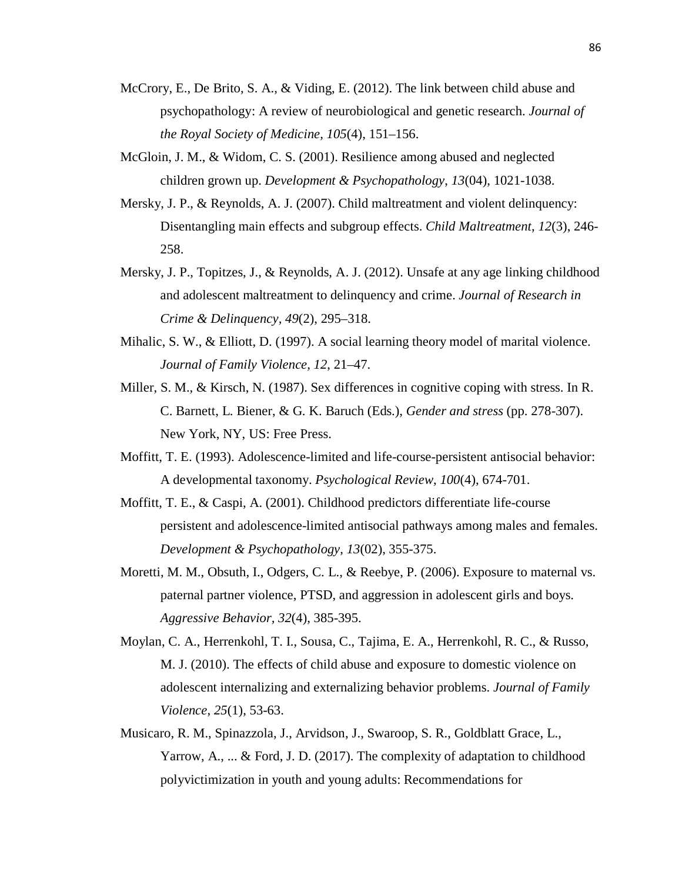McCrory, E., De Brito, S. A., & Viding, E. (2012). The link between child abuse and psychopathology: A review of neurobiological and genetic research. *Journal of the Royal Society of Medicine*, *105*(4), 151–156.

McGloin, J. M., & Widom, C. S. (2001). Resilience among abused and neglected children grown up. *Development & Psychopathology*, *13*(04), 1021-1038.

Mersky, J. P., & Reynolds, A. J. (2007). Child maltreatment and violent delinquency: Disentangling main effects and subgroup effects. *Child Maltreatment*, *12*(3), 246-258.

Mersky, J. P., Topitzes, J., & Reynolds, A. J. (2012). Unsafe at any age linking childhood and adolescent maltreatment to delinquency and crime. *Journal of Research in Crime & Delinquency*, *49*(2), 295–318.

Mihalic, S. W., & Elliott, D. (1997). A social learning theory model of marital violence. *Journal of Family Violence*, *12*, 21–47.

Miller, S. M., & Kirsch, N. (1987). Sex differences in cognitive coping with stress. In R. C. Barnett, L. Biener, & G. K. Baruch (Eds.), *Gender and stress* (pp. 278-307). New York, NY, US: Free Press.

Moffitt, T. E. (1993). Adolescence-limited and life-course-persistent antisocial behavior: A developmental taxonomy. *Psychological Review*, *100*(4), 674-701.

Moffitt, T. E., & Caspi, A. (2001). Childhood predictors differentiate life-course persistent and adolescence-limited antisocial pathways among males and females. *Development & Psychopathology*, *13*(02), 355-375.

Moretti, M. M., Obsuth, I., Odgers, C. L., & Reebye, P. (2006). Exposure to maternal vs. paternal partner violence, PTSD, and aggression in adolescent girls and boys. *Aggressive Behavior*, *32*(4), 385-395.

Moylan, C. A., Herrenkohl, T. I., Sousa, C., Tajima, E. A., Herrenkohl, R. C., & Russo, M. J. (2010). The effects of child abuse and exposure to domestic violence on adolescent internalizing and externalizing behavior problems. *Journal of Family Violence*, *25*(1), 53-63.

Musicaro, R. M., Spinazzola, J., Arvidson, J., Swaroop, S. R., Goldblatt Grace, L., Yarrow, A., ... & Ford, J. D. (2017). The complexity of adaptation to childhood polyvictimization in youth and young adults: Recommendations for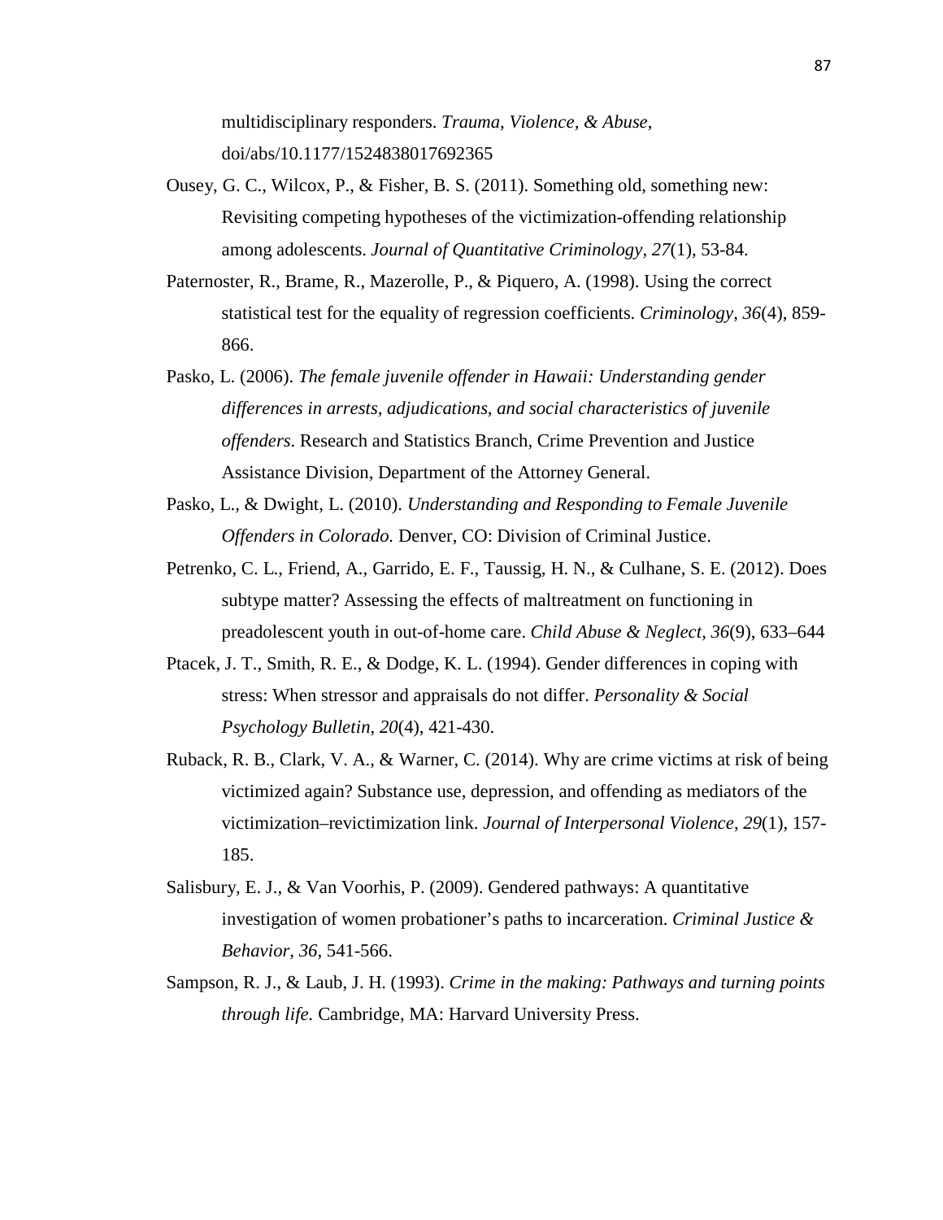multidisciplinary responders. *Trauma, Violence, & Abuse*, doi/abs/10.1177/1524838017692365

Ousey, G. C., Wilcox, P., & Fisher, B. S. (2011). Something old, something new: Revisiting competing hypotheses of the victimization-offending relationship among adolescents. *Journal of Quantitative Criminology*, *27*(1), 53-84.

Paternoster, R., Brame, R., Mazerolle, P., & Piquero, A. (1998). Using the correct statistical test for the equality of regression coefficients. *Criminology*, *36*(4), 859-866.

Pasko, L. (2006). *The female juvenile offender in Hawaii: Understanding gender differences in arrests, adjudications, and social characteristics of juvenile offenders*. Research and Statistics Branch, Crime Prevention and Justice Assistance Division, Department of the Attorney General.

Pasko, L., & Dwight, L. (2010). *Understanding and Responding to Female Juvenile Offenders in Colorado.* Denver, CO: Division of Criminal Justice.

Petrenko, C. L., Friend, A., Garrido, E. F., Taussig, H. N., & Culhane, S. E. (2012). Does subtype matter? Assessing the effects of maltreatment on functioning in preadolescent youth in out-of-home care. *Child Abuse & Neglect*, *36*(9), 633–644

Ptacek, J. T., Smith, R. E., & Dodge, K. L. (1994). Gender differences in coping with stress: When stressor and appraisals do not differ. *Personality & Social Psychology Bulletin*, *20*(4), 421-430.

Ruback, R. B., Clark, V. A., & Warner, C. (2014). Why are crime victims at risk of being victimized again? Substance use, depression, and offending as mediators of the victimization–revictimization link. *Journal of Interpersonal Violence*, *29*(1), 157-185.

Salisbury, E. J., & Van Voorhis, P. (2009). Gendered pathways: A quantitative investigation of women probationer's paths to incarceration. *Criminal Justice & Behavior, 36*, 541-566.

Sampson, R. J., & Laub, J. H. (1993). *Crime in the making: Pathways and turning points through life.* Cambridge, MA: Harvard University Press.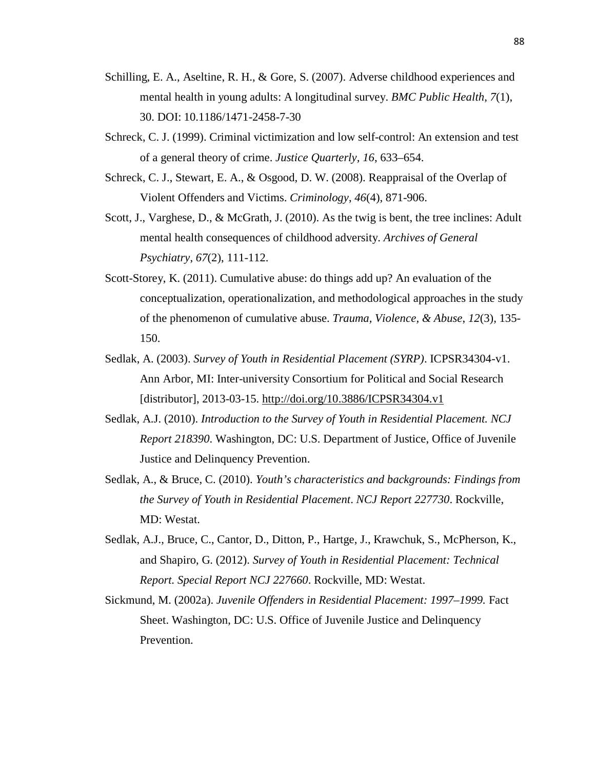Schilling, E. A., Aseltine, R. H., & Gore, S. (2007). Adverse childhood experiences and mental health in young adults: A longitudinal survey. *BMC Public Health, 7*(1), 30. DOI: 10.1186/1471-2458-7-30

Schreck, C. J. (1999). Criminal victimization and low self-control: An extension and test of a general theory of crime. *Justice Quarterly, 16*, 633–654.

Schreck, C. J., Stewart, E. A., & Osgood, D. W. (2008). Reappraisal of the Overlap of Violent Offenders and Victims. *Criminology*, *46*(4), 871-906.

Scott, J., Varghese, D., & McGrath, J. (2010). As the twig is bent, the tree inclines: Adult mental health consequences of childhood adversity. *Archives of General Psychiatry*, *67*(2), 111-112.

Scott-Storey, K. (2011). Cumulative abuse: do things add up? An evaluation of the conceptualization, operationalization, and methodological approaches in the study of the phenomenon of cumulative abuse. *Trauma, Violence, & Abuse*, *12*(3), 135-150.

Sedlak, A. (2003). *Survey of Youth in Residential Placement (SYRP)*. ICPSR34304-v1. Ann Arbor, MI: Inter-university Consortium for Political and Social Research [distributor], 2013-03-15. http://doi.org/10.3886/ICPSR34304.v1

Sedlak, A.J. (2010). *Introduction to the Survey of Youth in Residential Placement. NCJ Report 218390.* Washington, DC: U.S. Department of Justice, Office of Juvenile Justice and Delinquency Prevention.

Sedlak, A., & Bruce, C. (2010). *Youth's characteristics and backgrounds: Findings from the Survey of Youth in Residential Placement*. *NCJ Report 227730*. Rockville, MD: Westat.

Sedlak, A.J., Bruce, C., Cantor, D., Ditton, P., Hartge, J., Krawchuk, S., McPherson, K., and Shapiro, G. (2012). *Survey of Youth in Residential Placement: Technical Report. Special Report NCJ 227660*. Rockville, MD: Westat.

Sickmund, M. (2002a). *Juvenile Offenders in Residential Placement: 1997–1999.* Fact Sheet. Washington, DC: U.S. Office of Juvenile Justice and Delinquency Prevention.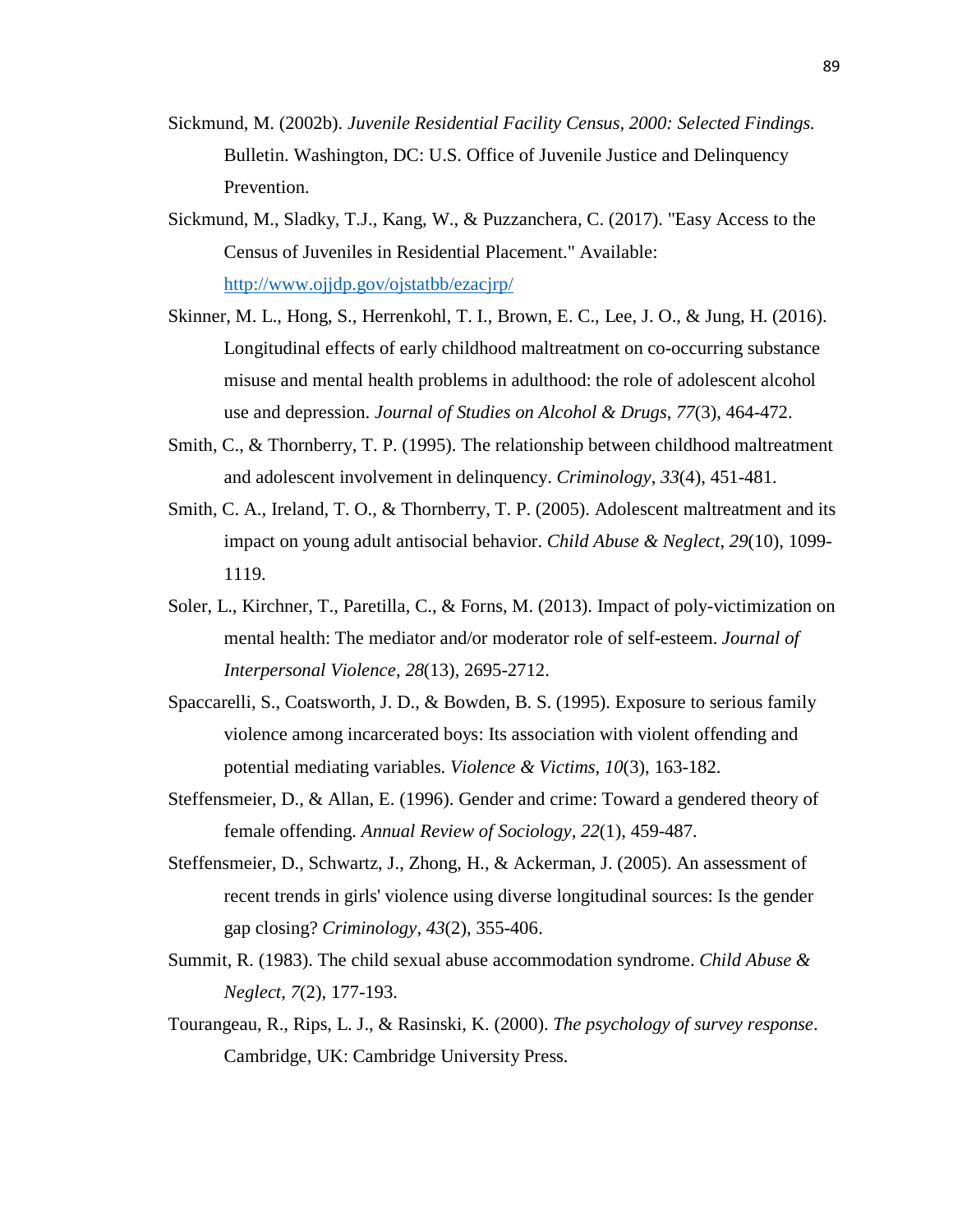Sickmund, M. (2002b). *Juvenile Residential Facility Census, 2000: Selected Findings.* Bulletin. Washington, DC: U.S. Office of Juvenile Justice and Delinquency Prevention.

Sickmund, M., Sladky, T.J., Kang, W., & Puzzanchera, C. (2017). "Easy Access to the Census of Juveniles in Residential Placement." Available: [http://www.ojjdp.gov/ojstatbb/ezacjrp/](http://www.ojjdp.gov/ojstatbb/ezacjrp/)

Skinner, M. L., Hong, S., Herrenkohl, T. I., Brown, E. C., Lee, J. O., & Jung, H. (2016). Longitudinal effects of early childhood maltreatment on co-occurring substance misuse and mental health problems in adulthood: the role of adolescent alcohol use and depression. *Journal of Studies on Alcohol & Drugs*, *77*(3), 464-472.

Smith, C., & Thornberry, T. P. (1995). The relationship between childhood maltreatment and adolescent involvement in delinquency. *Criminology*, *33*(4), 451-481.

Smith, C. A., Ireland, T. O., & Thornberry, T. P. (2005). Adolescent maltreatment and its impact on young adult antisocial behavior. *Child Abuse & Neglect*, *29*(10), 1099-1119.

Soler, L., Kirchner, T., Paretilla, C., & Forns, M. (2013). Impact of poly-victimization on mental health: The mediator and/or moderator role of self-esteem. *Journal of Interpersonal Violence*, *28*(13), 2695-2712.

Spaccarelli, S., Coatsworth, J. D., & Bowden, B. S. (1995). Exposure to serious family violence among incarcerated boys: Its association with violent offending and potential mediating variables. *Violence & Victims*, *10*(3), 163-182.

Steffensmeier, D., & Allan, E. (1996). Gender and crime: Toward a gendered theory of female offending. *Annual Review of Sociology*, *22*(1), 459-487.

Steffensmeier, D., Schwartz, J., Zhong, H., & Ackerman, J. (2005). An assessment of recent trends in girls' violence using diverse longitudinal sources: Is the gender gap closing? *Criminology*, *43*(2), 355-406.

Summit, R. (1983). The child sexual abuse accommodation syndrome. *Child Abuse & Neglect*, *7*(2), 177-193.

Tourangeau, R., Rips, L. J., & Rasinski, K. (2000). *The psychology of survey response*. Cambridge, UK: Cambridge University Press.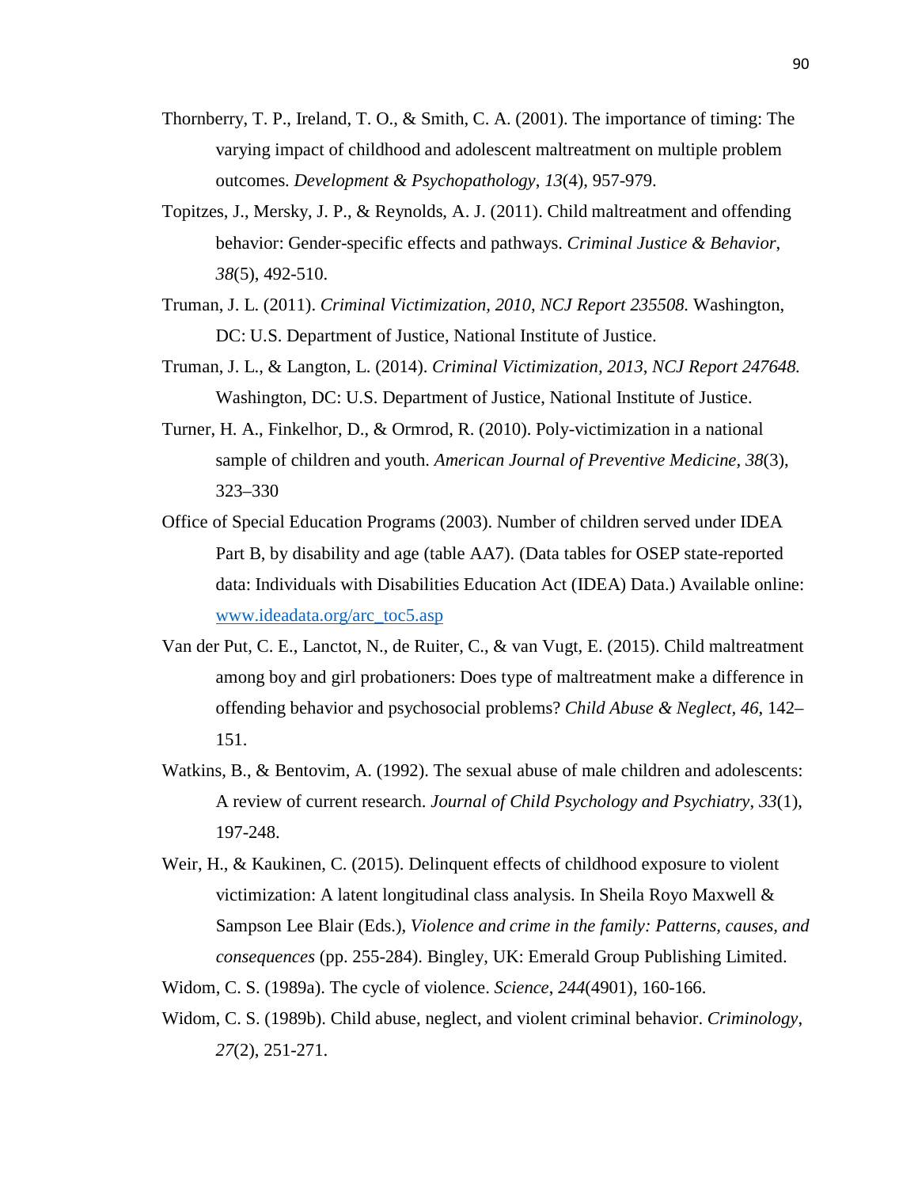Thornberry, T. P., Ireland, T. O., & Smith, C. A. (2001). The importance of timing: The varying impact of childhood and adolescent maltreatment on multiple problem outcomes. *Development & Psychopathology*, *13*(4), 957-979.

Topitzes, J., Mersky, J. P., & Reynolds, A. J. (2011). Child maltreatment and offending behavior: Gender-specific effects and pathways. *Criminal Justice & Behavior*, *38*(5), 492-510.

Truman, J. L. (2011). *Criminal Victimization, 2010, NCJ Report 235508.* Washington, DC: U.S. Department of Justice, National Institute of Justice.

Truman, J. L., & Langton, L. (2014). *Criminal Victimization, 2013*, *NCJ Report 247648.* Washington, DC: U.S. Department of Justice, National Institute of Justice.

Turner, H. A., Finkelhor, D., & Ormrod, R. (2010). Poly-victimization in a national sample of children and youth. *American Journal of Preventive Medicine, 38*(3), 323–330

Office of Special Education Programs (2003). Number of children served under IDEA Part B, by disability and age (table AA7). (Data tables for OSEP state-reported data: Individuals with Disabilities Education Act (IDEA) Data.) Available online: [www.ideadata.org/arc_toc5.asp](www.ideadata.org/arc_toc5.asp)

Van der Put, C. E., Lanctot, N., de Ruiter, C., & van Vugt, E. (2015). Child maltreatment among boy and girl probationers: Does type of maltreatment make a difference in offending behavior and psychosocial problems? *Child Abuse & Neglect, 46*, 142–151.

Watkins, B., & Bentovim, A. (1992). The sexual abuse of male children and adolescents: A review of current research. *Journal of Child Psychology and Psychiatry*, *33*(1), 197-248.

Weir, H., & Kaukinen, C. (2015). Delinquent effects of childhood exposure to violent victimization: A latent longitudinal class analysis. In Sheila Royo Maxwell & Sampson Lee Blair (Eds.), *Violence and crime in the family: Patterns, causes, and consequences* (pp. 255-284). Bingley, UK: Emerald Group Publishing Limited.

Widom, C. S. (1989a). The cycle of violence. *Science*, *244*(4901), 160-166.

Widom, C. S. (1989b). Child abuse, neglect, and violent criminal behavior. *Criminology*, *27*(2), 251-271.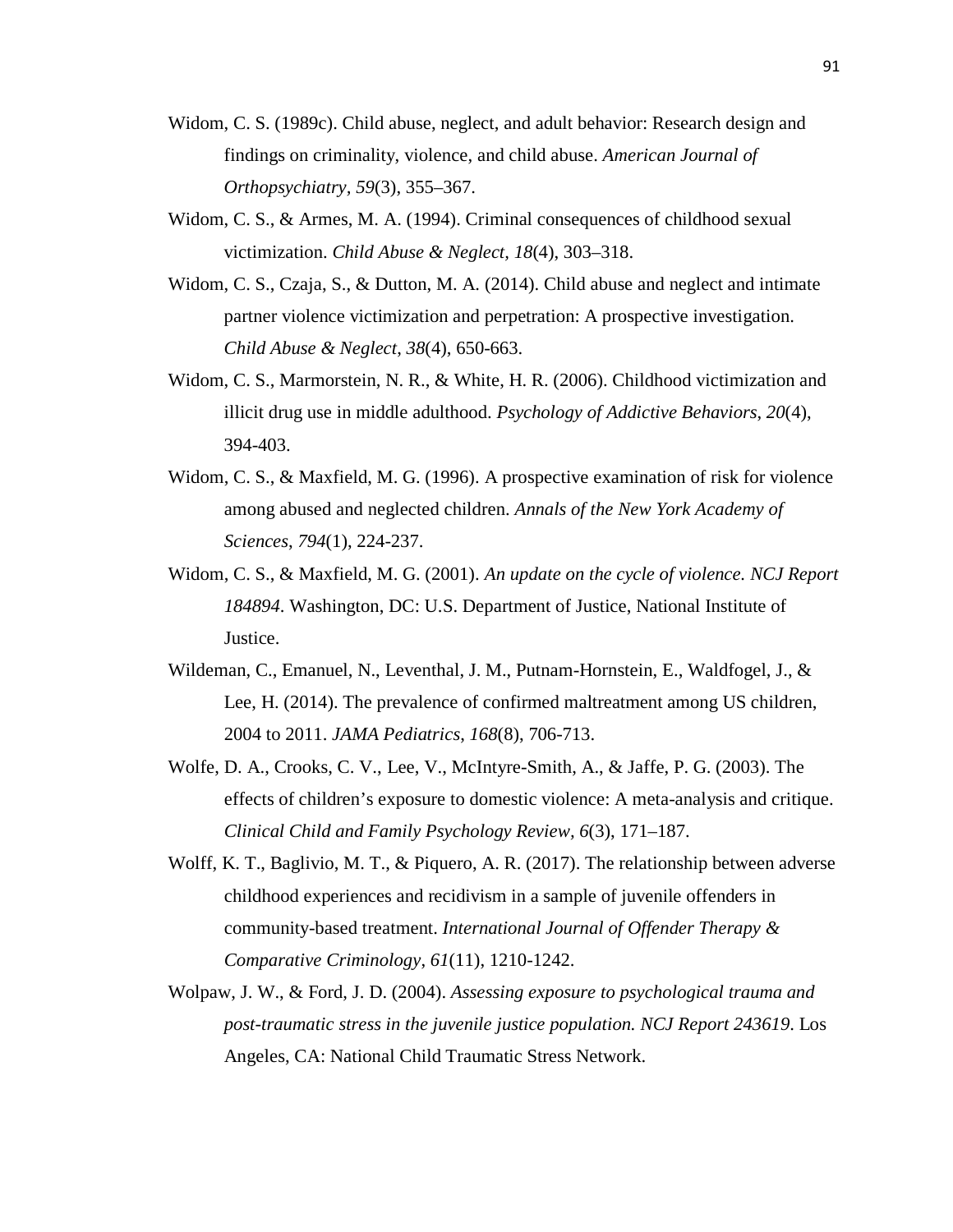Widom, C. S. (1989c). Child abuse, neglect, and adult behavior: Research design and findings on criminality, violence, and child abuse. *American Journal of Orthopsychiatry*, *59*(3), 355–367.

Widom, C. S., & Armes, M. A. (1994). Criminal consequences of childhood sexual victimization. *Child Abuse & Neglect*, *18*(4), 303–318.

Widom, C. S., Czaja, S., & Dutton, M. A. (2014). Child abuse and neglect and intimate partner violence victimization and perpetration: A prospective investigation. *Child Abuse & Neglect*, *38*(4), 650-663.

Widom, C. S., Marmorstein, N. R., & White, H. R. (2006). Childhood victimization and illicit drug use in middle adulthood. *Psychology of Addictive Behaviors*, *20*(4), 394-403.

Widom, C. S., & Maxfield, M. G. (1996). A prospective examination of risk for violence among abused and neglected children. *Annals of the New York Academy of Sciences*, *794*(1), 224-237.

Widom, C. S., & Maxfield, M. G. (2001). *An update on the cycle of violence. NCJ Report 184894*. Washington, DC: U.S. Department of Justice, National Institute of Justice.

Wildeman, C., Emanuel, N., Leventhal, J. M., Putnam-Hornstein, E., Waldfogel, J., & Lee, H. (2014). The prevalence of confirmed maltreatment among US children, 2004 to 2011. *JAMA Pediatrics*, *168*(8), 706-713.

Wolfe, D. A., Crooks, C. V., Lee, V., McIntyre-Smith, A., & Jaffe, P. G. (2003). The effects of children's exposure to domestic violence: A meta-analysis and critique. *Clinical Child and Family Psychology Review*, *6*(3), 171–187.

Wolff, K. T., Baglivio, M. T., & Piquero, A. R. (2017). The relationship between adverse childhood experiences and recidivism in a sample of juvenile offenders in community-based treatment. *International Journal of Offender Therapy & Comparative Criminology*, *61*(11), 1210-1242.

Wolpaw, J. W., & Ford, J. D. (2004). *Assessing exposure to psychological trauma and post-traumatic stress in the juvenile justice population. NCJ Report 243619*. Los Angeles, CA: National Child Traumatic Stress Network.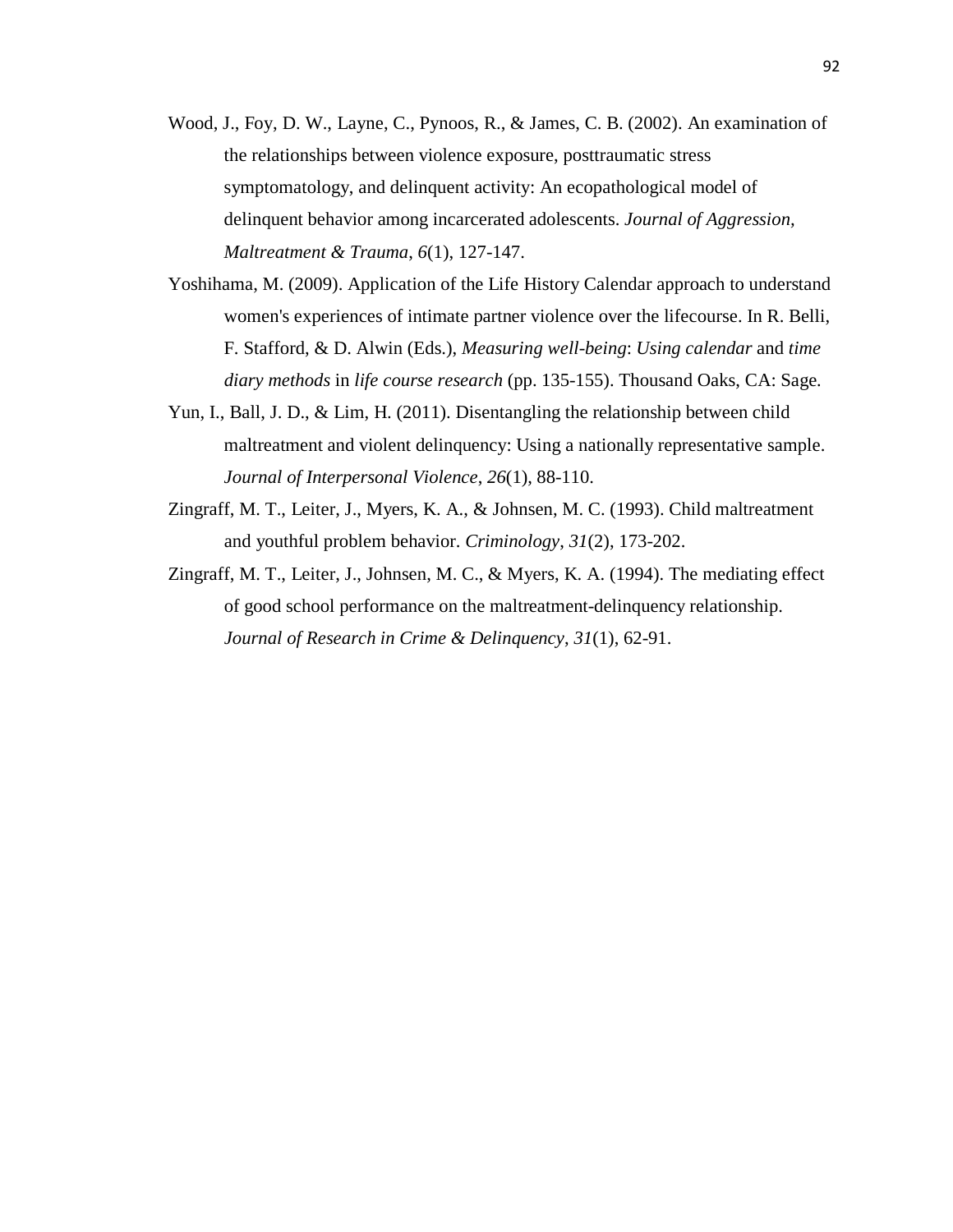Wood, J., Foy, D. W., Layne, C., Pynoos, R., & James, C. B. (2002). An examination of the relationships between violence exposure, posttraumatic stress symptomatology, and delinquent activity: An ecopathological model of delinquent behavior among incarcerated adolescents. *Journal of Aggression, Maltreatment & Trauma*, *6*(1), 127-147.

Yoshihama, M. (2009). Application of the Life History Calendar approach to understand women's experiences of intimate partner violence over the lifecourse. In R. Belli, F. Stafford, & D. Alwin (Eds.), *Measuring well-being*: *Using calendar* and *time diary methods* in *life course research* (pp. 135-155). Thousand Oaks, CA: Sage.

Yun, I., Ball, J. D., & Lim, H. (2011). Disentangling the relationship between child maltreatment and violent delinquency: Using a nationally representative sample. *Journal of Interpersonal Violence*, *26*(1), 88-110.

Zingraff, M. T., Leiter, J., Myers, K. A., & Johnsen, M. C. (1993). Child maltreatment and youthful problem behavior. *Criminology*, *31*(2), 173-202.

Zingraff, M. T., Leiter, J., Johnsen, M. C., & Myers, K. A. (1994). The mediating effect of good school performance on the maltreatment-delinquency relationship. *Journal of Research in Crime & Delinquency*, *31*(1), 62-91.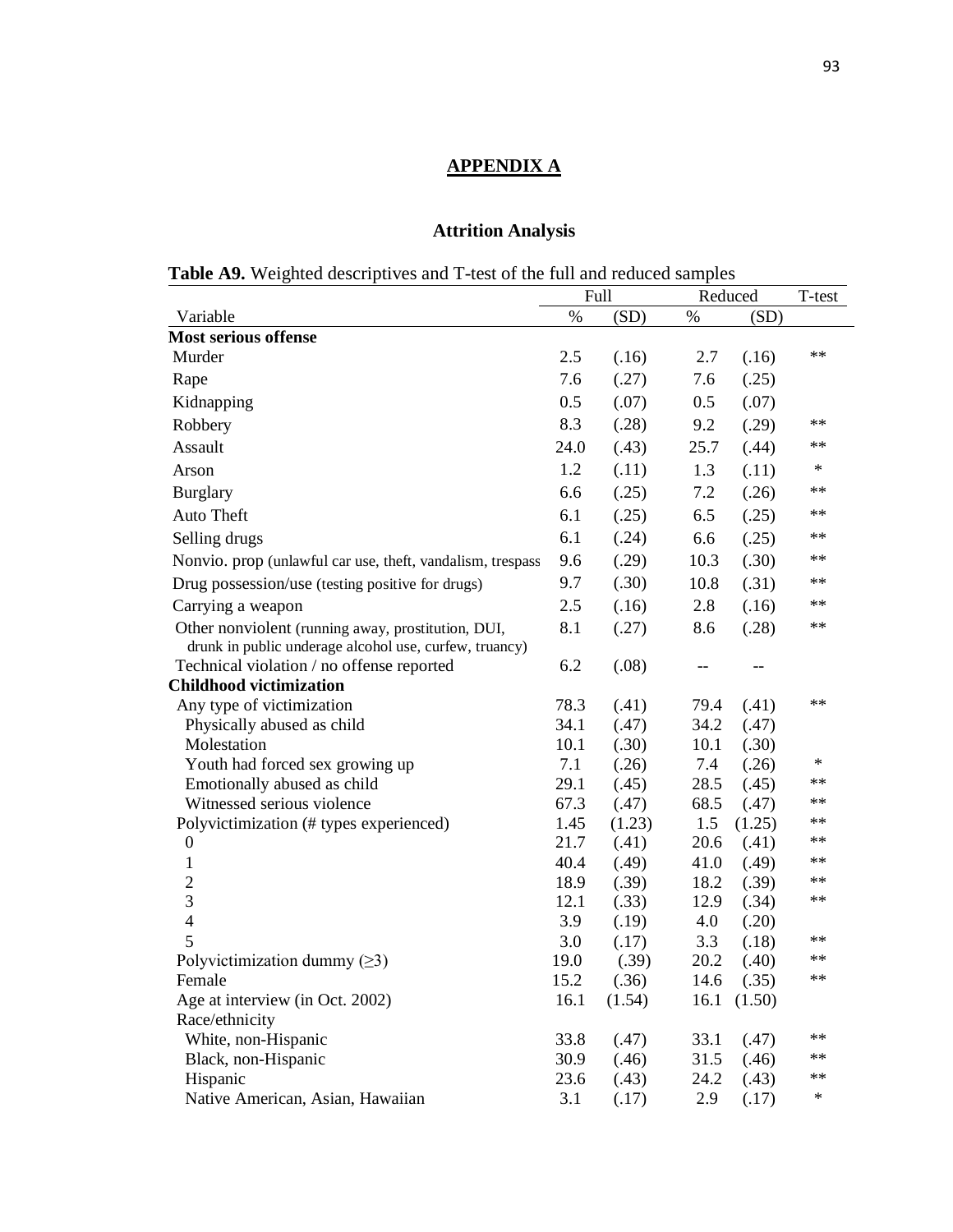# APPENDIX A

## Attrition Analysis

**Table A9.** Weighted descriptives and T-test of the full and reduced samples

| | Full | | Reduced | | T-test |
|---|---|---|---|---|---|
| Variable | % | (SD) | % | (SD) | |
| **Most serious offense** | | | | | |
| Murder | 2.5 | (.16) | 2.7 | (.16) | ** |
| Rape | 7.6 | (.27) | 7.6 | (.25) | |
| Kidnapping | 0.5 | (.07) | 0.5 | (.07) | |
| Robbery | 8.3 | (.28) | 9.2 | (.29) | ** |
| Assault | 24.0 | (.43) | 25.7 | (.44) | ** |
| Arson | 1.2 | (.11) | 1.3 | (.11) | * |
| Burglary | 6.6 | (.25) | 7.2 | (.26) | ** |
| Auto Theft | 6.1 | (.25) | 6.5 | (.25) | ** |
| Selling drugs | 6.1 | (.24) | 6.6 | (.25) | ** |
| Nonvio. prop (unlawful car use, theft, vandalism, trespass | 9.6 | (.29) | 10.3 | (.30) | ** |
| Drug possession/use (testing positive for drugs) | 9.7 | (.30) | 10.8 | (.31) | ** |
| Carrying a weapon | 2.5 | (.16) | 2.8 | (.16) | ** |
| Other nonviolent (running away, prostitution, DUI, drunk in public underage alcohol use, curfew, truancy) | 8.1 | (.27) | 8.6 | (.28) | ** |
| Technical violation / no offense reported | 6.2 | (.08) | -- | -- | |
| **Childhood victimization** | | | | | |
| Any type of victimization | 78.3 | (.41) | 79.4 | (.41) | ** |
| Physically abused as child | 34.1 | (.47) | 34.2 | (.47) | |
| Molestation | 10.1 | (.30) | 10.1 | (.30) | |
| Youth had forced sex growing up | 7.1 | (.26) | 7.4 | (.26) | * |
| Emotionally abused as child | 29.1 | (.45) | 28.5 | (.45) | ** |
| Witnessed serious violence | 67.3 | (.47) | 68.5 | (.47) | ** |
| Polyvictimization (# types experienced) | 1.45 | (1.23) | 1.5 | (1.25) | ** |
| 0 | 21.7 | (.41) | 20.6 | (.41) | ** |
| 1 | 40.4 | (.49) | 41.0 | (.49) | ** |
| 2 | 18.9 | (.39) | 18.2 | (.39) | ** |
| 3 | 12.1 | (.33) | 12.9 | (.34) | ** |
| 4 | 3.9 | (.19) | 4.0 | (.20) | |
| 5 | 3.0 | (.17) | 3.3 | (.18) | ** |
| Polyvictimization dummy (≥3) | 19.0 | (.39) | 20.2 | (.40) | ** |
| Female | 15.2 | (.36) | 14.6 | (.35) | ** |
| Age at interview (in Oct. 2002) | 16.1 | (1.54) | 16.1 | (1.50) | |
| Race/ethnicity | | | | | |
| White, non-Hispanic | 33.8 | (.47) | 33.1 | (.47) | ** |
| Black, non-Hispanic | 30.9 | (.46) | 31.5 | (.46) | ** |
| Hispanic | 23.6 | (.43) | 24.2 | (.43) | ** |
| Native American, Asian, Hawaiian | 3.1 | (.17) | 2.9 | (.17) | * |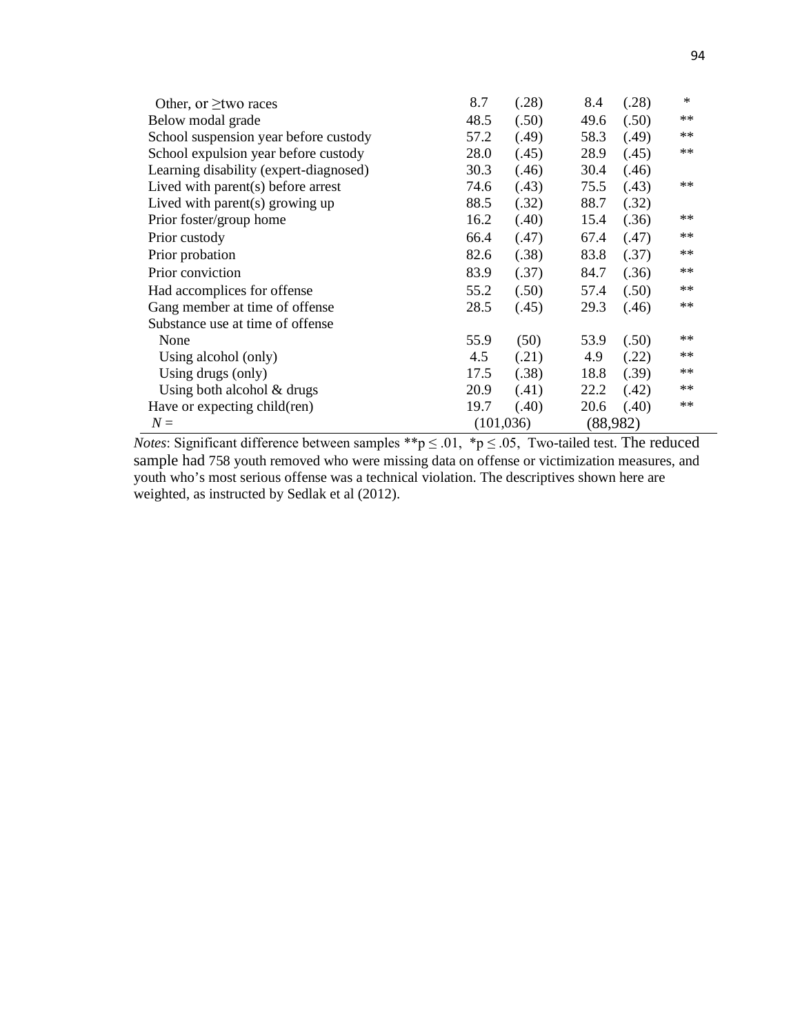| | | | | | |
|---|---|---|---|---|---|
| Other, or ≥two races | 8.7 | (.28) | 8.4 | (.28) | * |
| Below modal grade | 48.5 | (.50) | 49.6 | (.50) | ** |
| School suspension year before custody | 57.2 | (.49) | 58.3 | (.49) | ** |
| School expulsion year before custody | 28.0 | (.45) | 28.9 | (.45) | ** |
| Learning disability (expert-diagnosed) | 30.3 | (.46) | 30.4 | (.46) | |
| Lived with parent(s) before arrest | 74.6 | (.43) | 75.5 | (.43) | ** |
| Lived with parent(s) growing up | 88.5 | (.32) | 88.7 | (.32) | |
| Prior foster/group home | 16.2 | (.40) | 15.4 | (.36) | ** |
| Prior custody | 66.4 | (.47) | 67.4 | (.47) | ** |
| Prior probation | 82.6 | (.38) | 83.8 | (.37) | ** |
| Prior conviction | 83.9 | (.37) | 84.7 | (.36) | ** |
| Had accomplices for offense | 55.2 | (.50) | 57.4 | (.50) | ** |
| Gang member at time of offense | 28.5 | (.45) | 29.3 | (.46) | ** |
| Substance use at time of offense | | | | | |
| None | 55.9 | (50) | 53.9 | (.50) | ** |
| Using alcohol (only) | 4.5 | (.21) | 4.9 | (.22) | ** |
| Using drugs (only) | 17.5 | (.38) | 18.8 | (.39) | ** |
| Using both alcohol & drugs | 20.9 | (.41) | 22.2 | (.42) | ** |
| Have or expecting child(ren) | 19.7 | (.40) | 20.6 | (.40) | ** |
| *N* = | (101,036) | | (88,982) | | |

*Notes*: Significant difference between samples **p ≤ .01, *p ≤ .05, Two-tailed test. The reduced sample had 758 youth removed who were missing data on offense or victimization measures, and youth who's most serious offense was a technical violation. The descriptives shown here are weighted, as instructed by Sedlak et al (2012).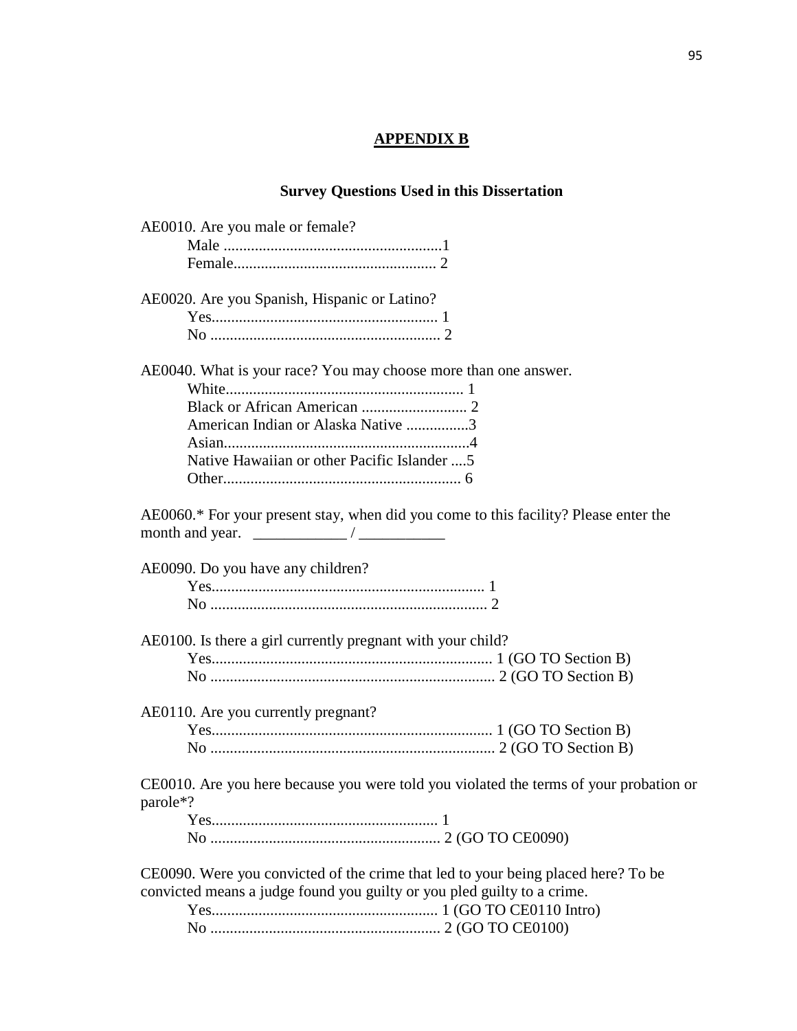## APPENDIX B

### Survey Questions Used in this Dissertation

AE0010. Are you male or female?

Male ........................................................1
Female.................................................... 2

AE0020. Are you Spanish, Hispanic or Latino?

Yes.......................................................... 1
No ........................................................... 2

AE0040. What is your race? You may choose more than one answer.

White............................................................. 1
Black or African American ........................... 2
American Indian or Alaska Native ................3
Asian...............................................................4
Native Hawaiian or other Pacific Islander ....5
Other............................................................. 6

AE0060.* For your present stay, when did you come to this facility? Please enter the month and year. ____________ / ___________

AE0090. Do you have any children?

Yes...................................................................... 1
No ....................................................................... 2

AE0100. Is there a girl currently pregnant with your child?

Yes........................................................................ 1 (GO TO Section B)
No ......................................................................... 2 (GO TO Section B)

AE0110. Are you currently pregnant?

Yes........................................................................ 1 (GO TO Section B)
No ......................................................................... 2 (GO TO Section B)

CE0010. Are you here because you were told you violated the terms of your probation or parole*?

Yes.......................................................... 1
No ........................................................... 2 (GO TO CE0090)

CE0090. Were you convicted of the crime that led to your being placed here? To be convicted means a judge found you guilty or you pled guilty to a crime.

Yes.......................................................... 1 (GO TO CE0110 Intro)
No ........................................................... 2 (GO TO CE0100)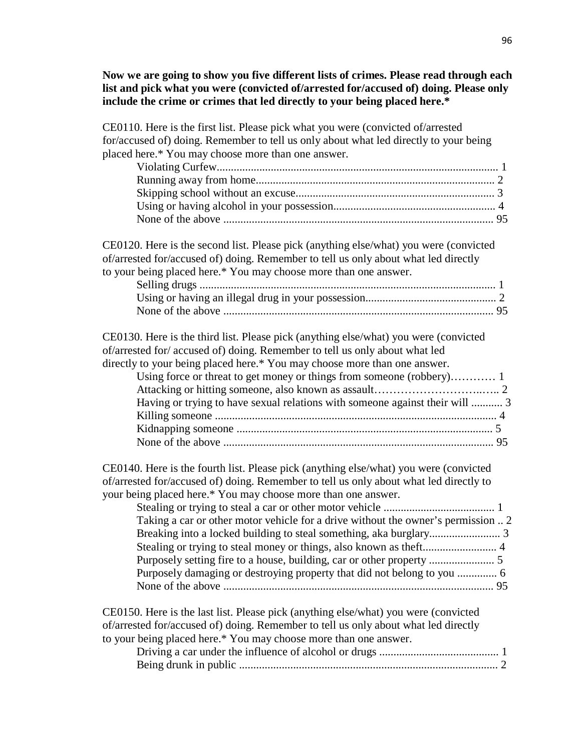**Now we are going to show you five different lists of crimes. Please read through each list and pick what you were (convicted of/arrested for/accused of) doing. Please only include the crime or crimes that led directly to your being placed here.***

CE0110. Here is the first list. Please pick what you were (convicted of/arrested for/accused of) doing. Remember to tell us only about what led directly to your being placed here.* You may choose more than one answer.

- Violating Curfew.................................................................................................. 1
- Running away from home.................................................................................... 2
- Skipping school without an excuse...................................................................... 3
- Using or having alcohol in your possession......................................................... 4
- None of the above ............................................................................................... 95

CE0120. Here is the second list. Please pick (anything else/what) you were (convicted of/arrested for/accused of) doing. Remember to tell us only about what led directly to your being placed here.* You may choose more than one answer.

- Selling drugs ........................................................................................................ 1
- Using or having an illegal drug in your possession.............................................. 2
- None of the above ............................................................................................... 95

CE0130. Here is the third list. Please pick (anything else/what) you were (convicted of/arrested for/ accused of) doing. Remember to tell us only about what led directly to your being placed here.* You may choose more than one answer.

- Using force or threat to get money or things from someone (robbery)………… 1
- Attacking or hitting someone, also known as assault……………………..….. 2
- Having or trying to have sexual relations with someone against their will ........... 3
- Killing someone ................................................................................................... 4
- Kidnapping someone ........................................................................................... 5
- None of the above ............................................................................................... 95

CE0140. Here is the fourth list. Please pick (anything else/what) you were (convicted of/arrested for/accused of) doing. Remember to tell us only about what led directly to your being placed here.* You may choose more than one answer.

- Stealing or trying to steal a car or other motor vehicle ....................................... 1
- Taking a car or other motor vehicle for a drive without the owner's permission .. 2
- Breaking into a locked building to steal something, aka burglary......................... 3
- Stealing or trying to steal money or things, also known as theft.......................... 4
- Purposely setting fire to a house, building, car or other property ....................... 5
- Purposely damaging or destroying property that did not belong to you .............. 6
- None of the above ............................................................................................... 95

CE0150. Here is the last list. Please pick (anything else/what) you were (convicted of/arrested for/accused of) doing. Remember to tell us only about what led directly to your being placed here.* You may choose more than one answer.

- Driving a car under the influence of alcohol or drugs .......................................... 1
- Being drunk in public ........................................................................................... 2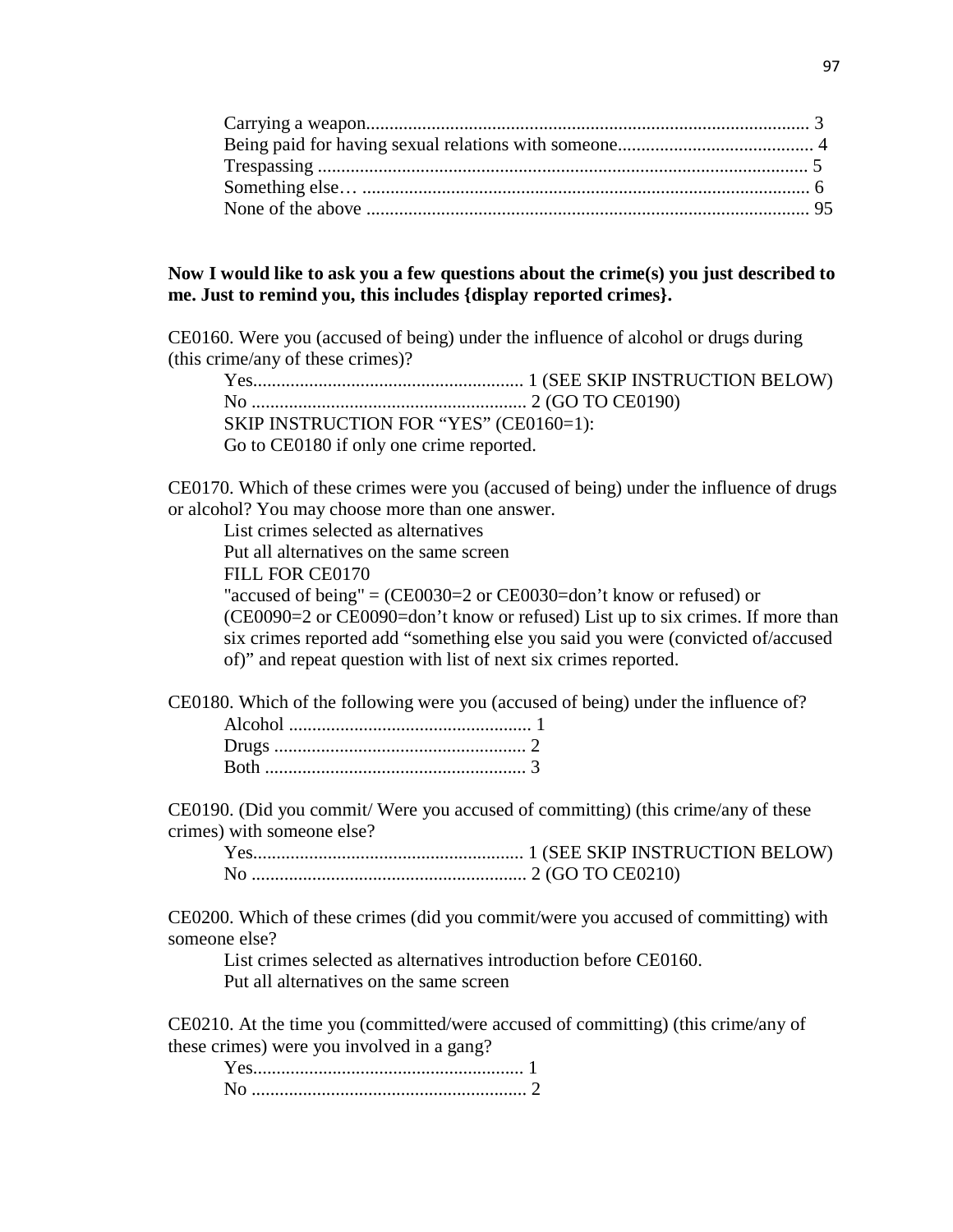Carrying a weapon.............................................................................................. 3
Being paid for having sexual relations with someone.......................................... 4
Trespassing ......................................................................................................... 5
Something else… ................................................................................................ 6
None of the above .............................................................................................. 95

**Now I would like to ask you a few questions about the crime(s) you just described to me. Just to remind you, this includes {display reported crimes}.**

CE0160. Were you (accused of being) under the influence of alcohol or drugs during (this crime/any of these crimes)?

Yes.......................................................... 1 (SEE SKIP INSTRUCTION BELOW)
No ........................................................... 2 (GO TO CE0190)
SKIP INSTRUCTION FOR "YES" (CE0160=1):
Go to CE0180 if only one crime reported.

CE0170. Which of these crimes were you (accused of being) under the influence of drugs or alcohol? You may choose more than one answer.

List crimes selected as alternatives
Put all alternatives on the same screen
FILL FOR CE0170
"accused of being" = (CE0030=2 or CE0030=don't know or refused) or (CE0090=2 or CE0090=don't know or refused) List up to six crimes. If more than six crimes reported add "something else you said you were (convicted of/accused of)" and repeat question with list of next six crimes reported.

CE0180. Which of the following were you (accused of being) under the influence of?

Alcohol .................................................... 1
Drugs ...................................................... 2
Both ........................................................ 3

CE0190. (Did you commit/ Were you accused of committing) (this crime/any of these crimes) with someone else?

Yes.......................................................... 1 (SEE SKIP INSTRUCTION BELOW)
No ........................................................... 2 (GO TO CE0210)

CE0200. Which of these crimes (did you commit/were you accused of committing) with someone else?

List crimes selected as alternatives introduction before CE0160.
Put all alternatives on the same screen

CE0210. At the time you (committed/were accused of committing) (this crime/any of these crimes) were you involved in a gang?

Yes.......................................................... 1
No ........................................................... 2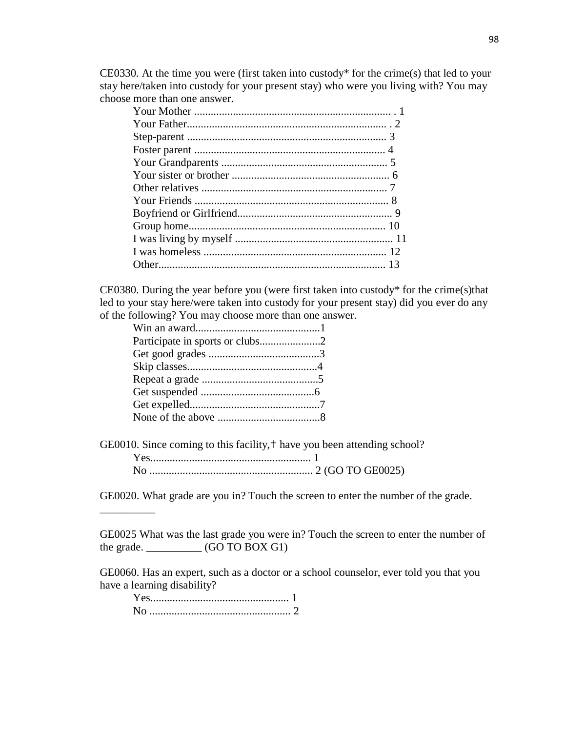CE0330. At the time you were (first taken into custody* for the crime(s) that led to your stay here/taken into custody for your present stay) who were you living with? You may choose more than one answer.

- Your Mother ....................................................................... . 1
- Your Father........................................................................ . 2
- Step-parent ....................................................................... 3
- Foster parent ..................................................................... 4
- Your Grandparents ............................................................ 5
- Your sister or brother ......................................................... 6
- Other relatives ................................................................... 7
- Your Friends ...................................................................... 8
- Boyfriend or Girlfriend........................................................ 9
- Group home...................................................................... 10
- I was living by myself ......................................................... 11
- I was homeless .................................................................. 12
- Other.................................................................................. 13

CE0380. During the year before you (were first taken into custody* for the crime(s)that led to your stay here/were taken into custody for your present stay) did you ever do any of the following? You may choose more than one answer.

- Win an award.............................................1
- Participate in sports or clubs......................2
- Get good grades ........................................3
- Skip classes...............................................4
- Repeat a grade ..........................................5
- Get suspended .........................................6
- Get expelled...............................................7
- None of the above .....................................8

GE0010. Since coming to this facility,† have you been attending school?

- Yes......................................................... 1
- No .......................................................... 2 (GO TO GE0025)

GE0020. What grade are you in? Touch the screen to enter the number of the grade.

__________

GE0025 What was the last grade you were in? Touch the screen to enter the number of the grade. __________ (GO TO BOX G1)

GE0060. Has an expert, such as a doctor or a school counselor, ever told you that you have a learning disability?

- Yes.................................................. 1
- No ................................................... 2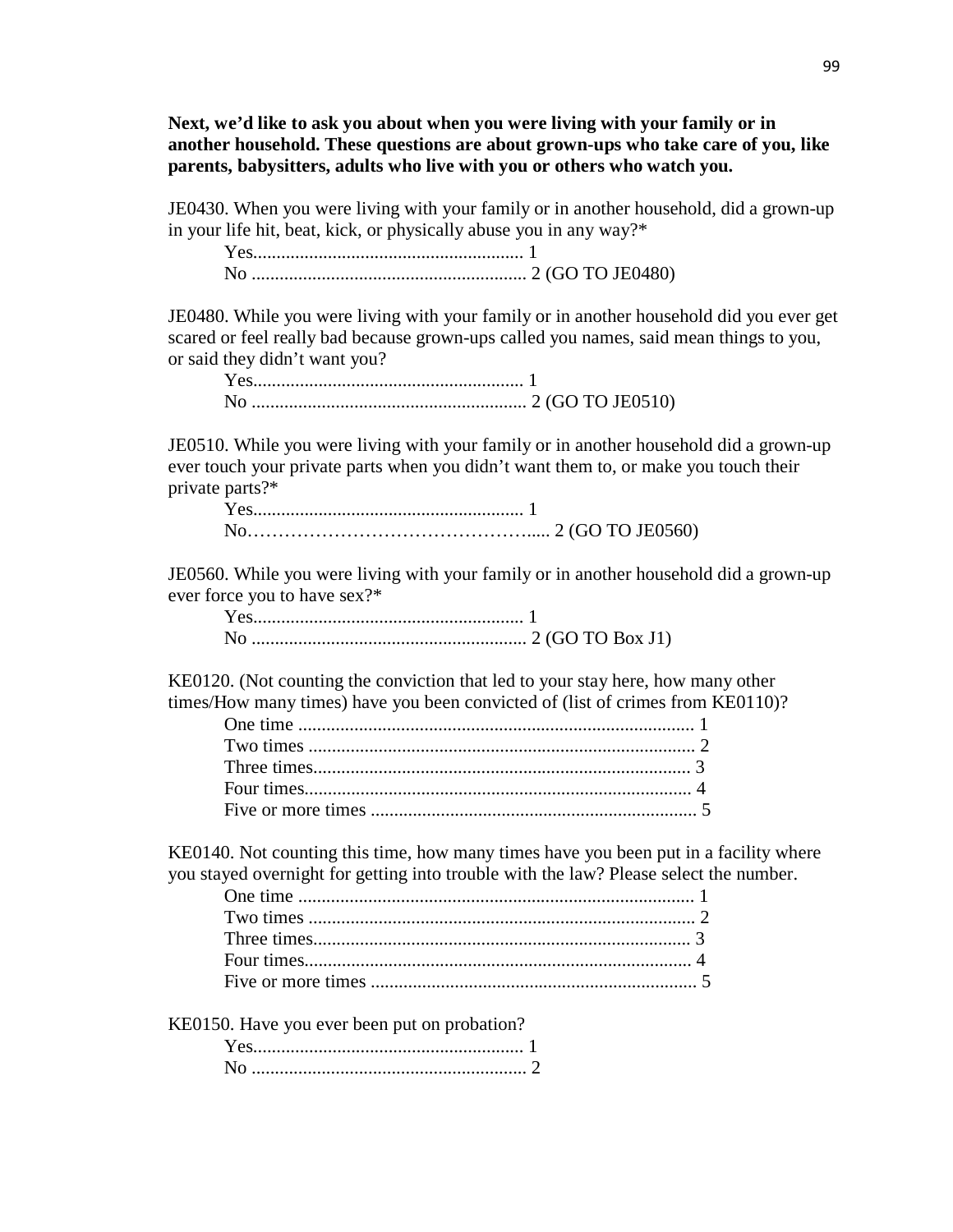**Next, we'd like to ask you about when you were living with your family or in another household. These questions are about grown-ups who take care of you, like parents, babysitters, adults who live with you or others who watch you.**

JE0430. When you were living with your family or in another household, did a grown-up in your life hit, beat, kick, or physically abuse you in any way?*

Yes.......................................................... 1
No ........................................................... 2 (GO TO JE0480)

JE0480. While you were living with your family or in another household did you ever get scared or feel really bad because grown-ups called you names, said mean things to you, or said they didn't want you?

Yes.......................................................... 1
No ........................................................... 2 (GO TO JE0510)

JE0510. While you were living with your family or in another household did a grown-up ever touch your private parts when you didn't want them to, or make you touch their private parts?*

Yes.......................................................... 1
No……………………………………….... 2 (GO TO JE0560)

JE0560. While you were living with your family or in another household did a grown-up ever force you to have sex?*

Yes.......................................................... 1
No ........................................................... 2 (GO TO Box J1)

KE0120. (Not counting the conviction that led to your stay here, how many other times/How many times) have you been convicted of (list of crimes from KE0110)?

One time .................................................................................... 1
Two times .................................................................................. 2
Three times................................................................................. 3
Four times................................................................................... 4
Five or more times ...................................................................... 5

KE0140. Not counting this time, how many times have you been put in a facility where you stayed overnight for getting into trouble with the law? Please select the number.

One time .................................................................................... 1
Two times .................................................................................. 2
Three times................................................................................. 3
Four times................................................................................... 4
Five or more times ...................................................................... 5

KE0150. Have you ever been put on probation?

Yes.......................................................... 1
No ........................................................... 2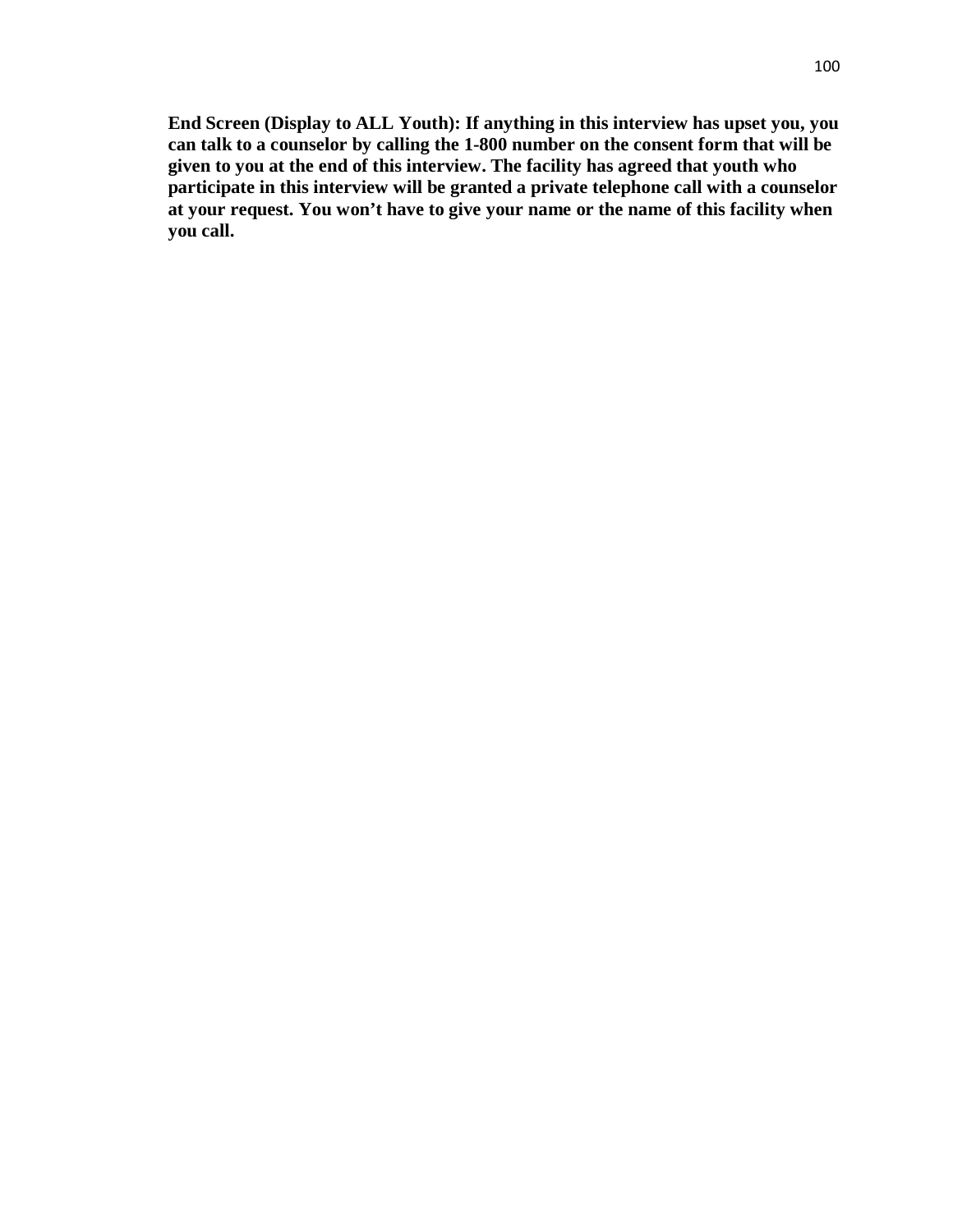**End Screen (Display to ALL Youth): If anything in this interview has upset you, you can talk to a counselor by calling the 1-800 number on the consent form that will be given to you at the end of this interview. The facility has agreed that youth who participate in this interview will be granted a private telephone call with a counselor at your request. You won't have to give your name or the name of this facility when you call.**